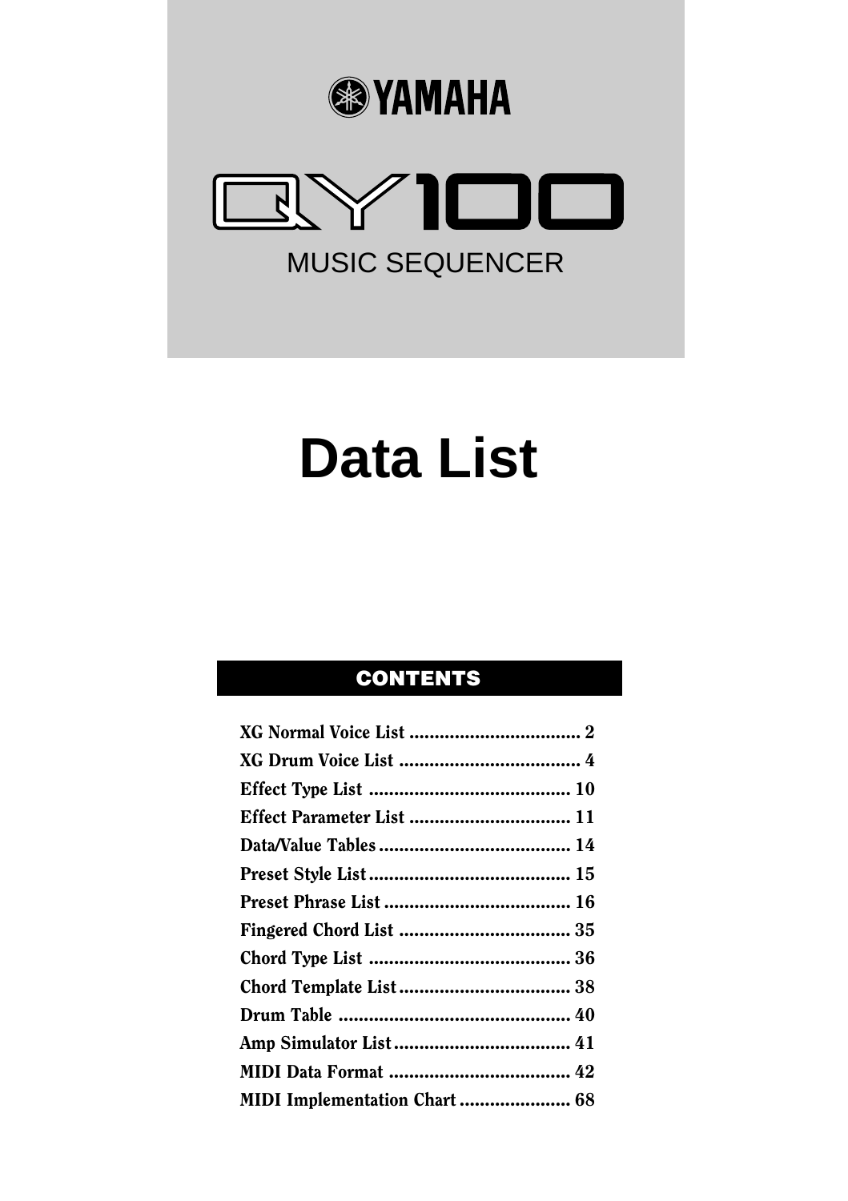YAMAHA

# QY100

MUSIC SEQUENCER

# Data List

## CONTENTS

- XG Normal Voice List .................................. 2
- XG Drum Voice List .................................... 4
- Effect Type List ........................................ 10
- Effect Parameter List ................................ 11
- Data/Value Tables ...................................... 14
- Preset Style List ........................................ 15
- Preset Phrase List ..................................... 16
- Fingered Chord List .................................. 35
- Chord Type List ........................................ 36
- Chord Template List .................................. 38
- Drum Table .............................................. 40
- Amp Simulator List ................................... 41
- MIDI Data Format .................................... 42
- MIDI Implementation Chart ...................... 68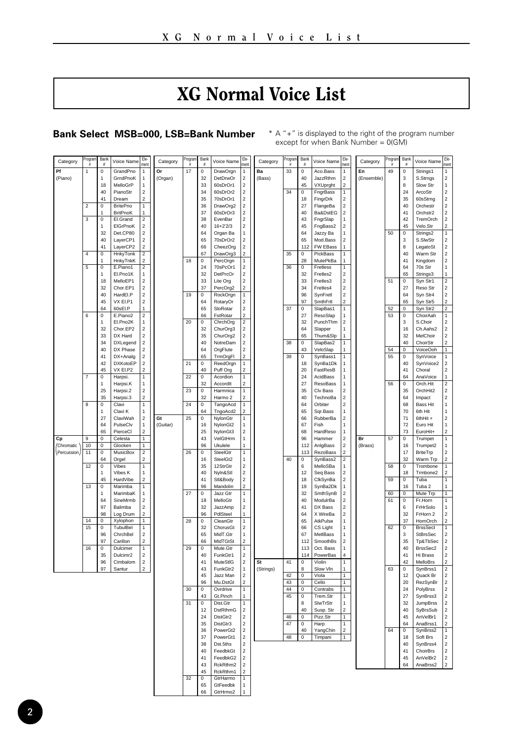# XG Normal Voice List

**Bank Select MSB=000, LSB=Bank Number**

* A "+" is displayed to the right of the program number except for when Bank Number = 0(GM)

| Category | Program # | Bank # | Voice Name | Element |
|---|---|---|---|---|
| Pf (Piano) | 1 | 0 | GrandPno | 1 |
| | | 1 | GrndPnoK | 1 |
| | | 18 | MelloGrP | 1 |
| | | 40 | PianoStr | 2 |
| | | 41 | Dream | 2 |
| | 2 | 0 | BritePno | 1 |
| | | 1 | BritPnoK | 1 |
| | 3 | 0 | El.Grand | 2 |
| | | 1 | ElGrPnoK | 2 |
| | | 32 | Det.CP80 | 2 |
| | | 40 | LayerCP1 | 2 |
| | | 41 | LayerCP2 | 2 |
| | 4 | 0 | HnkyTonk | 2 |
| | | 1 | HnkyTnkK | 2 |
| | 5 | 0 | E.Piano1 | 2 |
| | | 1 | El.Pno1K | 1 |
| | | 18 | MelloEP1 | 2 |
| | | 32 | Chor.EP1 | 2 |
| | | 40 | HardEl.P | 2 |
| | | 45 | VX El.P1 | 2 |
| | | 64 | 60sEl.P | 1 |
| | 6 | 0 | E.Piano2 | 2 |
| | | 1 | El.Pno2K | 1 |
| | | 32 | Chor.EP2 | 2 |
| | | 33 | DX Hard | 2 |
| | | 34 | DXLegend | 2 |
| | | 40 | DX Phase | 2 |
| | | 41 | DX+Analg | 2 |
| | | 42 | DXKotoEP | 2 |
| | | 45 | VX El.P2 | 2 |
| | 7 | 0 | Harpsi. | 1 |
| | | 1 | Harpsi.K | 1 |
| | | 25 | Harpsi.2 | 2 |
| | | 35 | Harpsi.3 | 2 |
| | 8 | 0 | Clavi | 1 |
| | | 1 | Clavi K | 1 |
| | | 27 | ClaviWah | 2 |
| | | 64 | PulseClv | 1 |
| | | 65 | PierceCl | 2 |
| Cp (Chromatic Percussion) | 9 | 0 | Celesta | 1 |
| | 10 | 0 | Glocken | 1 |
| | 11 | 0 | MusicBox | 2 |
| | | 64 | Orgel | 2 |
| | 12 | 0 | Vibes | 1 |
| | | 1 | Vibes K | 1 |
| | | 45 | HardVibe | 2 |
| | 13 | 0 | Marimba | 1 |
| | | 1 | MarimbaK | 1 |
| | | 64 | SineMrmb | 2 |
| | | 97 | Balimba | 2 |
| | | 98 | Log Drum | 2 |
| | 14 | 0 | Xylophon | 1 |
| | 15 | 0 | TubulBel | 1 |
| | | 96 | ChrchBel | 2 |
| | | 97 | Carillon | 2 |
| | 16 | 0 | Dulcimer | 1 |
| | | 35 | Dulcimr2 | 2 |
| | | 96 | Cimbalom | 2 |
| | | 97 | Santur | 2 |
| Or (Organ) | 17 | 0 | DrawOrgn | 1 |
| | | 32 | DetDrwOr | 2 |
| | | 33 | 60sDrOr1 | 2 |
| | | 34 | 60sDrOr2 | 2 |
| | | 35 | 70sDrOr1 | 2 |
| | | 36 | DrawOrg2 | 2 |
| | | 37 | 60sDrOr3 | 2 |
| | | 38 | EvenBar | 2 |
| | | 40 | 16+2'2/3 | 2 |
| | | 64 | Organ Ba | 1 |
| | | 65 | 70sDrOr2 | 2 |
| | | 66 | CheezOrg | 2 |
| | | 67 | DrawOrg3 | 2 |
| | 18 | 0 | PercOrgn | 1 |
| | | 24 | 70sPcOr1 | 2 |
| | | 32 | DetPrcOr | 2 |
| | | 33 | Lite Org | 2 |
| | | 37 | PercOrg2 | 2 |
| | 19 | 0 | RockOrgn | 1 |
| | | 64 | RotaryOr | 2 |
| | | 65 | SloRotar | 2 |
| | | 66 | FstRotar | 2 |
| | 20 | 0 | ChrchOrg | 2 |
| | | 32 | ChurOrg3 | 2 |
| | | 35 | ChurOrg2 | 2 |
| | | 40 | NotreDam | 2 |
| | | 64 | OrgFlute | 2 |
| | | 65 | TrmOrgFl | 2 |
| | 21 | 0 | ReedOrgn | 1 |
| | | 40 | Puff Org | 2 |
| | 22 | 0 | Acordion | 1 |
| | | 32 | Accordlt | 2 |
| | 23 | 0 | Harmnica | 1 |
| | | 32 | Harmo 2 | 2 |
| | 24 | 0 | TangoAcd | 1 |
| | | 64 | TngoAcd2 | 2 |
| Gt (Guitar) | 25 | 0 | NylonGtr | 1 |
| | | 16 | NylonGt2 | 1 |
| | | 25 | NylonGt3 | 2 |
| | | 43 | VelGtHrm | 1 |
| | | 96 | Ukulele | 1 |
| | 26 | 0 | SteelGtr | 1 |
| | | 16 | SteelGt2 | 1 |
| | | 35 | 12StrGtr | 2 |
| | | 40 | Nyln&Stl | 2 |
| | | 41 | Stl&Body | 2 |
| | | 96 | Mandolin | 2 |
| | 27 | 0 | Jazz Gtr | 1 |
| | | 18 | MelloGtr | 1 |
| | | 32 | JazzAmp | 2 |
| | | 96 | PdlSteel | 1 |
| | 28 | 0 | CleanGtr | 1 |
| | | 32 | ChorusGt | 2 |
| | | 65 | MidT.Gtr | 1 |
| | | 66 | MidTGtSt | 2 |
| | 29 | 0 | Mute.Gtr | 1 |
| | | 40 | FunkGtr1 | 2 |
| | | 41 | MuteStlG | 2 |
| | | 43 | FunkGtr2 | 1 |
| | | 45 | Jazz Man | 2 |
| | | 96 | Mu.DstGt | 2 |
| | 30 | 0 | Ovrdrive | 1 |
| | | 43 | Gt.Pinch | 1 |
| | 31 | 0 | Dist.Gtr | 1 |
| | | 12 | DstRthmG | 2 |
| | | 24 | DistGtr2 | 2 |
| | | 35 | DistGtr3 | 2 |
| | | 36 | PowerGt2 | 2 |
| | | 37 | PowerGt1 | 2 |
| | | 38 | Dst.5ths | 2 |
| | | 40 | FeedbkGt | 2 |
| | | 41 | FeedbkG2 | 2 |
| | | 43 | RckRthm2 | 2 |
| | | 45 | RckRthm1 | 2 |
| | 32 | 0 | GtrHarmo | 1 |
| | | 65 | GtFeedbk | 1 |
| | | 66 | GtrHrmo2 | 1 |
| Ba (Bass) | 33 | 0 | Aco.Bass | 1 |
| | | 40 | JazzRthm | 2 |
| | | 45 | VXUprght | 2 |
| | 34 | 0 | FngrBass | 1 |
| | | 18 | FingrDrk | 2 |
| | | 27 | FlangeBa | 2 |
| | | 40 | Ba&DstEG | 2 |
| | | 43 | FngrSlap | 1 |
| | | 45 | FngBass2 | 2 |
| | | 64 | Jazzy Ba | 1 |
| | | 65 | Mod.Bass | 2 |
| | | 112 | FW EBass | 1 |
| | 35 | 0 | PickBass | 1 |
| | | 28 | MutePkBa | 1 |
| | 36 | 0 | Fretless | 1 |
| | | 32 | Fretles2 | 2 |
| | | 33 | Fretles3 | 2 |
| | | 34 | Fretles4 | 2 |
| | | 96 | SynFretl | 2 |
| | | 97 | SmthFrtl | 2 |
| | 37 | 0 | SlapBas1 | 1 |
| | | 27 | ResoSlap | 1 |
| | | 32 | PunchThm | 2 |
| | | 64 | Slapper | 1 |
| | | 65 | Thum&Slp | 1 |
| | 38 | 0 | SlapBas2 | 1 |
| | | 43 | VeloSlap | 1 |
| | 39 | 0 | SynBass1 | 1 |
| | | 18 | SynBa1Dk | 1 |
| | | 20 | FastResB | 1 |
| | | 24 | AcidBass | 1 |
| | | 27 | ResoBass | 1 |
| | | 35 | Clv Bass | 2 |
| | | 40 | TechnoBa | 2 |
| | | 64 | Orbiter | 2 |
| | | 65 | Sqr.Bass | 1 |
| | | 66 | RubberBa | 2 |
| | | 67 | Fish | 1 |
| | | 68 | HardReso | 1 |
| | | 96 | Hammer | 2 |
| | | 112 | AnlgBass | 2 |
| | | 113 | RezoBass | 2 |
| | 40 | 0 | SynBass2 | 2 |
| | | 6 | MelloSBa | 1 |
| | | 12 | Seq Bass | 2 |
| | | 18 | ClkSynBa | 2 |
| | | 19 | SynBa2Dk | 1 |
| | | 32 | SmthSynB | 2 |
| | | 40 | ModulrBa | 2 |
| | | 41 | DX Bass | 2 |
| | | 64 | X WireBa | 2 |
| | | 65 | AtkPulse | 1 |
| | | 66 | CS Light | 1 |
| | | 67 | MetlBass | 1 |
| | | 112 | SmoothBs | 2 |
| | | 113 | Oct. Bass | 1 |
| | | 114 | PowerBas | 4 |
| St (Strings) | 41 | 0 | Violin | 1 |
| | | 8 | Slow Vln | 1 |
| | 42 | 0 | Viola | 1 |
| | 43 | 0 | Cello | 1 |
| | 44 | 0 | Contrabs | 1 |
| | 45 | 0 | Trem.Str | 1 |
| | | 8 | SlwTrStr | 1 |
| | | 40 | Susp. Str | 2 |
| | 46 | 0 | Pizz.Str | 1 |
| | 47 | 0 | Harp | 1 |
| | | 40 | YangChin | 2 |
| | 48 | 0 | Timpani | 1 |
| En (Ensemble) | 49 | 0 | Strings1 | 1 |
| | | 3 | S.Strngs | 2 |
| | | 8 | Slow Str | 1 |
| | | 24 | ArcoStr | 2 |
| | | 35 | 60sStrng | 2 |
| | | 40 | Orchestr | 2 |
| | | 41 | Orchstr2 | 2 |
| | | 42 | TremOrch | 2 |
| | | 45 | Velo.Str | 2 |
| | 50 | 0 | Strings2 | 1 |
| | | 3 | S.SlwStr | 2 |
| | | 8 | LegatoSt | 2 |
| | | 40 | Warm Str | 2 |
| | | 41 | Kingdom | 2 |
| | | 64 | 70s Str | 1 |
| | | 65 | Strings3 | 1 |
| | 51 | 0 | Syn Str1 | 2 |
| | | 27 | Reso Str | 2 |
| | | 64 | Syn Str4 | 2 |
| | | 65 | Syn Str5 | 2 |
| | 52 | 0 | Syn Str2 | 2 |
| | 53 | 0 | ChoirAah | 1 |
| | | 3 | S.Choir | 2 |
| | | 16 | Ch.Aahs2 | 2 |
| | | 32 | MelChoir | 2 |
| | | 40 | ChoirStr | 2 |
| | 54 | 0 | VoiceOoh | 1 |
| | 55 | 0 | SynVoice | 1 |
| | | 40 | SynVoice2 | 2 |
| | | 41 | Choral | 2 |
| | | 64 | AnaVoice | 1 |
| | 56 | 0 | Orch.Hit | 2 |
| | | 35 | OrchHit2 | 2 |
| | | 64 | Impact | 2 |
| | | 68 | Bass Hit | 1 |
| | | 70 | 6th Hit | 1 |
| | | 71 | 6thHit + | 2 |
| | | 72 | Euro Hit | 1 |
| | | 73 | EuroHit+ | 2 |
| Br (Brass) | 57 | 0 | Trumpet | 1 |
| | | 16 | Trumpet2 | 1 |
| | | 17 | BriteTrp | 2 |
| | | 32 | Warm Trp | 2 |
| | 58 | 0 | Trombone | 1 |
| | | 18 | Trmbone2 | 2 |
| | 59 | 0 | Tuba | 1 |
| | | 16 | Tuba 2 | 1 |
| | 60 | 0 | Mute Trp | 1 |
| | 61 | 0 | Fr.Horn | 1 |
| | | 6 | FrHrSolo | 1 |
| | | 32 | FrHorn 2 | 1 |
| | | 37 | HornOrch | 2 |
| | 62 | 0 | BrssSect | 1 |
| | | 3 | StBrsSec | 2 |
| | | 35 | Tp&TbSec | 2 |
| | | 40 | BrssSec2 | 2 |
| | | 41 | Hi Brass | 2 |
| | | 42 | MelloBrs | 2 |
| | 63 | 0 | SynBrss1 | 2 |
| | | 12 | Quack Br | 2 |
| | | 20 | RezSynBr | 2 |
| | | 24 | PolyBrss | 2 |
| | | 27 | SynBrss3 | 2 |
| | | 32 | JumpBrss | 2 |
| | | 40 | SyBrsSub | 2 |
| | | 45 | AnVelBr1 | 2 |
| | | 64 | AnaBrss1 | 2 |
| | 64 | 0 | SynBrss2 | 1 |
| | | 18 | Soft Brs | 2 |
| | | 40 | SynBrss4 | 2 |
| | | 41 | ChoirBrs | 2 |
| | | 45 | AnVelBr2 | 2 |
| | | 64 | AnaBrss2 | 2 |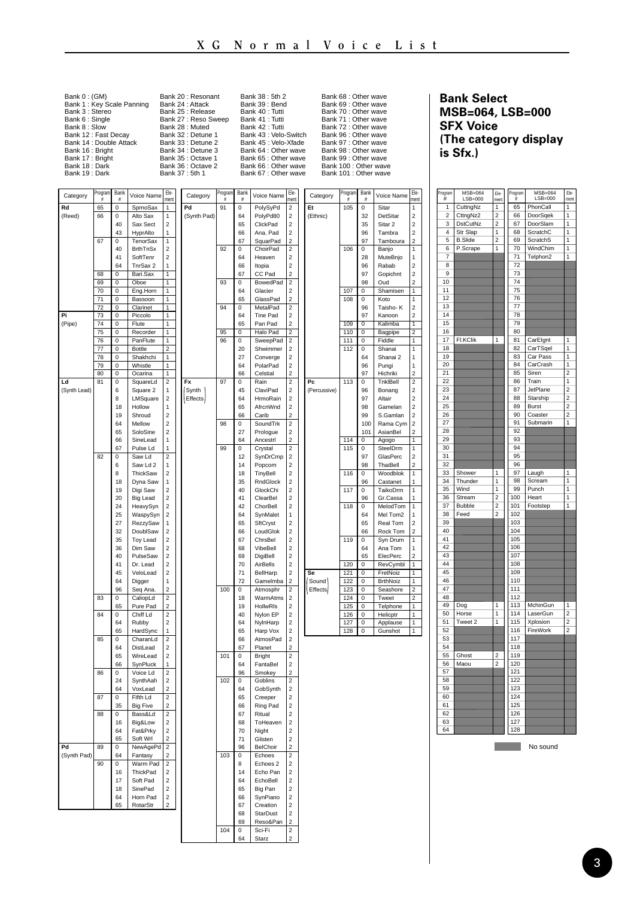# XG Normal Voice List

Bank 0 : (GM)
Bank 1 : Key Scale Panning
Bank 3 : Stereo
Bank 6 : Single
Bank 8 : Slow
Bank 12 : Fast Decay
Bank 14 : Double Attack
Bank 16 : Bright
Bank 17 : Bright
Bank 18 : Dark
Bank 19 : Dark
Bank 20 : Resonant
Bank 24 : Attack
Bank 25 : Release
Bank 27 : Reso Sweep
Bank 28 : Muted
Bank 32 : Detune 1
Bank 33 : Detune 2
Bank 34 : Detune 3
Bank 35 : Octave 1
Bank 36 : Octave 2
Bank 37 : 5th 1
Bank 38 : 5th 2
Bank 39 : Bend
Bank 40 : Tutti
Bank 41 : Tutti
Bank 42 : Tutti
Bank 43 : Velo-Switch
Bank 45 : Velo-Xfade
Bank 64 : Other wave
Bank 65 : Other wave
Bank 66 : Other wave
Bank 67 : Other wave
Bank 68 : Other wave
Bank 69 : Other wave
Bank 70 : Other wave
Bank 71 : Other wave
Bank 72 : Other wave
Bank 96 : Other wave
Bank 97 : Other wave
Bank 98 : Other wave
Bank 99 : Other wave
Bank 100 : Other wave
Bank 101 : Other wave

| Category | Program # | Bank # | Voice Name | Element |
|---|---|---|---|---|
| Rd (Reed) | 65 | 0 | SprnoSax | 1 |
| | 66 | 0 | Alto Sax | 1 |
| | | 40 | Sax Sect | 2 |
| | | 43 | HyprAlto | 1 |
| | 67 | 0 | TenorSax | 1 |
| | | 40 | BrthTnSx | 2 |
| | | 41 | SoftTenr | 2 |
| | | 64 | TnrSax 2 | 1 |
| | 68 | 0 | Bari.Sax | 1 |
| | 69 | 0 | Oboe | 1 |
| | 70 | 0 | Eng.Horn | 1 |
| | 71 | 0 | Bassoon | 1 |
| | 72 | 0 | Clarinet | 1 |
| Pi (Pipe) | 73 | 0 | Piccolo | 1 |
| | 74 | 0 | Flute | 1 |
| | 75 | 0 | Recorder | 1 |
| | 76 | 0 | PanFlute | 1 |
| | 77 | 0 | Bottle | 2 |
| | 78 | 0 | Shakhchi | 1 |
| | 79 | 0 | Whistle | 1 |
| | 80 | 0 | Ocarina | 1 |
| Ld (Synth Lead) | 81 | 0 | SquareLd | 2 |
| | | 6 | Square 2 | 1 |
| | | 8 | LMSquare | 2 |
| | | 18 | Hollow | 1 |
| | | 19 | Shroud | 2 |
| | | 64 | Mellow | 2 |
| | | 65 | SoloSine | 2 |
| | | 66 | SineLead | 1 |
| | | 67 | Pulse Ld | 1 |
| | 82 | 0 | Saw Ld | 2 |
| | | 6 | Saw Ld 2 | 1 |
| | | 8 | ThickSaw | 2 |
| | | 18 | Dyna Saw | 1 |
| | | 19 | Digi Saw | 2 |
| | | 20 | Big Lead | 2 |
| | | 24 | HeavySyn | 2 |
| | | 25 | WaspySyn | 2 |
| | | 27 | RezzySaw | 1 |
| | | 32 | DoublSaw | 2 |
| | | 35 | Toy Lead | 2 |
| | | 36 | Dim Saw | 2 |
| | | 40 | PulseSaw | 2 |
| | | 41 | Dr. Lead | 2 |
| | | 45 | VeloLead | 2 |
| | | 64 | Digger | 1 |
| | | 96 | Seq Ana. | 2 |
| | 83 | 0 | CaliopLd | 2 |
| | | 65 | Pure Pad | 2 |
| | 84 | 0 | Chiff Ld | 2 |
| | | 64 | Rubby | 2 |
| | | 65 | HardSync | 1 |
| | 85 | 0 | CharanLd | 2 |
| | | 64 | DistLead | 2 |
| | | 65 | WireLead | 2 |
| | | 66 | SynPluck | 1 |
| | 86 | 0 | Voice Ld | 2 |
| | | 24 | SynthAah | 2 |
| | | 64 | VoxLead | 2 |
| | 87 | 0 | Fifth Ld | 2 |
| | | 35 | Big Five | 2 |
| | 88 | 0 | Bass&Ld | 2 |
| | | 16 | Big&Low | 2 |
| | | 64 | Fat&Prky | 2 |
| | | 65 | Soft Wrl | 2 |
| Pd (Synth Pad) | 89 | 0 | NewAgePd | 2 |
| | | 64 | Fantasy | 2 |
| | 90 | 0 | Warm Pad | 2 |
| | | 16 | ThickPad | 2 |
| | | 17 | Soft Pad | 2 |
| | | 18 | SinePad | 2 |
| | | 64 | Horn Pad | 2 |
| | | 65 | RotarStr | 2 |
| Pd (Synth Pad) | 91 | 0 | PolySyPd | 2 |
| | | 64 | PolyPd80 | 2 |
| | | 65 | ClickPad | 2 |
| | | 66 | Ana. Pad | 2 |
| | | 67 | SquarPad | 2 |
| | 92 | 0 | ChoirPad | 2 |
| | | 64 | Heaven | 2 |
| | | 66 | Itopia | 2 |
| | | 67 | CC Pad | 2 |
| | 93 | 0 | BowedPad | 2 |
| | | 64 | Glacier | 2 |
| | | 65 | GlassPad | 2 |
| | 94 | 0 | MetalPad | 2 |
| | | 64 | Tine Pad | 2 |
| | | 65 | Pan Pad | 2 |
| | 95 | 0 | Halo Pad | 2 |
| | 96 | 0 | SweepPad | 2 |
| | | 20 | Shwimmer | 2 |
| | | 27 | Converge | 2 |
| | | 64 | PolarPad | 2 |
| | | 66 | Celstial | 2 |
| Fx (Synth Effects) | 97 | 0 | Rain | 2 |
| | | 45 | ClaviPad | 2 |
| | | 64 | HrmoRain | 2 |
| | | 65 | AfrcnWnd | 2 |
| | | 66 | Carib | 2 |
| | 98 | 0 | SoundTrk | 2 |
| | | 27 | Prologue | 2 |
| | | 64 | Ancestrl | 2 |
| | 99 | 0 | Crystal | 2 |
| | | 12 | SynDrCmp | 2 |
| | | 14 | Popcorn | 2 |
| | | 18 | TinyBell | 2 |
| | | 35 | RndGlock | 2 |
| | | 40 | GlockChi | 2 |
| | | 41 | ClearBel | 2 |
| | | 42 | ChorBell | 2 |
| | | 64 | SynMalet | 1 |
| | | 65 | SftCryst | 2 |
| | | 66 | LoudGlok | 2 |
| | | 67 | ChrsBel | 2 |
| | | 68 | VibeBell | 2 |
| | | 69 | DigiBell | 2 |
| | | 70 | AirBells | 2 |
| | | 71 | BellHarp | 2 |
| | | 72 | Gamelmba | 2 |
| | 100 | 0 | Atmosphr | 2 |
| | | 18 | WarmAtms | 2 |
| | | 19 | HollwRls | 2 |
| | | 40 | Nylon EP | 2 |
| | | 64 | NylnHarp | 2 |
| | | 65 | Harp Vox | 2 |
| | | 66 | AtmosPad | 2 |
| | | 67 | Planet | 2 |
| | 101 | 0 | Bright | 2 |
| | | 64 | FantaBel | 2 |
| | | 96 | Smokey | 2 |
| | 102 | 0 | Goblins | 2 |
| | | 64 | GobSynth | 2 |
| | | 65 | Creeper | 2 |
| | | 66 | Ring Pad | 2 |
| | | 67 | Ritual | 2 |
| | | 68 | ToHeaven | 2 |
| | | 70 | Night | 2 |
| | | 71 | Glisten | 2 |
| | | 96 | BelChoir | 2 |
| | 103 | 0 | Echoes | 2 |
| | | 8 | Echoes 2 | 2 |
| | | 14 | Echo Pan | 2 |
| | | 64 | EchoBell | 2 |
| | | 65 | Big Pan | 2 |
| | | 66 | SynPiano | 2 |
| | | 67 | Creation | 2 |
| | | 68 | StarDust | 2 |
| | | 69 | Reso&Pan | 2 |
| | 104 | 0 | Sci-Fi | 2 |
| | | 64 | Starz | 2 |
| Et (Ethnic) | 105 | 0 | Sitar | 1 |
| | | 32 | DetSitar | 2 |
| | | 35 | Sitar 2 | 2 |
| | | 96 | Tambra | 2 |
| | | 97 | Tamboura | 2 |
| | 106 | 0 | Banjo | 1 |
| | | 28 | MuteBnjo | 1 |
| | | 96 | Rabab | 2 |
| | | 97 | Gopichnt | 2 |
| | | 98 | Oud | 2 |
| | 107 | 0 | Shamisen | 1 |
| | 108 | 0 | Koto | 1 |
| | | 96 | Taisho- K | 2 |
| | | 97 | Kanoon | 2 |
| | 109 | 0 | Kalimba | 1 |
| | 110 | 0 | Bagpipe | 2 |
| | 111 | 0 | Fiddle | 1 |
| | 112 | 0 | Shanai | 1 |
| | | 64 | Shanai 2 | 1 |
| | | 96 | Pungi | 1 |
| | | 97 | Hichriki | 2 |
| Pc (Percussive) | 113 | 0 | TnklBell | 2 |
| | | 96 | Bonang | 2 |
| | | 97 | Altair | 2 |
| | | 98 | Gamelan | 2 |
| | | 99 | S.Gamlan | 2 |
| | | 100 | Rama Cym | 2 |
| | | 101 | AsianBel | 2 |
| | 114 | 0 | Agogo | 1 |
| | 115 | 0 | SteelDrm | 1 |
| | | 97 | GlasPerc | 2 |
| | | 98 | ThaiBell | 2 |
| | 116 | 0 | Woodblok | 1 |
| | | 96 | Castanet | 1 |
| | 117 | 0 | TaikoDrm | 1 |
| | | 96 | Gr.Cassa | 1 |
| | 118 | 0 | MelodTom | 1 |
| | | 64 | Mel Tom2 | 1 |
| | | 65 | Real Tom | 2 |
| | | 66 | Rock Tom | 2 |
| | 119 | 0 | Syn Drum | 1 |
| | | 64 | Ana Tom | 1 |
| | | 65 | ElecPerc | 2 |
| | 120 | 0 | RevCymbl | 1 |
| Se (Sound Effects) | 121 | 0 | FretNoiz | 1 |
| | 122 | 0 | BrthNoiz | 1 |
| | 123 | 0 | Seashore | 2 |
| | 124 | 0 | Tweet | 2 |
| | 125 | 0 | Telphone | 1 |
| | 126 | 0 | Helicptr | 1 |
| | 127 | 0 | Applause | 1 |
| | 128 | 0 | Gunshot | 1 |

## Bank Select MSB=064, LSB=000 SFX Voice (The category display is Sfx.)

| Program # | MSB=064 LSB=000 | Element | Program # | MSB=064 LSB=000 | Element |
|---|---|---|---|---|---|
| 1 | CuttngNz | 1 | 65 | PhonCall | 1 |
| 2 | CttngNz2 | 2 | 66 | DoorSqek | 1 |
| 3 | DstCutNz | 2 | 67 | DoorSlam | 1 |
| 4 | Str Slap | 1 | 68 | ScratchC | 1 |
| 5 | B.Slide | 2 | 69 | ScratchS | 1 |
| 6 | P.Scrape | 1 | 70 | WindChim | 1 |
| 7 | | | 71 | Telphon2 | 1 |
| 8 | | | 72 | | |
| 9 | | | 73 | | |
| 10 | | | 74 | | |
| 11 | | | 75 | | |
| 12 | | | 76 | | |
| 13 | | | 77 | | |
| 14 | | | 78 | | |
| 15 | | | 79 | | |
| 16 | | | 80 | | |
| 17 | Fl.KClik | 1 | 81 | CarEIgnt | 1 |
| 18 | | | 82 | CarTSqel | 1 |
| 19 | | | 83 | Car Pass | 1 |
| 20 | | | 84 | CarCrash | 1 |
| 21 | | | 85 | Siren | 2 |
| 22 | | | 86 | Train | 1 |
| 23 | | | 87 | JetPlane | 2 |
| 24 | | | 88 | Starship | 2 |
| 25 | | | 89 | Burst | 2 |
| 26 | | | 90 | Coaster | 2 |
| 27 | | | 91 | Submarin | 1 |
| 28 | | | 92 | | |
| 29 | | | 93 | | |
| 30 | | | 94 | | |
| 31 | | | 95 | | |
| 32 | | | 96 | | |
| 33 | Shower | 1 | 97 | Laugh | 1 |
| 34 | Thunder | 1 | 98 | Scream | 1 |
| 35 | Wind | 1 | 99 | Punch | 1 |
| 36 | Stream | 2 | 100 | Heart | 1 |
| 37 | Bubble | 2 | 101 | Footstep | 1 |
| 38 | Feed | 2 | 102 | | |
| 39 | | | 103 | | |
| 40 | | | 104 | | |
| 41 | | | 105 | | |
| 42 | | | 106 | | |
| 43 | | | 107 | | |
| 44 | | | 108 | | |
| 45 | | | 109 | | |
| 46 | | | 110 | | |
| 47 | | | 111 | | |
| 48 | | | 112 | | |
| 49 | Dog | 1 | 113 | MchinGun | 1 |
| 50 | Horse | 1 | 114 | LaserGun | 2 |
| 51 | Tweet 2 | 1 | 115 | Xplosion | 2 |
| 52 | | | 116 | FireWork | 2 |
| 53 | | | 117 | | |
| 54 | | | 118 | | |
| 55 | Ghost | 2 | 119 | | |
| 56 | Maou | 2 | 120 | | |
| 57 | | | 121 | | |
| 58 | | | 122 | | |
| 59 | | | 123 | | |
| 60 | | | 124 | | |
| 61 | | | 125 | | |
| 62 | | | 126 | | |
| 63 | | | 127 | | |
| 64 | | | 128 | | |

(Shaded) No sound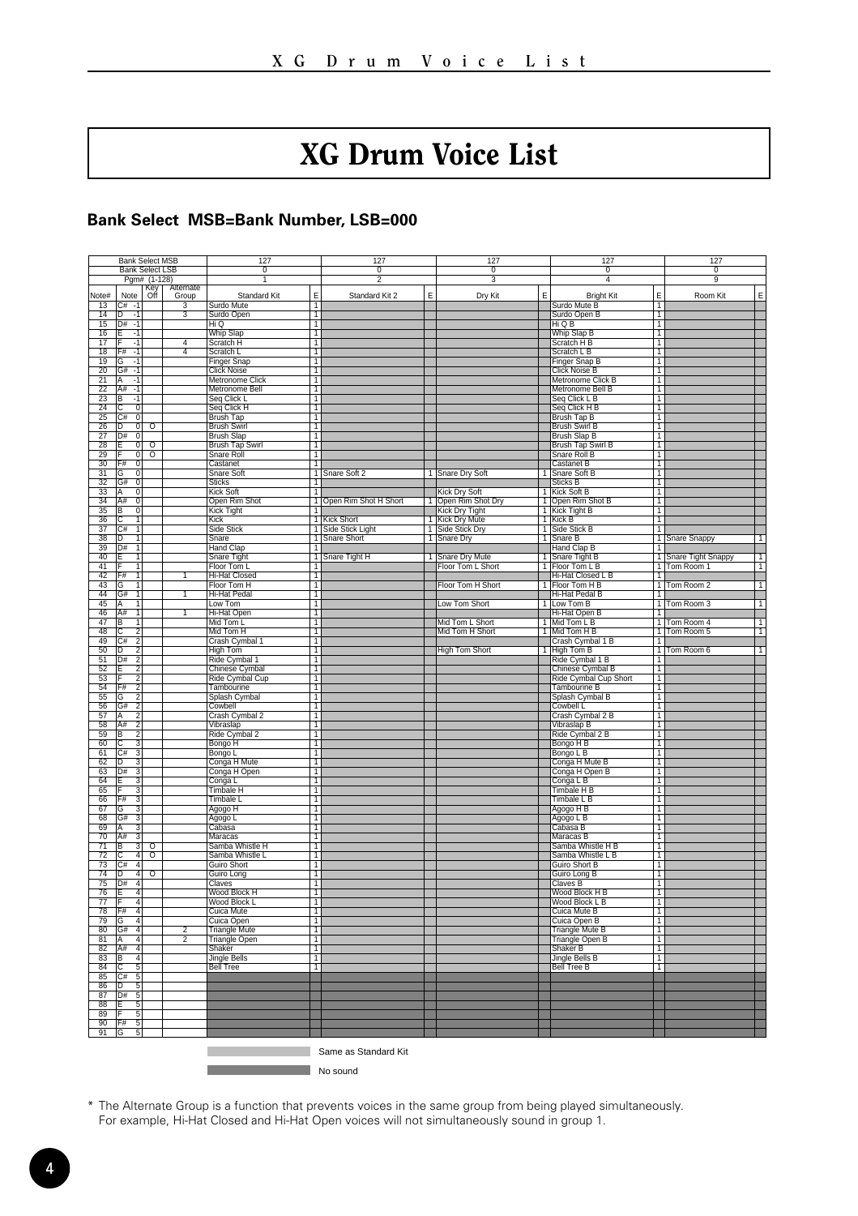# XG Drum Voice List

## Bank Select MSB=Bank Number, LSB=000

| | Bank Select MSB | | | 127 | | 127 | | 127 | | 127 | | 127 | |
|---|---|---|---|---|---|---|---|---|---|---|---|---|---|
| | Bank Select LSB | | | 0 | | 0 | | 0 | | 0 | | 0 | |
| | Pgm# (1-128) | | | 1 | | 2 | | 3 | | 4 | | 9 | |
| Note# | Note | Key Off | Alternate Group | Standard Kit | E | Standard Kit 2 | E | Dry Kit | E | Bright Kit | E | Room Kit | E |
| 13 | C# -1 | | 3 | Surdo Mute | 1 | | | | | Surdo Mute B | 1 | | |
| 14 | D -1 | | 3 | Surdo Open | 1 | | | | | Surdo Open B | 1 | | |
| 15 | D# -1 | | | Hi Q | 1 | | | | | Hi Q B | 1 | | |
| 16 | E -1 | | | Whip Slap | 1 | | | | | Whip Slap B | 1 | | |
| 17 | F -1 | | 4 | Scratch H | 1 | | | | | Scratch H B | 1 | | |
| 18 | F# -1 | | 4 | Scratch L | 1 | | | | | Scratch L B | 1 | | |
| 19 | G -1 | | | Finger Snap | 1 | | | | | Finger Snap B | 1 | | |
| 20 | G# -1 | | | Click Noise | 1 | | | | | Click Noise B | 1 | | |
| 21 | A -1 | | | Metronome Click | 1 | | | | | Metronome Click B | 1 | | |
| 22 | A# -1 | | | Metronome Bell | 1 | | | | | Metronome Bell B | 1 | | |
| 23 | B -1 | | | Seq Click L | 1 | | | | | Seq Click L B | 1 | | |
| 24 | C 0 | | | Seq Click H | 1 | | | | | Seq Click H B | 1 | | |
| 25 | C# 0 | | | Brush Tap | 1 | | | | | Brush Tap B | 1 | | |
| 26 | D 0 | O | | Brush Swirl | 1 | | | | | Brush Swirl B | 1 | | |
| 27 | D# 0 | | | Brush Slap | 1 | | | | | Brush Slap B | 1 | | |
| 28 | E 0 | O | | Brush Tap Swirl | 1 | | | | | Brush Tap Swirl B | 1 | | |
| 29 | F 0 | O | | Snare Roll | 1 | | | | | Snare Roll B | 1 | | |
| 30 | F# 0 | | | Castanet | 1 | | | | | Castanet B | 1 | | |
| 31 | G 0 | | | Snare Soft | 1 | Snare Soft 2 | 1 | Snare Dry Soft | 1 | Snare Soft B | 1 | | |
| 32 | G# 0 | | | Sticks | 1 | | | | | Sticks B | 1 | | |
| 33 | A 0 | | | Kick Soft | 1 | | | Kick Dry Soft | 1 | Kick Soft B | 1 | | |
| 34 | A# 0 | | | Open Rim Shot | 1 | Open Rim Shot Short | 1 | Open Rim Shot Dry | 1 | Open Rim Shot B | 1 | | |
| 35 | B 0 | | | Kick Tight | 1 | | | Kick Dry Tight | 1 | Kick Tight B | 1 | | |
| 36 | C 1 | | | Kick | 1 | Kick Short | 1 | Kick Dry Mute | 1 | Kick B | 1 | | |
| 37 | C# 1 | | | Side Stick | 1 | Side Stick Light | 1 | Side Stick Dry | 1 | Side Stick B | 1 | | |
| 38 | D 1 | | | Snare | 1 | Snare Short | 1 | Snare Dry | 1 | Snare B | 1 | Snare Snappy | 1 |
| 39 | D# 1 | | | Hand Clap | 1 | | | | | Hand Clap B | 1 | | |
| 40 | E 1 | | | Snare Tight | 1 | Snare Tight H | 1 | Snare Dry Mute | 1 | Snare Tight B | 1 | Snare Tight Snappy | 1 |
| 41 | F 1 | | | Floor Tom L | 1 | | | Floor Tom L Short | 1 | Floor Tom L B | 1 | Tom Room 1 | 1 |
| 42 | F# 1 | | 1 | Hi-Hat Closed | 1 | | | | | Hi-Hat Closed L B | 1 | | |
| 43 | G 1 | | | Floor Tom H | 1 | | | Floor Tom H Short | 1 | Floor Tom H B | 1 | Tom Room 2 | 1 |
| 44 | G# 1 | | 1 | Hi-Hat Pedal | 1 | | | | | Hi-Hat Pedal B | 1 | | |
| 45 | A 1 | | | Low Tom | 1 | | | Low Tom Short | 1 | Low Tom B | 1 | Tom Room 3 | 1 |
| 46 | A# 1 | | 1 | Hi-Hat Open | 1 | | | | | Hi-Hat Open B | 1 | | |
| 47 | B 1 | | | Mid Tom L | 1 | | | Mid Tom L Short | 1 | Mid Tom L B | 1 | Tom Room 4 | 1 |
| 48 | C 2 | | | Mid Tom H | 1 | | | Mid Tom H Short | 1 | Mid Tom H B | 1 | Tom Room 5 | 1 |
| 49 | C# 2 | | | Crash Cymbal 1 | 1 | | | | | Crash Cymbal 1 B | 1 | | |
| 50 | D 2 | | | High Tom | 1 | | | High Tom Short | 1 | High Tom B | 1 | Tom Room 6 | 1 |
| 51 | D# 2 | | | Ride Cymbal 1 | 1 | | | | | Ride Cymbal 1 B | 1 | | |
| 52 | E 2 | | | Chinese Cymbal | 1 | | | | | Chinese Cymbal B | 1 | | |
| 53 | F 2 | | | Ride Cymbal Cup | 1 | | | | | Ride Cymbal Cup Short | 1 | | |
| 54 | F# 2 | | | Tambourine | 1 | | | | | Tambourine B | 1 | | |
| 55 | G 2 | | | Splash Cymbal | 1 | | | | | Splash Cymbal B | 1 | | |
| 56 | G# 2 | | | Cowbell | 1 | | | | | Cowbell L | 1 | | |
| 57 | A 2 | | | Crash Cymbal 2 | 1 | | | | | Crash Cymbal 2 B | 1 | | |
| 58 | A# 2 | | | Vibraslap | 1 | | | | | Vibraslap B | 1 | | |
| 59 | B 2 | | | Ride Cymbal 2 | 1 | | | | | Ride Cymbal 2 B | 1 | | |
| 60 | C 3 | | | Bongo H | 1 | | | | | Bongo H B | 1 | | |
| 61 | C# 3 | | | Bongo L | 1 | | | | | Bongo L B | 1 | | |
| 62 | D 3 | | | Conga H Mute | 1 | | | | | Conga H Mute B | 1 | | |
| 63 | D# 3 | | | Conga H Open | 1 | | | | | Conga H Open B | 1 | | |
| 64 | E 3 | | | Conga L | 1 | | | | | Conga L B | 1 | | |
| 65 | F 3 | | | Timbale H | 1 | | | | | Timbale H B | 1 | | |
| 66 | F# 3 | | | Timbale L | 1 | | | | | Timbale L B | 1 | | |
| 67 | G 3 | | | Agogo H | 1 | | | | | Agogo H B | 1 | | |
| 68 | G# 3 | | | Agogo L | 1 | | | | | Agogo L B | 1 | | |
| 69 | A 3 | | | Cabasa | 1 | | | | | Cabasa B | 1 | | |
| 70 | A# 3 | | | Maracas | 1 | | | | | Maracas B | 1 | | |
| 71 | B 3 | O | | Samba Whistle H | 1 | | | | | Samba Whistle H B | 1 | | |
| 72 | C 4 | O | | Samba Whistle L | 1 | | | | | Samba Whistle L B | 1 | | |
| 73 | C# 4 | | | Guiro Short | 1 | | | | | Guiro Short B | 1 | | |
| 74 | D 4 | O | | Guiro Long | 1 | | | | | Guiro Long B | 1 | | |
| 75 | D# 4 | | | Claves | 1 | | | | | Claves B | 1 | | |
| 76 | E 4 | | | Wood Block H | 1 | | | | | Wood Block H B | 1 | | |
| 77 | F 4 | | | Wood Block L | 1 | | | | | Wood Block L B | 1 | | |
| 78 | F# 4 | | | Cuica Mute | 1 | | | | | Cuica Mute B | 1 | | |
| 79 | G 4 | | | Cuica Open | 1 | | | | | Cuica Open B | 1 | | |
| 80 | G# 4 | | 2 | Triangle Mute | 1 | | | | | Triangle Mute B | 1 | | |
| 81 | A 4 | | 2 | Triangle Open | 1 | | | | | Triangle Open B | 1 | | |
| 82 | A# 4 | | | Shaker | 1 | | | | | Shaker B | 1 | | |
| 83 | B 4 | | | Jingle Bells | 1 | | | | | Jingle Bells B | 1 | | |
| 84 | C 5 | | | Bell Tree | 1 | | | | | Bell Tree B | 1 | | |
| 85 | C# 5 | | | | | | | | | | | | |
| 86 | D 5 | | | | | | | | | | | | |
| 87 | D# 5 | | | | | | | | | | | | |
| 88 | E 5 | | | | | | | | | | | | |
| 89 | F 5 | | | | | | | | | | | | |
| 90 | F# 5 | | | | | | | | | | | | |
| 91 | G 5 | | | | | | | | | | | | |

Same as Standard Kit (light shading)

No sound (dark shading)

\* The Alternate Group is a function that prevents voices in the same group from being played simultaneously. For example, Hi-Hat Closed and Hi-Hat Open voices will not simultaneously sound in group 1.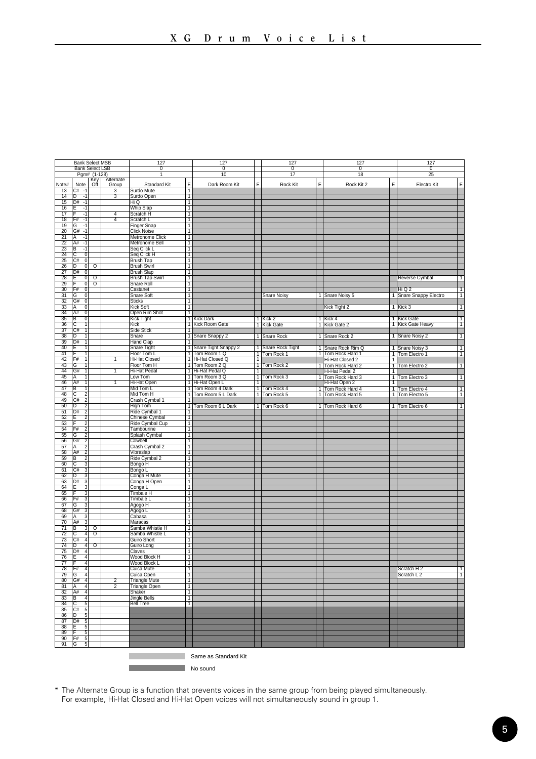# XG Drum Voice List

| | | | | Bank Select MSB | | 127 | | 127 | | 127 | | 127 | | 127 | |
|---|---|---|---|---|---|---|---|---|---|---|---|---|---|---|---|
| | | | | Bank Select LSB | | 0 | | 0 | | 0 | | 0 | | 0 | |
| | | | | Pgm# (1-128) | | 1 | | 10 | | 17 | | 18 | | 25 | |
| Note# | Note | | Key Off | Alternate Group | Standard Kit | E | Dark Room Kit | E | Rock Kit | E | Rock Kit 2 | E | Electro Kit | E |
| 13 | C# | -1 | | 3 | Surdo Mute | 1 | | | | | | | | |
| 14 | D | -1 | | 3 | Surdo Open | 1 | | | | | | | | |
| 15 | D# | -1 | | | Hi Q | 1 | | | | | | | | |
| 16 | E | -1 | | | Whip Slap | 1 | | | | | | | | |
| 17 | F | -1 | | 4 | Scratch H | 1 | | | | | | | | |
| 18 | F# | -1 | | 4 | Scratch L | 1 | | | | | | | | |
| 19 | G | -1 | | | Finger Snap | 1 | | | | | | | | |
| 20 | G# | -1 | | | Click Noise | 1 | | | | | | | | |
| 21 | A | -1 | | | Metronome Click | 1 | | | | | | | | |
| 22 | A# | -1 | | | Metronome Bell | 1 | | | | | | | | |
| 23 | B | -1 | | | Seq Click L | 1 | | | | | | | | |
| 24 | C | 0 | | | Seq Click H | 1 | | | | | | | | |
| 25 | C# | 0 | | | Brush Tap | 1 | | | | | | | | |
| 26 | D | 0 | O | | Brush Swirl | 1 | | | | | | | | |
| 27 | D# | 0 | | | Brush Slap | 1 | | | | | | | | |
| 28 | E | 0 | O | | Brush Tap Swirl | 1 | | | | | | | Reverse Cymbal | 1 |
| 29 | F | 0 | O | | Snare Roll | 1 | | | | | | | | |
| 30 | F# | 0 | | | Castanet | 1 | | | | | | | Hi Q 2 | 1 |
| 31 | G | 0 | | | Snare Soft | 1 | | | Snare Noisy | 1 | Snare Noisy 5 | 1 | Snare Snappy Electro | 1 |
| 32 | G# | 0 | | | Sticks | 1 | | | | | | | | |
| 33 | A | 0 | | | Kick Soft | 1 | | | | | Kick Tight 2 | 1 | Kick 3 | 1 |
| 34 | A# | 0 | | | Open Rim Shot | 1 | | | | | | | | |
| 35 | B | 0 | | | Kick Tight | 1 | Kick Dark | 1 | Kick 2 | 1 | Kick 4 | 1 | Kick Gate | 1 |
| 36 | C | 1 | | | Kick | 1 | Kick Room Gate | 1 | Kick Gate | 1 | Kick Gate 2 | 1 | Kick Gate Heavy | 1 |
| 37 | C# | 1 | | | Side Stick | 1 | | | | | | | | |
| 38 | D | 1 | | | Snare | 1 | Snare Snappy 2 | 1 | Snare Rock | 1 | Snare Rock 2 | 1 | Snare Noisy 2 | 1 |
| 39 | D# | 1 | | | Hand Clap | 1 | | | | | | | | |
| 40 | E | 1 | | | Snare Tight | 1 | Snare Tight Snappy 2 | 1 | Snare Rock Tight | 1 | Snare Rock Rim Q | 1 | Snare Noisy 3 | 1 |
| 41 | F | 1 | | | Floor Tom L | 1 | Tom Room 1 Q | 1 | Tom Rock 1 | 1 | Tom Rock Hard 1 | 1 | Tom Electro 1 | 1 |
| 42 | F# | 1 | | 1 | Hi-Hat Closed | 1 | Hi-Hat Closed Q | 1 | | | Hi-Hat Closed 2 | 1 | | |
| 43 | G | 1 | | | Floor Tom H | 1 | Tom Room 2 Q | 1 | Tom Rock 2 | 1 | Tom Rock Hard 2 | 1 | Tom Electro 2 | 1 |
| 44 | G# | 1 | | 1 | Hi-Hat Pedal | 1 | Hi-Hat Pedal Q | 1 | | | Hi-Hat Pedal 2 | 1 | | |
| 45 | A | 1 | | | Low Tom | 1 | Tom Room 3 Q | 1 | Tom Rock 3 | 1 | Tom Rock Hard 3 | 1 | Tom Electro 3 | 1 |
| 46 | A# | 1 | | 1 | Hi-Hat Open | 1 | Hi-Hat Open L | 1 | | | Hi-Hat Open 2 | 1 | | |
| 47 | B | 1 | | | Mid Tom L | 1 | Tom Room 4 Dark | 1 | Tom Rock 4 | 1 | Tom Rock Hard 4 | 1 | Tom Electro 4 | 1 |
| 48 | C | 2 | | | Mid Tom H | 1 | Tom Room 5 L Dark | 1 | Tom Rock 5 | 1 | Tom Rock Hard 5 | 1 | Tom Electro 5 | 1 |
| 49 | C# | 2 | | | Crash Cymbal 1 | 1 | | | | | | | | |
| 50 | D | 2 | | | High Tom | 1 | Tom Room 6 L Dark | 1 | Tom Rock 6 | 1 | Tom Rock Hard 6 | 1 | Tom Electro 6 | 1 |
| 51 | D# | 2 | | | Ride Cymbal 1 | 1 | | | | | | | | |
| 52 | E | 2 | | | Chinese Cymbal | 1 | | | | | | | | |
| 53 | F | 2 | | | Ride Cymbal Cup | 1 | | | | | | | | |
| 54 | F# | 2 | | | Tambourine | 1 | | | | | | | | |
| 55 | G | 2 | | | Splash Cymbal | 1 | | | | | | | | |
| 56 | G# | 2 | | | Cowbell | 1 | | | | | | | | |
| 57 | A | 2 | | | Crash Cymbal 2 | 1 | | | | | | | | |
| 58 | A# | 2 | | | Vibraslap | 1 | | | | | | | | |
| 59 | B | 2 | | | Ride Cymbal 2 | 1 | | | | | | | | |
| 60 | C | 3 | | | Bongo H | 1 | | | | | | | | |
| 61 | C# | 3 | | | Bongo L | 1 | | | | | | | | |
| 62 | D | 3 | | | Conga H Mute | 1 | | | | | | | | |
| 63 | D# | 3 | | | Conga H Open | 1 | | | | | | | | |
| 64 | E | 3 | | | Conga L | 1 | | | | | | | | |
| 65 | F | 3 | | | Timbale H | 1 | | | | | | | | |
| 66 | F# | 3 | | | Timbale L | 1 | | | | | | | | |
| 67 | G | 3 | | | Agogo H | 1 | | | | | | | | |
| 68 | G# | 3 | | | Agogo L | 1 | | | | | | | | |
| 69 | A | 3 | | | Cabasa | 1 | | | | | | | | |
| 70 | A# | 3 | | | Maracas | 1 | | | | | | | | |
| 71 | B | 3 | O | | Samba Whistle H | 1 | | | | | | | | |
| 72 | C | 4 | O | | Samba Whistle L | 1 | | | | | | | | |
| 73 | C# | 4 | | | Guiro Short | 1 | | | | | | | | |
| 74 | D | 4 | O | | Guiro Long | 1 | | | | | | | | |
| 75 | D# | 4 | | | Claves | 1 | | | | | | | | |
| 76 | E | 4 | | | Wood Block H | 1 | | | | | | | | |
| 77 | F | 4 | | | Wood Block L | 1 | | | | | | | | |
| 78 | F# | 4 | | | Cuica Mute | 1 | | | | | | | Scratch H 2 | 1 |
| 79 | G | 4 | | | Cuica Open | 1 | | | | | | | Scratch L 2 | 1 |
| 80 | G# | 4 | | 2 | Triangle Mute | 1 | | | | | | | | |
| 81 | A | 4 | | 2 | Triangle Open | 1 | | | | | | | | |
| 82 | A# | 4 | | | Shaker | 1 | | | | | | | | |
| 83 | B | 4 | | | Jingle Bells | 1 | | | | | | | | |
| 84 | C | 5 | | | Bell Tree | 1 | | | | | | | | |
| 85 | C# | 5 | | | | | | | | | | | | |
| 86 | D | 5 | | | | | | | | | | | | |
| 87 | D# | 5 | | | | | | | | | | | | |
| 88 | E | 5 | | | | | | | | | | | | |
| 89 | F | 5 | | | | | | | | | | | | |
| 90 | F# | 5 | | | | | | | | | | | | |
| 91 | G | 5 | | | | | | | | | | | | |

Light gray shading: Same as Standard Kit

Dark gray shading: No sound

\* The Alternate Group is a function that prevents voices in the same group from being played simultaneously. For example, Hi-Hat Closed and Hi-Hat Open voices will not simultaneously sound in group 1.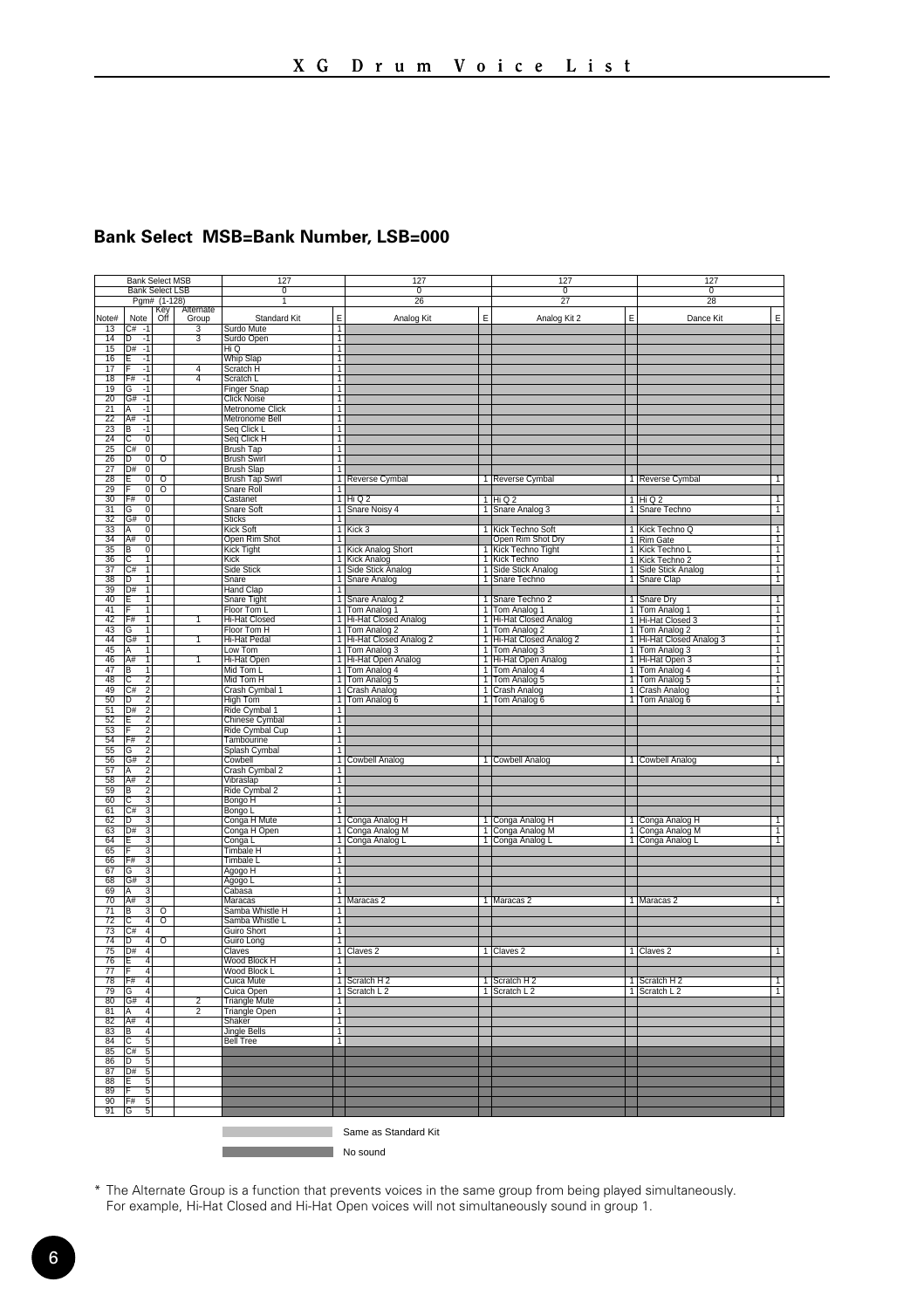## Bank Select MSB=Bank Number, LSB=000

| Note# | Note | Key Off | Alternate Group | Standard Kit (MSB 127, LSB 0, Pgm# 1) | E | Analog Kit (MSB 127, LSB 0, Pgm# 26) | E | Analog Kit 2 (MSB 127, LSB 0, Pgm# 27) | E | Dance Kit (MSB 127, LSB 0, Pgm# 28) | E |
|---|---|---|---|---|---|---|---|---|---|---|---|
| 13 | C# -1 | | 3 | Surdo Mute | 1 | | | | | | |
| 14 | D -1 | | 3 | Surdo Open | 1 | | | | | | |
| 15 | D# -1 | | | Hi Q | 1 | | | | | | |
| 16 | E -1 | | | Whip Slap | 1 | | | | | | |
| 17 | F -1 | | 4 | Scratch H | 1 | | | | | | |
| 18 | F# -1 | | 4 | Scratch L | 1 | | | | | | |
| 19 | G -1 | | | Finger Snap | 1 | | | | | | |
| 20 | G# -1 | | | Click Noise | 1 | | | | | | |
| 21 | A -1 | | | Metronome Click | 1 | | | | | | |
| 22 | A# -1 | | | Metronome Bell | 1 | | | | | | |
| 23 | B -1 | | | Seq Click L | 1 | | | | | | |
| 24 | C 0 | | | Seq Click H | 1 | | | | | | |
| 25 | C# 0 | | | Brush Tap | 1 | | | | | | |
| 26 | D 0 | O | | Brush Swirl | 1 | | | | | | |
| 27 | D# 0 | | | Brush Slap | 1 | | | | | | |
| 28 | E 0 | O | | Brush Tap Swirl | 1 | Reverse Cymbal | 1 | Reverse Cymbal | 1 | Reverse Cymbal | 1 |
| 29 | F 0 | O | | Snare Roll | 1 | | | | | | |
| 30 | F# 0 | | | Castanet | 1 | Hi Q 2 | 1 | Hi Q 2 | 1 | Hi Q 2 | 1 |
| 31 | G 0 | | | Snare Soft | 1 | Snare Noisy 4 | 1 | Snare Analog 3 | 1 | Snare Techno | 1 |
| 32 | G# 0 | | | Sticks | 1 | | | | | | |
| 33 | A 0 | | | Kick Soft | 1 | Kick 3 | 1 | Kick Techno Soft | 1 | Kick Techno Q | 1 |
| 34 | A# 0 | | | Open Rim Shot | 1 | | | Open Rim Shot Dry | 1 | Rim Gate | 1 |
| 35 | B 0 | | | Kick Tight | 1 | Kick Analog Short | 1 | Kick Techno Tight | 1 | Kick Techno L | 1 |
| 36 | C 1 | | | Kick | 1 | Kick Analog | 1 | Kick Techno | 1 | Kick Techno 2 | 1 |
| 37 | C# 1 | | | Side Stick | 1 | Side Stick Analog | 1 | Side Stick Analog | 1 | Side Stick Analog | 1 |
| 38 | D 1 | | | Snare | 1 | Snare Analog | 1 | Snare Techno | 1 | Snare Clap | 1 |
| 39 | D# 1 | | | Hand Clap | 1 | | | | | | |
| 40 | E 1 | | | Snare Tight | 1 | Snare Analog 2 | 1 | Snare Techno 2 | 1 | Snare Dry | 1 |
| 41 | F 1 | | | Floor Tom L | 1 | Tom Analog 1 | 1 | Tom Analog 1 | 1 | Tom Analog 1 | 1 |
| 42 | F# 1 | | 1 | Hi-Hat Closed | 1 | Hi-Hat Closed Analog | 1 | Hi-Hat Closed Analog | 1 | Hi-Hat Closed 3 | 1 |
| 43 | G 1 | | | Floor Tom H | 1 | Tom Analog 2 | 1 | Tom Analog 2 | 1 | Tom Analog 2 | 1 |
| 44 | G# 1 | | 1 | Hi-Hat Pedal | 1 | Hi-Hat Closed Analog 2 | 1 | Hi-Hat Closed Analog 2 | 1 | Hi-Hat Closed Analog 3 | 1 |
| 45 | A 1 | | | Low Tom | 1 | Tom Analog 3 | 1 | Tom Analog 3 | 1 | Tom Analog 3 | 1 |
| 46 | A# 1 | | 1 | Hi-Hat Open | 1 | Hi-Hat Open Analog | 1 | Hi-Hat Open Analog | 1 | Hi-Hat Open 3 | 1 |
| 47 | B 1 | | | Mid Tom L | 1 | Tom Analog 4 | 1 | Tom Analog 4 | 1 | Tom Analog 4 | 1 |
| 48 | C 2 | | | Mid Tom H | 1 | Tom Analog 5 | 1 | Tom Analog 5 | 1 | Tom Analog 5 | 1 |
| 49 | C# 2 | | | Crash Cymbal 1 | 1 | Crash Analog | 1 | Crash Analog | 1 | Crash Analog | 1 |
| 50 | D 2 | | | High Tom | 1 | Tom Analog 6 | 1 | Tom Analog 6 | 1 | Tom Analog 6 | 1 |
| 51 | D# 2 | | | Ride Cymbal 1 | 1 | | | | | | |
| 52 | E 2 | | | Chinese Cymbal | 1 | | | | | | |
| 53 | F 2 | | | Ride Cymbal Cup | 1 | | | | | | |
| 54 | F# 2 | | | Tambourine | 1 | | | | | | |
| 55 | G 2 | | | Splash Cymbal | 1 | | | | | | |
| 56 | G# 2 | | | Cowbell | 1 | Cowbell Analog | 1 | Cowbell Analog | 1 | Cowbell Analog | 1 |
| 57 | A 2 | | | Crash Cymbal 2 | 1 | | | | | | |
| 58 | A# 2 | | | Vibraslap | 1 | | | | | | |
| 59 | B 2 | | | Ride Cymbal 2 | 1 | | | | | | |
| 60 | C 3 | | | Bongo H | 1 | | | | | | |
| 61 | C# 3 | | | Bongo L | 1 | | | | | | |
| 62 | D 3 | | | Conga H Mute | 1 | Conga Analog H | 1 | Conga Analog H | 1 | Conga Analog H | 1 |
| 63 | D# 3 | | | Conga H Open | 1 | Conga Analog M | 1 | Conga Analog M | 1 | Conga Analog M | 1 |
| 64 | E 3 | | | Conga L | 1 | Conga Analog L | 1 | Conga Analog L | 1 | Conga Analog L | 1 |
| 65 | F 3 | | | Timbale H | 1 | | | | | | |
| 66 | F# 3 | | | Timbale L | 1 | | | | | | |
| 67 | G 3 | | | Agogo H | 1 | | | | | | |
| 68 | G# 3 | | | Agogo L | 1 | | | | | | |
| 69 | A 3 | | | Cabasa | 1 | | | | | | |
| 70 | A# 3 | | | Maracas | 1 | Maracas 2 | 1 | Maracas 2 | 1 | Maracas 2 | 1 |
| 71 | B 3 | O | | Samba Whistle H | 1 | | | | | | |
| 72 | C 4 | O | | Samba Whistle L | 1 | | | | | | |
| 73 | C# 4 | | | Guiro Short | 1 | | | | | | |
| 74 | D 4 | O | | Guiro Long | 1 | | | | | | |
| 75 | D# 4 | | | Claves | 1 | Claves 2 | 1 | Claves 2 | 1 | Claves 2 | 1 |
| 76 | E 4 | | | Wood Block H | 1 | | | | | | |
| 77 | F 4 | | | Wood Block L | 1 | | | | | | |
| 78 | F# 4 | | | Cuica Mute | 1 | Scratch H 2 | 1 | Scratch H 2 | 1 | Scratch H 2 | 1 |
| 79 | G 4 | | | Cuica Open | 1 | Scratch L 2 | 1 | Scratch L 2 | 1 | Scratch L 2 | 1 |
| 80 | G# 4 | | 2 | Triangle Mute | 1 | | | | | | |
| 81 | A 4 | | 2 | Triangle Open | 1 | | | | | | |
| 82 | A# 4 | | | Shaker | 1 | | | | | | |
| 83 | B 4 | | | Jingle Bells | 1 | | | | | | |
| 84 | C 5 | | | Bell Tree | 1 | | | | | | |
| 85 | C# 5 | | | | | | | | | | |
| 86 | D 5 | | | | | | | | | | |
| 87 | D# 5 | | | | | | | | | | |
| 88 | E 5 | | | | | | | | | | |
| 89 | F 5 | | | | | | | | | | |
| 90 | F# 5 | | | | | | | | | | |
| 91 | G 5 | | | | | | | | | | |

Same as Standard Kit (light shading) — empty cells in rows 13–84 of the Analog Kit, Analog Kit 2 and Dance Kit columns

No sound (dark shading) — rows 85–91

\* The Alternate Group is a function that prevents voices in the same group from being played simultaneously. For example, Hi-Hat Closed and Hi-Hat Open voices will not simultaneously sound in group 1.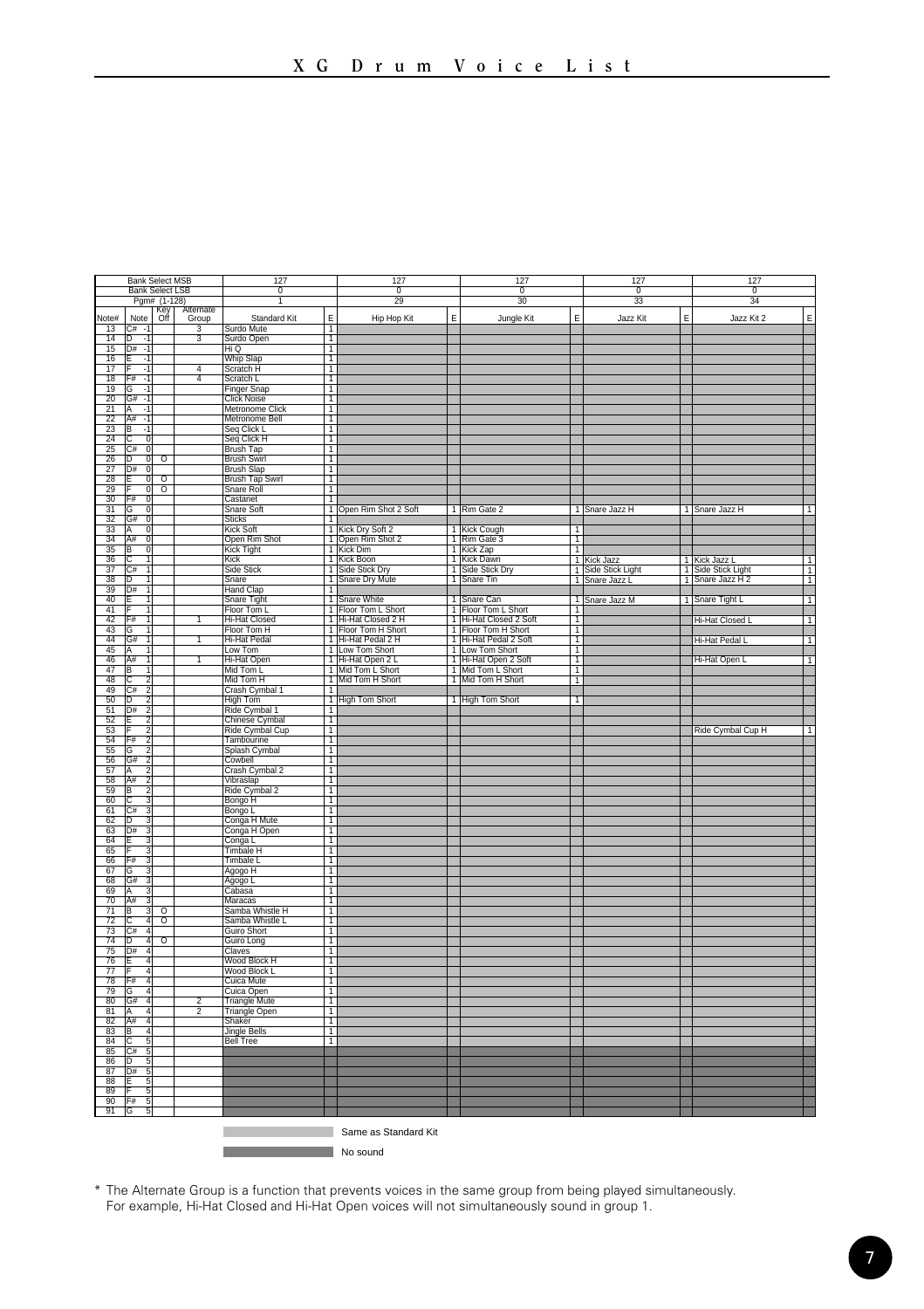# XG Drum Voice List

| Bank Select MSB | | | | 127 | | 127 | | 127 | | 127 | | 127 | |
|---|---|---|---|---|---|---|---|---|---|---|---|---|---|
| Bank Select LSB | | | | 0 | | 0 | | 0 | | 0 | | 0 | |
| Pgm# (1-128) | | | | 1 | | 29 | | 30 | | 33 | | 34 | |
| Note# | Note | Key Off | Alternate Group | Standard Kit | E | Hip Hop Kit | E | Jungle Kit | E | Jazz Kit | E | Jazz Kit 2 | E |
| 13 | C# -1 | | 3 | Surdo Mute | 1 | | | | | | | | |
| 14 | D -1 | | 3 | Surdo Open | 1 | | | | | | | | |
| 15 | D# -1 | | | Hi Q | 1 | | | | | | | | |
| 16 | E -1 | | | Whip Slap | 1 | | | | | | | | |
| 17 | F -1 | | 4 | Scratch H | 1 | | | | | | | | |
| 18 | F# -1 | | 4 | Scratch L | 1 | | | | | | | | |
| 19 | G -1 | | | Finger Snap | 1 | | | | | | | | |
| 20 | G# -1 | | | Click Noise | 1 | | | | | | | | |
| 21 | A -1 | | | Metronome Click | 1 | | | | | | | | |
| 22 | A# -1 | | | Metronome Bell | 1 | | | | | | | | |
| 23 | B -1 | | | Seq Click L | 1 | | | | | | | | |
| 24 | C 0 | | | Seq Click H | 1 | | | | | | | | |
| 25 | C# 0 | | | Brush Tap | 1 | | | | | | | | |
| 26 | D 0 | O | | Brush Swirl | 1 | | | | | | | | |
| 27 | D# 0 | | | Brush Slap | 1 | | | | | | | | |
| 28 | E 0 | O | | Brush Tap Swirl | 1 | | | | | | | | |
| 29 | F 0 | O | | Snare Roll | 1 | | | | | | | | |
| 30 | F# 0 | | | Castanet | 1 | | | | | | | | |
| 31 | G 0 | | | Snare Soft | 1 | Open Rim Shot 2 Soft | 1 | Rim Gate 2 | 1 | Snare Jazz H | 1 | Snare Jazz H | 1 |
| 32 | G# 0 | | | Sticks | 1 | | | | | | | | |
| 33 | A 0 | | | Kick Soft | 1 | Kick Dry Soft 2 | 1 | Kick Cough | 1 | | | | |
| 34 | A# 0 | | | Open Rim Shot | 1 | Open Rim Shot 2 | 1 | Rim Gate 3 | 1 | | | | |
| 35 | B 0 | | | Kick Tight | 1 | Kick Dim | 1 | Kick Zap | 1 | | | | |
| 36 | C 1 | | | Kick | 1 | Kick Boon | 1 | Kick Dawn | 1 | Kick Jazz | 1 | Kick Jazz L | 1 |
| 37 | C# 1 | | | Side Stick | 1 | Side Stick Dry | 1 | Side Stick Dry | 1 | Side Stick Light | 1 | Side Stick Light | 1 |
| 38 | D 1 | | | Snare | 1 | Snare Dry Mute | 1 | Snare Tin | 1 | Snare Jazz L | 1 | Snare Jazz H 2 | 1 |
| 39 | D# 1 | | | Hand Clap | 1 | | | | | | | | |
| 40 | E 1 | | | Snare Tight | 1 | Snare White | 1 | Snare Can | 1 | Snare Jazz M | 1 | Snare Tight L | 1 |
| 41 | F 1 | | | Floor Tom L | 1 | Floor Tom L Short | 1 | Floor Tom L Short | 1 | | | | |
| 42 | F# 1 | | 1 | Hi-Hat Closed | 1 | Hi-Hat Closed 2 H | 1 | Hi-Hat Closed 2 Soft | 1 | | | Hi-Hat Closed L | 1 |
| 43 | G 1 | | | Floor Tom H | 1 | Floor Tom H Short | 1 | Floor Tom H Short | 1 | | | | |
| 44 | G# 1 | | 1 | Hi-Hat Pedal | 1 | Hi-Hat Pedal 2 H | 1 | Hi-Hat Pedal 2 Soft | 1 | | | Hi-Hat Pedal L | 1 |
| 45 | A 1 | | | Low Tom | 1 | Low Tom Short | 1 | Low Tom Short | 1 | | | | |
| 46 | A# 1 | | 1 | Hi-Hat Open | 1 | Hi-Hat Open 2 L | 1 | Hi-Hat Open 2 Soft | 1 | | | Hi-Hat Open L | 1 |
| 47 | B 1 | | | Mid Tom L | 1 | Mid Tom L Short | 1 | Mid Tom L Short | 1 | | | | |
| 48 | C 2 | | | Mid Tom H | 1 | Mid Tom H Short | 1 | Mid Tom H Short | 1 | | | | |
| 49 | C# 2 | | | Crash Cymbal 1 | 1 | | | | | | | | |
| 50 | D 2 | | | High Tom | 1 | High Tom Short | 1 | High Tom Short | 1 | | | | |
| 51 | D# 2 | | | Ride Cymbal 1 | 1 | | | | | | | | |
| 52 | E 2 | | | Chinese Cymbal | 1 | | | | | | | | |
| 53 | F 2 | | | Ride Cymbal Cup | 1 | | | | | | | Ride Cymbal Cup H | 1 |
| 54 | F# 2 | | | Tambourine | 1 | | | | | | | | |
| 55 | G 2 | | | Splash Cymbal | 1 | | | | | | | | |
| 56 | G# 2 | | | Cowbell | 1 | | | | | | | | |
| 57 | A 2 | | | Crash Cymbal 2 | 1 | | | | | | | | |
| 58 | A# 2 | | | Vibraslap | 1 | | | | | | | | |
| 59 | B 2 | | | Ride Cymbal 2 | 1 | | | | | | | | |
| 60 | C 3 | | | Bongo H | 1 | | | | | | | | |
| 61 | C# 3 | | | Bongo L | 1 | | | | | | | | |
| 62 | D 3 | | | Conga H Mute | 1 | | | | | | | | |
| 63 | D# 3 | | | Conga H Open | 1 | | | | | | | | |
| 64 | E 3 | | | Conga L | 1 | | | | | | | | |
| 65 | F 3 | | | Timbale H | 1 | | | | | | | | |
| 66 | F# 3 | | | Timbale L | 1 | | | | | | | | |
| 67 | G 3 | | | Agogo H | 1 | | | | | | | | |
| 68 | G# 3 | | | Agogo L | 1 | | | | | | | | |
| 69 | A 3 | | | Cabasa | 1 | | | | | | | | |
| 70 | A# 3 | | | Maracas | 1 | | | | | | | | |
| 71 | B 3 | O | | Samba Whistle H | 1 | | | | | | | | |
| 72 | C 4 | O | | Samba Whistle L | 1 | | | | | | | | |
| 73 | C# 4 | | | Guiro Short | 1 | | | | | | | | |
| 74 | D 4 | O | | Guiro Long | 1 | | | | | | | | |
| 75 | D# 4 | | | Claves | 1 | | | | | | | | |
| 76 | E 4 | | | Wood Block H | 1 | | | | | | | | |
| 77 | F 4 | | | Wood Block L | 1 | | | | | | | | |
| 78 | F# 4 | | | Cuica Mute | 1 | | | | | | | | |
| 79 | G 4 | | | Cuica Open | 1 | | | | | | | | |
| 80 | G# 4 | | 2 | Triangle Mute | 1 | | | | | | | | |
| 81 | A 4 | | 2 | Triangle Open | 1 | | | | | | | | |
| 82 | A# 4 | | | Shaker | 1 | | | | | | | | |
| 83 | B 4 | | | Jingle Bells | 1 | | | | | | | | |
| 84 | C 5 | | | Bell Tree | 1 | | | | | | | | |
| 85 | C# 5 | | | | | | | | | | | | |
| 86 | D 5 | | | | | | | | | | | | |
| 87 | D# 5 | | | | | | | | | | | | |
| 88 | E 5 | | | | | | | | | | | | |
| 89 | F 5 | | | | | | | | | | | | |
| 90 | F# 5 | | | | | | | | | | | | |
| 91 | G 5 | | | | | | | | | | | | |

Light gray shading: Same as Standard Kit

Dark gray shading: No sound

\* The Alternate Group is a function that prevents voices in the same group from being played simultaneously. For example, Hi-Hat Closed and Hi-Hat Open voices will not simultaneously sound in group 1.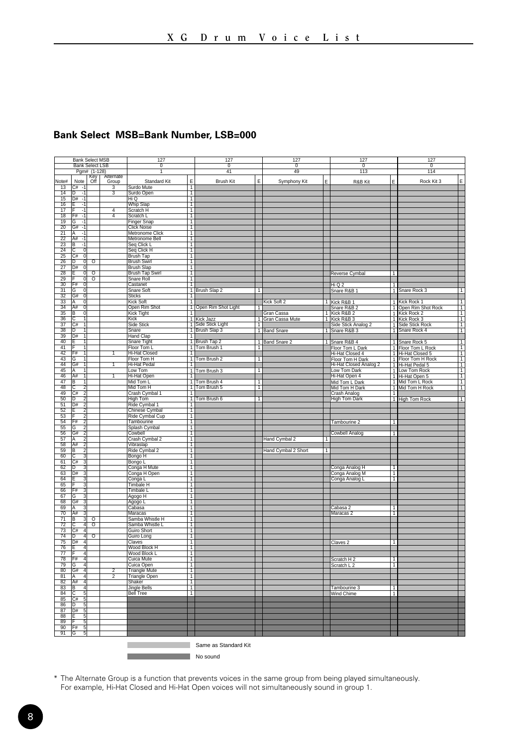# XG Drum Voice List

## Bank Select MSB=Bank Number, LSB=000

| | Bank Select MSB | | | 127 | | 127 | | 127 | | 127 | | 127 | |
|---|---|---|---|---|---|---|---|---|---|---|---|---|---|
| | Bank Select LSB | | | 0 | | 0 | | 0 | | 0 | | 0 | |
| | Pgm# (1-128) | | | 1 | | 41 | | 49 | | 113 | | 114 | |
| Note# | Note | Key Off | Alternate Group | Standard Kit | E | Brush Kit | E | Symphony Kit | E | R&B Kit | E | Rock Kit 3 | E |
| 13 | C# -1 | | 3 | Surdo Mute | 1 | | | | | | | | |
| 14 | D -1 | | 3 | Surdo Open | 1 | | | | | | | | |
| 15 | D# -1 | | | Hi Q | 1 | | | | | | | | |
| 16 | E -1 | | | Whip Slap | 1 | | | | | | | | |
| 17 | F -1 | | 4 | Scratch H | 1 | | | | | | | | |
| 18 | F# -1 | | 4 | Scratch L | 1 | | | | | | | | |
| 19 | G -1 | | | Finger Snap | 1 | | | | | | | | |
| 20 | G# -1 | | | Click Noise | 1 | | | | | | | | |
| 21 | A -1 | | | Metronome Click | 1 | | | | | | | | |
| 22 | A# -1 | | | Metronome Bell | 1 | | | | | | | | |
| 23 | B -1 | | | Seq Click L | 1 | | | | | | | | |
| 24 | C 0 | | | Seq Click H | 1 | | | | | | | | |
| 25 | C# 0 | | | Brush Tap | 1 | | | | | | | | |
| 26 | D 0 | O | | Brush Swirl | 1 | | | | | | | | |
| 27 | D# 0 | | | Brush Slap | 1 | | | | | | | | |
| 28 | E 0 | O | | Brush Tap Swirl | 1 | | | | | Reverse Cymbal | 1 | | |
| 29 | F 0 | O | | Snare Roll | 1 | | | | | | | | |
| 30 | F# 0 | | | Castanet | 1 | | | | | Hi Q 2 | 1 | | |
| 31 | G 0 | | | Snare Soft | 1 | Brush Slap 2 | 1 | | | Snare R&B 1 | 1 | Snare Rock 3 | 1 |
| 32 | G# 0 | | | Sticks | 1 | | | | | | | | |
| 33 | A 0 | | | Kick Soft | 1 | | | Kick Soft 2 | 1 | Kick R&B 1 | 1 | Kick Rock 1 | 1 |
| 34 | A# 0 | | | Open Rim Shot | 1 | Open Rim Shot Light | 1 | | | Snare R&B 2 | 1 | Open Rim Shot Rock | 1 |
| 35 | B 0 | | | Kick Tight | 1 | | | Gran Cassa | 1 | Kick R&B 2 | 1 | Kick Rock 2 | 1 |
| 36 | C 1 | | | Kick | 1 | Kick Jazz | 1 | Gran Cassa Mute | 1 | Kick R&B 3 | 1 | Kick Rock 3 | 1 |
| 37 | C# 1 | | | Side Stick | 1 | Side Stick Light | 1 | | | Side Stick Analog 2 | 1 | Side Stick Rock | 1 |
| 38 | D 1 | | | Snare | 1 | Brush Slap 3 | 1 | Band Snare | 1 | Snare R&B 3 | 1 | Snare Rock 4 | 1 |
| 39 | D# 1 | | | Hand Clap | 1 | | | | | | | | |
| 40 | E 1 | | | Snare Tight | 1 | Brush Tap 2 | 1 | Band Snare 2 | 1 | Snare R&B 4 | 1 | Snare Rock 5 | 1 |
| 41 | F 1 | | | Floor Tom L | 1 | Tom Brush 1 | 1 | | | Floor Tom L Dark | 1 | Floor Tom L Rock | 1 |
| 42 | F# 1 | | 1 | Hi-Hat Closed | 1 | | | | | Hi-Hat Closed 4 | 1 | Hi-Hat Closed 5 | 1 |
| 43 | G 1 | | | Floor Tom H | 1 | Tom Brush 2 | 1 | | | Floor Tom H Dark | 1 | Floor Tom H Rock | 1 |
| 44 | G# 1 | | 1 | Hi-Hat Pedal | 1 | | | | | Hi-Hat Closed Analog 2 | 1 | Hi-Hat Pedal 5 | 1 |
| 45 | A 1 | | | Low Tom | 1 | Tom Brush 3 | 1 | | | Low Tom Dark | 1 | Low Tom Rock | 1 |
| 46 | A# 1 | | 1 | Hi-Hat Open | 1 | | | | | Hi-Hat Open 4 | 1 | Hi-Hat Open 5 | 1 |
| 47 | B 1 | | | Mid Tom L | 1 | Tom Brush 4 | 1 | | | Mid Tom L Dark | 1 | Mid Tom L Rock | 1 |
| 48 | C 2 | | | Mid Tom H | 1 | Tom Brush 5 | 1 | | | Mid Tom H Dark | 1 | Mid Tom H Rock | 1 |
| 49 | C# 2 | | | Crash Cymbal 1 | 1 | | | | | Crash Analog | 1 | | |
| 50 | D 2 | | | High Tom | 1 | Tom Brush 6 | 1 | | | High Tom Dark | 1 | High Tom Rock | 1 |
| 51 | D# 2 | | | Ride Cymbal 1 | 1 | | | | | | | | |
| 52 | E 2 | | | Chinese Cymbal | 1 | | | | | | | | |
| 53 | F 2 | | | Ride Cymbal Cup | 1 | | | | | | | | |
| 54 | F# 2 | | | Tambourine | 1 | | | | | Tambourine 2 | 1 | | |
| 55 | G 2 | | | Splash Cymbal | 1 | | | | | | | | |
| 56 | G# 2 | | | Cowbell | 1 | | | | | Cowbell Analog | 1 | | |
| 57 | A 2 | | | Crash Cymbal 2 | 1 | | | Hand Cymbal 2 | 1 | | | | |
| 58 | A# 2 | | | Vibraslap | 1 | | | | | | | | |
| 59 | B 2 | | | Ride Cymbal 2 | 1 | | | Hand Cymbal 2 Short | 1 | | | | |
| 60 | C 3 | | | Bongo H | 1 | | | | | | | | |
| 61 | C# 3 | | | Bongo L | 1 | | | | | | | | |
| 62 | D 3 | | | Conga H Mute | 1 | | | | | Conga Analog H | 1 | | |
| 63 | D# 3 | | | Conga H Open | 1 | | | | | Conga Analog M | 1 | | |
| 64 | E 3 | | | Conga L | 1 | | | | | Conga Analog L | 1 | | |
| 65 | F 3 | | | Timbale H | 1 | | | | | | | | |
| 66 | F# 3 | | | Timbale L | 1 | | | | | | | | |
| 67 | G 3 | | | Agogo H | 1 | | | | | | | | |
| 68 | G# 3 | | | Agogo L | 1 | | | | | | | | |
| 69 | A 3 | | | Cabasa | 1 | | | | | Cabasa 2 | 1 | | |
| 70 | A# 3 | | | Maracas | 1 | | | | | Maracas 2 | 1 | | |
| 71 | B 3 | O | | Samba Whistle H | 1 | | | | | | | | |
| 72 | C 4 | O | | Samba Whistle L | 1 | | | | | | | | |
| 73 | C# 4 | | | Guiro Short | 1 | | | | | | | | |
| 74 | D 4 | O | | Guiro Long | 1 | | | | | | | | |
| 75 | D# 4 | | | Claves | 1 | | | | | Claves 2 | 1 | | |
| 76 | E 4 | | | Wood Block H | 1 | | | | | | | | |
| 77 | F 4 | | | Wood Block L | 1 | | | | | | | | |
| 78 | F# 4 | | | Cuica Mute | 1 | | | | | Scratch H 2 | 1 | | |
| 79 | G 4 | | | Cuica Open | 1 | | | | | Scratch L 2 | 1 | | |
| 80 | G# 4 | | 2 | Triangle Mute | 1 | | | | | | | | |
| 81 | A 4 | | 2 | Triangle Open | 1 | | | | | | | | |
| 82 | A# 4 | | | Shaker | 1 | | | | | | | | |
| 83 | B 4 | | | Jingle Bells | 1 | | | | | Tambourine 3 | 1 | | |
| 84 | C 5 | | | Bell Tree | 1 | | | | | Wind Chime | 1 | | |
| 85 | C# 5 | | | | | | | | | | | | |
| 86 | D 5 | | | | | | | | | | | | |
| 87 | D# 5 | | | | | | | | | | | | |
| 88 | E 5 | | | | | | | | | | | | |
| 89 | F 5 | | | | | | | | | | | | |
| 90 | F# 5 | | | | | | | | | | | | |
| 91 | G 5 | | | | | | | | | | | | |

Same as Standard Kit

No sound

\* The Alternate Group is a function that prevents voices in the same group from being played simultaneously.
For example, Hi-Hat Closed and Hi-Hat Open voices will not simultaneously sound in group 1.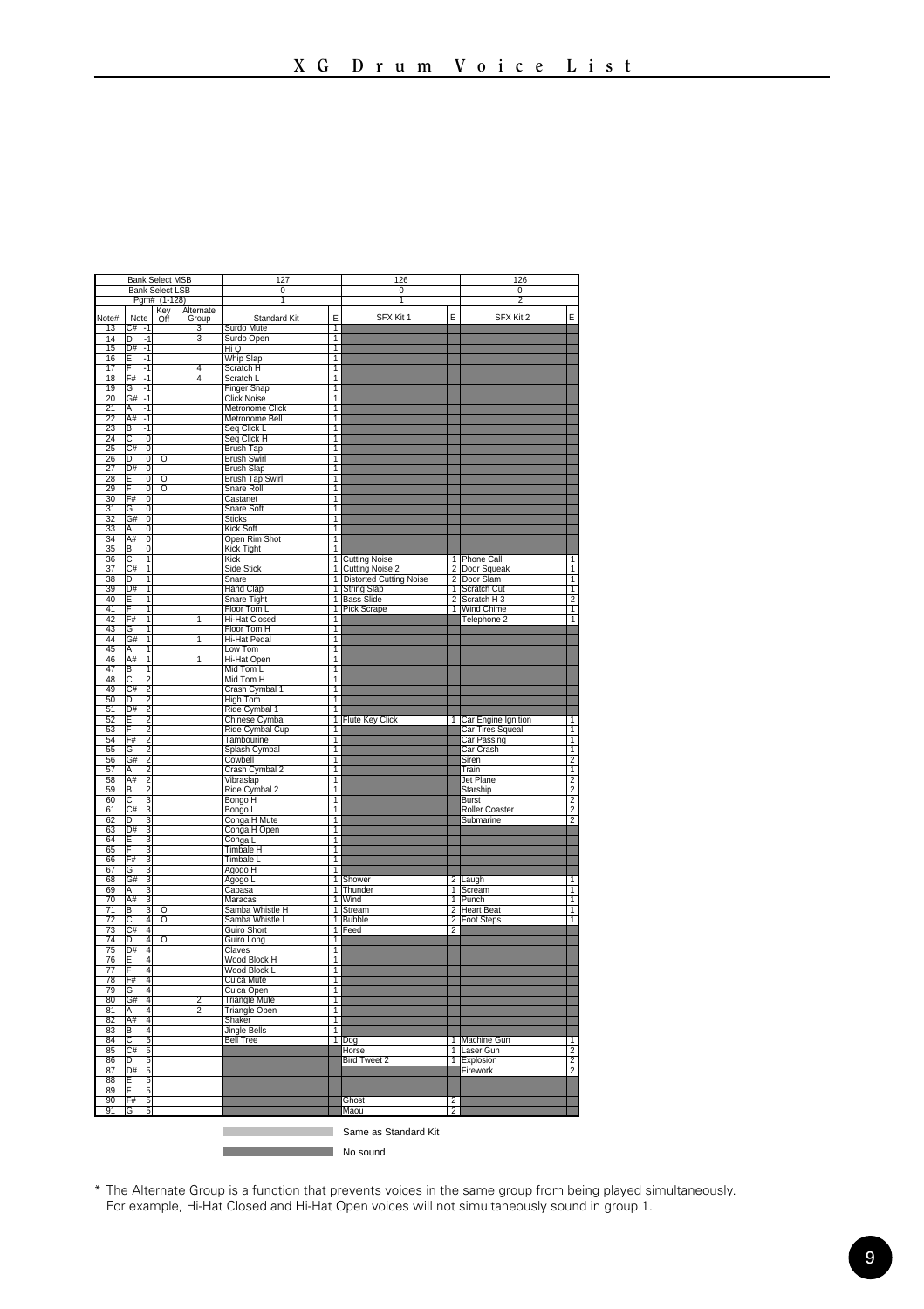# XG Drum Voice List

| Bank Select MSB | | | | 127 | | 126 | | 126 | |
|---|---|---|---|---|---|---|---|---|---|
| Bank Select LSB | | | | 0 | | 0 | | 0 | |
| Pgm# (1-128) | | | | 1 | | 1 | | 2 | |
| Note# | Note | Key Off | Alternate Group | Standard Kit | E | SFX Kit 1 | E | SFX Kit 2 | E |
| 13 | C# -1 | | 3 | Surdo Mute | 1 | | | | |
| 14 | D -1 | | 3 | Surdo Open | 1 | | | | |
| 15 | D# -1 | | | Hi Q | 1 | | | | |
| 16 | E -1 | | | Whip Slap | 1 | | | | |
| 17 | F -1 | | 4 | Scratch H | 1 | | | | |
| 18 | F# -1 | | 4 | Scratch L | 1 | | | | |
| 19 | G -1 | | | Finger Snap | 1 | | | | |
| 20 | G# -1 | | | Click Noise | 1 | | | | |
| 21 | A -1 | | | Metronome Click | 1 | | | | |
| 22 | A# -1 | | | Metronome Bell | 1 | | | | |
| 23 | B -1 | | | Seq Click L | 1 | | | | |
| 24 | C 0 | | | Seq Click H | 1 | | | | |
| 25 | C# 0 | | | Brush Tap | 1 | | | | |
| 26 | D 0 | O | | Brush Swirl | 1 | | | | |
| 27 | D# 0 | | | Brush Slap | 1 | | | | |
| 28 | E 0 | O | | Brush Tap Swirl | 1 | | | | |
| 29 | F 0 | O | | Snare Roll | 1 | | | | |
| 30 | F# 0 | | | Castanet | 1 | | | | |
| 31 | G 0 | | | Snare Soft | 1 | | | | |
| 32 | G# 0 | | | Sticks | 1 | | | | |
| 33 | A 0 | | | Kick Soft | 1 | | | | |
| 34 | A# 0 | | | Open Rim Shot | 1 | | | | |
| 35 | B 0 | | | Kick Tight | 1 | | | | |
| 36 | C 1 | | | Kick | 1 | Cutting Noise | 1 | Phone Call | 1 |
| 37 | C# 1 | | | Side Stick | 1 | Cutting Noise 2 | 2 | Door Squeak | 1 |
| 38 | D 1 | | | Snare | 1 | Distorted Cutting Noise | 2 | Door Slam | 1 |
| 39 | D# 1 | | | Hand Clap | 1 | String Slap | 1 | Scratch Cut | 1 |
| 40 | E 1 | | | Snare Tight | 1 | Bass Slide | 2 | Scratch H 3 | 2 |
| 41 | F 1 | | | Floor Tom L | 1 | Pick Scrape | 1 | Wind Chime | 1 |
| 42 | F# 1 | | 1 | Hi-Hat Closed | 1 | | | Telephone 2 | 1 |
| 43 | G 1 | | | Floor Tom H | 1 | | | | |
| 44 | G# 1 | | 1 | Hi-Hat Pedal | 1 | | | | |
| 45 | A 1 | | | Low Tom | 1 | | | | |
| 46 | A# 1 | | 1 | Hi-Hat Open | 1 | | | | |
| 47 | B 1 | | | Mid Tom L | 1 | | | | |
| 48 | C 2 | | | Mid Tom H | 1 | | | | |
| 49 | C# 2 | | | Crash Cymbal 1 | 1 | | | | |
| 50 | D 2 | | | High Tom | 1 | | | | |
| 51 | D# 2 | | | Ride Cymbal 1 | 1 | | | | |
| 52 | E 2 | | | Chinese Cymbal | 1 | Flute Key Click | 1 | Car Engine Ignition | 1 |
| 53 | F 2 | | | Ride Cymbal Cup | 1 | | | Car Tires Squeal | 1 |
| 54 | F# 2 | | | Tambourine | 1 | | | Car Passing | 1 |
| 55 | G 2 | | | Splash Cymbal | 1 | | | Car Crash | 1 |
| 56 | G# 2 | | | Cowbell | 1 | | | Siren | 2 |
| 57 | A 2 | | | Crash Cymbal 2 | 1 | | | Train | 1 |
| 58 | A# 2 | | | Vibraslap | 1 | | | Jet Plane | 2 |
| 59 | B 2 | | | Ride Cymbal 2 | 1 | | | Starship | 2 |
| 60 | C 3 | | | Bongo H | 1 | | | Burst | 2 |
| 61 | C# 3 | | | Bongo L | 1 | | | Roller Coaster | 2 |
| 62 | D 3 | | | Conga H Mute | 1 | | | Submarine | 2 |
| 63 | D# 3 | | | Conga H Open | 1 | | | | |
| 64 | E 3 | | | Conga L | 1 | | | | |
| 65 | F 3 | | | Timbale H | 1 | | | | |
| 66 | F# 3 | | | Timbale L | 1 | | | | |
| 67 | G 3 | | | Agogo H | 1 | | | | |
| 68 | G# 3 | | | Agogo L | 1 | Shower | 2 | Laugh | 1 |
| 69 | A 3 | | | Cabasa | 1 | Thunder | 1 | Scream | 1 |
| 70 | A# 3 | | | Maracas | 1 | Wind | 1 | Punch | 1 |
| 71 | B 3 | O | | Samba Whistle H | 1 | Stream | 2 | Heart Beat | 1 |
| 72 | C 4 | O | | Samba Whistle L | 1 | Bubble | 2 | Foot Steps | 1 |
| 73 | C# 4 | | | Guiro Short | 1 | Feed | 2 | | |
| 74 | D 4 | O | | Guiro Long | 1 | | | | |
| 75 | D# 4 | | | Claves | 1 | | | | |
| 76 | E 4 | | | Wood Block H | 1 | | | | |
| 77 | F 4 | | | Wood Block L | 1 | | | | |
| 78 | F# 4 | | | Cuica Mute | 1 | | | | |
| 79 | G 4 | | | Cuica Open | 1 | | | | |
| 80 | G# 4 | | 2 | Triangle Mute | 1 | | | | |
| 81 | A 4 | | 2 | Triangle Open | 1 | | | | |
| 82 | A# 4 | | | Shaker | 1 | | | | |
| 83 | B 4 | | | Jingle Bells | 1 | | | | |
| 84 | C 5 | | | Bell Tree | 1 | Dog | 1 | Machine Gun | 1 |
| 85 | C# 5 | | | | | Horse | 1 | Laser Gun | 2 |
| 86 | D 5 | | | | | Bird Tweet 2 | 1 | Explosion | 2 |
| 87 | D# 5 | | | | | | | Firework | 2 |
| 88 | E 5 | | | | | | | | |
| 89 | F 5 | | | | | | | | |
| 90 | F# 5 | | | | | Ghost | 2 | | |
| 91 | G 5 | | | | | Maou | 2 | | |

Same as Standard Kit

No sound

\* The Alternate Group is a function that prevents voices in the same group from being played simultaneously. For example, Hi-Hat Closed and Hi-Hat Open voices will not simultaneously sound in group 1.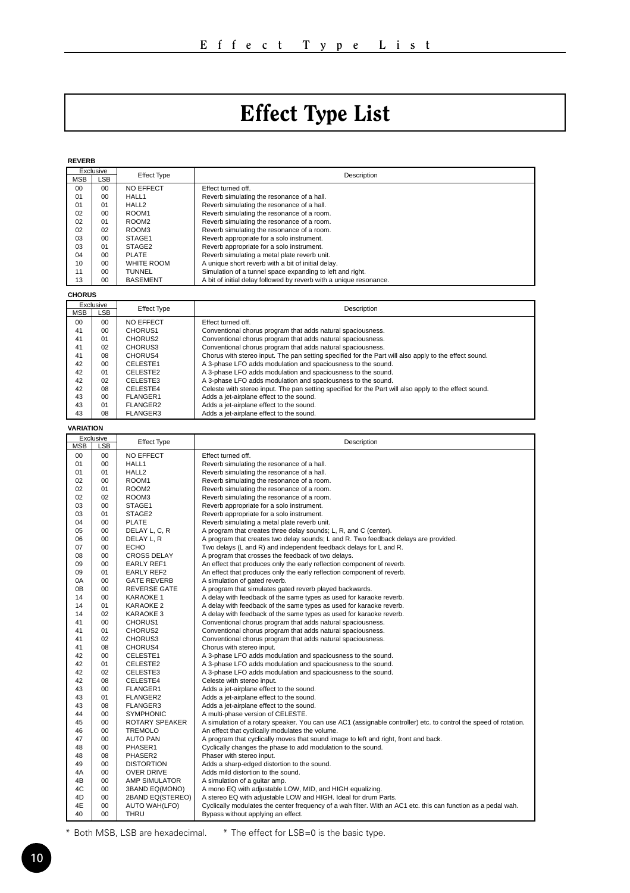# Effect Type List

**REVERB**

| Exclusive MSB | Exclusive LSB | Effect Type | Description |
|---|---|---|---|
| 00 | 00 | NO EFFECT | Effect turned off. |
| 01 | 00 | HALL1 | Reverb simulating the resonance of a hall. |
| 01 | 01 | HALL2 | Reverb simulating the resonance of a hall. |
| 02 | 00 | ROOM1 | Reverb simulating the resonance of a room. |
| 02 | 01 | ROOM2 | Reverb simulating the resonance of a room. |
| 02 | 02 | ROOM3 | Reverb simulating the resonance of a room. |
| 03 | 00 | STAGE1 | Reverb appropriate for a solo instrument. |
| 03 | 01 | STAGE2 | Reverb appropriate for a solo instrument. |
| 04 | 00 | PLATE | Reverb simulating a metal plate reverb unit. |
| 10 | 00 | WHITE ROOM | A unique short reverb with a bit of initial delay. |
| 11 | 00 | TUNNEL | Simulation of a tunnel space expanding to left and right. |
| 13 | 00 | BASEMENT | A bit of initial delay followed by reverb with a unique resonance. |

**CHORUS**

| Exclusive MSB | Exclusive LSB | Effect Type | Description |
|---|---|---|---|
| 00 | 00 | NO EFFECT | Effect turned off. |
| 41 | 00 | CHORUS1 | Conventional chorus program that adds natural spaciousness. |
| 41 | 01 | CHORUS2 | Conventional chorus program that adds natural spaciousness. |
| 41 | 02 | CHORUS3 | Conventional chorus program that adds natural spaciousness. |
| 41 | 08 | CHORUS4 | Chorus with stereo input. The pan setting specified for the Part will also apply to the effect sound. |
| 42 | 00 | CELESTE1 | A 3-phase LFO adds modulation and spaciousness to the sound. |
| 42 | 01 | CELESTE2 | A 3-phase LFO adds modulation and spaciousness to the sound. |
| 42 | 02 | CELESTE3 | A 3-phase LFO adds modulation and spaciousness to the sound. |
| 42 | 08 | CELESTE4 | Celeste with stereo input. The pan setting specified for the Part will also apply to the effect sound. |
| 43 | 00 | FLANGER1 | Adds a jet-airplane effect to the sound. |
| 43 | 01 | FLANGER2 | Adds a jet-airplane effect to the sound. |
| 43 | 08 | FLANGER3 | Adds a jet-airplane effect to the sound. |

**VARIATION**

| Exclusive MSB | Exclusive LSB | Effect Type | Description |
|---|---|---|---|
| 00 | 00 | NO EFFECT | Effect turned off. |
| 01 | 00 | HALL1 | Reverb simulating the resonance of a hall. |
| 01 | 01 | HALL2 | Reverb simulating the resonance of a hall. |
| 02 | 00 | ROOM1 | Reverb simulating the resonance of a room. |
| 02 | 01 | ROOM2 | Reverb simulating the resonance of a room. |
| 02 | 02 | ROOM3 | Reverb simulating the resonance of a room. |
| 03 | 00 | STAGE1 | Reverb appropriate for a solo instrument. |
| 03 | 01 | STAGE2 | Reverb appropriate for a solo instrument. |
| 04 | 00 | PLATE | Reverb simulating a metal plate reverb unit. |
| 05 | 00 | DELAY L, C, R | A program that creates three delay sounds; L, R, and C (center). |
| 06 | 00 | DELAY L, R | A program that creates two delay sounds; L and R. Two feedback delays are provided. |
| 07 | 00 | ECHO | Two delays (L and R) and independent feedback delays for L and R. |
| 08 | 00 | CROSS DELAY | A program that crosses the feedback of two delays. |
| 09 | 00 | EARLY REF1 | An effect that produces only the early reflection component of reverb. |
| 09 | 01 | EARLY REF2 | An effect that produces only the early reflection component of reverb. |
| 0A | 00 | GATE REVERB | A simulation of gated reverb. |
| 0B | 00 | REVERSE GATE | A program that simulates gated reverb played backwards. |
| 14 | 00 | KARAOKE 1 | A delay with feedback of the same types as used for karaoke reverb. |
| 14 | 01 | KARAOKE 2 | A delay with feedback of the same types as used for karaoke reverb. |
| 14 | 02 | KARAOKE 3 | A delay with feedback of the same types as used for karaoke reverb. |
| 41 | 00 | CHORUS1 | Conventional chorus program that adds natural spaciousness. |
| 41 | 01 | CHORUS2 | Conventional chorus program that adds natural spaciousness. |
| 41 | 02 | CHORUS3 | Conventional chorus program that adds natural spaciousness. |
| 41 | 08 | CHORUS4 | Chorus with stereo input. |
| 42 | 00 | CELESTE1 | A 3-phase LFO adds modulation and spaciousness to the sound. |
| 42 | 01 | CELESTE2 | A 3-phase LFO adds modulation and spaciousness to the sound. |
| 42 | 02 | CELESTE3 | A 3-phase LFO adds modulation and spaciousness to the sound. |
| 42 | 08 | CELESTE4 | Celeste with stereo input. |
| 43 | 00 | FLANGER1 | Adds a jet-airplane effect to the sound. |
| 43 | 01 | FLANGER2 | Adds a jet-airplane effect to the sound. |
| 43 | 08 | FLANGER3 | Adds a jet-airplane effect to the sound. |
| 44 | 00 | SYMPHONIC | A multi-phase version of CELESTE. |
| 45 | 00 | ROTARY SPEAKER | A simulation of a rotary speaker. You can use AC1 (assignable controller) etc. to control the speed of rotation. |
| 46 | 00 | TREMOLO | An effect that cyclically modulates the volume. |
| 47 | 00 | AUTO PAN | A program that cyclically moves that sound image to left and right, front and back. |
| 48 | 00 | PHASER1 | Cyclically changes the phase to add modulation to the sound. |
| 48 | 08 | PHASER2 | Phaser with stereo input. |
| 49 | 00 | DISTORTION | Adds a sharp-edged distortion to the sound. |
| 4A | 00 | OVER DRIVE | Adds mild distortion to the sound. |
| 4B | 00 | AMP SIMULATOR | A simulation of a guitar amp. |
| 4C | 00 | 3BAND EQ(MONO) | A mono EQ with adjustable LOW, MID, and HIGH equalizing. |
| 4D | 00 | 2BAND EQ(STEREO) | A stereo EQ with adjustable LOW and HIGH. Ideal for drum Parts. |
| 4E | 00 | AUTO WAH(LFO) | Cyclically modulates the center frequency of a wah filter. With an AC1 etc. this can function as a pedal wah. |
| 40 | 00 | THRU | Bypass without applying an effect. |

* Both MSB, LSB are hexadecimal.　　* The effect for LSB=0 is the basic type.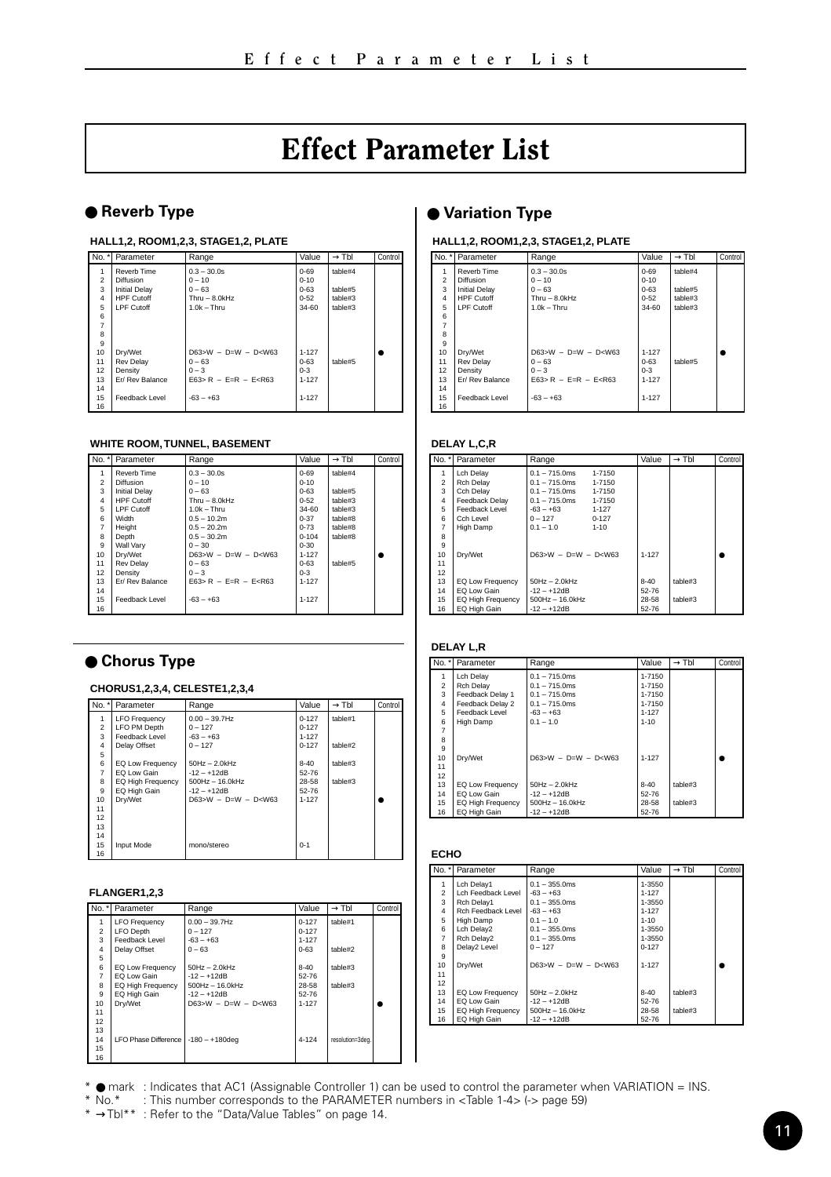// Effect Parameter List

# Effect Parameter List

## ● Reverb Type

### HALL1,2, ROOM1,2,3, STAGE1,2, PLATE

| No. * | Parameter | Range | Value | → Tbl | Control |
|---|---|---|---|---|---|
| 1 | Reverb Time | 0.3 – 30.0s | 0-69 | table#4 | |
| 2 | Diffusion | 0 – 10 | 0-10 | | |
| 3 | Initial Delay | 0 – 63 | 0-63 | table#5 | |
| 4 | HPF Cutoff | Thru – 8.0kHz | 0-52 | table#3 | |
| 5 | LPF Cutoff | 1.0k – Thru | 34-60 | table#3 | |
| 6 | | | | | |
| 7 | | | | | |
| 8 | | | | | |
| 9 | | | | | |
| 10 | Dry/Wet | D63>W – D=W – D<W63 | 1-127 | | ● |
| 11 | Rev Delay | 0 – 63 | 0-63 | table#5 | |
| 12 | Density | 0 – 3 | 0-3 | | |
| 13 | Er/ Rev Balance | E63> R – E=R – E<R63 | 1-127 | | |
| 14 | | | | | |
| 15 | Feedback Level | -63 – +63 | 1-127 | | |
| 16 | | | | | |

### WHITE ROOM, TUNNEL, BASEMENT

| No. * | Parameter | Range | Value | → Tbl | Control |
|---|---|---|---|---|---|
| 1 | Reverb Time | 0.3 – 30.0s | 0-69 | table#4 | |
| 2 | Diffusion | 0 – 10 | 0-10 | | |
| 3 | Initial Delay | 0 – 63 | 0-63 | table#5 | |
| 4 | HPF Cutoff | Thru – 8.0kHz | 0-52 | table#3 | |
| 5 | LPF Cutoff | 1.0k – Thru | 34-60 | table#3 | |
| 6 | Width | 0.5 – 10.2m | 0-37 | table#8 | |
| 7 | Height | 0.5 – 20.2m | 0-73 | table#8 | |
| 8 | Depth | 0.5 – 30.2m | 0-104 | table#8 | |
| 9 | Wall Vary | 0 – 30 | 0-30 | | |
| 10 | Dry/Wet | D63>W – D=W – D<W63 | 1-127 | | ● |
| 11 | Rev Delay | 0 – 63 | 0-63 | table#5 | |
| 12 | Density | 0 – 3 | 0-3 | | |
| 13 | Er/ Rev Balance | E63> R – E=R – E<R63 | 1-127 | | |
| 14 | | | | | |
| 15 | Feedback Level | -63 – +63 | 1-127 | | |
| 16 | | | | | |

## ● Chorus Type

### CHORUS1,2,3,4, CELESTE1,2,3,4

| No. * | Parameter | Range | Value | → Tbl | Control |
|---|---|---|---|---|---|
| 1 | LFO Frequency | 0.00 – 39.7Hz | 0-127 | table#1 | |
| 2 | LFO PM Depth | 0 – 127 | 0-127 | | |
| 3 | Feedback Level | -63 – +63 | 1-127 | | |
| 4 | Delay Offset | 0 – 127 | 0-127 | table#2 | |
| 5 | | | | | |
| 6 | EQ Low Frequency | 50Hz – 2.0kHz | 8-40 | table#3 | |
| 7 | EQ Low Gain | -12 – +12dB | 52-76 | | |
| 8 | EQ High Frequency | 500Hz – 16.0kHz | 28-58 | table#3 | |
| 9 | EQ High Gain | -12 – +12dB | 52-76 | | |
| 10 | Dry/Wet | D63>W – D=W – D<W63 | 1-127 | | ● |
| 11 | | | | | |
| 12 | | | | | |
| 13 | | | | | |
| 14 | | | | | |
| 15 | Input Mode | mono/stereo | 0-1 | | |
| 16 | | | | | |

### FLANGER1,2,3

| No. * | Parameter | Range | Value | → Tbl | Control |
|---|---|---|---|---|---|
| 1 | LFO Frequency | 0.00 – 39.7Hz | 0-127 | table#1 | |
| 2 | LFO Depth | 0 – 127 | 0-127 | | |
| 3 | Feedback Level | -63 – +63 | 1-127 | | |
| 4 | Delay Offset | 0 – 63 | 0-63 | table#2 | |
| 5 | | | | | |
| 6 | EQ Low Frequency | 50Hz – 2.0kHz | 8-40 | table#3 | |
| 7 | EQ Low Gain | -12 – +12dB | 52-76 | | |
| 8 | EQ High Frequency | 500Hz – 16.0kHz | 28-58 | table#3 | |
| 9 | EQ High Gain | -12 – +12dB | 52-76 | | |
| 10 | Dry/Wet | D63>W – D=W – D<W63 | 1-127 | | ● |
| 11 | | | | | |
| 12 | | | | | |
| 13 | | | | | |
| 14 | LFO Phase Difference | -180 – +180deg | 4-124 | resolution=3deg. | |
| 15 | | | | | |
| 16 | | | | | |

## ● Variation Type

### HALL1,2, ROOM1,2,3, STAGE1,2, PLATE

| No. * | Parameter | Range | Value | → Tbl | Control |
|---|---|---|---|---|---|
| 1 | Reverb Time | 0.3 – 30.0s | 0-69 | table#4 | |
| 2 | Diffusion | 0 – 10 | 0-10 | | |
| 3 | Initial Delay | 0 – 63 | 0-63 | table#5 | |
| 4 | HPF Cutoff | Thru – 8.0kHz | 0-52 | table#3 | |
| 5 | LPF Cutoff | 1.0k – Thru | 34-60 | table#3 | |
| 6 | | | | | |
| 7 | | | | | |
| 8 | | | | | |
| 9 | | | | | |
| 10 | Dry/Wet | D63>W – D=W – D<W63 | 1-127 | | ● |
| 11 | Rev Delay | 0 – 63 | 0-63 | table#5 | |
| 12 | Density | 0 – 3 | 0-3 | | |
| 13 | Er/ Rev Balance | E63> R – E=R – E<R63 | 1-127 | | |
| 14 | | | | | |
| 15 | Feedback Level | -63 – +63 | 1-127 | | |
| 16 | | | | | |

### DELAY L,C,R

| No. * | Parameter | Range | Value | → Tbl | Control |
|---|---|---|---|---|---|
| 1 | Lch Delay | 0.1 – 715.0ms 1-7150 | | | |
| 2 | Rch Delay | 0.1 – 715.0ms 1-7150 | | | |
| 3 | Cch Delay | 0.1 – 715.0ms 1-7150 | | | |
| 4 | Feedback Delay | 0.1 – 715.0ms 1-7150 | | | |
| 5 | Feedback Level | -63 – +63 1-127 | | | |
| 6 | Cch Level | 0 – 127 0-127 | | | |
| 7 | High Damp | 0.1 – 1.0 1-10 | | | |
| 8 | | | | | |
| 9 | | | | | |
| 10 | Dry/Wet | D63>W – D=W – D<W63 | 1-127 | | ● |
| 11 | | | | | |
| 12 | | | | | |
| 13 | EQ Low Frequency | 50Hz – 2.0kHz | 8-40 | table#3 | |
| 14 | EQ Low Gain | -12 – +12dB | 52-76 | | |
| 15 | EQ High Frequency | 500Hz – 16.0kHz | 28-58 | table#3 | |
| 16 | EQ High Gain | -12 – +12dB | 52-76 | | |

### DELAY L,R

| No. * | Parameter | Range | Value | → Tbl | Control |
|---|---|---|---|---|---|
| 1 | Lch Delay | 0.1 – 715.0ms | 1-7150 | | |
| 2 | Rch Delay | 0.1 – 715.0ms | 1-7150 | | |
| 3 | Feedback Delay 1 | 0.1 – 715.0ms | 1-7150 | | |
| 4 | Feedback Delay 2 | 0.1 – 715.0ms | 1-7150 | | |
| 5 | Feedback Level | -63 – +63 | 1-127 | | |
| 6 | High Damp | 0.1 – 1.0 | 1-10 | | |
| 7 | | | | | |
| 8 | | | | | |
| 9 | | | | | |
| 10 | Dry/Wet | D63>W – D=W – D<W63 | 1-127 | | ● |
| 11 | | | | | |
| 12 | | | | | |
| 13 | EQ Low Frequency | 50Hz – 2.0kHz | 8-40 | table#3 | |
| 14 | EQ Low Gain | -12 – +12dB | 52-76 | | |
| 15 | EQ High Frequency | 500Hz – 16.0kHz | 28-58 | table#3 | |
| 16 | EQ High Gain | -12 – +12dB | 52-76 | | |

### ECHO

| No. * | Parameter | Range | Value | → Tbl | Control |
|---|---|---|---|---|---|
| 1 | Lch Delay1 | 0.1 – 355.0ms | 1-3550 | | |
| 2 | Lch Feedback Level | -63 – +63 | 1-127 | | |
| 3 | Rch Delay1 | 0.1 – 355.0ms | 1-3550 | | |
| 4 | Rch Feedback Level | -63 – +63 | 1-127 | | |
| 5 | High Damp | 0.1 – 1.0 | 1-10 | | |
| 6 | Lch Delay2 | 0.1 – 355.0ms | 1-3550 | | |
| 7 | Rch Delay2 | 0.1 – 355.0ms | 1-3550 | | |
| 8 | Delay2 Level | 0 – 127 | 0-127 | | |
| 9 | | | | | |
| 10 | Dry/Wet | D63>W – D=W – D<W63 | 1-127 | | ● |
| 11 | | | | | |
| 12 | | | | | |
| 13 | EQ Low Frequency | 50Hz – 2.0kHz | 8-40 | table#3 | |
| 14 | EQ Low Gain | -12 – +12dB | 52-76 | | |
| 15 | EQ High Frequency | 500Hz – 16.0kHz | 28-58 | table#3 | |
| 16 | EQ High Gain | -12 – +12dB | 52-76 | | |

\* ● mark : Indicates that AC1 (Assignable Controller 1) can be used to control the parameter when VARIATION = INS.
\* No.* : This number corresponds to the PARAMETER numbers in <Table 1-4> (-> page 59)
\* →Tbl** : Refer to the "Data/Value Tables" on page 14.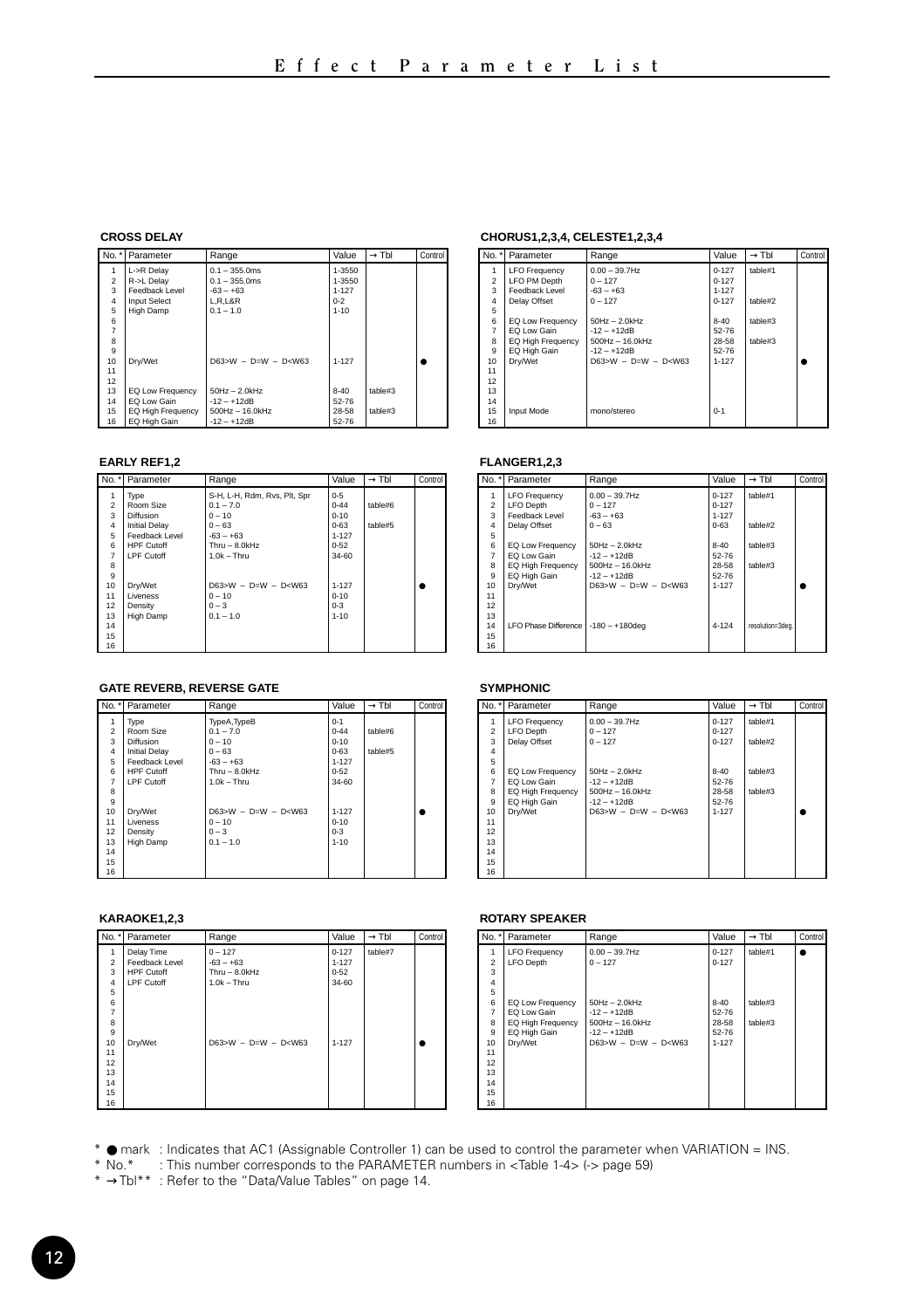# Effect Parameter List

### CROSS DELAY

| No. * | Parameter | Range | Value | → Tbl | Control |
|---|---|---|---|---|---|
| 1 | L->R Delay | 0.1 – 355.0ms | 1-3550 | | |
| 2 | R->L Delay | 0.1 – 355.0ms | 1-3550 | | |
| 3 | Feedback Level | -63 – +63 | 1-127 | | |
| 4 | Input Select | L,R,L&R | 0-2 | | |
| 5 | High Damp | 0.1 – 1.0 | 1-10 | | |
| 6 | | | | | |
| 7 | | | | | |
| 8 | | | | | |
| 9 | | | | | |
| 10 | Dry/Wet | D63>W – D=W – D<W63 | 1-127 | | ● |
| 11 | | | | | |
| 12 | | | | | |
| 13 | EQ Low Frequency | 50Hz – 2.0kHz | 8-40 | table#3 | |
| 14 | EQ Low Gain | -12 – +12dB | 52-76 | | |
| 15 | EQ High Frequency | 500Hz – 16.0kHz | 28-58 | table#3 | |
| 16 | EQ High Gain | -12 – +12dB | 52-76 | | |

### CHORUS1,2,3,4, CELESTE1,2,3,4

| No. * | Parameter | Range | Value | → Tbl | Control |
|---|---|---|---|---|---|
| 1 | LFO Frequency | 0.00 – 39.7Hz | 0-127 | table#1 | |
| 2 | LFO PM Depth | 0 – 127 | 0-127 | | |
| 3 | Feedback Level | -63 – +63 | 1-127 | | |
| 4 | Delay Offset | 0 – 127 | 0-127 | table#2 | |
| 5 | | | | | |
| 6 | EQ Low Frequency | 50Hz – 2.0kHz | 8-40 | table#3 | |
| 7 | EQ Low Gain | -12 – +12dB | 52-76 | | |
| 8 | EQ High Frequency | 500Hz – 16.0kHz | 28-58 | table#3 | |
| 9 | EQ High Gain | -12 – +12dB | 52-76 | | |
| 10 | Dry/Wet | D63>W – D=W – D<W63 | 1-127 | | ● |
| 11 | | | | | |
| 12 | | | | | |
| 13 | | | | | |
| 14 | | | | | |
| 15 | Input Mode | mono/stereo | 0-1 | | |
| 16 | | | | | |

### EARLY REF1,2

| No. * | Parameter | Range | Value | → Tbl | Control |
|---|---|---|---|---|---|
| 1 | Type | S-H, L-H, Rdm, Rvs, Plt, Spr | 0-5 | | |
| 2 | Room Size | 0.1 – 7.0 | 0-44 | table#6 | |
| 3 | Diffusion | 0 – 10 | 0-10 | | |
| 4 | Initial Delay | 0 – 63 | 0-63 | table#5 | |
| 5 | Feedback Level | -63 – +63 | 1-127 | | |
| 6 | HPF Cutoff | Thru – 8.0kHz | 0-52 | | |
| 7 | LPF Cutoff | 1.0k – Thru | 34-60 | | |
| 8 | | | | | |
| 9 | | | | | |
| 10 | Dry/Wet | D63>W – D=W – D<W63 | 1-127 | | ● |
| 11 | Liveness | 0 – 10 | 0-10 | | |
| 12 | Density | 0 – 3 | 0-3 | | |
| 13 | High Damp | 0.1 – 1.0 | 1-10 | | |
| 14 | | | | | |
| 15 | | | | | |
| 16 | | | | | |

### FLANGER1,2,3

| No. * | Parameter | Range | Value | → Tbl | Control |
|---|---|---|---|---|---|
| 1 | LFO Frequency | 0.00 – 39.7Hz | 0-127 | table#1 | |
| 2 | LFO Depth | 0 – 127 | 0-127 | | |
| 3 | Feedback Level | -63 – +63 | 1-127 | | |
| 4 | Delay Offset | 0 – 63 | 0-63 | table#2 | |
| 5 | | | | | |
| 6 | EQ Low Frequency | 50Hz – 2.0kHz | 8-40 | table#3 | |
| 7 | EQ Low Gain | -12 – +12dB | 52-76 | | |
| 8 | EQ High Frequency | 500Hz – 16.0kHz | 28-58 | table#3 | |
| 9 | EQ High Gain | -12 – +12dB | 52-76 | | |
| 10 | Dry/Wet | D63>W – D=W – D<W63 | 1-127 | | ● |
| 11 | | | | | |
| 12 | | | | | |
| 13 | | | | | |
| 14 | LFO Phase Difference | -180 – +180deg | 4-124 | resolution=3deg. | |
| 15 | | | | | |
| 16 | | | | | |

### GATE REVERB, REVERSE GATE

| No. * | Parameter | Range | Value | → Tbl | Control |
|---|---|---|---|---|---|
| 1 | Type | TypeA,TypeB | 0-1 | | |
| 2 | Room Size | 0.1 – 7.0 | 0-44 | table#6 | |
| 3 | Diffusion | 0 – 10 | 0-10 | | |
| 4 | Initial Delay | 0 – 63 | 0-63 | table#5 | |
| 5 | Feedback Level | -63 – +63 | 1-127 | | |
| 6 | HPF Cutoff | Thru – 8.0kHz | 0-52 | | |
| 7 | LPF Cutoff | 1.0k – Thru | 34-60 | | |
| 8 | | | | | |
| 9 | | | | | |
| 10 | Dry/Wet | D63>W – D=W – D<W63 | 1-127 | | ● |
| 11 | Liveness | 0 – 10 | 0-10 | | |
| 12 | Density | 0 – 3 | 0-3 | | |
| 13 | High Damp | 0.1 – 1.0 | 1-10 | | |
| 14 | | | | | |
| 15 | | | | | |
| 16 | | | | | |

### SYMPHONIC

| No. * | Parameter | Range | Value | → Tbl | Control |
|---|---|---|---|---|---|
| 1 | LFO Frequency | 0.00 – 39.7Hz | 0-127 | table#1 | |
| 2 | LFO Depth | 0 – 127 | 0-127 | | |
| 3 | Delay Offset | 0 – 127 | 0-127 | table#2 | |
| 4 | | | | | |
| 5 | | | | | |
| 6 | EQ Low Frequency | 50Hz – 2.0kHz | 8-40 | table#3 | |
| 7 | EQ Low Gain | -12 – +12dB | 52-76 | | |
| 8 | EQ High Frequency | 500Hz – 16.0kHz | 28-58 | table#3 | |
| 9 | EQ High Gain | -12 – +12dB | 52-76 | | |
| 10 | Dry/Wet | D63>W – D=W – D<W63 | 1-127 | | ● |
| 11 | | | | | |
| 12 | | | | | |
| 13 | | | | | |
| 14 | | | | | |
| 15 | | | | | |
| 16 | | | | | |

### KARAOKE1,2,3

| No. * | Parameter | Range | Value | → Tbl | Control |
|---|---|---|---|---|---|
| 1 | Delay Time | 0 – 127 | 0-127 | table#7 | |
| 2 | Feedback Level | -63 – +63 | 1-127 | | |
| 3 | HPF Cutoff | Thru – 8.0kHz | 0-52 | | |
| 4 | LPF Cutoff | 1.0k – Thru | 34-60 | | |
| 5 | | | | | |
| 6 | | | | | |
| 7 | | | | | |
| 8 | | | | | |
| 9 | | | | | |
| 10 | Dry/Wet | D63>W – D=W – D<W63 | 1-127 | | ● |
| 11 | | | | | |
| 12 | | | | | |
| 13 | | | | | |
| 14 | | | | | |
| 15 | | | | | |
| 16 | | | | | |

### ROTARY SPEAKER

| No. * | Parameter | Range | Value | → Tbl | Control |
|---|---|---|---|---|---|
| 1 | LFO Frequency | 0.00 – 39.7Hz | 0-127 | table#1 | ● |
| 2 | LFO Depth | 0 – 127 | 0-127 | | |
| 3 | | | | | |
| 4 | | | | | |
| 5 | | | | | |
| 6 | EQ Low Frequency | 50Hz – 2.0kHz | 8-40 | table#3 | |
| 7 | EQ Low Gain | -12 – +12dB | 52-76 | | |
| 8 | EQ High Frequency | 500Hz – 16.0kHz | 28-58 | table#3 | |
| 9 | EQ High Gain | -12 – +12dB | 52-76 | | |
| 10 | Dry/Wet | D63>W – D=W – D<W63 | 1-127 | | |
| 11 | | | | | |
| 12 | | | | | |
| 13 | | | | | |
| 14 | | | | | |
| 15 | | | | | |
| 16 | | | | | |

* ● mark : Indicates that AC1 (Assignable Controller 1) can be used to control the parameter when VARIATION = INS.
* No.* : This number corresponds to the PARAMETER numbers in <Table 1-4> (-> page 59)
* →Tbl** : Refer to the "Data/Value Tables" on page 14.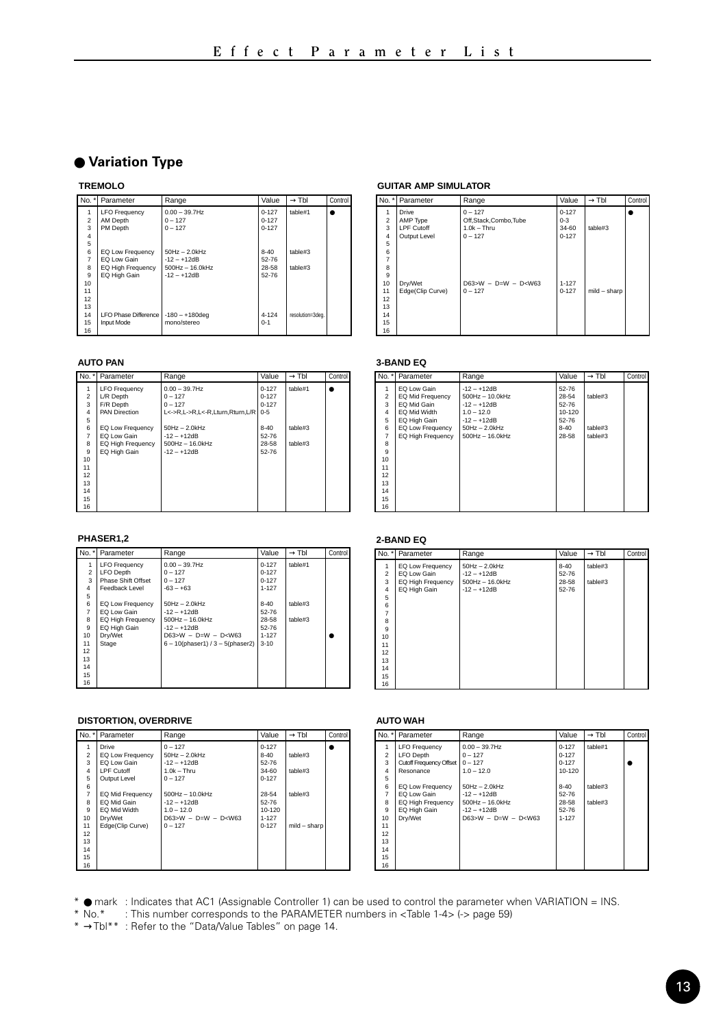# Effect Parameter List

## ● Variation Type

### TREMOLO

| No. * | Parameter | Range | Value | → Tbl | Control |
|---|---|---|---|---|---|
| 1 | LFO Frequency | 0.00 – 39.7Hz | 0-127 | table#1 | ● |
| 2 | AM Depth | 0 – 127 | 0-127 | | |
| 3 | PM Depth | 0 – 127 | 0-127 | | |
| 4 | | | | | |
| 5 | | | | | |
| 6 | EQ Low Frequency | 50Hz – 2.0kHz | 8-40 | table#3 | |
| 7 | EQ Low Gain | -12 – +12dB | 52-76 | | |
| 8 | EQ High Frequency | 500Hz – 16.0kHz | 28-58 | table#3 | |
| 9 | EQ High Gain | -12 – +12dB | 52-76 | | |
| 10 | | | | | |
| 11 | | | | | |
| 12 | | | | | |
| 13 | | | | | |
| 14 | LFO Phase Difference | -180 – +180deg | 4-124 | resolution=3deg. | |
| 15 | Input Mode | mono/stereo | 0-1 | | |
| 16 | | | | | |

### GUITAR AMP SIMULATOR

| No. * | Parameter | Range | Value | → Tbl | Control |
|---|---|---|---|---|---|
| 1 | Drive | 0 – 127 | 0-127 | | ● |
| 2 | AMP Type | Off,Stack,Combo,Tube | 0-3 | | |
| 3 | LPF Cutoff | 1.0k – Thru | 34-60 | table#3 | |
| 4 | Output Level | 0 – 127 | 0-127 | | |
| 5 | | | | | |
| 6 | | | | | |
| 7 | | | | | |
| 8 | | | | | |
| 9 | | | | | |
| 10 | Dry/Wet | D63>W – D=W – D<W63 | 1-127 | | |
| 11 | Edge(Clip Curve) | 0 – 127 | 0-127 | mild – sharp | |
| 12 | | | | | |
| 13 | | | | | |
| 14 | | | | | |
| 15 | | | | | |
| 16 | | | | | |

### AUTO PAN

| No. * | Parameter | Range | Value | → Tbl | Control |
|---|---|---|---|---|---|
| 1 | LFO Frequency | 0.00 – 39.7Hz | 0-127 | table#1 | ● |
| 2 | L/R Depth | 0 – 127 | 0-127 | | |
| 3 | F/R Depth | 0 – 127 | 0-127 | | |
| 4 | PAN Direction | L<->R,L->R,L<-R,Lturn,Rturn,L/R | 0-5 | | |
| 5 | | | | | |
| 6 | EQ Low Frequency | 50Hz – 2.0kHz | 8-40 | table#3 | |
| 7 | EQ Low Gain | -12 – +12dB | 52-76 | | |
| 8 | EQ High Frequency | 500Hz – 16.0kHz | 28-58 | table#3 | |
| 9 | EQ High Gain | -12 – +12dB | 52-76 | | |
| 10 | | | | | |
| 11 | | | | | |
| 12 | | | | | |
| 13 | | | | | |
| 14 | | | | | |
| 15 | | | | | |
| 16 | | | | | |

### 3-BAND EQ

| No. * | Parameter | Range | Value | → Tbl | Control |
|---|---|---|---|---|---|
| 1 | EQ Low Gain | -12 – +12dB | 52-76 | | |
| 2 | EQ Mid Frequency | 500Hz – 10.0kHz | 28-54 | table#3 | |
| 3 | EQ Mid Gain | -12 – +12dB | 52-76 | | |
| 4 | EQ Mid Width | 1.0 – 12.0 | 10-120 | | |
| 5 | EQ High Gain | -12 – +12dB | 52-76 | | |
| 6 | EQ Low Frequency | 50Hz – 2.0kHz | 8-40 | table#3 | |
| 7 | EQ High Frequency | 500Hz – 16.0kHz | 28-58 | table#3 | |
| 8 | | | | | |
| 9 | | | | | |
| 10 | | | | | |
| 11 | | | | | |
| 12 | | | | | |
| 13 | | | | | |
| 14 | | | | | |
| 15 | | | | | |
| 16 | | | | | |

### PHASER1,2

| No. * | Parameter | Range | Value | → Tbl | Control |
|---|---|---|---|---|---|
| 1 | LFO Frequency | 0.00 – 39.7Hz | 0-127 | table#1 | |
| 2 | LFO Depth | 0 – 127 | 0-127 | | |
| 3 | Phase Shift Offset | 0 – 127 | 0-127 | | |
| 4 | Feedback Level | -63 – +63 | 1-127 | | |
| 5 | | | | | |
| 6 | EQ Low Frequency | 50Hz – 2.0kHz | 8-40 | table#3 | |
| 7 | EQ Low Gain | -12 – +12dB | 52-76 | | |
| 8 | EQ High Frequency | 500Hz – 16.0kHz | 28-58 | table#3 | |
| 9 | EQ High Gain | -12 – +12dB | 52-76 | | |
| 10 | Dry/Wet | D63>W – D=W – D<W63 | 1-127 | | ● |
| 11 | Stage | 6 – 10(phaser1) / 3 – 5(phaser2) | 3-10 | | |
| 12 | | | | | |
| 13 | | | | | |
| 14 | | | | | |
| 15 | | | | | |
| 16 | | | | | |

### 2-BAND EQ

| No. * | Parameter | Range | Value | → Tbl | Control |
|---|---|---|---|---|---|
| 1 | EQ Low Frequency | 50Hz – 2.0kHz | 8-40 | table#3 | |
| 2 | EQ Low Gain | -12 – +12dB | 52-76 | | |
| 3 | EQ High Frequency | 500Hz – 16.0kHz | 28-58 | table#3 | |
| 4 | EQ High Gain | -12 – +12dB | 52-76 | | |
| 5 | | | | | |
| 6 | | | | | |
| 7 | | | | | |
| 8 | | | | | |
| 9 | | | | | |
| 10 | | | | | |
| 11 | | | | | |
| 12 | | | | | |
| 13 | | | | | |
| 14 | | | | | |
| 15 | | | | | |
| 16 | | | | | |

### DISTORTION, OVERDRIVE

| No. * | Parameter | Range | Value | → Tbl | Control |
|---|---|---|---|---|---|
| 1 | Drive | 0 – 127 | 0-127 | | ● |
| 2 | EQ Low Frequency | 50Hz – 2.0kHz | 8-40 | table#3 | |
| 3 | EQ Low Gain | -12 – +12dB | 52-76 | | |
| 4 | LPF Cutoff | 1.0k – Thru | 34-60 | table#3 | |
| 5 | Output Level | 0 – 127 | 0-127 | | |
| 6 | | | | | |
| 7 | EQ Mid Frequency | 500Hz – 10.0kHz | 28-54 | table#3 | |
| 8 | EQ Mid Gain | -12 – +12dB | 52-76 | | |
| 9 | EQ Mid Width | 1.0 – 12.0 | 10-120 | | |
| 10 | Dry/Wet | D63>W – D=W – D<W63 | 1-127 | | |
| 11 | Edge(Clip Curve) | 0 – 127 | 0-127 | mild – sharp | |
| 12 | | | | | |
| 13 | | | | | |
| 14 | | | | | |
| 15 | | | | | |
| 16 | | | | | |

### AUTO WAH

| No. * | Parameter | Range | Value | → Tbl | Control |
|---|---|---|---|---|---|
| 1 | LFO Frequency | 0.00 – 39.7Hz | 0-127 | table#1 | |
| 2 | LFO Depth | 0 – 127 | 0-127 | | |
| 3 | Cutoff Frequency Offset | 0 – 127 | 0-127 | | ● |
| 4 | Resonance | 1.0 – 12.0 | 10-120 | | |
| 5 | | | | | |
| 6 | EQ Low Frequency | 50Hz – 2.0kHz | 8-40 | table#3 | |
| 7 | EQ Low Gain | -12 – +12dB | 52-76 | | |
| 8 | EQ High Frequency | 500Hz – 16.0kHz | 28-58 | table#3 | |
| 9 | EQ High Gain | -12 – +12dB | 52-76 | | |
| 10 | Dry/Wet | D63>W – D=W – D<W63 | 1-127 | | |
| 11 | | | | | |
| 12 | | | | | |
| 13 | | | | | |
| 14 | | | | | |
| 15 | | | | | |
| 16 | | | | | |

* ● mark : Indicates that AC1 (Assignable Controller 1) can be used to control the parameter when VARIATION = INS.
* No.* : This number corresponds to the PARAMETER numbers in <Table 1-4> (-> page 59)
* →Tbl** : Refer to the "Data/Value Tables" on page 14.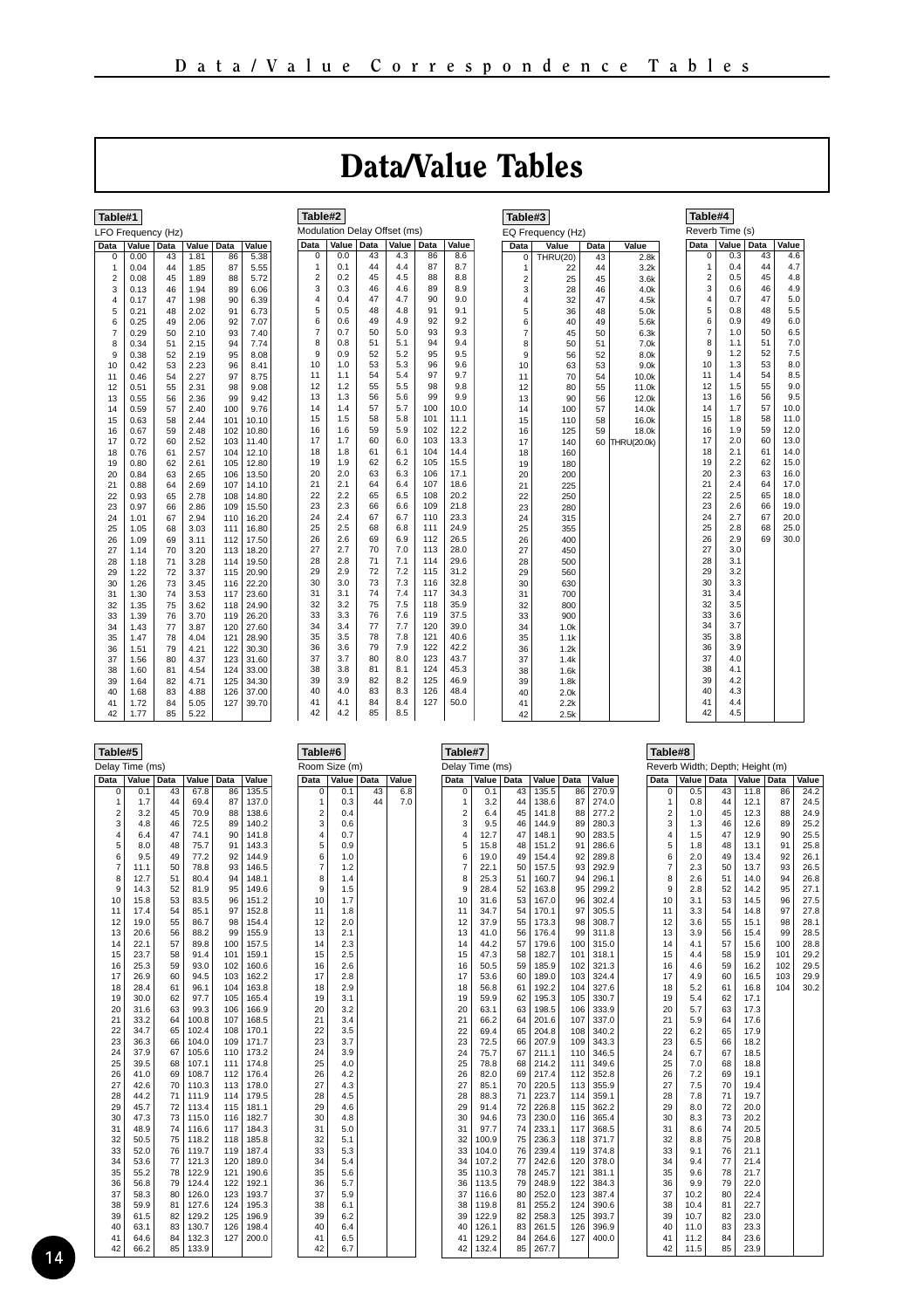# Data/Value Tables

## Table#1

LFO Frequency (Hz)

| Data | Value | Data | Value | Data | Value |
|---|---|---|---|---|---|
| 0 | 0.00 | 43 | 1.81 | 86 | 5.38 |
| 1 | 0.04 | 44 | 1.85 | 87 | 5.55 |
| 2 | 0.08 | 45 | 1.89 | 88 | 5.72 |
| 3 | 0.13 | 46 | 1.94 | 89 | 6.06 |
| 4 | 0.17 | 47 | 1.98 | 90 | 6.39 |
| 5 | 0.21 | 48 | 2.02 | 91 | 6.73 |
| 6 | 0.25 | 49 | 2.06 | 92 | 7.07 |
| 7 | 0.29 | 50 | 2.10 | 93 | 7.40 |
| 8 | 0.34 | 51 | 2.15 | 94 | 7.74 |
| 9 | 0.38 | 52 | 2.19 | 95 | 8.08 |
| 10 | 0.42 | 53 | 2.23 | 96 | 8.41 |
| 11 | 0.46 | 54 | 2.27 | 97 | 8.75 |
| 12 | 0.51 | 55 | 2.31 | 98 | 9.08 |
| 13 | 0.55 | 56 | 2.36 | 99 | 9.42 |
| 14 | 0.59 | 57 | 2.40 | 100 | 9.76 |
| 15 | 0.63 | 58 | 2.44 | 101 | 10.10 |
| 16 | 0.67 | 59 | 2.48 | 102 | 10.80 |
| 17 | 0.72 | 60 | 2.52 | 103 | 11.40 |
| 18 | 0.76 | 61 | 2.57 | 104 | 12.10 |
| 19 | 0.80 | 62 | 2.61 | 105 | 12.80 |
| 20 | 0.84 | 63 | 2.65 | 106 | 13.50 |
| 21 | 0.88 | 64 | 2.69 | 107 | 14.10 |
| 22 | 0.93 | 65 | 2.78 | 108 | 14.80 |
| 23 | 0.97 | 66 | 2.86 | 109 | 15.50 |
| 24 | 1.01 | 67 | 2.94 | 110 | 16.20 |
| 25 | 1.05 | 68 | 3.03 | 111 | 16.80 |
| 26 | 1.09 | 69 | 3.11 | 112 | 17.50 |
| 27 | 1.14 | 70 | 3.20 | 113 | 18.20 |
| 28 | 1.18 | 71 | 3.28 | 114 | 19.50 |
| 29 | 1.22 | 72 | 3.37 | 115 | 20.90 |
| 30 | 1.26 | 73 | 3.45 | 116 | 22.20 |
| 31 | 1.30 | 74 | 3.53 | 117 | 23.60 |
| 32 | 1.35 | 75 | 3.62 | 118 | 24.90 |
| 33 | 1.39 | 76 | 3.70 | 119 | 26.20 |
| 34 | 1.43 | 77 | 3.87 | 120 | 27.60 |
| 35 | 1.47 | 78 | 4.04 | 121 | 28.90 |
| 36 | 1.51 | 79 | 4.21 | 122 | 30.30 |
| 37 | 1.56 | 80 | 4.37 | 123 | 31.60 |
| 38 | 1.60 | 81 | 4.54 | 124 | 33.00 |
| 39 | 1.64 | 82 | 4.71 | 125 | 34.30 |
| 40 | 1.68 | 83 | 4.88 | 126 | 37.00 |
| 41 | 1.72 | 84 | 5.05 | 127 | 39.70 |
| 42 | 1.77 | 85 | 5.22 | | |

## Table#2

Modulation Delay Offset (ms)

| Data | Value | Data | Value | Data | Value |
|---|---|---|---|---|---|
| 0 | 0.0 | 43 | 4.3 | 86 | 8.6 |
| 1 | 0.1 | 44 | 4.4 | 87 | 8.7 |
| 2 | 0.2 | 45 | 4.5 | 88 | 8.8 |
| 3 | 0.3 | 46 | 4.6 | 89 | 8.9 |
| 4 | 0.4 | 47 | 4.7 | 90 | 9.0 |
| 5 | 0.5 | 48 | 4.8 | 91 | 9.1 |
| 6 | 0.6 | 49 | 4.9 | 92 | 9.2 |
| 7 | 0.7 | 50 | 5.0 | 93 | 9.3 |
| 8 | 0.8 | 51 | 5.1 | 94 | 9.4 |
| 9 | 0.9 | 52 | 5.2 | 95 | 9.5 |
| 10 | 1.0 | 53 | 5.3 | 96 | 9.6 |
| 11 | 1.1 | 54 | 5.4 | 97 | 9.7 |
| 12 | 1.2 | 55 | 5.5 | 98 | 9.8 |
| 13 | 1.3 | 56 | 5.6 | 99 | 9.9 |
| 14 | 1.4 | 57 | 5.7 | 100 | 10.0 |
| 15 | 1.5 | 58 | 5.8 | 101 | 11.1 |
| 16 | 1.6 | 59 | 5.9 | 102 | 12.2 |
| 17 | 1.7 | 60 | 6.0 | 103 | 13.3 |
| 18 | 1.8 | 61 | 6.1 | 104 | 14.4 |
| 19 | 1.9 | 62 | 6.2 | 105 | 15.5 |
| 20 | 2.0 | 63 | 6.3 | 106 | 17.1 |
| 21 | 2.1 | 64 | 6.4 | 107 | 18.6 |
| 22 | 2.2 | 65 | 6.5 | 108 | 20.2 |
| 23 | 2.3 | 66 | 6.6 | 109 | 21.8 |
| 24 | 2.4 | 67 | 6.7 | 110 | 23.3 |
| 25 | 2.5 | 68 | 6.8 | 111 | 24.9 |
| 26 | 2.6 | 69 | 6.9 | 112 | 26.5 |
| 27 | 2.7 | 70 | 7.0 | 113 | 28.0 |
| 28 | 2.8 | 71 | 7.1 | 114 | 29.6 |
| 29 | 2.9 | 72 | 7.2 | 115 | 31.2 |
| 30 | 3.0 | 73 | 7.3 | 116 | 32.8 |
| 31 | 3.1 | 74 | 7.4 | 117 | 34.3 |
| 32 | 3.2 | 75 | 7.5 | 118 | 35.9 |
| 33 | 3.3 | 76 | 7.6 | 119 | 37.5 |
| 34 | 3.4 | 77 | 7.7 | 120 | 39.0 |
| 35 | 3.5 | 78 | 7.8 | 121 | 40.6 |
| 36 | 3.6 | 79 | 7.9 | 122 | 42.2 |
| 37 | 3.7 | 80 | 8.0 | 123 | 43.7 |
| 38 | 3.8 | 81 | 8.1 | 124 | 45.3 |
| 39 | 3.9 | 82 | 8.2 | 125 | 46.9 |
| 40 | 4.0 | 83 | 8.3 | 126 | 48.4 |
| 41 | 4.1 | 84 | 8.4 | 127 | 50.0 |
| 42 | 4.2 | 85 | 8.5 | | |

## Table#3

EQ Frequency (Hz)

| Data | Value | Data | Value |
|---|---|---|---|
| 0 | THRU(20) | 43 | 2.8k |
| 1 | 22 | 44 | 3.2k |
| 2 | 25 | 45 | 3.6k |
| 3 | 28 | 46 | 4.0k |
| 4 | 32 | 47 | 4.5k |
| 5 | 36 | 48 | 5.0k |
| 6 | 40 | 49 | 5.6k |
| 7 | 45 | 50 | 6.3k |
| 8 | 50 | 51 | 7.0k |
| 9 | 56 | 52 | 8.0k |
| 10 | 63 | 53 | 9.0k |
| 11 | 70 | 54 | 10.0k |
| 12 | 80 | 55 | 11.0k |
| 13 | 90 | 56 | 12.0k |
| 14 | 100 | 57 | 14.0k |
| 15 | 110 | 58 | 16.0k |
| 16 | 125 | 59 | 18.0k |
| 17 | 140 | 60 | THRU(20.0k) |
| 18 | 160 | | |
| 19 | 180 | | |
| 20 | 200 | | |
| 21 | 225 | | |
| 22 | 250 | | |
| 23 | 280 | | |
| 24 | 315 | | |
| 25 | 355 | | |
| 26 | 400 | | |
| 27 | 450 | | |
| 28 | 500 | | |
| 29 | 560 | | |
| 30 | 630 | | |
| 31 | 700 | | |
| 32 | 800 | | |
| 33 | 900 | | |
| 34 | 1.0k | | |
| 35 | 1.1k | | |
| 36 | 1.2k | | |
| 37 | 1.4k | | |
| 38 | 1.6k | | |
| 39 | 1.8k | | |
| 40 | 2.0k | | |
| 41 | 2.2k | | |
| 42 | 2.5k | | |

## Table#4

Reverb Time (s)

| Data | Value | Data | Value |
|---|---|---|---|
| 0 | 0.3 | 43 | 4.6 |
| 1 | 0.4 | 44 | 4.7 |
| 2 | 0.5 | 45 | 4.8 |
| 3 | 0.6 | 46 | 4.9 |
| 4 | 0.7 | 47 | 5.0 |
| 5 | 0.8 | 48 | 5.5 |
| 6 | 0.9 | 49 | 6.0 |
| 7 | 1.0 | 50 | 6.5 |
| 8 | 1.1 | 51 | 7.0 |
| 9 | 1.2 | 52 | 7.5 |
| 10 | 1.3 | 53 | 8.0 |
| 11 | 1.4 | 54 | 8.5 |
| 12 | 1.5 | 55 | 9.0 |
| 13 | 1.6 | 56 | 9.5 |
| 14 | 1.7 | 57 | 10.0 |
| 15 | 1.8 | 58 | 11.0 |
| 16 | 1.9 | 59 | 12.0 |
| 17 | 2.0 | 60 | 13.0 |
| 18 | 2.1 | 61 | 14.0 |
| 19 | 2.2 | 62 | 15.0 |
| 20 | 2.3 | 63 | 16.0 |
| 21 | 2.4 | 64 | 17.0 |
| 22 | 2.5 | 65 | 18.0 |
| 23 | 2.6 | 66 | 19.0 |
| 24 | 2.7 | 67 | 20.0 |
| 25 | 2.8 | 68 | 25.0 |
| 26 | 2.9 | 69 | 30.0 |
| 27 | 3.0 | | |
| 28 | 3.1 | | |
| 29 | 3.2 | | |
| 30 | 3.3 | | |
| 31 | 3.4 | | |
| 32 | 3.5 | | |
| 33 | 3.6 | | |
| 34 | 3.7 | | |
| 35 | 3.8 | | |
| 36 | 3.9 | | |
| 37 | 4.0 | | |
| 38 | 4.1 | | |
| 39 | 4.2 | | |
| 40 | 4.3 | | |
| 41 | 4.4 | | |
| 42 | 4.5 | | |

## Table#5

Delay Time (ms)

| Data | Value | Data | Value | Data | Value |
|---|---|---|---|---|---|
| 0 | 0.1 | 43 | 67.8 | 86 | 135.5 |
| 1 | 1.7 | 44 | 69.4 | 87 | 137.0 |
| 2 | 3.2 | 45 | 70.9 | 88 | 138.6 |
| 3 | 4.8 | 46 | 72.5 | 89 | 140.2 |
| 4 | 6.4 | 47 | 74.1 | 90 | 141.8 |
| 5 | 8.0 | 48 | 75.7 | 91 | 143.3 |
| 6 | 9.5 | 49 | 77.2 | 92 | 144.9 |
| 7 | 11.1 | 50 | 78.8 | 93 | 146.5 |
| 8 | 12.7 | 51 | 80.4 | 94 | 148.1 |
| 9 | 14.3 | 52 | 81.9 | 95 | 149.6 |
| 10 | 15.8 | 53 | 83.5 | 96 | 151.2 |
| 11 | 17.4 | 54 | 85.1 | 97 | 152.8 |
| 12 | 19.0 | 55 | 86.7 | 98 | 154.4 |
| 13 | 20.6 | 56 | 88.2 | 99 | 155.9 |
| 14 | 22.1 | 57 | 89.8 | 100 | 157.5 |
| 15 | 23.7 | 58 | 91.4 | 101 | 159.1 |
| 16 | 25.3 | 59 | 93.0 | 102 | 160.6 |
| 17 | 26.9 | 60 | 94.5 | 103 | 162.2 |
| 18 | 28.4 | 61 | 96.1 | 104 | 163.8 |
| 19 | 30.0 | 62 | 97.7 | 105 | 165.4 |
| 20 | 31.6 | 63 | 99.3 | 106 | 166.9 |
| 21 | 33.2 | 64 | 100.8 | 107 | 168.5 |
| 22 | 34.7 | 65 | 102.4 | 108 | 170.1 |
| 23 | 36.3 | 66 | 104.0 | 109 | 171.7 |
| 24 | 37.9 | 67 | 105.6 | 110 | 173.2 |
| 25 | 39.5 | 68 | 107.1 | 111 | 174.8 |
| 26 | 41.0 | 69 | 108.7 | 112 | 176.4 |
| 27 | 42.6 | 70 | 110.3 | 113 | 178.0 |
| 28 | 44.2 | 71 | 111.9 | 114 | 179.5 |
| 29 | 45.7 | 72 | 113.4 | 115 | 181.1 |
| 30 | 47.3 | 73 | 115.0 | 116 | 182.7 |
| 31 | 48.9 | 74 | 116.6 | 117 | 184.3 |
| 32 | 50.5 | 75 | 118.2 | 118 | 185.8 |
| 33 | 52.0 | 76 | 119.7 | 119 | 187.4 |
| 34 | 53.6 | 77 | 121.3 | 120 | 189.0 |
| 35 | 55.2 | 78 | 122.9 | 121 | 190.6 |
| 36 | 56.8 | 79 | 124.4 | 122 | 192.1 |
| 37 | 58.3 | 80 | 126.0 | 123 | 193.7 |
| 38 | 59.9 | 81 | 127.6 | 124 | 195.3 |
| 39 | 61.5 | 82 | 129.2 | 125 | 196.9 |
| 40 | 63.1 | 83 | 130.7 | 126 | 198.4 |
| 41 | 64.6 | 84 | 132.3 | 127 | 200.0 |
| 42 | 66.2 | 85 | 133.9 | | |

## Table#6

Room Size (m)

| Data | Value | Data | Value |
|---|---|---|---|
| 0 | 0.1 | 43 | 6.8 |
| 1 | 0.3 | 44 | 7.0 |
| 2 | 0.4 | | |
| 3 | 0.6 | | |
| 4 | 0.7 | | |
| 5 | 0.9 | | |
| 6 | 1.0 | | |
| 7 | 1.2 | | |
| 8 | 1.4 | | |
| 9 | 1.5 | | |
| 10 | 1.7 | | |
| 11 | 1.8 | | |
| 12 | 2.0 | | |
| 13 | 2.1 | | |
| 14 | 2.3 | | |
| 15 | 2.5 | | |
| 16 | 2.6 | | |
| 17 | 2.8 | | |
| 18 | 2.9 | | |
| 19 | 3.1 | | |
| 20 | 3.2 | | |
| 21 | 3.4 | | |
| 22 | 3.5 | | |
| 23 | 3.7 | | |
| 24 | 3.9 | | |
| 25 | 4.0 | | |
| 26 | 4.2 | | |
| 27 | 4.3 | | |
| 28 | 4.5 | | |
| 29 | 4.6 | | |
| 30 | 4.8 | | |
| 31 | 5.0 | | |
| 32 | 5.1 | | |
| 33 | 5.3 | | |
| 34 | 5.4 | | |
| 35 | 5.6 | | |
| 36 | 5.7 | | |
| 37 | 5.9 | | |
| 38 | 6.1 | | |
| 39 | 6.2 | | |
| 40 | 6.4 | | |
| 41 | 6.5 | | |
| 42 | 6.7 | | |

## Table#7

Delay Time (ms)

| Data | Value | Data | Value | Data | Value |
|---|---|---|---|---|---|
| 0 | 0.1 | 43 | 135.5 | 86 | 270.9 |
| 1 | 3.2 | 44 | 138.6 | 87 | 274.0 |
| 2 | 6.4 | 45 | 141.8 | 88 | 277.2 |
| 3 | 9.5 | 46 | 144.9 | 89 | 280.3 |
| 4 | 12.7 | 47 | 148.1 | 90 | 283.5 |
| 5 | 15.8 | 48 | 151.2 | 91 | 286.6 |
| 6 | 19.0 | 49 | 154.4 | 92 | 289.8 |
| 7 | 22.1 | 50 | 157.5 | 93 | 292.9 |
| 8 | 25.3 | 51 | 160.7 | 94 | 296.1 |
| 9 | 28.4 | 52 | 163.8 | 95 | 299.2 |
| 10 | 31.6 | 53 | 167.0 | 96 | 302.4 |
| 11 | 34.7 | 54 | 170.1 | 97 | 305.5 |
| 12 | 37.9 | 55 | 173.3 | 98 | 308.7 |
| 13 | 41.0 | 56 | 176.4 | 99 | 311.8 |
| 14 | 44.2 | 57 | 179.6 | 100 | 315.0 |
| 15 | 47.3 | 58 | 182.7 | 101 | 318.1 |
| 16 | 50.5 | 59 | 185.9 | 102 | 321.3 |
| 17 | 53.6 | 60 | 189.0 | 103 | 324.4 |
| 18 | 56.8 | 61 | 192.2 | 104 | 327.6 |
| 19 | 59.9 | 62 | 195.3 | 105 | 330.7 |
| 20 | 63.1 | 63 | 198.5 | 106 | 333.9 |
| 21 | 66.2 | 64 | 201.6 | 107 | 337.0 |
| 22 | 69.4 | 65 | 204.8 | 108 | 340.2 |
| 23 | 72.5 | 66 | 207.9 | 109 | 343.3 |
| 24 | 75.7 | 67 | 211.1 | 110 | 346.5 |
| 25 | 78.8 | 68 | 214.2 | 111 | 349.6 |
| 26 | 82.0 | 69 | 217.4 | 112 | 352.8 |
| 27 | 85.1 | 70 | 220.5 | 113 | 355.9 |
| 28 | 88.3 | 71 | 223.7 | 114 | 359.1 |
| 29 | 91.4 | 72 | 226.8 | 115 | 362.2 |
| 30 | 94.6 | 73 | 230.0 | 116 | 365.4 |
| 31 | 97.7 | 74 | 233.1 | 117 | 368.5 |
| 32 | 100.9 | 75 | 236.3 | 118 | 371.7 |
| 33 | 104.0 | 76 | 239.4 | 119 | 374.8 |
| 34 | 107.2 | 77 | 242.6 | 120 | 378.0 |
| 35 | 110.3 | 78 | 245.7 | 121 | 381.1 |
| 36 | 113.5 | 79 | 248.9 | 122 | 384.3 |
| 37 | 116.6 | 80 | 252.0 | 123 | 387.4 |
| 38 | 119.8 | 81 | 255.2 | 124 | 390.6 |
| 39 | 122.9 | 82 | 258.3 | 125 | 393.7 |
| 40 | 126.1 | 83 | 261.5 | 126 | 396.9 |
| 41 | 129.2 | 84 | 264.6 | 127 | 400.0 |
| 42 | 132.4 | 85 | 267.7 | | |

## Table#8

Reverb Width; Depth; Height (m)

| Data | Value | Data | Value | Data | Value |
|---|---|---|---|---|---|
| 0 | 0.5 | 43 | 11.8 | 86 | 24.2 |
| 1 | 0.8 | 44 | 12.1 | 87 | 24.5 |
| 2 | 1.0 | 45 | 12.3 | 88 | 24.9 |
| 3 | 1.3 | 46 | 12.6 | 89 | 25.2 |
| 4 | 1.5 | 47 | 12.9 | 90 | 25.5 |
| 5 | 1.8 | 48 | 13.1 | 91 | 25.8 |
| 6 | 2.0 | 49 | 13.4 | 92 | 26.1 |
| 7 | 2.3 | 50 | 13.7 | 93 | 26.5 |
| 8 | 2.6 | 51 | 14.0 | 94 | 26.8 |
| 9 | 2.8 | 52 | 14.2 | 95 | 27.1 |
| 10 | 3.1 | 53 | 14.5 | 96 | 27.5 |
| 11 | 3.3 | 54 | 14.8 | 97 | 27.8 |
| 12 | 3.6 | 55 | 15.1 | 98 | 28.1 |
| 13 | 3.9 | 56 | 15.4 | 99 | 28.5 |
| 14 | 4.1 | 57 | 15.6 | 100 | 28.8 |
| 15 | 4.4 | 58 | 15.9 | 101 | 29.2 |
| 16 | 4.6 | 59 | 16.2 | 102 | 29.5 |
| 17 | 4.9 | 60 | 16.5 | 103 | 29.9 |
| 18 | 5.2 | 61 | 16.8 | 104 | 30.2 |
| 19 | 5.4 | 62 | 17.1 | | |
| 20 | 5.7 | 63 | 17.3 | | |
| 21 | 5.9 | 64 | 17.6 | | |
| 22 | 6.2 | 65 | 17.9 | | |
| 23 | 6.5 | 66 | 18.2 | | |
| 24 | 6.7 | 67 | 18.5 | | |
| 25 | 7.0 | 68 | 18.8 | | |
| 26 | 7.2 | 69 | 19.1 | | |
| 27 | 7.5 | 70 | 19.4 | | |
| 28 | 7.8 | 71 | 19.7 | | |
| 29 | 8.0 | 72 | 20.0 | | |
| 30 | 8.3 | 73 | 20.2 | | |
| 31 | 8.6 | 74 | 20.5 | | |
| 32 | 8.8 | 75 | 20.8 | | |
| 33 | 9.1 | 76 | 21.1 | | |
| 34 | 9.4 | 77 | 21.4 | | |
| 35 | 9.6 | 78 | 21.7 | | |
| 36 | 9.9 | 79 | 22.0 | | |
| 37 | 10.2 | 80 | 22.4 | | |
| 38 | 10.4 | 81 | 22.7 | | |
| 39 | 10.7 | 82 | 23.0 | | |
| 40 | 11.0 | 83 | 23.3 | | |
| 41 | 11.2 | 84 | 23.6 | | |
| 42 | 11.5 | 85 | 23.9 | | |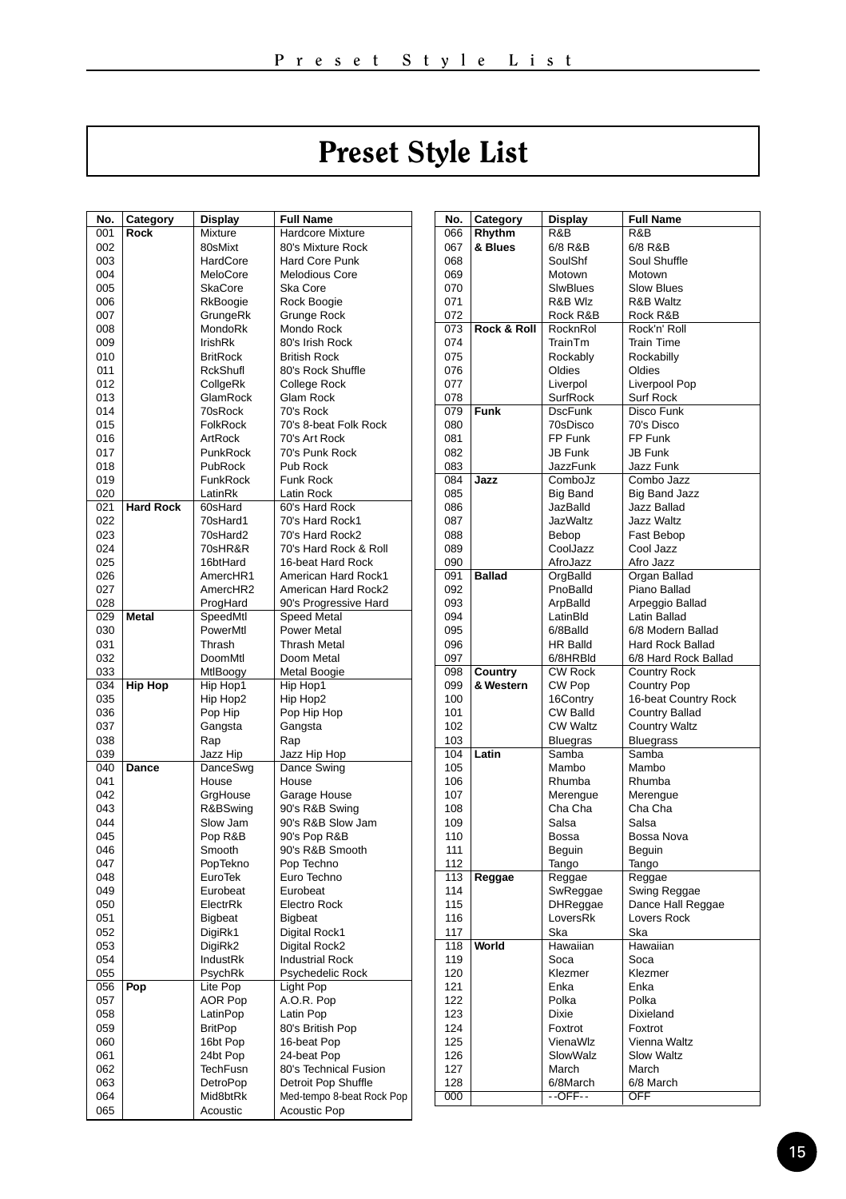# Preset Style List

| No. | Category | Display | Full Name |
|---|---|---|---|
| 001 | **Rock** | Mixture | Hardcore Mixture |
| 002 | | 80sMixt | 80's Mixture Rock |
| 003 | | HardCore | Hard Core Punk |
| 004 | | MeloCore | Melodious Core |
| 005 | | SkaCore | Ska Core |
| 006 | | RkBoogie | Rock Boogie |
| 007 | | GrungeRk | Grunge Rock |
| 008 | | MondoRk | Mondo Rock |
| 009 | | IrishRk | 80's Irish Rock |
| 010 | | BritRock | British Rock |
| 011 | | RckShufl | 80's Rock Shuffle |
| 012 | | CollgeRk | College Rock |
| 013 | | GlamRock | Glam Rock |
| 014 | | 70sRock | 70's Rock |
| 015 | | FolkRock | 70's 8-beat Folk Rock |
| 016 | | ArtRock | 70's Art Rock |
| 017 | | PunkRock | 70's Punk Rock |
| 018 | | PubRock | Pub Rock |
| 019 | | FunkRock | Funk Rock |
| 020 | | LatinRk | Latin Rock |
| 021 | **Hard Rock** | 60sHard | 60's Hard Rock |
| 022 | | 70sHard1 | 70's Hard Rock1 |
| 023 | | 70sHard2 | 70's Hard Rock2 |
| 024 | | 70sHR&R | 70's Hard Rock & Roll |
| 025 | | 16btHard | 16-beat Hard Rock |
| 026 | | AmercHR1 | American Hard Rock1 |
| 027 | | AmercHR2 | American Hard Rock2 |
| 028 | | ProgHard | 90's Progressive Hard |
| 029 | **Metal** | SpeedMtl | Speed Metal |
| 030 | | PowerMtl | Power Metal |
| 031 | | Thrash | Thrash Metal |
| 032 | | DoomMtl | Doom Metal |
| 033 | | MtlBoogy | Metal Boogie |
| 034 | **Hip Hop** | Hip Hop1 | Hip Hop1 |
| 035 | | Hip Hop2 | Hip Hop2 |
| 036 | | Pop Hip | Pop Hip Hop |
| 037 | | Gangsta | Gangsta |
| 038 | | Rap | Rap |
| 039 | | Jazz Hip | Jazz Hip Hop |
| 040 | **Dance** | DanceSwg | Dance Swing |
| 041 | | House | House |
| 042 | | GrgHouse | Garage House |
| 043 | | R&BSwing | 90's R&B Swing |
| 044 | | Slow Jam | 90's R&B Slow Jam |
| 045 | | Pop R&B | 90's Pop R&B |
| 046 | | Smooth | 90's R&B Smooth |
| 047 | | PopTekno | Pop Techno |
| 048 | | EuroTek | Euro Techno |
| 049 | | Eurobeat | Eurobeat |
| 050 | | ElectrRk | Electro Rock |
| 051 | | Bigbeat | Bigbeat |
| 052 | | DigiRk1 | Digital Rock1 |
| 053 | | DigiRk2 | Digital Rock2 |
| 054 | | IndustRk | Industrial Rock |
| 055 | | PsychRk | Psychedelic Rock |
| 056 | **Pop** | Lite Pop | Light Pop |
| 057 | | AOR Pop | A.O.R. Pop |
| 058 | | LatinPop | Latin Pop |
| 059 | | BritPop | 80's British Pop |
| 060 | | 16bt Pop | 16-beat Pop |
| 061 | | 24bt Pop | 24-beat Pop |
| 062 | | TechFusn | 80's Technical Fusion |
| 063 | | DetroPop | Detroit Pop Shuffle |
| 064 | | Mid8btRk | Med-tempo 8-beat Rock Pop |
| 065 | | Acoustic | Acoustic Pop |
| 066 | **Rhythm & Blues** | R&B | R&B |
| 067 | | 6/8 R&B | 6/8 R&B |
| 068 | | SoulShf | Soul Shuffle |
| 069 | | Motown | Motown |
| 070 | | SlwBlues | Slow Blues |
| 071 | | R&B Wlz | R&B Waltz |
| 072 | | Rock R&B | Rock R&B |
| 073 | **Rock & Roll** | RocknRol | Rock'n' Roll |
| 074 | | TrainTm | Train Time |
| 075 | | Rockably | Rockabilly |
| 076 | | Oldies | Oldies |
| 077 | | Liverpol | Liverpool Pop |
| 078 | | SurfRock | Surf Rock |
| 079 | **Funk** | DscFunk | Disco Funk |
| 080 | | 70sDisco | 70's Disco |
| 081 | | FP Funk | FP Funk |
| 082 | | JB Funk | JB Funk |
| 083 | | JazzFunk | Jazz Funk |
| 084 | **Jazz** | ComboJz | Combo Jazz |
| 085 | | Big Band | Big Band Jazz |
| 086 | | JazBalld | Jazz Ballad |
| 087 | | JazWaltz | Jazz Waltz |
| 088 | | Bebop | Fast Bebop |
| 089 | | CoolJazz | Cool Jazz |
| 090 | | AfroJazz | Afro Jazz |
| 091 | **Ballad** | OrgBalld | Organ Ballad |
| 092 | | PnoBalld | Piano Ballad |
| 093 | | ArpBalld | Arpeggio Ballad |
| 094 | | LatinBld | Latin Ballad |
| 095 | | 6/8Balld | 6/8 Modern Ballad |
| 096 | | HR Balld | Hard Rock Ballad |
| 097 | | 6/8HRBld | 6/8 Hard Rock Ballad |
| 098 | **Country & Western** | CW Rock | Country Rock |
| 099 | | CW Pop | Country Pop |
| 100 | | 16Contry | 16-beat Country Rock |
| 101 | | CW Balld | Country Ballad |
| 102 | | CW Waltz | Country Waltz |
| 103 | | Bluegras | Bluegrass |
| 104 | **Latin** | Samba | Samba |
| 105 | | Mambo | Mambo |
| 106 | | Rhumba | Rhumba |
| 107 | | Merengue | Merengue |
| 108 | | Cha Cha | Cha Cha |
| 109 | | Salsa | Salsa |
| 110 | | Bossa | Bossa Nova |
| 111 | | Beguin | Beguin |
| 112 | | Tango | Tango |
| 113 | **Reggae** | Reggae | Reggae |
| 114 | | SwReggae | Swing Reggae |
| 115 | | DHReggae | Dance Hall Reggae |
| 116 | | LoversRk | Lovers Rock |
| 117 | | Ska | Ska |
| 118 | **World** | Hawaiian | Hawaiian |
| 119 | | Soca | Soca |
| 120 | | Klezmer | Klezmer |
| 121 | | Enka | Enka |
| 122 | | Polka | Polka |
| 123 | | Dixie | Dixieland |
| 124 | | Foxtrot | Foxtrot |
| 125 | | VienaWlz | Vienna Waltz |
| 126 | | SlowWalz | Slow Waltz |
| 127 | | March | March |
| 128 | | 6/8March | 6/8 March |
| 000 | | --OFF-- | OFF |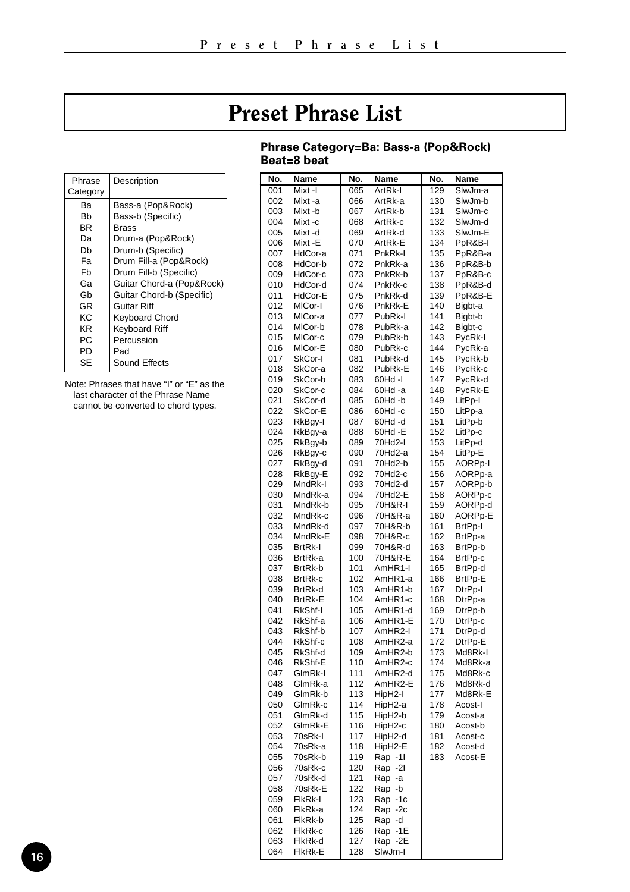# Preset Phrase List

| Phrase Category | Description |
|---|---|
| Ba | Bass-a (Pop&Rock) |
| Bb | Bass-b (Specific) |
| BR | Brass |
| Da | Drum-a (Pop&Rock) |
| Db | Drum-b (Specific) |
| Fa | Drum Fill-a (Pop&Rock) |
| Fb | Drum Fill-b (Specific) |
| Ga | Guitar Chord-a (Pop&Rock) |
| Gb | Guitar Chord-b (Specific) |
| GR | Guitar Riff |
| KC | Keyboard Chord |
| KR | Keyboard Riff |
| PC | Percussion |
| PD | Pad |
| SE | Sound Effects |

Note: Phrases that have "I" or "E" as the last character of the Phrase Name cannot be converted to chord types.

**Phrase Category=Ba: Bass-a (Pop&Rock)**
**Beat=8 beat**

| No. | Name | No. | Name | No. | Name |
|---|---|---|---|---|---|
| 001 | Mixt -I | 065 | ArtRk-I | 129 | SlwJm-a |
| 002 | Mixt -a | 066 | ArtRk-a | 130 | SlwJm-b |
| 003 | Mixt -b | 067 | ArtRk-b | 131 | SlwJm-c |
| 004 | Mixt -c | 068 | ArtRk-c | 132 | SlwJm-d |
| 005 | Mixt -d | 069 | ArtRk-d | 133 | SlwJm-E |
| 006 | Mixt -E | 070 | ArtRk-E | 134 | PpR&B-I |
| 007 | HdCor-a | 071 | PnkRk-I | 135 | PpR&B-a |
| 008 | HdCor-b | 072 | PnkRk-a | 136 | PpR&B-b |
| 009 | HdCor-c | 073 | PnkRk-b | 137 | PpR&B-c |
| 010 | HdCor-d | 074 | PnkRk-c | 138 | PpR&B-d |
| 011 | HdCor-E | 075 | PnkRk-d | 139 | PpR&B-E |
| 012 | MlCor-I | 076 | PnkRk-E | 140 | Bigbt-a |
| 013 | MlCor-a | 077 | PubRk-I | 141 | Bigbt-b |
| 014 | MlCor-b | 078 | PubRk-a | 142 | Bigbt-c |
| 015 | MlCor-c | 079 | PubRk-b | 143 | PycRk-I |
| 016 | MlCor-E | 080 | PubRk-c | 144 | PycRk-a |
| 017 | SkCor-I | 081 | PubRk-d | 145 | PycRk-b |
| 018 | SkCor-a | 082 | PubRk-E | 146 | PycRk-c |
| 019 | SkCor-b | 083 | 60Hd -I | 147 | PycRk-d |
| 020 | SkCor-c | 084 | 60Hd -a | 148 | PycRk-E |
| 021 | SkCor-d | 085 | 60Hd -b | 149 | LitPp-I |
| 022 | SkCor-E | 086 | 60Hd -c | 150 | LitPp-a |
| 023 | RkBgy-I | 087 | 60Hd -d | 151 | LitPp-b |
| 024 | RkBgy-a | 088 | 60Hd -E | 152 | LitPp-c |
| 025 | RkBgy-b | 089 | 70Hd2-I | 153 | LitPp-d |
| 026 | RkBgy-c | 090 | 70Hd2-a | 154 | LitPp-E |
| 027 | RkBgy-d | 091 | 70Hd2-b | 155 | AORPp-I |
| 028 | RkBgy-E | 092 | 70Hd2-c | 156 | AORPp-a |
| 029 | MndRk-I | 093 | 70Hd2-d | 157 | AORPp-b |
| 030 | MndRk-a | 094 | 70Hd2-E | 158 | AORPp-c |
| 031 | MndRk-b | 095 | 70H&R-I | 159 | AORPp-d |
| 032 | MndRk-c | 096 | 70H&R-a | 160 | AORPp-E |
| 033 | MndRk-d | 097 | 70H&R-b | 161 | BrtPp-I |
| 034 | MndRk-E | 098 | 70H&R-c | 162 | BrtPp-a |
| 035 | BrtRk-I | 099 | 70H&R-d | 163 | BrtPp-b |
| 036 | BrtRk-a | 100 | 70H&R-E | 164 | BrtPp-c |
| 037 | BrtRk-b | 101 | AmHR1-I | 165 | BrtPp-d |
| 038 | BrtRk-c | 102 | AmHR1-a | 166 | BrtPp-E |
| 039 | BrtRk-d | 103 | AmHR1-b | 167 | DtrPp-I |
| 040 | BrtRk-E | 104 | AmHR1-c | 168 | DtrPp-a |
| 041 | RkShf-I | 105 | AmHR1-d | 169 | DtrPp-b |
| 042 | RkShf-a | 106 | AmHR1-E | 170 | DtrPp-c |
| 043 | RkShf-b | 107 | AmHR2-I | 171 | DtrPp-d |
| 044 | RkShf-c | 108 | AmHR2-a | 172 | DtrPp-E |
| 045 | RkShf-d | 109 | AmHR2-b | 173 | Md8Rk-I |
| 046 | RkShf-E | 110 | AmHR2-c | 174 | Md8Rk-a |
| 047 | GlmRk-I | 111 | AmHR2-d | 175 | Md8Rk-c |
| 048 | GlmRk-a | 112 | AmHR2-E | 176 | Md8Rk-d |
| 049 | GlmRk-b | 113 | HipH2-I | 177 | Md8Rk-E |
| 050 | GlmRk-c | 114 | HipH2-a | 178 | Acost-I |
| 051 | GlmRk-d | 115 | HipH2-b | 179 | Acost-a |
| 052 | GlmRk-E | 116 | HipH2-c | 180 | Acost-b |
| 053 | 70sRk-I | 117 | HipH2-d | 181 | Acost-c |
| 054 | 70sRk-a | 118 | HipH2-E | 182 | Acost-d |
| 055 | 70sRk-b | 119 | Rap -1I | 183 | Acost-E |
| 056 | 70sRk-c | 120 | Rap -2I | | |
| 057 | 70sRk-d | 121 | Rap -a | | |
| 058 | 70sRk-E | 122 | Rap -b | | |
| 059 | FlkRk-I | 123 | Rap -1c | | |
| 060 | FlkRk-a | 124 | Rap -2c | | |
| 061 | FlkRk-b | 125 | Rap -d | | |
| 062 | FlkRk-c | 126 | Rap -1E | | |
| 063 | FlkRk-d | 127 | Rap -2E | | |
| 064 | FlkRk-E | 128 | SlwJm-I | | |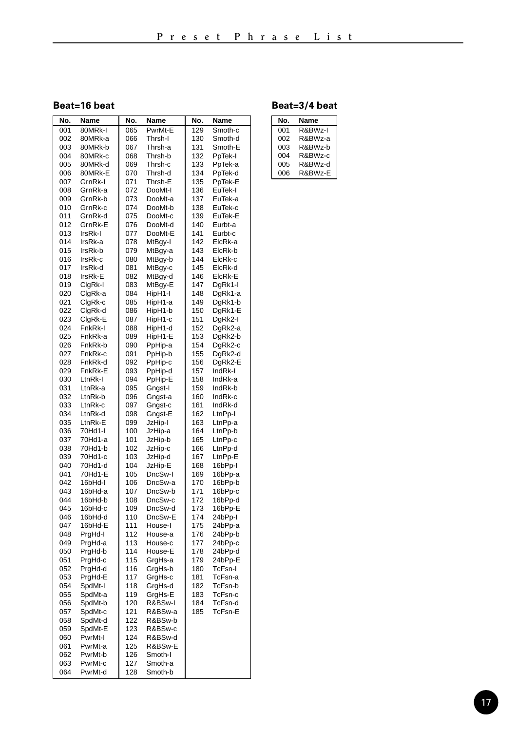## Beat=16 beat

| No. | Name | No. | Name | No. | Name |
|---|---|---|---|---|---|
| 001 | 80MRk-I | 065 | PwrMt-E | 129 | Smoth-c |
| 002 | 80MRk-a | 066 | Thrsh-I | 130 | Smoth-d |
| 003 | 80MRk-b | 067 | Thrsh-a | 131 | Smoth-E |
| 004 | 80MRk-c | 068 | Thrsh-b | 132 | PpTek-I |
| 005 | 80MRk-d | 069 | Thrsh-c | 133 | PpTek-a |
| 006 | 80MRk-E | 070 | Thrsh-d | 134 | PpTek-d |
| 007 | GrnRk-I | 071 | Thrsh-E | 135 | PpTek-E |
| 008 | GrnRk-a | 072 | DooMt-I | 136 | EuTek-I |
| 009 | GrnRk-b | 073 | DooMt-a | 137 | EuTek-a |
| 010 | GrnRk-c | 074 | DooMt-b | 138 | EuTek-c |
| 011 | GrnRk-d | 075 | DooMt-c | 139 | EuTek-E |
| 012 | GrnRk-E | 076 | DooMt-d | 140 | Eurbt-a |
| 013 | IrsRk-I | 077 | DooMt-E | 141 | Eurbt-c |
| 014 | IrsRk-a | 078 | MtBgy-I | 142 | ElcRk-a |
| 015 | IrsRk-b | 079 | MtBgy-a | 143 | ElcRk-b |
| 016 | IrsRk-c | 080 | MtBgy-b | 144 | ElcRk-c |
| 017 | IrsRk-d | 081 | MtBgy-c | 145 | ElcRk-d |
| 018 | IrsRk-E | 082 | MtBgy-d | 146 | ElcRk-E |
| 019 | ClgRk-I | 083 | MtBgy-E | 147 | DgRk1-I |
| 020 | ClgRk-a | 084 | HipH1-I | 148 | DgRk1-a |
| 021 | ClgRk-c | 085 | HipH1-a | 149 | DgRk1-b |
| 022 | ClgRk-d | 086 | HipH1-b | 150 | DgRk1-E |
| 023 | ClgRk-E | 087 | HipH1-c | 151 | DgRk2-I |
| 024 | FnkRk-I | 088 | HipH1-d | 152 | DgRk2-a |
| 025 | FnkRk-a | 089 | HipH1-E | 153 | DgRk2-b |
| 026 | FnkRk-b | 090 | PpHip-a | 154 | DgRk2-c |
| 027 | FnkRk-c | 091 | PpHip-b | 155 | DgRk2-d |
| 028 | FnkRk-d | 092 | PpHip-c | 156 | DgRk2-E |
| 029 | FnkRk-E | 093 | PpHip-d | 157 | IndRk-I |
| 030 | LtnRk-I | 094 | PpHip-E | 158 | IndRk-a |
| 031 | LtnRk-a | 095 | Gngst-I | 159 | IndRk-b |
| 032 | LtnRk-b | 096 | Gngst-a | 160 | IndRk-c |
| 033 | LtnRk-c | 097 | Gngst-c | 161 | IndRk-d |
| 034 | LtnRk-d | 098 | Gngst-E | 162 | LtnPp-I |
| 035 | LtnRk-E | 099 | JzHip-I | 163 | LtnPp-a |
| 036 | 70Hd1-I | 100 | JzHip-a | 164 | LtnPp-b |
| 037 | 70Hd1-a | 101 | JzHip-b | 165 | LtnPp-c |
| 038 | 70Hd1-b | 102 | JzHip-c | 166 | LtnPp-d |
| 039 | 70Hd1-c | 103 | JzHip-d | 167 | LtnPp-E |
| 040 | 70Hd1-d | 104 | JzHip-E | 168 | 16bPp-I |
| 041 | 70Hd1-E | 105 | DncSw-I | 169 | 16bPp-a |
| 042 | 16bHd-I | 106 | DncSw-a | 170 | 16bPp-b |
| 043 | 16bHd-a | 107 | DncSw-b | 171 | 16bPp-c |
| 044 | 16bHd-b | 108 | DncSw-c | 172 | 16bPp-d |
| 045 | 16bHd-c | 109 | DncSw-d | 173 | 16bPp-E |
| 046 | 16bHd-d | 110 | DncSw-E | 174 | 24bPp-I |
| 047 | 16bHd-E | 111 | House-I | 175 | 24bPp-a |
| 048 | PrgHd-I | 112 | House-a | 176 | 24bPp-b |
| 049 | PrgHd-a | 113 | House-c | 177 | 24bPp-c |
| 050 | PrgHd-b | 114 | House-E | 178 | 24bPp-d |
| 051 | PrgHd-c | 115 | GrgHs-a | 179 | 24bPp-E |
| 052 | PrgHd-d | 116 | GrgHs-b | 180 | TcFsn-I |
| 053 | PrgHd-E | 117 | GrgHs-c | 181 | TcFsn-a |
| 054 | SpdMt-I | 118 | GrgHs-d | 182 | TcFsn-b |
| 055 | SpdMt-a | 119 | GrgHs-E | 183 | TcFsn-c |
| 056 | SpdMt-b | 120 | R&BSw-I | 184 | TcFsn-d |
| 057 | SpdMt-c | 121 | R&BSw-a | 185 | TcFsn-E |
| 058 | SpdMt-d | 122 | R&BSw-b | | |
| 059 | SpdMt-E | 123 | R&BSw-c | | |
| 060 | PwrMt-I | 124 | R&BSw-d | | |
| 061 | PwrMt-a | 125 | R&BSw-E | | |
| 062 | PwrMt-b | 126 | Smoth-I | | |
| 063 | PwrMt-c | 127 | Smoth-a | | |
| 064 | PwrMt-d | 128 | Smoth-b | | |

## Beat=3/4 beat

| No. | Name |
|---|---|
| 001 | R&BWz-I |
| 002 | R&BWz-a |
| 003 | R&BWz-b |
| 004 | R&BWz-c |
| 005 | R&BWz-d |
| 006 | R&BWz-E |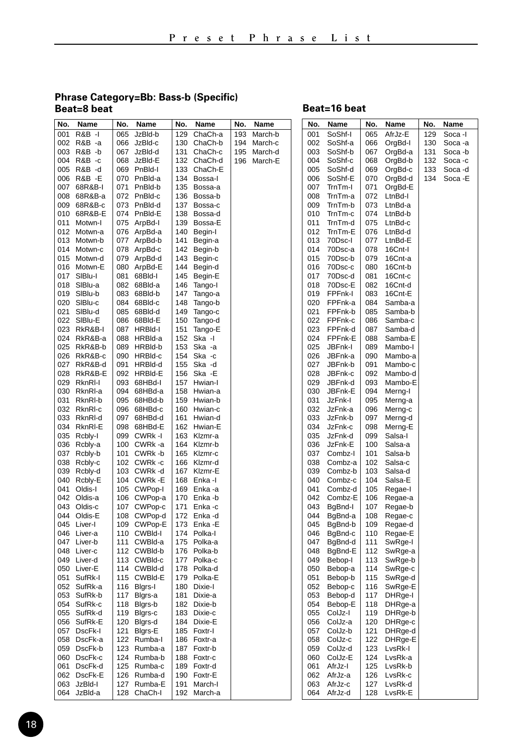## Phrase Category=Bb: Bass-b (Specific)

### Beat=8 beat

| No. | Name | No. | Name | No. | Name | No. | Name |
|---|---|---|---|---|---|---|---|
| 001 | R&B -I | 065 | JzBld-b | 129 | ChaCh-a | 193 | March-b |
| 002 | R&B -a | 066 | JzBld-c | 130 | ChaCh-b | 194 | March-c |
| 003 | R&B -b | 067 | JzBld-d | 131 | ChaCh-c | 195 | March-d |
| 004 | R&B -c | 068 | JzBld-E | 132 | ChaCh-d | 196 | March-E |
| 005 | R&B -d | 069 | PnBld-I | 133 | ChaCh-E | | |
| 006 | R&B -E | 070 | PnBld-a | 134 | Bossa-I | | |
| 007 | 68R&B-I | 071 | PnBld-b | 135 | Bossa-a | | |
| 008 | 68R&B-a | 072 | PnBld-c | 136 | Bossa-b | | |
| 009 | 68R&B-c | 073 | PnBld-d | 137 | Bossa-c | | |
| 010 | 68R&B-E | 074 | PnBld-E | 138 | Bossa-d | | |
| 011 | Motwn-I | 075 | ArpBd-I | 139 | Bossa-E | | |
| 012 | Motwn-a | 076 | ArpBd-a | 140 | Begin-I | | |
| 013 | Motwn-b | 077 | ArpBd-b | 141 | Begin-a | | |
| 014 | Motwn-c | 078 | ArpBd-c | 142 | Begin-b | | |
| 015 | Motwn-d | 079 | ArpBd-d | 143 | Begin-c | | |
| 016 | Motwn-E | 080 | ArpBd-E | 144 | Begin-d | | |
| 017 | SlBlu-I | 081 | 68Bld-I | 145 | Begin-E | | |
| 018 | SlBlu-a | 082 | 68Bld-a | 146 | Tango-I | | |
| 019 | SlBlu-b | 083 | 68Bld-b | 147 | Tango-a | | |
| 020 | SlBlu-c | 084 | 68Bld-c | 148 | Tango-b | | |
| 021 | SlBlu-d | 085 | 68Bld-d | 149 | Tango-c | | |
| 022 | SlBlu-E | 086 | 68Bld-E | 150 | Tango-d | | |
| 023 | RkR&B-I | 087 | HRBld-I | 151 | Tango-E | | |
| 024 | RkR&B-a | 088 | HRBld-a | 152 | Ska -I | | |
| 025 | RkR&B-b | 089 | HRBld-b | 153 | Ska -a | | |
| 026 | RkR&B-c | 090 | HRBld-c | 154 | Ska -c | | |
| 027 | RkR&B-d | 091 | HRBld-d | 155 | Ska -d | | |
| 028 | RkR&B-E | 092 | HRBld-E | 156 | Ska -E | | |
| 029 | RknRl-I | 093 | 68HBd-I | 157 | Hwian-I | | |
| 030 | RknRl-a | 094 | 68HBd-a | 158 | Hwian-a | | |
| 031 | RknRl-b | 095 | 68HBd-b | 159 | Hwian-b | | |
| 032 | RknRl-c | 096 | 68HBd-c | 160 | Hwian-c | | |
| 033 | RknRl-d | 097 | 68HBd-d | 161 | Hwian-d | | |
| 034 | RknRl-E | 098 | 68HBd-E | 162 | Hwian-E | | |
| 035 | Rcbly-I | 099 | CWRk -I | 163 | Klzmr-a | | |
| 036 | Rcbly-a | 100 | CWRk -a | 164 | Klzmr-b | | |
| 037 | Rcbly-b | 101 | CWRk -b | 165 | Klzmr-c | | |
| 038 | Rcbly-c | 102 | CWRk -c | 166 | Klzmr-d | | |
| 039 | Rcbly-d | 103 | CWRk -d | 167 | Klzmr-E | | |
| 040 | Rcbly-E | 104 | CWRk -E | 168 | Enka -I | | |
| 041 | Oldis-I | 105 | CWPop-I | 169 | Enka -a | | |
| 042 | Oldis-a | 106 | CWPop-a | 170 | Enka -b | | |
| 043 | Oldis-c | 107 | CWPop-c | 171 | Enka -c | | |
| 044 | Oldis-E | 108 | CWPop-d | 172 | Enka -d | | |
| 045 | Liver-I | 109 | CWPop-E | 173 | Enka -E | | |
| 046 | Liver-a | 110 | CWBld-I | 174 | Polka-I | | |
| 047 | Liver-b | 111 | CWBld-a | 175 | Polka-a | | |
| 048 | Liver-c | 112 | CWBld-b | 176 | Polka-b | | |
| 049 | Liver-d | 113 | CWBld-c | 177 | Polka-c | | |
| 050 | Liver-E | 114 | CWBld-d | 178 | Polka-d | | |
| 051 | SufRk-I | 115 | CWBld-E | 179 | Polka-E | | |
| 052 | SufRk-a | 116 | Blgrs-I | 180 | Dixie-I | | |
| 053 | SufRk-b | 117 | Blgrs-a | 181 | Dixie-a | | |
| 054 | SufRk-c | 118 | Blgrs-b | 182 | Dixie-b | | |
| 055 | SufRk-d | 119 | Blgrs-c | 183 | Dixie-c | | |
| 056 | SufRk-E | 120 | Blgrs-d | 184 | Dixie-E | | |
| 057 | DscFk-I | 121 | Blgrs-E | 185 | Foxtr-I | | |
| 058 | DscFk-a | 122 | Rumba-I | 186 | Foxtr-a | | |
| 059 | DscFk-b | 123 | Rumba-a | 187 | Foxtr-b | | |
| 060 | DscFk-c | 124 | Rumba-b | 188 | Foxtr-c | | |
| 061 | DscFk-d | 125 | Rumba-c | 189 | Foxtr-d | | |
| 062 | DscFk-E | 126 | Rumba-d | 190 | Foxtr-E | | |
| 063 | JzBld-I | 127 | Rumba-E | 191 | March-I | | |
| 064 | JzBld-a | 128 | ChaCh-I | 192 | March-a | | |

### Beat=16 beat

| No. | Name | No. | Name | No. | Name |
|---|---|---|---|---|---|
| 001 | SoShf-I | 065 | AfrJz-E | 129 | Soca -I |
| 002 | SoShf-a | 066 | OrgBd-I | 130 | Soca -a |
| 003 | SoShf-b | 067 | OrgBd-a | 131 | Soca -b |
| 004 | SoShf-c | 068 | OrgBd-b | 132 | Soca -c |
| 005 | SoShf-d | 069 | OrgBd-c | 133 | Soca -d |
| 006 | SoShf-E | 070 | OrgBd-d | 134 | Soca -E |
| 007 | TrnTm-I | 071 | OrgBd-E | | |
| 008 | TrnTm-a | 072 | LtnBd-I | | |
| 009 | TrnTm-b | 073 | LtnBd-a | | |
| 010 | TrnTm-c | 074 | LtnBd-b | | |
| 011 | TrnTm-d | 075 | LtnBd-c | | |
| 012 | TrnTm-E | 076 | LtnBd-d | | |
| 013 | 70Dsc-I | 077 | LtnBd-E | | |
| 014 | 70Dsc-a | 078 | 16Cnt-I | | |
| 015 | 70Dsc-b | 079 | 16Cnt-a | | |
| 016 | 70Dsc-c | 080 | 16Cnt-b | | |
| 017 | 70Dsc-d | 081 | 16Cnt-c | | |
| 018 | 70Dsc-E | 082 | 16Cnt-d | | |
| 019 | FPFnk-I | 083 | 16Cnt-E | | |
| 020 | FPFnk-a | 084 | Samba-a | | |
| 021 | FPFnk-b | 085 | Samba-b | | |
| 022 | FPFnk-c | 086 | Samba-c | | |
| 023 | FPFnk-d | 087 | Samba-d | | |
| 024 | FPFnk-E | 088 | Samba-E | | |
| 025 | JBFnk-I | 089 | Mambo-I | | |
| 026 | JBFnk-a | 090 | Mambo-a | | |
| 027 | JBFnk-b | 091 | Mambo-c | | |
| 028 | JBFnk-c | 092 | Mambo-d | | |
| 029 | JBFnk-d | 093 | Mambo-E | | |
| 030 | JBFnk-E | 094 | Merng-I | | |
| 031 | JzFnk-I | 095 | Merng-a | | |
| 032 | JzFnk-a | 096 | Merng-c | | |
| 033 | JzFnk-b | 097 | Merng-d | | |
| 034 | JzFnk-c | 098 | Merng-E | | |
| 035 | JzFnk-d | 099 | Salsa-I | | |
| 036 | JzFnk-E | 100 | Salsa-a | | |
| 037 | Combz-I | 101 | Salsa-b | | |
| 038 | Combz-a | 102 | Salsa-c | | |
| 039 | Combz-b | 103 | Salsa-d | | |
| 040 | Combz-c | 104 | Salsa-E | | |
| 041 | Combz-d | 105 | Regae-I | | |
| 042 | Combz-E | 106 | Regae-a | | |
| 043 | BgBnd-I | 107 | Regae-b | | |
| 044 | BgBnd-a | 108 | Regae-c | | |
| 045 | BgBnd-b | 109 | Regae-d | | |
| 046 | BgBnd-c | 110 | Regae-E | | |
| 047 | BgBnd-d | 111 | SwRge-I | | |
| 048 | BgBnd-E | 112 | SwRge-a | | |
| 049 | Bebop-I | 113 | SwRge-b | | |
| 050 | Bebop-a | 114 | SwRge-c | | |
| 051 | Bebop-b | 115 | SwRge-d | | |
| 052 | Bebop-c | 116 | SwRge-E | | |
| 053 | Bebop-d | 117 | DHRge-I | | |
| 054 | Bebop-E | 118 | DHRge-a | | |
| 055 | ColJz-I | 119 | DHRge-b | | |
| 056 | ColJz-a | 120 | DHRge-c | | |
| 057 | ColJz-b | 121 | DHRge-d | | |
| 058 | ColJz-c | 122 | DHRge-E | | |
| 059 | ColJz-d | 123 | LvsRk-I | | |
| 060 | ColJz-E | 124 | LvsRk-a | | |
| 061 | AfrJz-I | 125 | LvsRk-b | | |
| 062 | AfrJz-a | 126 | LvsRk-c | | |
| 063 | AfrJz-c | 127 | LvsRk-d | | |
| 064 | AfrJz-d | 128 | LvsRk-E | | |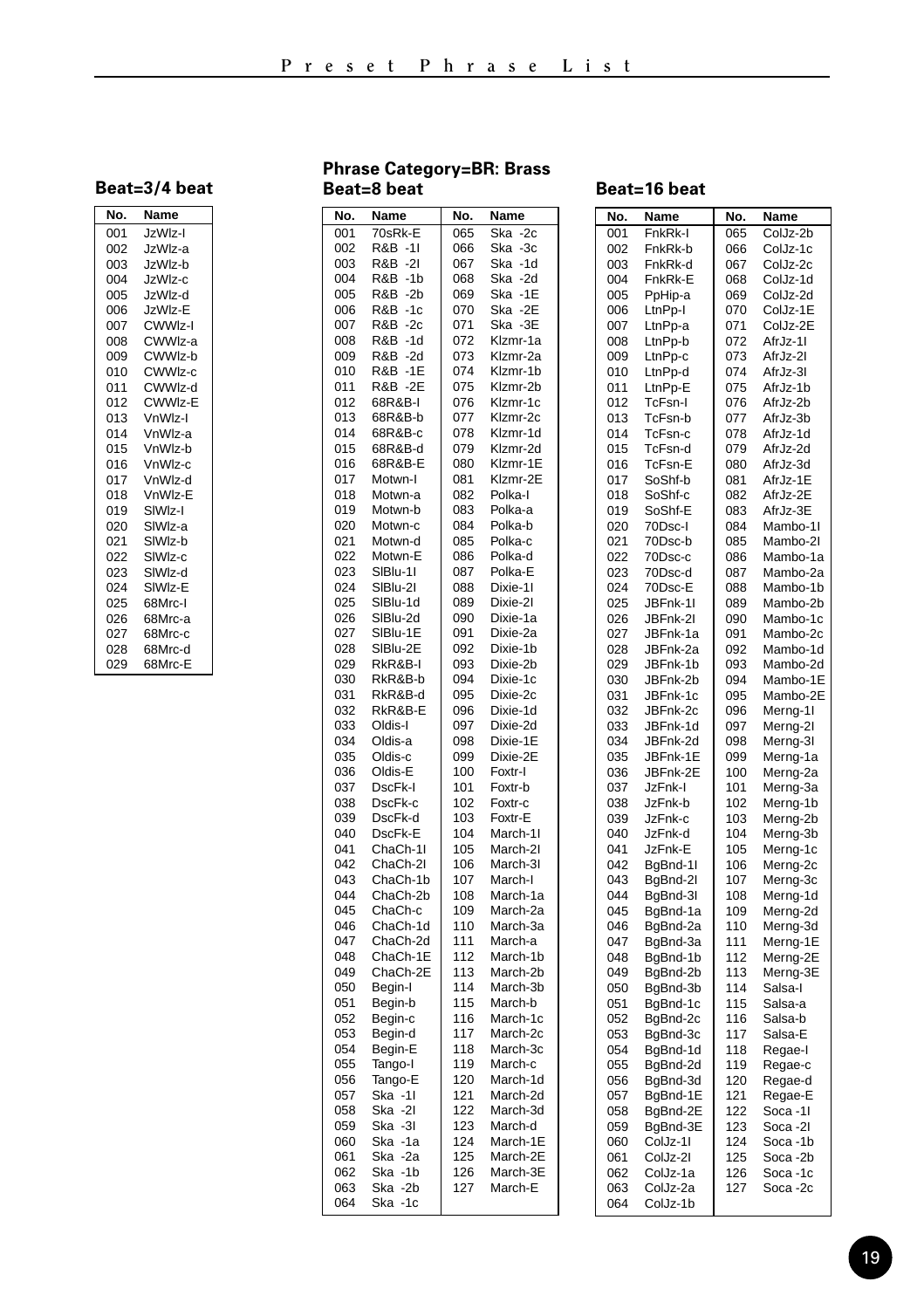## Phrase Category=BR: Brass

### Beat=3/4 beat

| No. | Name |
|---|---|
| 001 | JzWlz-I |
| 002 | JzWlz-a |
| 003 | JzWlz-b |
| 004 | JzWlz-c |
| 005 | JzWlz-d |
| 006 | JzWlz-E |
| 007 | CWWlz-I |
| 008 | CWWlz-a |
| 009 | CWWlz-b |
| 010 | CWWlz-c |
| 011 | CWWlz-d |
| 012 | CWWlz-E |
| 013 | VnWlz-I |
| 014 | VnWlz-a |
| 015 | VnWlz-b |
| 016 | VnWlz-c |
| 017 | VnWlz-d |
| 018 | VnWlz-E |
| 019 | SlWlz-I |
| 020 | SlWlz-a |
| 021 | SlWlz-b |
| 022 | SlWlz-c |
| 023 | SlWlz-d |
| 024 | SlWlz-E |
| 025 | 68Mrc-I |
| 026 | 68Mrc-a |
| 027 | 68Mrc-c |
| 028 | 68Mrc-d |
| 029 | 68Mrc-E |

### Beat=8 beat

| No. | Name | No. | Name |
|---|---|---|---|
| 001 | 70sRk-E | 065 | Ska -2c |
| 002 | R&B -1I | 066 | Ska -3c |
| 003 | R&B -2I | 067 | Ska -1d |
| 004 | R&B -1b | 068 | Ska -2d |
| 005 | R&B -2b | 069 | Ska -1E |
| 006 | R&B -1c | 070 | Ska -2E |
| 007 | R&B -2c | 071 | Ska -3E |
| 008 | R&B -1d | 072 | Klzmr-1a |
| 009 | R&B -2d | 073 | Klzmr-2a |
| 010 | R&B -1E | 074 | Klzmr-1b |
| 011 | R&B -2E | 075 | Klzmr-2b |
| 012 | 68R&B-I | 076 | Klzmr-1c |
| 013 | 68R&B-b | 077 | Klzmr-2c |
| 014 | 68R&B-c | 078 | Klzmr-1d |
| 015 | 68R&B-d | 079 | Klzmr-2d |
| 016 | 68R&B-E | 080 | Klzmr-1E |
| 017 | Motwn-I | 081 | Klzmr-2E |
| 018 | Motwn-a | 082 | Polka-I |
| 019 | Motwn-b | 083 | Polka-a |
| 020 | Motwn-c | 084 | Polka-b |
| 021 | Motwn-d | 085 | Polka-c |
| 022 | Motwn-E | 086 | Polka-d |
| 023 | SlBlu-1I | 087 | Polka-E |
| 024 | SlBlu-2I | 088 | Dixie-1I |
| 025 | SlBlu-1d | 089 | Dixie-2I |
| 026 | SlBlu-2d | 090 | Dixie-1a |
| 027 | SlBlu-1E | 091 | Dixie-2a |
| 028 | SlBlu-2E | 092 | Dixie-1b |
| 029 | RkR&B-I | 093 | Dixie-2b |
| 030 | RkR&B-b | 094 | Dixie-1c |
| 031 | RkR&B-d | 095 | Dixie-2c |
| 032 | RkR&B-E | 096 | Dixie-1d |
| 033 | Oldis-I | 097 | Dixie-2d |
| 034 | Oldis-a | 098 | Dixie-1E |
| 035 | Oldis-c | 099 | Dixie-2E |
| 036 | Oldis-E | 100 | Foxtr-I |
| 037 | DscFk-I | 101 | Foxtr-b |
| 038 | DscFk-c | 102 | Foxtr-c |
| 039 | DscFk-d | 103 | Foxtr-E |
| 040 | DscFk-E | 104 | March-1I |
| 041 | ChaCh-1I | 105 | March-2I |
| 042 | ChaCh-2I | 106 | March-3I |
| 043 | ChaCh-1b | 107 | March-I |
| 044 | ChaCh-2b | 108 | March-1a |
| 045 | ChaCh-c | 109 | March-2a |
| 046 | ChaCh-1d | 110 | March-3a |
| 047 | ChaCh-2d | 111 | March-a |
| 048 | ChaCh-1E | 112 | March-1b |
| 049 | ChaCh-2E | 113 | March-2b |
| 050 | Begin-I | 114 | March-3b |
| 051 | Begin-b | 115 | March-b |
| 052 | Begin-c | 116 | March-1c |
| 053 | Begin-d | 117 | March-2c |
| 054 | Begin-E | 118 | March-3c |
| 055 | Tango-I | 119 | March-c |
| 056 | Tango-E | 120 | March-1d |
| 057 | Ska -1I | 121 | March-2d |
| 058 | Ska -2I | 122 | March-3d |
| 059 | Ska -3I | 123 | March-d |
| 060 | Ska -1a | 124 | March-1E |
| 061 | Ska -2a | 125 | March-2E |
| 062 | Ska -1b | 126 | March-3E |
| 063 | Ska -2b | 127 | March-E |
| 064 | Ska -1c | | |

### Beat=16 beat

| No. | Name | No. | Name |
|---|---|---|---|
| 001 | FnkRk-I | 065 | ColJz-2b |
| 002 | FnkRk-b | 066 | ColJz-1c |
| 003 | FnkRk-d | 067 | ColJz-2c |
| 004 | FnkRk-E | 068 | ColJz-1d |
| 005 | PpHip-a | 069 | ColJz-2d |
| 006 | LtnPp-I | 070 | ColJz-1E |
| 007 | LtnPp-a | 071 | ColJz-2E |
| 008 | LtnPp-b | 072 | AfrJz-1I |
| 009 | LtnPp-c | 073 | AfrJz-2I |
| 010 | LtnPp-d | 074 | AfrJz-3I |
| 011 | LtnPp-E | 075 | AfrJz-1b |
| 012 | TcFsn-I | 076 | AfrJz-2b |
| 013 | TcFsn-b | 077 | AfrJz-3b |
| 014 | TcFsn-c | 078 | AfrJz-1d |
| 015 | TcFsn-d | 079 | AfrJz-2d |
| 016 | TcFsn-E | 080 | AfrJz-3d |
| 017 | SoShf-b | 081 | AfrJz-1E |
| 018 | SoShf-c | 082 | AfrJz-2E |
| 019 | SoShf-E | 083 | AfrJz-3E |
| 020 | 70Dsc-I | 084 | Mambo-1I |
| 021 | 70Dsc-b | 085 | Mambo-2I |
| 022 | 70Dsc-c | 086 | Mambo-1a |
| 023 | 70Dsc-d | 087 | Mambo-2a |
| 024 | 70Dsc-E | 088 | Mambo-1b |
| 025 | JBFnk-1I | 089 | Mambo-2b |
| 026 | JBFnk-2I | 090 | Mambo-1c |
| 027 | JBFnk-1a | 091 | Mambo-2c |
| 028 | JBFnk-2a | 092 | Mambo-1d |
| 029 | JBFnk-1b | 093 | Mambo-2d |
| 030 | JBFnk-2b | 094 | Mambo-1E |
| 031 | JBFnk-1c | 095 | Mambo-2E |
| 032 | JBFnk-2c | 096 | Merng-1I |
| 033 | JBFnk-1d | 097 | Merng-2I |
| 034 | JBFnk-2d | 098 | Merng-3I |
| 035 | JBFnk-1E | 099 | Merng-1a |
| 036 | JBFnk-2E | 100 | Merng-2a |
| 037 | JzFnk-I | 101 | Merng-3a |
| 038 | JzFnk-b | 102 | Merng-1b |
| 039 | JzFnk-c | 103 | Merng-2b |
| 040 | JzFnk-d | 104 | Merng-3b |
| 041 | JzFnk-E | 105 | Merng-1c |
| 042 | BgBnd-1I | 106 | Merng-2c |
| 043 | BgBnd-2I | 107 | Merng-3c |
| 044 | BgBnd-3I | 108 | Merng-1d |
| 045 | BgBnd-1a | 109 | Merng-2d |
| 046 | BgBnd-2a | 110 | Merng-3d |
| 047 | BgBnd-3a | 111 | Merng-1E |
| 048 | BgBnd-1b | 112 | Merng-2E |
| 049 | BgBnd-2b | 113 | Merng-3E |
| 050 | BgBnd-3b | 114 | Salsa-I |
| 051 | BgBnd-1c | 115 | Salsa-a |
| 052 | BgBnd-2c | 116 | Salsa-b |
| 053 | BgBnd-3c | 117 | Salsa-E |
| 054 | BgBnd-1d | 118 | Regae-I |
| 055 | BgBnd-2d | 119 | Regae-c |
| 056 | BgBnd-3d | 120 | Regae-d |
| 057 | BgBnd-1E | 121 | Regae-E |
| 058 | BgBnd-2E | 122 | Soca -1I |
| 059 | BgBnd-3E | 123 | Soca -2I |
| 060 | ColJz-1I | 124 | Soca -1b |
| 061 | ColJz-2I | 125 | Soca -2b |
| 062 | ColJz-1a | 126 | Soca -1c |
| 063 | ColJz-2a | 127 | Soca -2c |
| 064 | ColJz-1b | | |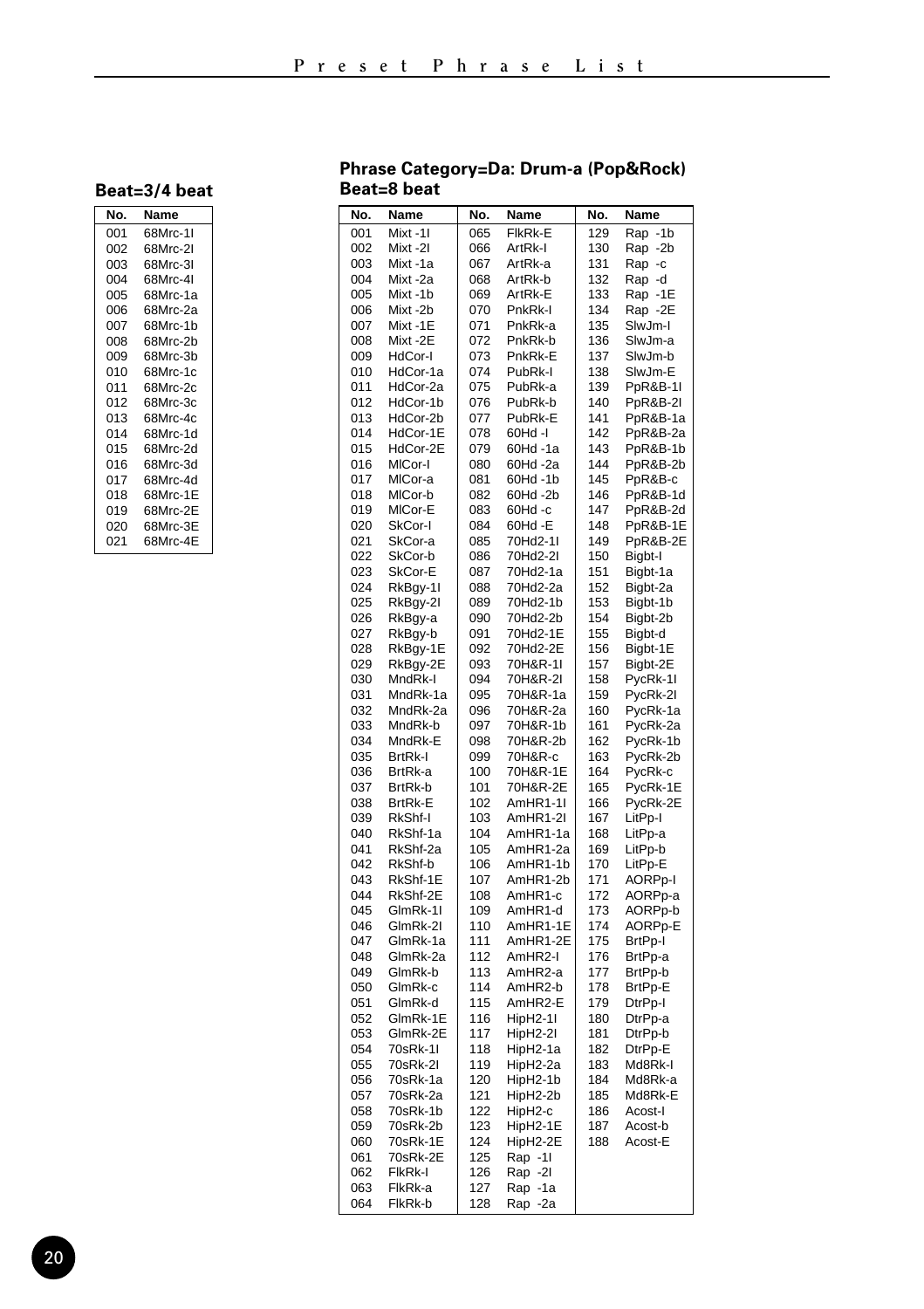### Beat=3/4 beat

| No. | Name |
|---|---|
| 001 | 68Mrc-1I |
| 002 | 68Mrc-2I |
| 003 | 68Mrc-3I |
| 004 | 68Mrc-4I |
| 005 | 68Mrc-1a |
| 006 | 68Mrc-2a |
| 007 | 68Mrc-1b |
| 008 | 68Mrc-2b |
| 009 | 68Mrc-3b |
| 010 | 68Mrc-1c |
| 011 | 68Mrc-2c |
| 012 | 68Mrc-3c |
| 013 | 68Mrc-4c |
| 014 | 68Mrc-1d |
| 015 | 68Mrc-2d |
| 016 | 68Mrc-3d |
| 017 | 68Mrc-4d |
| 018 | 68Mrc-1E |
| 019 | 68Mrc-2E |
| 020 | 68Mrc-3E |
| 021 | 68Mrc-4E |

### Phrase Category=Da: Drum-a (Pop&Rock)
### Beat=8 beat

| No. | Name | No. | Name | No. | Name |
|---|---|---|---|---|---|
| 001 | Mixt -1I | 065 | FlkRk-E | 129 | Rap -1b |
| 002 | Mixt -2I | 066 | ArtRk-I | 130 | Rap -2b |
| 003 | Mixt -1a | 067 | ArtRk-a | 131 | Rap -c |
| 004 | Mixt -2a | 068 | ArtRk-b | 132 | Rap -d |
| 005 | Mixt -1b | 069 | ArtRk-E | 133 | Rap -1E |
| 006 | Mixt -2b | 070 | PnkRk-I | 134 | Rap -2E |
| 007 | Mixt -1E | 071 | PnkRk-a | 135 | SlwJm-I |
| 008 | Mixt -2E | 072 | PnkRk-b | 136 | SlwJm-a |
| 009 | HdCor-I | 073 | PnkRk-E | 137 | SlwJm-b |
| 010 | HdCor-1a | 074 | PubRk-I | 138 | SlwJm-E |
| 011 | HdCor-2a | 075 | PubRk-a | 139 | PpR&B-1I |
| 012 | HdCor-1b | 076 | PubRk-b | 140 | PpR&B-2I |
| 013 | HdCor-2b | 077 | PubRk-E | 141 | PpR&B-1a |
| 014 | HdCor-1E | 078 | 60Hd -I | 142 | PpR&B-2a |
| 015 | HdCor-2E | 079 | 60Hd -1a | 143 | PpR&B-1b |
| 016 | MlCor-I | 080 | 60Hd -2a | 144 | PpR&B-2b |
| 017 | MlCor-a | 081 | 60Hd -1b | 145 | PpR&B-c |
| 018 | MlCor-b | 082 | 60Hd -2b | 146 | PpR&B-1d |
| 019 | MlCor-E | 083 | 60Hd -c | 147 | PpR&B-2d |
| 020 | SkCor-I | 084 | 60Hd -E | 148 | PpR&B-1E |
| 021 | SkCor-a | 085 | 70Hd2-1I | 149 | PpR&B-2E |
| 022 | SkCor-b | 086 | 70Hd2-2I | 150 | Bigbt-I |
| 023 | SkCor-E | 087 | 70Hd2-1a | 151 | Bigbt-1a |
| 024 | RkBgy-1I | 088 | 70Hd2-2a | 152 | Bigbt-2a |
| 025 | RkBgy-2I | 089 | 70Hd2-1b | 153 | Bigbt-1b |
| 026 | RkBgy-a | 090 | 70Hd2-2b | 154 | Bigbt-2b |
| 027 | RkBgy-b | 091 | 70Hd2-1E | 155 | Bigbt-d |
| 028 | RkBgy-1E | 092 | 70Hd2-2E | 156 | Bigbt-1E |
| 029 | RkBgy-2E | 093 | 70H&R-1I | 157 | Bigbt-2E |
| 030 | MndRk-I | 094 | 70H&R-2I | 158 | PycRk-1I |
| 031 | MndRk-1a | 095 | 70H&R-1a | 159 | PycRk-2I |
| 032 | MndRk-2a | 096 | 70H&R-2a | 160 | PycRk-1a |
| 033 | MndRk-b | 097 | 70H&R-1b | 161 | PycRk-2a |
| 034 | MndRk-E | 098 | 70H&R-2b | 162 | PycRk-1b |
| 035 | BrtRk-I | 099 | 70H&R-c | 163 | PycRk-2b |
| 036 | BrtRk-a | 100 | 70H&R-1E | 164 | PycRk-c |
| 037 | BrtRk-b | 101 | 70H&R-2E | 165 | PycRk-1E |
| 038 | BrtRk-E | 102 | AmHR1-1I | 166 | PycRk-2E |
| 039 | RkShf-I | 103 | AmHR1-2I | 167 | LitPp-I |
| 040 | RkShf-1a | 104 | AmHR1-1a | 168 | LitPp-a |
| 041 | RkShf-2a | 105 | AmHR1-2a | 169 | LitPp-b |
| 042 | RkShf-b | 106 | AmHR1-1b | 170 | LitPp-E |
| 043 | RkShf-1E | 107 | AmHR1-2b | 171 | AORPp-I |
| 044 | RkShf-2E | 108 | AmHR1-c | 172 | AORPp-a |
| 045 | GlmRk-1I | 109 | AmHR1-d | 173 | AORPp-b |
| 046 | GlmRk-2I | 110 | AmHR1-1E | 174 | AORPp-E |
| 047 | GlmRk-1a | 111 | AmHR1-2E | 175 | BrtPp-I |
| 048 | GlmRk-2a | 112 | AmHR2-I | 176 | BrtPp-a |
| 049 | GlmRk-b | 113 | AmHR2-a | 177 | BrtPp-b |
| 050 | GlmRk-c | 114 | AmHR2-b | 178 | BrtPp-E |
| 051 | GlmRk-d | 115 | AmHR2-E | 179 | DtrPp-I |
| 052 | GlmRk-1E | 116 | HipH2-1I | 180 | DtrPp-a |
| 053 | GlmRk-2E | 117 | HipH2-2I | 181 | DtrPp-b |
| 054 | 70sRk-1I | 118 | HipH2-1a | 182 | DtrPp-E |
| 055 | 70sRk-2I | 119 | HipH2-2a | 183 | Md8Rk-I |
| 056 | 70sRk-1a | 120 | HipH2-1b | 184 | Md8Rk-a |
| 057 | 70sRk-2a | 121 | HipH2-2b | 185 | Md8Rk-E |
| 058 | 70sRk-1b | 122 | HipH2-c | 186 | Acost-I |
| 059 | 70sRk-2b | 123 | HipH2-1E | 187 | Acost-b |
| 060 | 70sRk-1E | 124 | HipH2-2E | 188 | Acost-E |
| 061 | 70sRk-2E | 125 | Rap -1I | | |
| 062 | FlkRk-I | 126 | Rap -2I | | |
| 063 | FlkRk-a | 127 | Rap -1a | | |
| 064 | FlkRk-b | 128 | Rap -2a | | |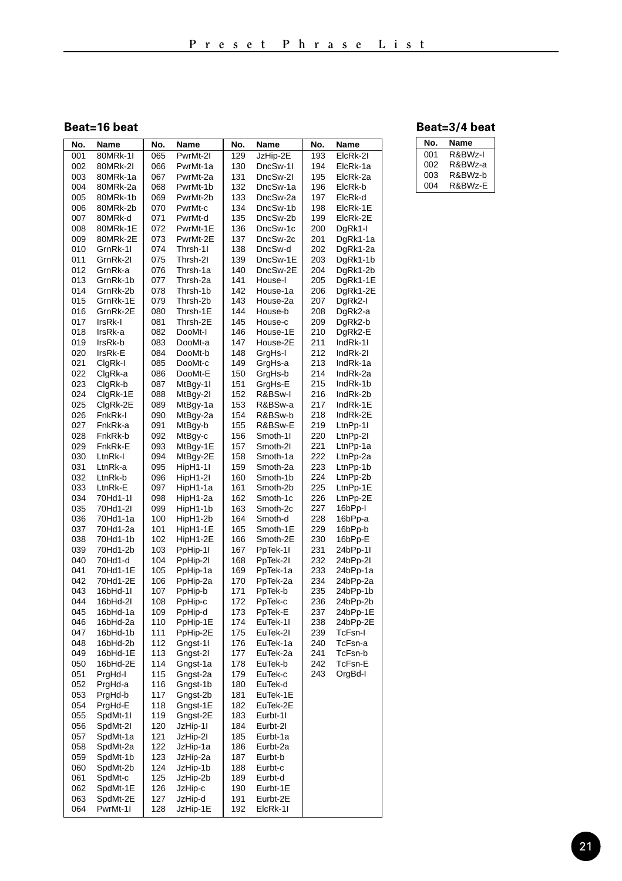## Beat=16 beat

| No. | Name | No. | Name | No. | Name | No. | Name |
|---|---|---|---|---|---|---|---|
| 001 | 80MRk-1I | 065 | PwrMt-2I | 129 | JzHip-2E | 193 | ElcRk-2I |
| 002 | 80MRk-2I | 066 | PwrMt-1a | 130 | DncSw-1I | 194 | ElcRk-1a |
| 003 | 80MRk-1a | 067 | PwrMt-2a | 131 | DncSw-2I | 195 | ElcRk-2a |
| 004 | 80MRk-2a | 068 | PwrMt-1b | 132 | DncSw-1a | 196 | ElcRk-b |
| 005 | 80MRk-1b | 069 | PwrMt-2b | 133 | DncSw-2a | 197 | ElcRk-d |
| 006 | 80MRk-2b | 070 | PwrMt-c | 134 | DncSw-1b | 198 | ElcRk-1E |
| 007 | 80MRk-d | 071 | PwrMt-d | 135 | DncSw-2b | 199 | ElcRk-2E |
| 008 | 80MRk-1E | 072 | PwrMt-1E | 136 | DncSw-1c | 200 | DgRk1-I |
| 009 | 80MRk-2E | 073 | PwrMt-2E | 137 | DncSw-2c | 201 | DgRk1-1a |
| 010 | GrnRk-1I | 074 | Thrsh-1I | 138 | DncSw-d | 202 | DgRk1-2a |
| 011 | GrnRk-2I | 075 | Thrsh-2I | 139 | DncSw-1E | 203 | DgRk1-1b |
| 012 | GrnRk-a | 076 | Thrsh-1a | 140 | DncSw-2E | 204 | DgRk1-2b |
| 013 | GrnRk-1b | 077 | Thrsh-2a | 141 | House-I | 205 | DgRk1-1E |
| 014 | GrnRk-2b | 078 | Thrsh-1b | 142 | House-1a | 206 | DgRk1-2E |
| 015 | GrnRk-1E | 079 | Thrsh-2b | 143 | House-2a | 207 | DgRk2-I |
| 016 | GrnRk-2E | 080 | Thrsh-1E | 144 | House-b | 208 | DgRk2-a |
| 017 | IrsRk-I | 081 | Thrsh-2E | 145 | House-c | 209 | DgRk2-b |
| 018 | IrsRk-a | 082 | DooMt-I | 146 | House-1E | 210 | DgRk2-E |
| 019 | IrsRk-b | 083 | DooMt-a | 147 | House-2E | 211 | IndRk-1I |
| 020 | IrsRk-E | 084 | DooMt-b | 148 | GrgHs-I | 212 | IndRk-2I |
| 021 | ClgRk-I | 085 | DooMt-c | 149 | GrgHs-a | 213 | IndRk-1a |
| 022 | ClgRk-a | 086 | DooMt-E | 150 | GrgHs-b | 214 | IndRk-2a |
| 023 | ClgRk-b | 087 | MtBgy-1I | 151 | GrgHs-E | 215 | IndRk-1b |
| 024 | ClgRk-1E | 088 | MtBgy-2I | 152 | R&BSw-I | 216 | IndRk-2b |
| 025 | ClgRk-2E | 089 | MtBgy-1a | 153 | R&BSw-a | 217 | IndRk-1E |
| 026 | FnkRk-I | 090 | MtBgy-2a | 154 | R&BSw-b | 218 | IndRk-2E |
| 027 | FnkRk-a | 091 | MtBgy-b | 155 | R&BSw-E | 219 | LtnPp-1I |
| 028 | FnkRk-b | 092 | MtBgy-c | 156 | Smoth-1I | 220 | LtnPp-2I |
| 029 | FnkRk-E | 093 | MtBgy-1E | 157 | Smoth-2I | 221 | LtnPp-1a |
| 030 | LtnRk-I | 094 | MtBgy-2E | 158 | Smoth-1a | 222 | LtnPp-2a |
| 031 | LtnRk-a | 095 | HipH1-1I | 159 | Smoth-2a | 223 | LtnPp-1b |
| 032 | LtnRk-b | 096 | HipH1-2I | 160 | Smoth-1b | 224 | LtnPp-2b |
| 033 | LtnRk-E | 097 | HipH1-1a | 161 | Smoth-2b | 225 | LtnPp-1E |
| 034 | 70Hd1-1I | 098 | HipH1-2a | 162 | Smoth-1c | 226 | LtnPp-2E |
| 035 | 70Hd1-2I | 099 | HipH1-1b | 163 | Smoth-2c | 227 | 16bPp-I |
| 036 | 70Hd1-1a | 100 | HipH1-2b | 164 | Smoth-d | 228 | 16bPp-a |
| 037 | 70Hd1-2a | 101 | HipH1-1E | 165 | Smoth-1E | 229 | 16bPp-b |
| 038 | 70Hd1-1b | 102 | HipH1-2E | 166 | Smoth-2E | 230 | 16bPp-E |
| 039 | 70Hd1-2b | 103 | PpHip-1I | 167 | PpTek-1I | 231 | 24bPp-1I |
| 040 | 70Hd1-d | 104 | PpHip-2I | 168 | PpTek-2I | 232 | 24bPp-2I |
| 041 | 70Hd1-1E | 105 | PpHip-1a | 169 | PpTek-1a | 233 | 24bPp-1a |
| 042 | 70Hd1-2E | 106 | PpHip-2a | 170 | PpTek-2a | 234 | 24bPp-2a |
| 043 | 16bHd-1I | 107 | PpHip-b | 171 | PpTek-b | 235 | 24bPp-1b |
| 044 | 16bHd-2I | 108 | PpHip-c | 172 | PpTek-c | 236 | 24bPp-2b |
| 045 | 16bHd-1a | 109 | PpHip-d | 173 | PpTek-E | 237 | 24bPp-1E |
| 046 | 16bHd-2a | 110 | PpHip-1E | 174 | EuTek-1I | 238 | 24bPp-2E |
| 047 | 16bHd-1b | 111 | PpHip-2E | 175 | EuTek-2I | 239 | TcFsn-I |
| 048 | 16bHd-2b | 112 | Gngst-1I | 176 | EuTek-1a | 240 | TcFsn-a |
| 049 | 16bHd-1E | 113 | Gngst-2I | 177 | EuTek-2a | 241 | TcFsn-b |
| 050 | 16bHd-2E | 114 | Gngst-1a | 178 | EuTek-b | 242 | TcFsn-E |
| 051 | PrgHd-I | 115 | Gngst-2a | 179 | EuTek-c | 243 | OrgBd-I |
| 052 | PrgHd-a | 116 | Gngst-1b | 180 | EuTek-d | | |
| 053 | PrgHd-b | 117 | Gngst-2b | 181 | EuTek-1E | | |
| 054 | PrgHd-E | 118 | Gngst-1E | 182 | EuTek-2E | | |
| 055 | SpdMt-1I | 119 | Gngst-2E | 183 | Eurbt-1I | | |
| 056 | SpdMt-2I | 120 | JzHip-1I | 184 | Eurbt-2I | | |
| 057 | SpdMt-1a | 121 | JzHip-2I | 185 | Eurbt-1a | | |
| 058 | SpdMt-2a | 122 | JzHip-1a | 186 | Eurbt-2a | | |
| 059 | SpdMt-1b | 123 | JzHip-2a | 187 | Eurbt-b | | |
| 060 | SpdMt-2b | 124 | JzHip-1b | 188 | Eurbt-c | | |
| 061 | SpdMt-c | 125 | JzHip-2b | 189 | Eurbt-d | | |
| 062 | SpdMt-1E | 126 | JzHip-c | 190 | Eurbt-1E | | |
| 063 | SpdMt-2E | 127 | JzHip-d | 191 | Eurbt-2E | | |
| 064 | PwrMt-1I | 128 | JzHip-1E | 192 | ElcRk-1I | | |

## Beat=3/4 beat

| No. | Name |
|---|---|
| 001 | R&BWz-I |
| 002 | R&BWz-a |
| 003 | R&BWz-b |
| 004 | R&BWz-E |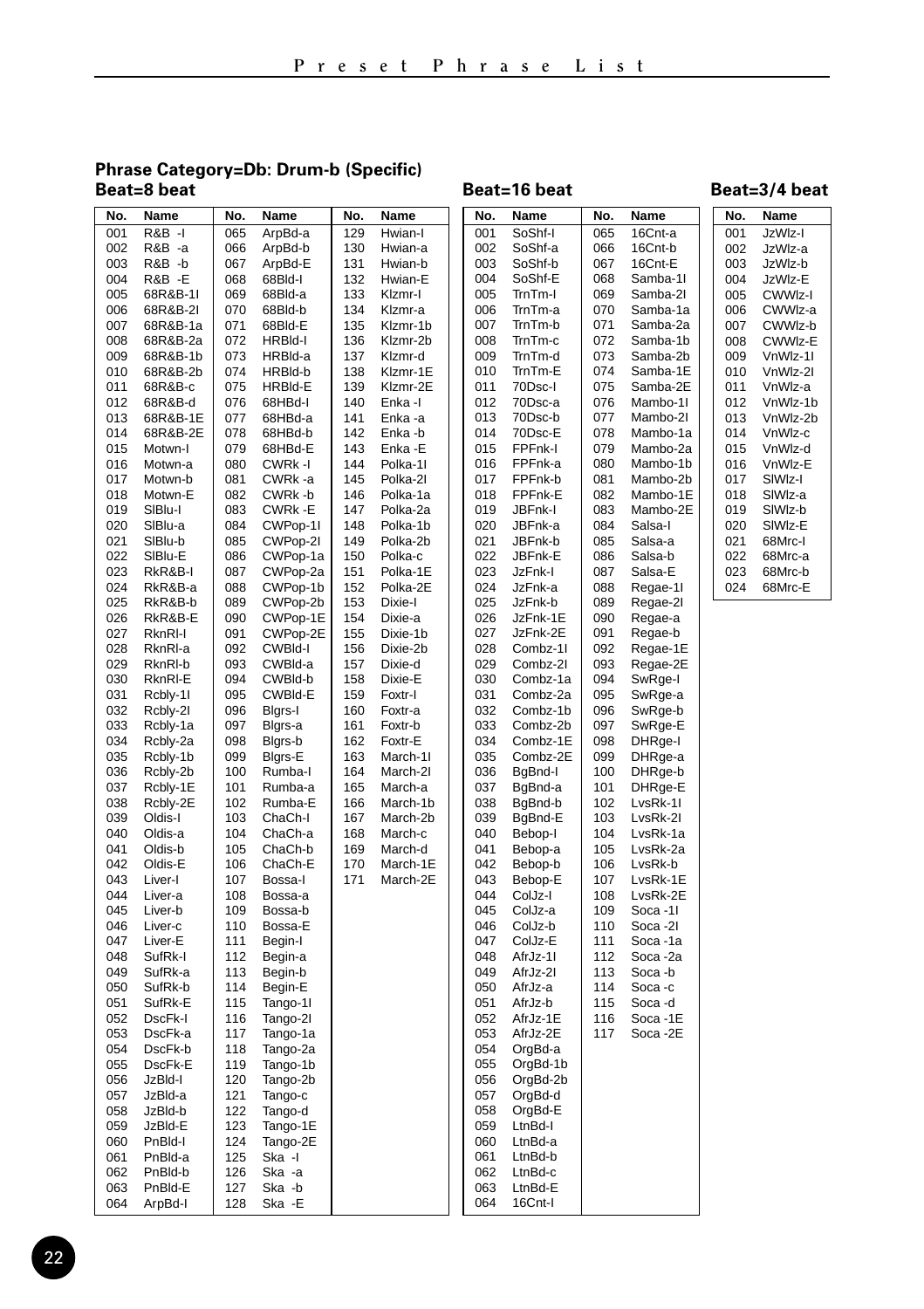## Phrase Category=Db: Drum-b (Specific)

### Beat=8 beat

| No. | Name | No. | Name | No. | Name |
|---|---|---|---|---|---|
| 001 | R&B -I | 065 | ArpBd-a | 129 | Hwian-I |
| 002 | R&B -a | 066 | ArpBd-b | 130 | Hwian-a |
| 003 | R&B -b | 067 | ArpBd-E | 131 | Hwian-b |
| 004 | R&B -E | 068 | 68Bld-I | 132 | Hwian-E |
| 005 | 68R&B-1I | 069 | 68Bld-a | 133 | Klzmr-I |
| 006 | 68R&B-2I | 070 | 68Bld-b | 134 | Klzmr-a |
| 007 | 68R&B-1a | 071 | 68Bld-E | 135 | Klzmr-1b |
| 008 | 68R&B-2a | 072 | HRBld-I | 136 | Klzmr-2b |
| 009 | 68R&B-1b | 073 | HRBld-a | 137 | Klzmr-d |
| 010 | 68R&B-2b | 074 | HRBld-b | 138 | Klzmr-1E |
| 011 | 68R&B-c | 075 | HRBld-E | 139 | Klzmr-2E |
| 012 | 68R&B-d | 076 | 68HBd-I | 140 | Enka -I |
| 013 | 68R&B-1E | 077 | 68HBd-a | 141 | Enka -a |
| 014 | 68R&B-2E | 078 | 68HBd-b | 142 | Enka -b |
| 015 | Motwn-I | 079 | 68HBd-E | 143 | Enka -E |
| 016 | Motwn-a | 080 | CWRk -I | 144 | Polka-1I |
| 017 | Motwn-b | 081 | CWRk -a | 145 | Polka-2I |
| 018 | Motwn-E | 082 | CWRk -b | 146 | Polka-1a |
| 019 | SlBlu-I | 083 | CWRk -E | 147 | Polka-2a |
| 020 | SlBlu-a | 084 | CWPop-1I | 148 | Polka-1b |
| 021 | SlBlu-b | 085 | CWPop-2I | 149 | Polka-2b |
| 022 | SlBlu-E | 086 | CWPop-1a | 150 | Polka-c |
| 023 | RkR&B-I | 087 | CWPop-2a | 151 | Polka-1E |
| 024 | RkR&B-a | 088 | CWPop-1b | 152 | Polka-2E |
| 025 | RkR&B-b | 089 | CWPop-2b | 153 | Dixie-I |
| 026 | RkR&B-E | 090 | CWPop-1E | 154 | Dixie-a |
| 027 | RknRl-I | 091 | CWPop-2E | 155 | Dixie-1b |
| 028 | RknRl-a | 092 | CWBld-I | 156 | Dixie-2b |
| 029 | RknRl-b | 093 | CWBld-a | 157 | Dixie-d |
| 030 | RknRl-E | 094 | CWBld-b | 158 | Dixie-E |
| 031 | Rcbly-1I | 095 | CWBld-E | 159 | Foxtr-I |
| 032 | Rcbly-2I | 096 | Blgrs-I | 160 | Foxtr-a |
| 033 | Rcbly-1a | 097 | Blgrs-a | 161 | Foxtr-b |
| 034 | Rcbly-2a | 098 | Blgrs-b | 162 | Foxtr-E |
| 035 | Rcbly-1b | 099 | Blgrs-E | 163 | March-1I |
| 036 | Rcbly-2b | 100 | Rumba-I | 164 | March-2I |
| 037 | Rcbly-1E | 101 | Rumba-a | 165 | March-a |
| 038 | Rcbly-2E | 102 | Rumba-E | 166 | March-1b |
| 039 | Oldis-I | 103 | ChaCh-I | 167 | March-2b |
| 040 | Oldis-a | 104 | ChaCh-a | 168 | March-c |
| 041 | Oldis-b | 105 | ChaCh-b | 169 | March-d |
| 042 | Oldis-E | 106 | ChaCh-E | 170 | March-1E |
| 043 | Liver-I | 107 | Bossa-I | 171 | March-2E |
| 044 | Liver-a | 108 | Bossa-a | | |
| 045 | Liver-b | 109 | Bossa-b | | |
| 046 | Liver-c | 110 | Bossa-E | | |
| 047 | Liver-E | 111 | Begin-I | | |
| 048 | SufRk-I | 112 | Begin-a | | |
| 049 | SufRk-a | 113 | Begin-b | | |
| 050 | SufRk-b | 114 | Begin-E | | |
| 051 | SufRk-E | 115 | Tango-1I | | |
| 052 | DscFk-I | 116 | Tango-2I | | |
| 053 | DscFk-a | 117 | Tango-1a | | |
| 054 | DscFk-b | 118 | Tango-2a | | |
| 055 | DscFk-E | 119 | Tango-1b | | |
| 056 | JzBld-I | 120 | Tango-2b | | |
| 057 | JzBld-a | 121 | Tango-c | | |
| 058 | JzBld-b | 122 | Tango-d | | |
| 059 | JzBld-E | 123 | Tango-1E | | |
| 060 | PnBld-I | 124 | Tango-2E | | |
| 061 | PnBld-a | 125 | Ska -I | | |
| 062 | PnBld-b | 126 | Ska -a | | |
| 063 | PnBld-E | 127 | Ska -b | | |
| 064 | ArpBd-I | 128 | Ska -E | | |

### Beat=16 beat

| No. | Name | No. | Name |
|---|---|---|---|
| 001 | SoShf-I | 065 | 16Cnt-a |
| 002 | SoShf-a | 066 | 16Cnt-b |
| 003 | SoShf-b | 067 | 16Cnt-E |
| 004 | SoShf-E | 068 | Samba-1I |
| 005 | TrnTm-I | 069 | Samba-2I |
| 006 | TrnTm-a | 070 | Samba-1a |
| 007 | TrnTm-b | 071 | Samba-2a |
| 008 | TrnTm-c | 072 | Samba-1b |
| 009 | TrnTm-d | 073 | Samba-2b |
| 010 | TrnTm-E | 074 | Samba-1E |
| 011 | 70Dsc-I | 075 | Samba-2E |
| 012 | 70Dsc-a | 076 | Mambo-1I |
| 013 | 70Dsc-b | 077 | Mambo-2I |
| 014 | 70Dsc-E | 078 | Mambo-1a |
| 015 | FPFnk-I | 079 | Mambo-2a |
| 016 | FPFnk-a | 080 | Mambo-1b |
| 017 | FPFnk-b | 081 | Mambo-2b |
| 018 | FPFnk-E | 082 | Mambo-1E |
| 019 | JBFnk-I | 083 | Mambo-2E |
| 020 | JBFnk-a | 084 | Salsa-I |
| 021 | JBFnk-b | 085 | Salsa-a |
| 022 | JBFnk-E | 086 | Salsa-b |
| 023 | JzFnk-I | 087 | Salsa-E |
| 024 | JzFnk-a | 088 | Regae-1I |
| 025 | JzFnk-b | 089 | Regae-2I |
| 026 | JzFnk-1E | 090 | Regae-a |
| 027 | JzFnk-2E | 091 | Regae-b |
| 028 | Combz-1I | 092 | Regae-1E |
| 029 | Combz-2I | 093 | Regae-2E |
| 030 | Combz-1a | 094 | SwRge-I |
| 031 | Combz-2a | 095 | SwRge-a |
| 032 | Combz-1b | 096 | SwRge-b |
| 033 | Combz-2b | 097 | SwRge-E |
| 034 | Combz-1E | 098 | DHRge-I |
| 035 | Combz-2E | 099 | DHRge-a |
| 036 | BgBnd-I | 100 | DHRge-b |
| 037 | BgBnd-a | 101 | DHRge-E |
| 038 | BgBnd-b | 102 | LvsRk-1I |
| 039 | BgBnd-E | 103 | LvsRk-2I |
| 040 | Bebop-I | 104 | LvsRk-1a |
| 041 | Bebop-a | 105 | LvsRk-2a |
| 042 | Bebop-b | 106 | LvsRk-b |
| 043 | Bebop-E | 107 | LvsRk-1E |
| 044 | ColJz-I | 108 | LvsRk-2E |
| 045 | ColJz-a | 109 | Soca -1I |
| 046 | ColJz-b | 110 | Soca -2I |
| 047 | ColJz-E | 111 | Soca -1a |
| 048 | AfrJz-1I | 112 | Soca -2a |
| 049 | AfrJz-2I | 113 | Soca -b |
| 050 | AfrJz-a | 114 | Soca -c |
| 051 | AfrJz-b | 115 | Soca -d |
| 052 | AfrJz-1E | 116 | Soca -1E |
| 053 | AfrJz-2E | 117 | Soca -2E |
| 054 | OrgBd-a | | |
| 055 | OrgBd-1b | | |
| 056 | OrgBd-2b | | |
| 057 | OrgBd-d | | |
| 058 | OrgBd-E | | |
| 059 | LtnBd-I | | |
| 060 | LtnBd-a | | |
| 061 | LtnBd-b | | |
| 062 | LtnBd-c | | |
| 063 | LtnBd-E | | |
| 064 | 16Cnt-I | | |

### Beat=3/4 beat

| No. | Name |
|---|---|
| 001 | JzWlz-I |
| 002 | JzWlz-a |
| 003 | JzWlz-b |
| 004 | JzWlz-E |
| 005 | CWWlz-I |
| 006 | CWWlz-a |
| 007 | CWWlz-b |
| 008 | CWWlz-E |
| 009 | VnWlz-1I |
| 010 | VnWlz-2I |
| 011 | VnWlz-a |
| 012 | VnWlz-1b |
| 013 | VnWlz-2b |
| 014 | VnWlz-c |
| 015 | VnWlz-d |
| 016 | VnWlz-E |
| 017 | SlWlz-I |
| 018 | SlWlz-a |
| 019 | SlWlz-b |
| 020 | SlWlz-E |
| 021 | 68Mrc-I |
| 022 | 68Mrc-a |
| 023 | 68Mrc-b |
| 024 | 68Mrc-E |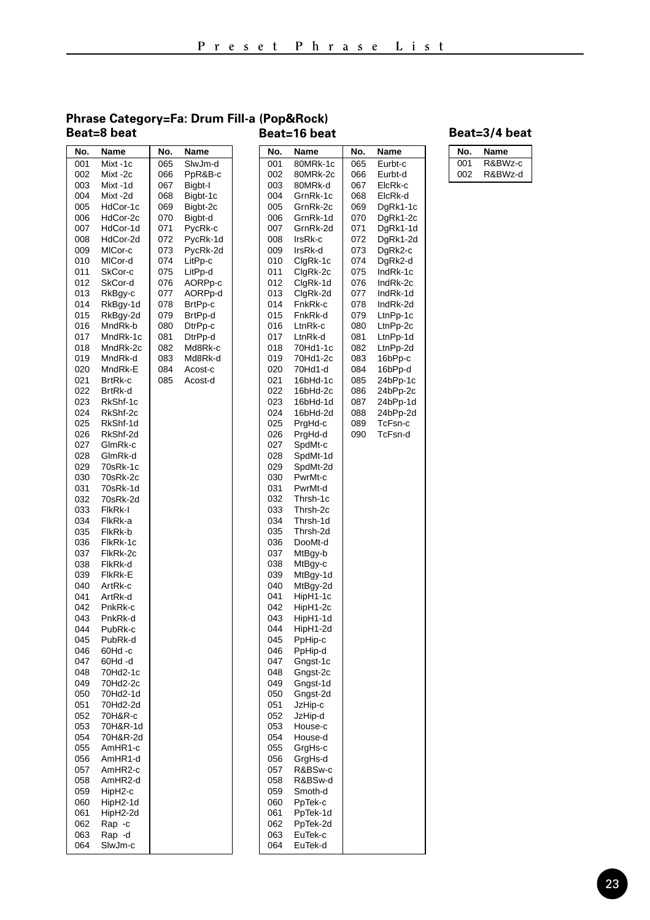## Phrase Category=Fa: Drum Fill-a (Pop&Rock)

### Beat=8 beat

| No. | Name | No. | Name |
|---|---|---|---|
| 001 | Mixt -1c | 065 | SlwJm-d |
| 002 | Mixt -2c | 066 | PpR&B-c |
| 003 | Mixt -1d | 067 | Bigbt-I |
| 004 | Mixt -2d | 068 | Bigbt-1c |
| 005 | HdCor-1c | 069 | Bigbt-2c |
| 006 | HdCor-2c | 070 | Bigbt-d |
| 007 | HdCor-1d | 071 | PycRk-c |
| 008 | HdCor-2d | 072 | PycRk-1d |
| 009 | MlCor-c | 073 | PycRk-2d |
| 010 | MlCor-d | 074 | LitPp-c |
| 011 | SkCor-c | 075 | LitPp-d |
| 012 | SkCor-d | 076 | AORPp-c |
| 013 | RkBgy-c | 077 | AORPp-d |
| 014 | RkBgy-1d | 078 | BrtPp-c |
| 015 | RkBgy-2d | 079 | BrtPp-d |
| 016 | MndRk-b | 080 | DtrPp-c |
| 017 | MndRk-1c | 081 | DtrPp-d |
| 018 | MndRk-2c | 082 | Md8Rk-c |
| 019 | MndRk-d | 083 | Md8Rk-d |
| 020 | MndRk-E | 084 | Acost-c |
| 021 | BrtRk-c | 085 | Acost-d |
| 022 | BrtRk-d | | |
| 023 | RkShf-1c | | |
| 024 | RkShf-2c | | |
| 025 | RkShf-1d | | |
| 026 | RkShf-2d | | |
| 027 | GlmRk-c | | |
| 028 | GlmRk-d | | |
| 029 | 70sRk-1c | | |
| 030 | 70sRk-2c | | |
| 031 | 70sRk-1d | | |
| 032 | 70sRk-2d | | |
| 033 | FlkRk-I | | |
| 034 | FlkRk-a | | |
| 035 | FlkRk-b | | |
| 036 | FlkRk-1c | | |
| 037 | FlkRk-2c | | |
| 038 | FlkRk-d | | |
| 039 | FlkRk-E | | |
| 040 | ArtRk-c | | |
| 041 | ArtRk-d | | |
| 042 | PnkRk-c | | |
| 043 | PnkRk-d | | |
| 044 | PubRk-c | | |
| 045 | PubRk-d | | |
| 046 | 60Hd -c | | |
| 047 | 60Hd -d | | |
| 048 | 70Hd2-1c | | |
| 049 | 70Hd2-2c | | |
| 050 | 70Hd2-1d | | |
| 051 | 70Hd2-2d | | |
| 052 | 70H&R-c | | |
| 053 | 70H&R-1d | | |
| 054 | 70H&R-2d | | |
| 055 | AmHR1-c | | |
| 056 | AmHR1-d | | |
| 057 | AmHR2-c | | |
| 058 | AmHR2-d | | |
| 059 | HipH2-c | | |
| 060 | HipH2-1d | | |
| 061 | HipH2-2d | | |
| 062 | Rap -c | | |
| 063 | Rap -d | | |
| 064 | SlwJm-c | | |

### Beat=16 beat

| No. | Name | No. | Name |
|---|---|---|---|
| 001 | 80MRk-1c | 065 | Eurbt-c |
| 002 | 80MRk-2c | 066 | Eurbt-d |
| 003 | 80MRk-d | 067 | ElcRk-c |
| 004 | GrnRk-1c | 068 | ElcRk-d |
| 005 | GrnRk-2c | 069 | DgRk1-1c |
| 006 | GrnRk-1d | 070 | DgRk1-2c |
| 007 | GrnRk-2d | 071 | DgRk1-1d |
| 008 | IrsRk-c | 072 | DgRk1-2d |
| 009 | IrsRk-d | 073 | DgRk2-c |
| 010 | ClgRk-1c | 074 | DgRk2-d |
| 011 | ClgRk-2c | 075 | IndRk-1c |
| 012 | ClgRk-1d | 076 | IndRk-2c |
| 013 | ClgRk-2d | 077 | IndRk-1d |
| 014 | FnkRk-c | 078 | IndRk-2d |
| 015 | FnkRk-d | 079 | LtnPp-1c |
| 016 | LtnRk-c | 080 | LtnPp-2c |
| 017 | LtnRk-d | 081 | LtnPp-1d |
| 018 | 70Hd1-1c | 082 | LtnPp-2d |
| 019 | 70Hd1-2c | 083 | 16bPp-c |
| 020 | 70Hd1-d | 084 | 16bPp-d |
| 021 | 16bHd-1c | 085 | 24bPp-1c |
| 022 | 16bHd-2c | 086 | 24bPp-2c |
| 023 | 16bHd-1d | 087 | 24bPp-1d |
| 024 | 16bHd-2d | 088 | 24bPp-2d |
| 025 | PrgHd-c | 089 | TcFsn-c |
| 026 | PrgHd-d | 090 | TcFsn-d |
| 027 | SpdMt-c | | |
| 028 | SpdMt-1d | | |
| 029 | SpdMt-2d | | |
| 030 | PwrMt-c | | |
| 031 | PwrMt-d | | |
| 032 | Thrsh-1c | | |
| 033 | Thrsh-2c | | |
| 034 | Thrsh-1d | | |
| 035 | Thrsh-2d | | |
| 036 | DooMt-d | | |
| 037 | MtBgy-b | | |
| 038 | MtBgy-c | | |
| 039 | MtBgy-1d | | |
| 040 | MtBgy-2d | | |
| 041 | HipH1-1c | | |
| 042 | HipH1-2c | | |
| 043 | HipH1-1d | | |
| 044 | HipH1-2d | | |
| 045 | PpHip-c | | |
| 046 | PpHip-d | | |
| 047 | Gngst-1c | | |
| 048 | Gngst-2c | | |
| 049 | Gngst-1d | | |
| 050 | Gngst-2d | | |
| 051 | JzHip-c | | |
| 052 | JzHip-d | | |
| 053 | House-c | | |
| 054 | House-d | | |
| 055 | GrgHs-c | | |
| 056 | GrgHs-d | | |
| 057 | R&BSw-c | | |
| 058 | R&BSw-d | | |
| 059 | Smoth-d | | |
| 060 | PpTek-c | | |
| 061 | PpTek-1d | | |
| 062 | PpTek-2d | | |
| 063 | EuTek-c | | |
| 064 | EuTek-d | | |

### Beat=3/4 beat

| No. | Name |
|---|---|
| 001 | R&BWz-c |
| 002 | R&BWz-d |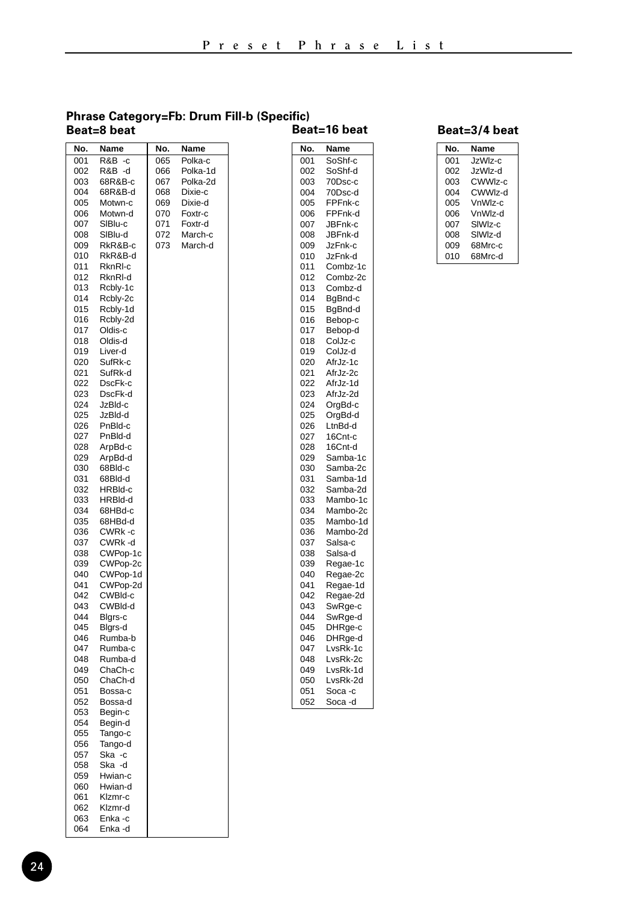## Phrase Category=Fb: Drum Fill-b (Specific)

### Beat=8 beat

| No. | Name | No. | Name |
|---|---|---|---|
| 001 | R&B -c | 065 | Polka-c |
| 002 | R&B -d | 066 | Polka-1d |
| 003 | 68R&B-c | 067 | Polka-2d |
| 004 | 68R&B-d | 068 | Dixie-c |
| 005 | Motwn-c | 069 | Dixie-d |
| 006 | Motwn-d | 070 | Foxtr-c |
| 007 | SlBlu-c | 071 | Foxtr-d |
| 008 | SlBlu-d | 072 | March-c |
| 009 | RkR&B-c | 073 | March-d |
| 010 | RkR&B-d | | |
| 011 | RknRl-c | | |
| 012 | RknRl-d | | |
| 013 | Rcbly-1c | | |
| 014 | Rcbly-2c | | |
| 015 | Rcbly-1d | | |
| 016 | Rcbly-2d | | |
| 017 | Oldis-c | | |
| 018 | Oldis-d | | |
| 019 | Liver-d | | |
| 020 | SufRk-c | | |
| 021 | SufRk-d | | |
| 022 | DscFk-c | | |
| 023 | DscFk-d | | |
| 024 | JzBld-c | | |
| 025 | JzBld-d | | |
| 026 | PnBld-c | | |
| 027 | PnBld-d | | |
| 028 | ArpBd-c | | |
| 029 | ArpBd-d | | |
| 030 | 68Bld-c | | |
| 031 | 68Bld-d | | |
| 032 | HRBld-c | | |
| 033 | HRBld-d | | |
| 034 | 68HBd-c | | |
| 035 | 68HBd-d | | |
| 036 | CWRk -c | | |
| 037 | CWRk -d | | |
| 038 | CWPop-1c | | |
| 039 | CWPop-2c | | |
| 040 | CWPop-1d | | |
| 041 | CWPop-2d | | |
| 042 | CWBld-c | | |
| 043 | CWBld-d | | |
| 044 | Blgrs-c | | |
| 045 | Blgrs-d | | |
| 046 | Rumba-b | | |
| 047 | Rumba-c | | |
| 048 | Rumba-d | | |
| 049 | ChaCh-c | | |
| 050 | ChaCh-d | | |
| 051 | Bossa-c | | |
| 052 | Bossa-d | | |
| 053 | Begin-c | | |
| 054 | Begin-d | | |
| 055 | Tango-c | | |
| 056 | Tango-d | | |
| 057 | Ska -c | | |
| 058 | Ska -d | | |
| 059 | Hwian-c | | |
| 060 | Hwian-d | | |
| 061 | Klzmr-c | | |
| 062 | Klzmr-d | | |
| 063 | Enka -c | | |
| 064 | Enka -d | | |

### Beat=16 beat

| No. | Name |
|---|---|
| 001 | SoShf-c |
| 002 | SoShf-d |
| 003 | 70Dsc-c |
| 004 | 70Dsc-d |
| 005 | FPFnk-c |
| 006 | FPFnk-d |
| 007 | JBFnk-c |
| 008 | JBFnk-d |
| 009 | JzFnk-c |
| 010 | JzFnk-d |
| 011 | Combz-1c |
| 012 | Combz-2c |
| 013 | Combz-d |
| 014 | BgBnd-c |
| 015 | BgBnd-d |
| 016 | Bebop-c |
| 017 | Bebop-d |
| 018 | ColJz-c |
| 019 | ColJz-d |
| 020 | AfrJz-1c |
| 021 | AfrJz-2c |
| 022 | AfrJz-1d |
| 023 | AfrJz-2d |
| 024 | OrgBd-c |
| 025 | OrgBd-d |
| 026 | LtnBd-d |
| 027 | 16Cnt-c |
| 028 | 16Cnt-d |
| 029 | Samba-1c |
| 030 | Samba-2c |
| 031 | Samba-1d |
| 032 | Samba-2d |
| 033 | Mambo-1c |
| 034 | Mambo-2c |
| 035 | Mambo-1d |
| 036 | Mambo-2d |
| 037 | Salsa-c |
| 038 | Salsa-d |
| 039 | Regae-1c |
| 040 | Regae-2c |
| 041 | Regae-1d |
| 042 | Regae-2d |
| 043 | SwRge-c |
| 044 | SwRge-d |
| 045 | DHRge-c |
| 046 | DHRge-d |
| 047 | LvsRk-1c |
| 048 | LvsRk-2c |
| 049 | LvsRk-1d |
| 050 | LvsRk-2d |
| 051 | Soca -c |
| 052 | Soca -d |

### Beat=3/4 beat

| No. | Name |
|---|---|
| 001 | JzWlz-c |
| 002 | JzWlz-d |
| 003 | CWWlz-c |
| 004 | CWWlz-d |
| 005 | VnWlz-c |
| 006 | VnWlz-d |
| 007 | SlWlz-c |
| 008 | SlWlz-d |
| 009 | 68Mrc-c |
| 010 | 68Mrc-d |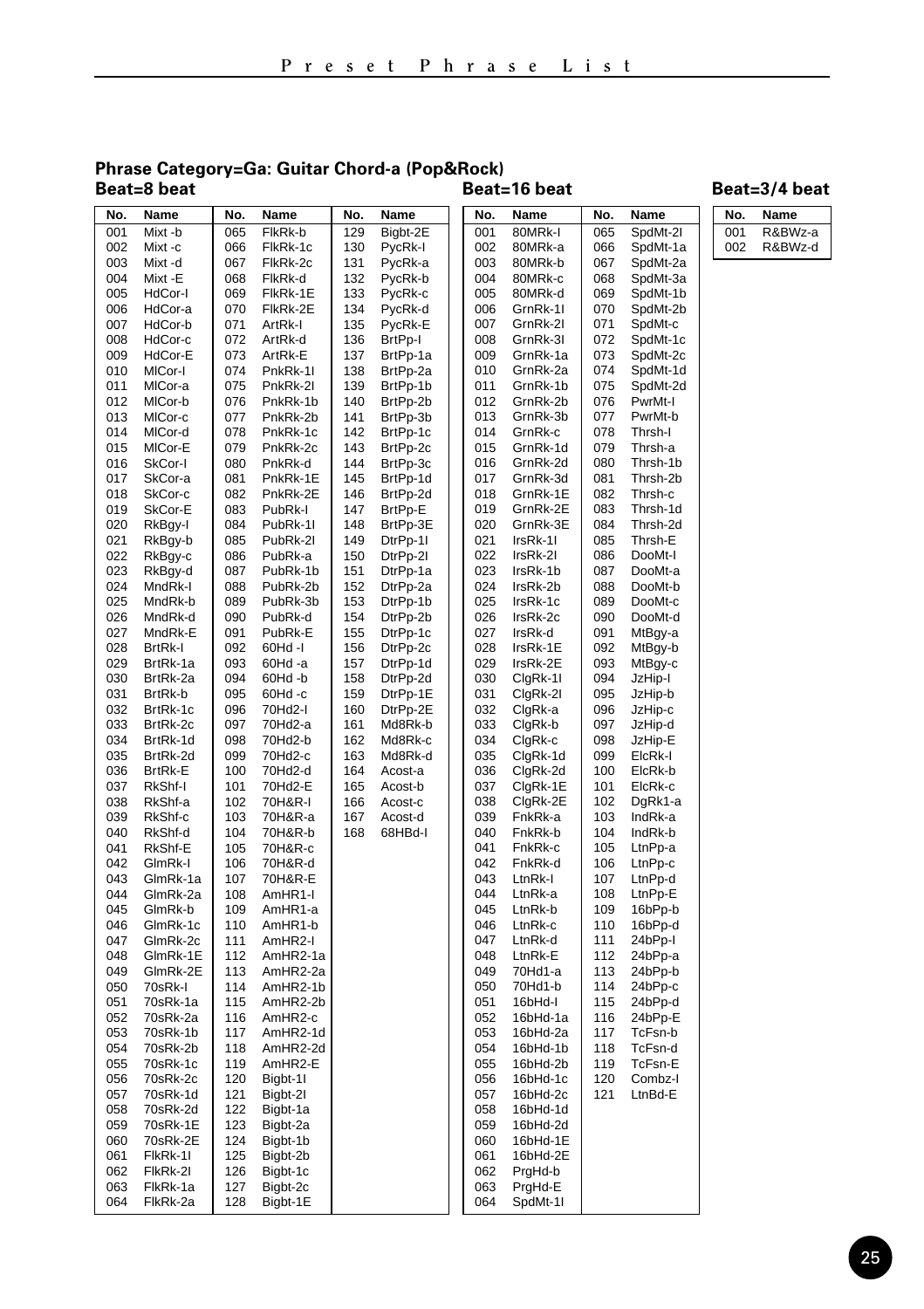## Phrase Category=Ga: Guitar Chord-a (Pop&Rock)

### Beat=8 beat

| No. | Name | No. | Name | No. | Name |
|---|---|---|---|---|---|
| 001 | Mixt -b | 065 | FlkRk-b | 129 | Bigbt-2E |
| 002 | Mixt -c | 066 | FlkRk-1c | 130 | PycRk-I |
| 003 | Mixt -d | 067 | FlkRk-2c | 131 | PycRk-a |
| 004 | Mixt -E | 068 | FlkRk-d | 132 | PycRk-b |
| 005 | HdCor-I | 069 | FlkRk-1E | 133 | PycRk-c |
| 006 | HdCor-a | 070 | FlkRk-2E | 134 | PycRk-d |
| 007 | HdCor-b | 071 | ArtRk-I | 135 | PycRk-E |
| 008 | HdCor-c | 072 | ArtRk-d | 136 | BrtPp-I |
| 009 | HdCor-E | 073 | ArtRk-E | 137 | BrtPp-1a |
| 010 | MlCor-I | 074 | PnkRk-1I | 138 | BrtPp-2a |
| 011 | MlCor-a | 075 | PnkRk-2I | 139 | BrtPp-1b |
| 012 | MlCor-b | 076 | PnkRk-1b | 140 | BrtPp-2b |
| 013 | MlCor-c | 077 | PnkRk-2b | 141 | BrtPp-3b |
| 014 | MlCor-d | 078 | PnkRk-1c | 142 | BrtPp-1c |
| 015 | MlCor-E | 079 | PnkRk-2c | 143 | BrtPp-2c |
| 016 | SkCor-I | 080 | PnkRk-d | 144 | BrtPp-3c |
| 017 | SkCor-a | 081 | PnkRk-1E | 145 | BrtPp-1d |
| 018 | SkCor-c | 082 | PnkRk-2E | 146 | BrtPp-2d |
| 019 | SkCor-E | 083 | PubRk-I | 147 | BrtPp-E |
| 020 | RkBgy-I | 084 | PubRk-1I | 148 | BrtPp-3E |
| 021 | RkBgy-b | 085 | PubRk-2I | 149 | DtrPp-1I |
| 022 | RkBgy-c | 086 | PubRk-a | 150 | DtrPp-2I |
| 023 | RkBgy-d | 087 | PubRk-1b | 151 | DtrPp-1a |
| 024 | MndRk-I | 088 | PubRk-2b | 152 | DtrPp-2a |
| 025 | MndRk-b | 089 | PubRk-3b | 153 | DtrPp-1b |
| 026 | MndRk-d | 090 | PubRk-d | 154 | DtrPp-2b |
| 027 | MndRk-E | 091 | PubRk-E | 155 | DtrPp-1c |
| 028 | BrtRk-I | 092 | 60Hd -I | 156 | DtrPp-2c |
| 029 | BrtRk-1a | 093 | 60Hd -a | 157 | DtrPp-1d |
| 030 | BrtRk-2a | 094 | 60Hd -b | 158 | DtrPp-2d |
| 031 | BrtRk-b | 095 | 60Hd -c | 159 | DtrPp-1E |
| 032 | BrtRk-1c | 096 | 70Hd2-I | 160 | DtrPp-2E |
| 033 | BrtRk-2c | 097 | 70Hd2-a | 161 | Md8Rk-b |
| 034 | BrtRk-1d | 098 | 70Hd2-b | 162 | Md8Rk-c |
| 035 | BrtRk-2d | 099 | 70Hd2-c | 163 | Md8Rk-d |
| 036 | BrtRk-E | 100 | 70Hd2-d | 164 | Acost-a |
| 037 | RkShf-I | 101 | 70Hd2-E | 165 | Acost-b |
| 038 | RkShf-a | 102 | 70H&R-I | 166 | Acost-c |
| 039 | RkShf-c | 103 | 70H&R-a | 167 | Acost-d |
| 040 | RkShf-d | 104 | 70H&R-b | 168 | 68HBd-I |
| 041 | RkShf-E | 105 | 70H&R-c | | |
| 042 | GlmRk-I | 106 | 70H&R-d | | |
| 043 | GlmRk-1a | 107 | 70H&R-E | | |
| 044 | GlmRk-2a | 108 | AmHR1-I | | |
| 045 | GlmRk-b | 109 | AmHR1-a | | |
| 046 | GlmRk-1c | 110 | AmHR1-b | | |
| 047 | GlmRk-2c | 111 | AmHR2-I | | |
| 048 | GlmRk-1E | 112 | AmHR2-1a | | |
| 049 | GlmRk-2E | 113 | AmHR2-2a | | |
| 050 | 70sRk-I | 114 | AmHR2-1b | | |
| 051 | 70sRk-1a | 115 | AmHR2-2b | | |
| 052 | 70sRk-2a | 116 | AmHR2-c | | |
| 053 | 70sRk-1b | 117 | AmHR2-1d | | |
| 054 | 70sRk-2b | 118 | AmHR2-2d | | |
| 055 | 70sRk-1c | 119 | AmHR2-E | | |
| 056 | 70sRk-2c | 120 | Bigbt-1I | | |
| 057 | 70sRk-1d | 121 | Bigbt-2I | | |
| 058 | 70sRk-2d | 122 | Bigbt-1a | | |
| 059 | 70sRk-1E | 123 | Bigbt-2a | | |
| 060 | 70sRk-2E | 124 | Bigbt-1b | | |
| 061 | FlkRk-1I | 125 | Bigbt-2b | | |
| 062 | FlkRk-2I | 126 | Bigbt-1c | | |
| 063 | FlkRk-1a | 127 | Bigbt-2c | | |
| 064 | FlkRk-2a | 128 | Bigbt-1E | | |

### Beat=16 beat

| No. | Name | No. | Name |
|---|---|---|---|
| 001 | 80MRk-I | 065 | SpdMt-2I |
| 002 | 80MRk-a | 066 | SpdMt-1a |
| 003 | 80MRk-b | 067 | SpdMt-2a |
| 004 | 80MRk-c | 068 | SpdMt-3a |
| 005 | 80MRk-d | 069 | SpdMt-1b |
| 006 | GrnRk-1I | 070 | SpdMt-2b |
| 007 | GrnRk-2I | 071 | SpdMt-c |
| 008 | GrnRk-3I | 072 | SpdMt-1c |
| 009 | GrnRk-1a | 073 | SpdMt-2c |
| 010 | GrnRk-2a | 074 | SpdMt-1d |
| 011 | GrnRk-1b | 075 | SpdMt-2d |
| 012 | GrnRk-2b | 076 | PwrMt-I |
| 013 | GrnRk-3b | 077 | PwrMt-b |
| 014 | GrnRk-c | 078 | Thrsh-I |
| 015 | GrnRk-1d | 079 | Thrsh-a |
| 016 | GrnRk-2d | 080 | Thrsh-1b |
| 017 | GrnRk-3d | 081 | Thrsh-2b |
| 018 | GrnRk-1E | 082 | Thrsh-c |
| 019 | GrnRk-2E | 083 | Thrsh-1d |
| 020 | GrnRk-3E | 084 | Thrsh-2d |
| 021 | IrsRk-1I | 085 | Thrsh-E |
| 022 | IrsRk-2I | 086 | DooMt-I |
| 023 | IrsRk-1b | 087 | DooMt-a |
| 024 | IrsRk-2b | 088 | DooMt-b |
| 025 | IrsRk-1c | 089 | DooMt-c |
| 026 | IrsRk-2c | 090 | DooMt-d |
| 027 | IrsRk-d | 091 | MtBgy-a |
| 028 | IrsRk-1E | 092 | MtBgy-b |
| 029 | IrsRk-2E | 093 | MtBgy-c |
| 030 | ClgRk-1I | 094 | JzHip-I |
| 031 | ClgRk-2I | 095 | JzHip-b |
| 032 | ClgRk-a | 096 | JzHip-c |
| 033 | ClgRk-b | 097 | JzHip-d |
| 034 | ClgRk-c | 098 | JzHip-E |
| 035 | ClgRk-1d | 099 | ElcRk-I |
| 036 | ClgRk-2d | 100 | ElcRk-b |
| 037 | ClgRk-1E | 101 | ElcRk-c |
| 038 | ClgRk-2E | 102 | DgRk1-a |
| 039 | FnkRk-a | 103 | IndRk-a |
| 040 | FnkRk-b | 104 | IndRk-b |
| 041 | FnkRk-c | 105 | LtnPp-a |
| 042 | FnkRk-d | 106 | LtnPp-c |
| 043 | LtnRk-I | 107 | LtnPp-d |
| 044 | LtnRk-a | 108 | LtnPp-E |
| 045 | LtnRk-b | 109 | 16bPp-b |
| 046 | LtnRk-c | 110 | 16bPp-d |
| 047 | LtnRk-d | 111 | 24bPp-I |
| 048 | LtnRk-E | 112 | 24bPp-a |
| 049 | 70Hd1-a | 113 | 24bPp-b |
| 050 | 70Hd1-b | 114 | 24bPp-c |
| 051 | 16bHd-I | 115 | 24bPp-d |
| 052 | 16bHd-1a | 116 | 24bPp-E |
| 053 | 16bHd-2a | 117 | TcFsn-b |
| 054 | 16bHd-1b | 118 | TcFsn-d |
| 055 | 16bHd-2b | 119 | TcFsn-E |
| 056 | 16bHd-1c | 120 | Combz-I |
| 057 | 16bHd-2c | 121 | LtnBd-E |
| 058 | 16bHd-1d | | |
| 059 | 16bHd-2d | | |
| 060 | 16bHd-1E | | |
| 061 | 16bHd-2E | | |
| 062 | PrgHd-b | | |
| 063 | PrgHd-E | | |
| 064 | SpdMt-1I | | |

### Beat=3/4 beat

| No. | Name |
|---|---|
| 001 | R&BWz-a |
| 002 | R&BWz-d |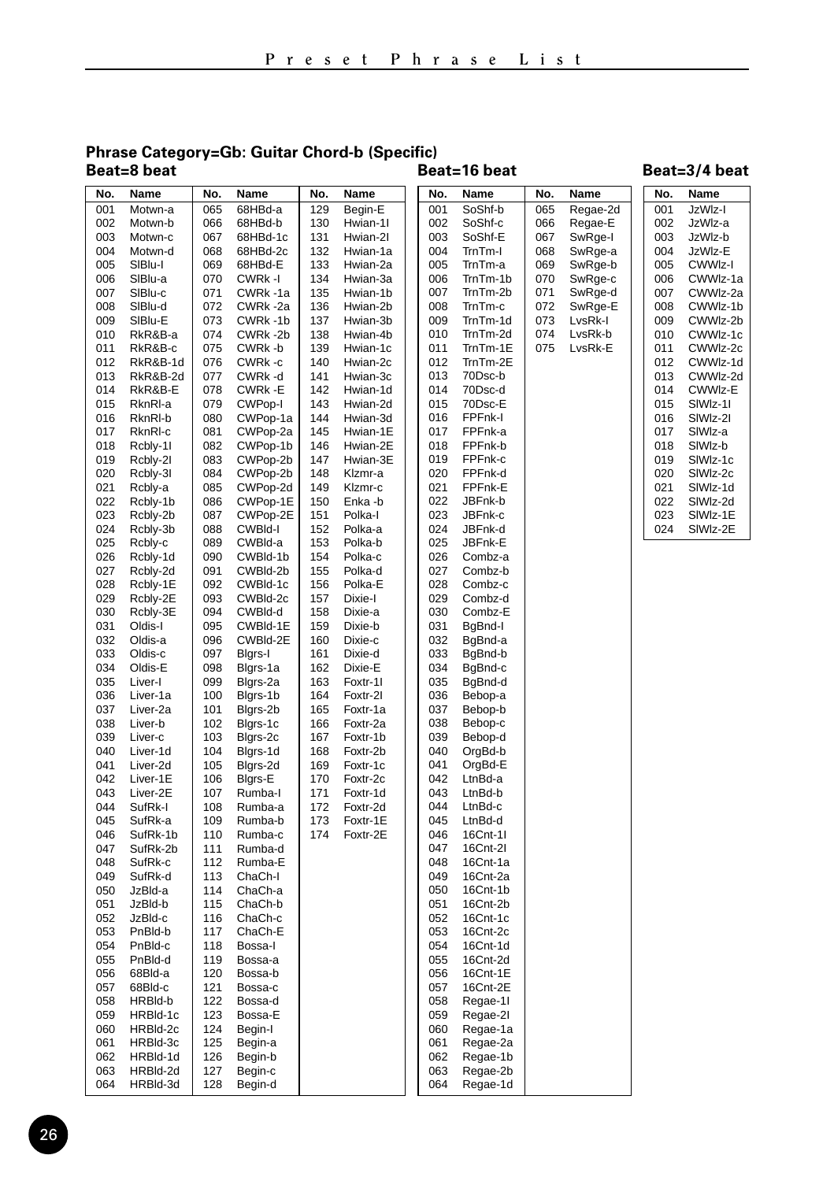## Phrase Category=Gb: Guitar Chord-b (Specific)

### Beat=8 beat

| No. | Name | No. | Name | No. | Name |
|---|---|---|---|---|---|
| 001 | Motwn-a | 065 | 68HBd-a | 129 | Begin-E |
| 002 | Motwn-b | 066 | 68HBd-b | 130 | Hwian-1I |
| 003 | Motwn-c | 067 | 68HBd-1c | 131 | Hwian-2I |
| 004 | Motwn-d | 068 | 68HBd-2c | 132 | Hwian-1a |
| 005 | SlBlu-I | 069 | 68HBd-E | 133 | Hwian-2a |
| 006 | SlBlu-a | 070 | CWRk -I | 134 | Hwian-3a |
| 007 | SlBlu-c | 071 | CWRk -1a | 135 | Hwian-1b |
| 008 | SlBlu-d | 072 | CWRk -2a | 136 | Hwian-2b |
| 009 | SlBlu-E | 073 | CWRk -1b | 137 | Hwian-3b |
| 010 | RkR&B-a | 074 | CWRk -2b | 138 | Hwian-4b |
| 011 | RkR&B-c | 075 | CWRk -b | 139 | Hwian-1c |
| 012 | RkR&B-1d | 076 | CWRk -c | 140 | Hwian-2c |
| 013 | RkR&B-2d | 077 | CWRk -d | 141 | Hwian-3c |
| 014 | RkR&B-E | 078 | CWRk -E | 142 | Hwian-1d |
| 015 | RknRl-a | 079 | CWPop-I | 143 | Hwian-2d |
| 016 | RknRl-b | 080 | CWPop-1a | 144 | Hwian-3d |
| 017 | RknRl-c | 081 | CWPop-2a | 145 | Hwian-1E |
| 018 | Rcbly-1I | 082 | CWPop-1b | 146 | Hwian-2E |
| 019 | Rcbly-2I | 083 | CWPop-2b | 147 | Hwian-3E |
| 020 | Rcbly-3I | 084 | CWPop-2b | 148 | Klzmr-a |
| 021 | Rcbly-a | 085 | CWPop-2d | 149 | Klzmr-c |
| 022 | Rcbly-1b | 086 | CWPop-1E | 150 | Enka -b |
| 023 | Rcbly-2b | 087 | CWPop-2E | 151 | Polka-I |
| 024 | Rcbly-3b | 088 | CWBld-I | 152 | Polka-a |
| 025 | Rcbly-c | 089 | CWBld-a | 153 | Polka-b |
| 026 | Rcbly-1d | 090 | CWBld-1b | 154 | Polka-c |
| 027 | Rcbly-2d | 091 | CWBld-2b | 155 | Polka-d |
| 028 | Rcbly-1E | 092 | CWBld-1c | 156 | Polka-E |
| 029 | Rcbly-2E | 093 | CWBld-2c | 157 | Dixie-I |
| 030 | Rcbly-3E | 094 | CWBld-d | 158 | Dixie-a |
| 031 | Oldis-I | 095 | CWBld-1E | 159 | Dixie-b |
| 032 | Oldis-a | 096 | CWBld-2E | 160 | Dixie-c |
| 033 | Oldis-c | 097 | Blgrs-I | 161 | Dixie-d |
| 034 | Oldis-E | 098 | Blgrs-1a | 162 | Dixie-E |
| 035 | Liver-I | 099 | Blgrs-2a | 163 | Foxtr-1I |
| 036 | Liver-1a | 100 | Blgrs-1b | 164 | Foxtr-2I |
| 037 | Liver-2a | 101 | Blgrs-2b | 165 | Foxtr-1a |
| 038 | Liver-b | 102 | Blgrs-1c | 166 | Foxtr-2a |
| 039 | Liver-c | 103 | Blgrs-2c | 167 | Foxtr-1b |
| 040 | Liver-1d | 104 | Blgrs-1d | 168 | Foxtr-2b |
| 041 | Liver-2d | 105 | Blgrs-2d | 169 | Foxtr-1c |
| 042 | Liver-1E | 106 | Blgrs-E | 170 | Foxtr-2c |
| 043 | Liver-2E | 107 | Rumba-I | 171 | Foxtr-1d |
| 044 | SufRk-I | 108 | Rumba-a | 172 | Foxtr-2d |
| 045 | SufRk-a | 109 | Rumba-b | 173 | Foxtr-1E |
| 046 | SufRk-1b | 110 | Rumba-c | 174 | Foxtr-2E |
| 047 | SufRk-2b | 111 | Rumba-d | | |
| 048 | SufRk-c | 112 | Rumba-E | | |
| 049 | SufRk-d | 113 | ChaCh-I | | |
| 050 | JzBld-a | 114 | ChaCh-a | | |
| 051 | JzBld-b | 115 | ChaCh-b | | |
| 052 | JzBld-c | 116 | ChaCh-c | | |
| 053 | PnBld-b | 117 | ChaCh-E | | |
| 054 | PnBld-c | 118 | Bossa-I | | |
| 055 | PnBld-d | 119 | Bossa-a | | |
| 056 | 68Bld-a | 120 | Bossa-b | | |
| 057 | 68Bld-c | 121 | Bossa-c | | |
| 058 | HRBld-b | 122 | Bossa-d | | |
| 059 | HRBld-1c | 123 | Bossa-E | | |
| 060 | HRBld-2c | 124 | Begin-I | | |
| 061 | HRBld-3c | 125 | Begin-a | | |
| 062 | HRBld-1d | 126 | Begin-b | | |
| 063 | HRBld-2d | 127 | Begin-c | | |
| 064 | HRBld-3d | 128 | Begin-d | | |

### Beat=16 beat

| No. | Name | No. | Name |
|---|---|---|---|
| 001 | SoShf-b | 065 | Regae-2d |
| 002 | SoShf-c | 066 | Regae-E |
| 003 | SoShf-E | 067 | SwRge-I |
| 004 | TrnTm-I | 068 | SwRge-a |
| 005 | TrnTm-a | 069 | SwRge-b |
| 006 | TrnTm-1b | 070 | SwRge-c |
| 007 | TrnTm-2b | 071 | SwRge-d |
| 008 | TrnTm-c | 072 | SwRge-E |
| 009 | TrnTm-1d | 073 | LvsRk-I |
| 010 | TrnTm-2d | 074 | LvsRk-b |
| 011 | TrnTm-1E | 075 | LvsRk-E |
| 012 | TrnTm-2E | | |
| 013 | 70Dsc-b | | |
| 014 | 70Dsc-d | | |
| 015 | 70Dsc-E | | |
| 016 | FPFnk-I | | |
| 017 | FPFnk-a | | |
| 018 | FPFnk-b | | |
| 019 | FPFnk-c | | |
| 020 | FPFnk-d | | |
| 021 | FPFnk-E | | |
| 022 | JBFnk-b | | |
| 023 | JBFnk-c | | |
| 024 | JBFnk-d | | |
| 025 | JBFnk-E | | |
| 026 | Combz-a | | |
| 027 | Combz-b | | |
| 028 | Combz-c | | |
| 029 | Combz-d | | |
| 030 | Combz-E | | |
| 031 | BgBnd-I | | |
| 032 | BgBnd-a | | |
| 033 | BgBnd-b | | |
| 034 | BgBnd-c | | |
| 035 | BgBnd-d | | |
| 036 | Bebop-a | | |
| 037 | Bebop-b | | |
| 038 | Bebop-c | | |
| 039 | Bebop-d | | |
| 040 | OrgBd-b | | |
| 041 | OrgBd-E | | |
| 042 | LtnBd-a | | |
| 043 | LtnBd-b | | |
| 044 | LtnBd-c | | |
| 045 | LtnBd-d | | |
| 046 | 16Cnt-1I | | |
| 047 | 16Cnt-2I | | |
| 048 | 16Cnt-1a | | |
| 049 | 16Cnt-2a | | |
| 050 | 16Cnt-1b | | |
| 051 | 16Cnt-2b | | |
| 052 | 16Cnt-1c | | |
| 053 | 16Cnt-2c | | |
| 054 | 16Cnt-1d | | |
| 055 | 16Cnt-2d | | |
| 056 | 16Cnt-1E | | |
| 057 | 16Cnt-2E | | |
| 058 | Regae-1I | | |
| 059 | Regae-2I | | |
| 060 | Regae-1a | | |
| 061 | Regae-2a | | |
| 062 | Regae-1b | | |
| 063 | Regae-2b | | |
| 064 | Regae-1d | | |

### Beat=3/4 beat

| No. | Name |
|---|---|
| 001 | JzWlz-I |
| 002 | JzWlz-a |
| 003 | JzWlz-b |
| 004 | JzWlz-E |
| 005 | CWWlz-I |
| 006 | CWWlz-1a |
| 007 | CWWlz-2a |
| 008 | CWWlz-1b |
| 009 | CWWlz-2b |
| 010 | CWWlz-1c |
| 011 | CWWlz-2c |
| 012 | CWWlz-1d |
| 013 | CWWlz-2d |
| 014 | CWWlz-E |
| 015 | SlWlz-1I |
| 016 | SlWlz-2I |
| 017 | SlWlz-a |
| 018 | SlWlz-b |
| 019 | SlWlz-1c |
| 020 | SlWlz-2c |
| 021 | SlWlz-1d |
| 022 | SlWlz-2d |
| 023 | SlWlz-1E |
| 024 | SlWlz-2E |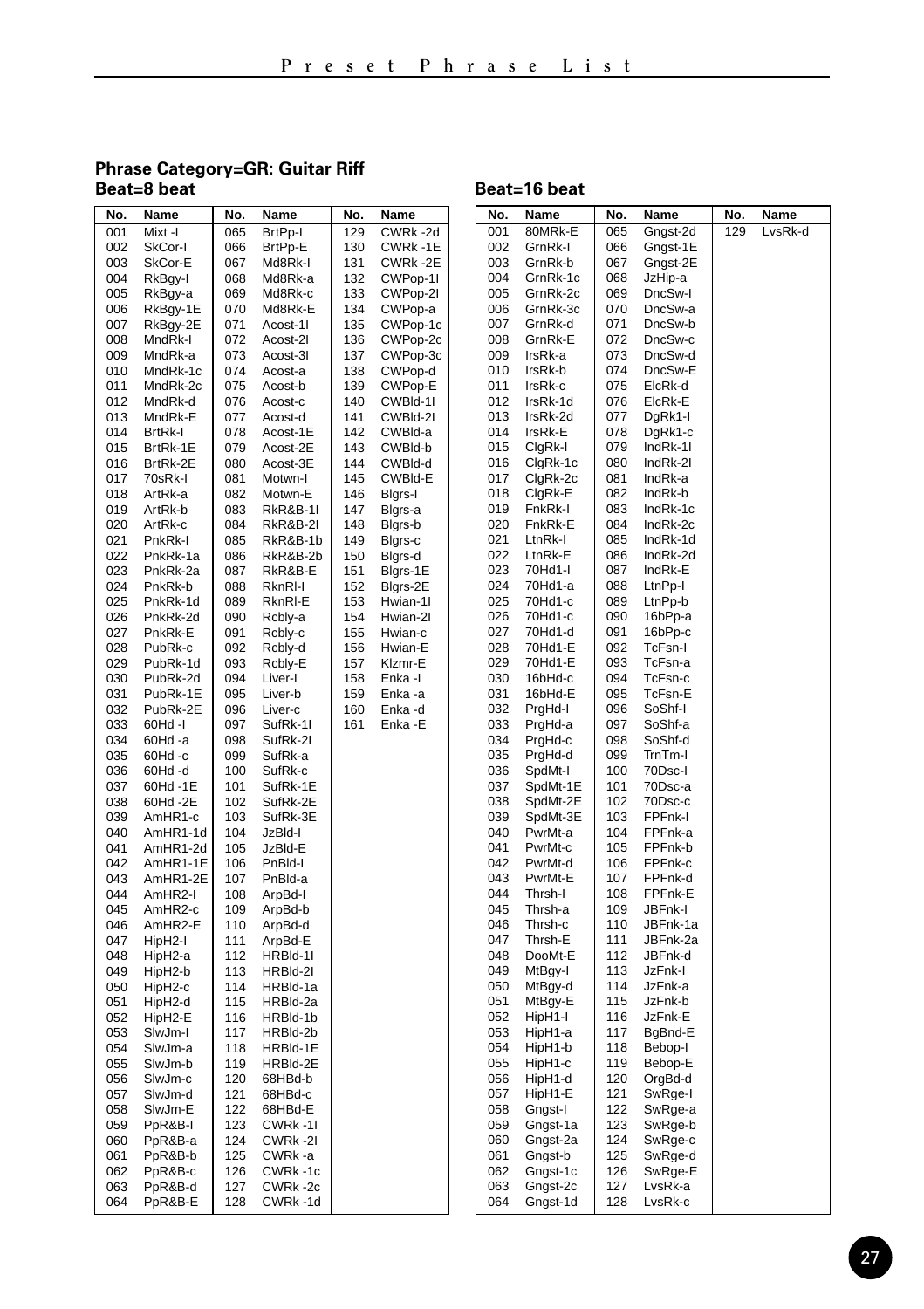## Phrase Category=GR: Guitar Riff

### Beat=8 beat

| No. | Name | No. | Name | No. | Name |
|---|---|---|---|---|---|
| 001 | Mixt -I | 065 | BrtPp-I | 129 | CWRk -2d |
| 002 | SkCor-I | 066 | BrtPp-E | 130 | CWRk -1E |
| 003 | SkCor-E | 067 | Md8Rk-I | 131 | CWRk -2E |
| 004 | RkBgy-I | 068 | Md8Rk-a | 132 | CWPop-1I |
| 005 | RkBgy-a | 069 | Md8Rk-c | 133 | CWPop-2I |
| 006 | RkBgy-1E | 070 | Md8Rk-E | 134 | CWPop-a |
| 007 | RkBgy-2E | 071 | Acost-1I | 135 | CWPop-1c |
| 008 | MndRk-I | 072 | Acost-2I | 136 | CWPop-2c |
| 009 | MndRk-a | 073 | Acost-3I | 137 | CWPop-3c |
| 010 | MndRk-1c | 074 | Acost-a | 138 | CWPop-d |
| 011 | MndRk-2c | 075 | Acost-b | 139 | CWPop-E |
| 012 | MndRk-d | 076 | Acost-c | 140 | CWBld-1I |
| 013 | MndRk-E | 077 | Acost-d | 141 | CWBld-2I |
| 014 | BrtRk-I | 078 | Acost-1E | 142 | CWBld-a |
| 015 | BrtRk-1E | 079 | Acost-2E | 143 | CWBld-b |
| 016 | BrtRk-2E | 080 | Acost-3E | 144 | CWBld-d |
| 017 | 70sRk-I | 081 | Motwn-I | 145 | CWBld-E |
| 018 | ArtRk-a | 082 | Motwn-E | 146 | Blgrs-I |
| 019 | ArtRk-b | 083 | RkR&B-1I | 147 | Blgrs-a |
| 020 | ArtRk-c | 084 | RkR&B-2I | 148 | Blgrs-b |
| 021 | PnkRk-I | 085 | RkR&B-1b | 149 | Blgrs-c |
| 022 | PnkRk-1a | 086 | RkR&B-2b | 150 | Blgrs-d |
| 023 | PnkRk-2a | 087 | RkR&B-E | 151 | Blgrs-1E |
| 024 | PnkRk-b | 088 | RknRl-I | 152 | Blgrs-2E |
| 025 | PnkRk-1d | 089 | RknRl-E | 153 | Hwian-1I |
| 026 | PnkRk-2d | 090 | Rcbly-a | 154 | Hwian-2I |
| 027 | PnkRk-E | 091 | Rcbly-c | 155 | Hwian-c |
| 028 | PubRk-c | 092 | Rcbly-d | 156 | Hwian-E |
| 029 | PubRk-1d | 093 | Rcbly-E | 157 | Klzmr-E |
| 030 | PubRk-2d | 094 | Liver-I | 158 | Enka -I |
| 031 | PubRk-1E | 095 | Liver-b | 159 | Enka -a |
| 032 | PubRk-2E | 096 | Liver-c | 160 | Enka -d |
| 033 | 60Hd -I | 097 | SufRk-1I | 161 | Enka -E |
| 034 | 60Hd -a | 098 | SufRk-2I | | |
| 035 | 60Hd -c | 099 | SufRk-a | | |
| 036 | 60Hd -d | 100 | SufRk-c | | |
| 037 | 60Hd -1E | 101 | SufRk-1E | | |
| 038 | 60Hd -2E | 102 | SufRk-2E | | |
| 039 | AmHR1-c | 103 | SufRk-3E | | |
| 040 | AmHR1-1d | 104 | JzBld-I | | |
| 041 | AmHR1-2d | 105 | JzBld-E | | |
| 042 | AmHR1-1E | 106 | PnBld-I | | |
| 043 | AmHR1-2E | 107 | PnBld-a | | |
| 044 | AmHR2-I | 108 | ArpBd-I | | |
| 045 | AmHR2-c | 109 | ArpBd-b | | |
| 046 | AmHR2-E | 110 | ArpBd-d | | |
| 047 | HipH2-I | 111 | ArpBd-E | | |
| 048 | HipH2-a | 112 | HRBld-1I | | |
| 049 | HipH2-b | 113 | HRBld-2I | | |
| 050 | HipH2-c | 114 | HRBld-1a | | |
| 051 | HipH2-d | 115 | HRBld-2a | | |
| 052 | HipH2-E | 116 | HRBld-1b | | |
| 053 | SlwJm-I | 117 | HRBld-2b | | |
| 054 | SlwJm-a | 118 | HRBld-1E | | |
| 055 | SlwJm-b | 119 | HRBld-2E | | |
| 056 | SlwJm-c | 120 | 68HBd-b | | |
| 057 | SlwJm-d | 121 | 68HBd-c | | |
| 058 | SlwJm-E | 122 | 68HBd-E | | |
| 059 | PpR&B-I | 123 | CWRk -1I | | |
| 060 | PpR&B-a | 124 | CWRk -2I | | |
| 061 | PpR&B-b | 125 | CWRk -a | | |
| 062 | PpR&B-c | 126 | CWRk -1c | | |
| 063 | PpR&B-d | 127 | CWRk -2c | | |
| 064 | PpR&B-E | 128 | CWRk -1d | | |

### Beat=16 beat

| No. | Name | No. | Name | No. | Name |
|---|---|---|---|---|---|
| 001 | 80MRk-E | 065 | Gngst-2d | 129 | LvsRk-d |
| 002 | GrnRk-I | 066 | Gngst-1E | | |
| 003 | GrnRk-b | 067 | Gngst-2E | | |
| 004 | GrnRk-1c | 068 | JzHip-a | | |
| 005 | GrnRk-2c | 069 | DncSw-I | | |
| 006 | GrnRk-3c | 070 | DncSw-a | | |
| 007 | GrnRk-d | 071 | DncSw-b | | |
| 008 | GrnRk-E | 072 | DncSw-c | | |
| 009 | IrsRk-a | 073 | DncSw-d | | |
| 010 | IrsRk-b | 074 | DncSw-E | | |
| 011 | IrsRk-c | 075 | ElcRk-d | | |
| 012 | IrsRk-1d | 076 | ElcRk-E | | |
| 013 | IrsRk-2d | 077 | DgRk1-I | | |
| 014 | IrsRk-E | 078 | DgRk1-c | | |
| 015 | ClgRk-I | 079 | IndRk-1I | | |
| 016 | ClgRk-1c | 080 | IndRk-2I | | |
| 017 | ClgRk-2c | 081 | IndRk-a | | |
| 018 | ClgRk-E | 082 | IndRk-b | | |
| 019 | FnkRk-I | 083 | IndRk-1c | | |
| 020 | FnkRk-E | 084 | IndRk-2c | | |
| 021 | LtnRk-I | 085 | IndRk-1d | | |
| 022 | LtnRk-E | 086 | IndRk-2d | | |
| 023 | 70Hd1-I | 087 | IndRk-E | | |
| 024 | 70Hd1-a | 088 | LtnPp-I | | |
| 025 | 70Hd1-c | 089 | LtnPp-b | | |
| 026 | 70Hd1-c | 090 | 16bPp-a | | |
| 027 | 70Hd1-d | 091 | 16bPp-c | | |
| 028 | 70Hd1-E | 092 | TcFsn-I | | |
| 029 | 70Hd1-E | 093 | TcFsn-a | | |
| 030 | 16bHd-c | 094 | TcFsn-c | | |
| 031 | 16bHd-E | 095 | TcFsn-E | | |
| 032 | PrgHd-I | 096 | SoShf-I | | |
| 033 | PrgHd-a | 097 | SoShf-a | | |
| 034 | PrgHd-c | 098 | SoShf-d | | |
| 035 | PrgHd-d | 099 | TrnTm-I | | |
| 036 | SpdMt-I | 100 | 70Dsc-I | | |
| 037 | SpdMt-1E | 101 | 70Dsc-a | | |
| 038 | SpdMt-2E | 102 | 70Dsc-c | | |
| 039 | SpdMt-3E | 103 | FPFnk-I | | |
| 040 | PwrMt-a | 104 | FPFnk-a | | |
| 041 | PwrMt-c | 105 | FPFnk-b | | |
| 042 | PwrMt-d | 106 | FPFnk-c | | |
| 043 | PwrMt-E | 107 | FPFnk-d | | |
| 044 | Thrsh-I | 108 | FPFnk-E | | |
| 045 | Thrsh-a | 109 | JBFnk-I | | |
| 046 | Thrsh-c | 110 | JBFnk-1a | | |
| 047 | Thrsh-E | 111 | JBFnk-2a | | |
| 048 | DooMt-E | 112 | JBFnk-d | | |
| 049 | MtBgy-I | 113 | JzFnk-I | | |
| 050 | MtBgy-d | 114 | JzFnk-a | | |
| 051 | MtBgy-E | 115 | JzFnk-b | | |
| 052 | HipH1-I | 116 | JzFnk-E | | |
| 053 | HipH1-a | 117 | BgBnd-E | | |
| 054 | HipH1-b | 118 | Bebop-I | | |
| 055 | HipH1-c | 119 | Bebop-E | | |
| 056 | HipH1-d | 120 | OrgBd-d | | |
| 057 | HipH1-E | 121 | SwRge-I | | |
| 058 | Gngst-I | 122 | SwRge-a | | |
| 059 | Gngst-1a | 123 | SwRge-b | | |
| 060 | Gngst-2a | 124 | SwRge-c | | |
| 061 | Gngst-b | 125 | SwRge-d | | |
| 062 | Gngst-1c | 126 | SwRge-E | | |
| 063 | Gngst-2c | 127 | LvsRk-a | | |
| 064 | Gngst-1d | 128 | LvsRk-c | | |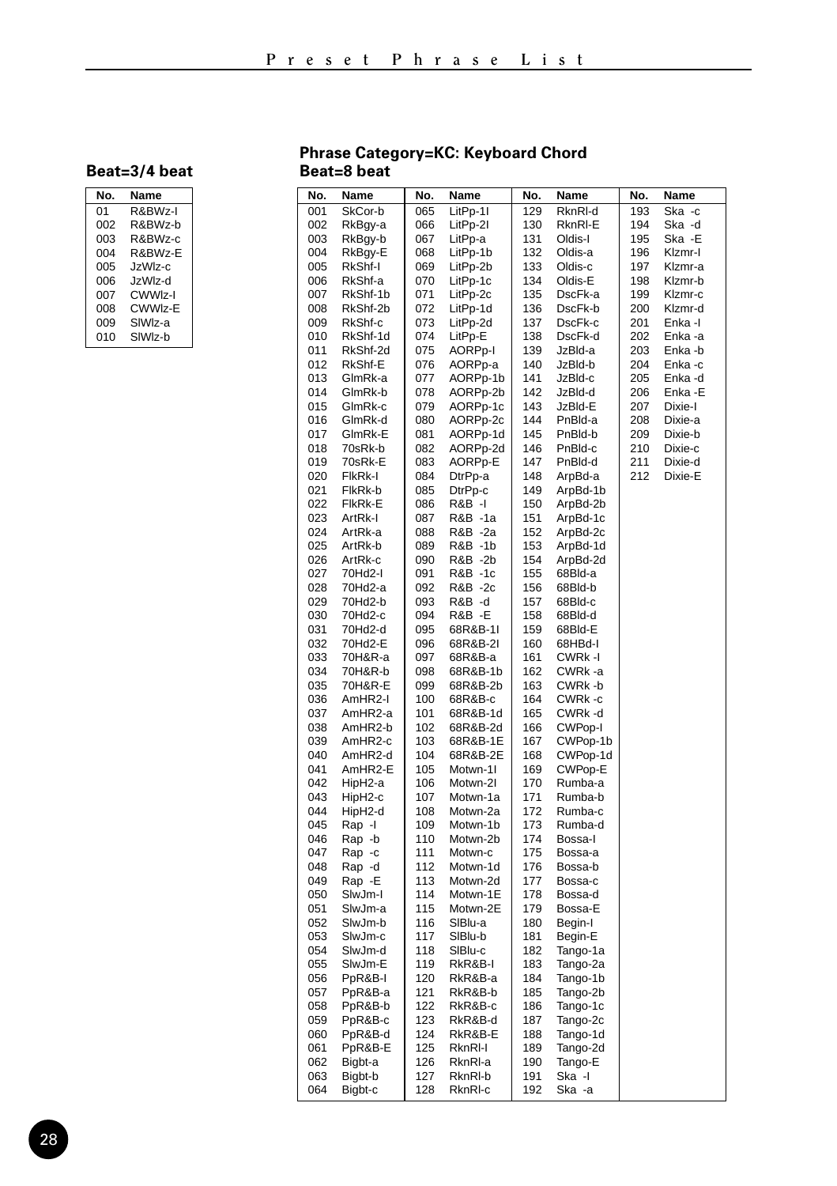### Beat=3/4 beat

| No. | Name |
|---|---|
| 01 | R&BWz-I |
| 002 | R&BWz-b |
| 003 | R&BWz-c |
| 004 | R&BWz-E |
| 005 | JzWlz-c |
| 006 | JzWlz-d |
| 007 | CWWlz-I |
| 008 | CWWlz-E |
| 009 | SlWlz-a |
| 010 | SlWlz-b |

### Phrase Category=KC: Keyboard Chord
### Beat=8 beat

| No. | Name | No. | Name | No. | Name | No. | Name |
|---|---|---|---|---|---|---|---|
| 001 | SkCor-b | 065 | LitPp-1I | 129 | RknRl-d | 193 | Ska -c |
| 002 | RkBgy-a | 066 | LitPp-2I | 130 | RknRl-E | 194 | Ska -d |
| 003 | RkBgy-b | 067 | LitPp-a | 131 | Oldis-I | 195 | Ska -E |
| 004 | RkBgy-E | 068 | LitPp-1b | 132 | Oldis-a | 196 | Klzmr-I |
| 005 | RkShf-I | 069 | LitPp-2b | 133 | Oldis-c | 197 | Klzmr-a |
| 006 | RkShf-a | 070 | LitPp-1c | 134 | Oldis-E | 198 | Klzmr-b |
| 007 | RkShf-1b | 071 | LitPp-2c | 135 | DscFk-a | 199 | Klzmr-c |
| 008 | RkShf-2b | 072 | LitPp-1d | 136 | DscFk-b | 200 | Klzmr-d |
| 009 | RkShf-c | 073 | LitPp-2d | 137 | DscFk-c | 201 | Enka -I |
| 010 | RkShf-1d | 074 | LitPp-E | 138 | DscFk-d | 202 | Enka -a |
| 011 | RkShf-2d | 075 | AORPp-I | 139 | JzBld-a | 203 | Enka -b |
| 012 | RkShf-E | 076 | AORPp-a | 140 | JzBld-b | 204 | Enka -c |
| 013 | GlmRk-a | 077 | AORPp-1b | 141 | JzBld-c | 205 | Enka -d |
| 014 | GlmRk-b | 078 | AORPp-2b | 142 | JzBld-d | 206 | Enka -E |
| 015 | GlmRk-c | 079 | AORPp-1c | 143 | JzBld-E | 207 | Dixie-I |
| 016 | GlmRk-d | 080 | AORPp-2c | 144 | PnBld-a | 208 | Dixie-a |
| 017 | GlmRk-E | 081 | AORPp-1d | 145 | PnBld-b | 209 | Dixie-b |
| 018 | 70sRk-b | 082 | AORPp-2d | 146 | PnBld-c | 210 | Dixie-c |
| 019 | 70sRk-E | 083 | AORPp-E | 147 | PnBld-d | 211 | Dixie-d |
| 020 | FlkRk-I | 084 | DtrPp-a | 148 | ArpBd-a | 212 | Dixie-E |
| 021 | FlkRk-b | 085 | DtrPp-c | 149 | ArpBd-1b | | |
| 022 | FlkRk-E | 086 | R&B -I | 150 | ArpBd-2b | | |
| 023 | ArtRk-I | 087 | R&B -1a | 151 | ArpBd-1c | | |
| 024 | ArtRk-a | 088 | R&B -2a | 152 | ArpBd-2c | | |
| 025 | ArtRk-b | 089 | R&B -1b | 153 | ArpBd-1d | | |
| 026 | ArtRk-c | 090 | R&B -2b | 154 | ArpBd-2d | | |
| 027 | 70Hd2-I | 091 | R&B -1c | 155 | 68Bld-a | | |
| 028 | 70Hd2-a | 092 | R&B -2c | 156 | 68Bld-b | | |
| 029 | 70Hd2-b | 093 | R&B -d | 157 | 68Bld-c | | |
| 030 | 70Hd2-c | 094 | R&B -E | 158 | 68Bld-d | | |
| 031 | 70Hd2-d | 095 | 68R&B-1I | 159 | 68Bld-E | | |
| 032 | 70Hd2-E | 096 | 68R&B-2I | 160 | 68HBd-I | | |
| 033 | 70H&R-a | 097 | 68R&B-a | 161 | CWRk -I | | |
| 034 | 70H&R-b | 098 | 68R&B-1b | 162 | CWRk -a | | |
| 035 | 70H&R-E | 099 | 68R&B-2b | 163 | CWRk -b | | |
| 036 | AmHR2-I | 100 | 68R&B-c | 164 | CWRk -c | | |
| 037 | AmHR2-a | 101 | 68R&B-1d | 165 | CWRk -d | | |
| 038 | AmHR2-b | 102 | 68R&B-2d | 166 | CWPop-I | | |
| 039 | AmHR2-c | 103 | 68R&B-1E | 167 | CWPop-1b | | |
| 040 | AmHR2-d | 104 | 68R&B-2E | 168 | CWPop-1d | | |
| 041 | AmHR2-E | 105 | Motwn-1I | 169 | CWPop-E | | |
| 042 | HipH2-a | 106 | Motwn-2I | 170 | Rumba-a | | |
| 043 | HipH2-c | 107 | Motwn-1a | 171 | Rumba-b | | |
| 044 | HipH2-d | 108 | Motwn-2a | 172 | Rumba-c | | |
| 045 | Rap -I | 109 | Motwn-1b | 173 | Rumba-d | | |
| 046 | Rap -b | 110 | Motwn-2b | 174 | Bossa-I | | |
| 047 | Rap -c | 111 | Motwn-c | 175 | Bossa-a | | |
| 048 | Rap -d | 112 | Motwn-1d | 176 | Bossa-b | | |
| 049 | Rap -E | 113 | Motwn-2d | 177 | Bossa-c | | |
| 050 | SlwJm-I | 114 | Motwn-1E | 178 | Bossa-d | | |
| 051 | SlwJm-a | 115 | Motwn-2E | 179 | Bossa-E | | |
| 052 | SlwJm-b | 116 | SlBlu-a | 180 | Begin-I | | |
| 053 | SlwJm-c | 117 | SlBlu-b | 181 | Begin-E | | |
| 054 | SlwJm-d | 118 | SlBlu-c | 182 | Tango-1a | | |
| 055 | SlwJm-E | 119 | RkR&B-I | 183 | Tango-2a | | |
| 056 | PpR&B-I | 120 | RkR&B-a | 184 | Tango-1b | | |
| 057 | PpR&B-a | 121 | RkR&B-b | 185 | Tango-2b | | |
| 058 | PpR&B-b | 122 | RkR&B-c | 186 | Tango-1c | | |
| 059 | PpR&B-c | 123 | RkR&B-d | 187 | Tango-2c | | |
| 060 | PpR&B-d | 124 | RkR&B-E | 188 | Tango-1d | | |
| 061 | PpR&B-E | 125 | RknRl-I | 189 | Tango-2d | | |
| 062 | Bigbt-a | 126 | RknRl-a | 190 | Tango-E | | |
| 063 | Bigbt-b | 127 | RknRl-b | 191 | Ska -I | | |
| 064 | Bigbt-c | 128 | RknRl-c | 192 | Ska -a | | |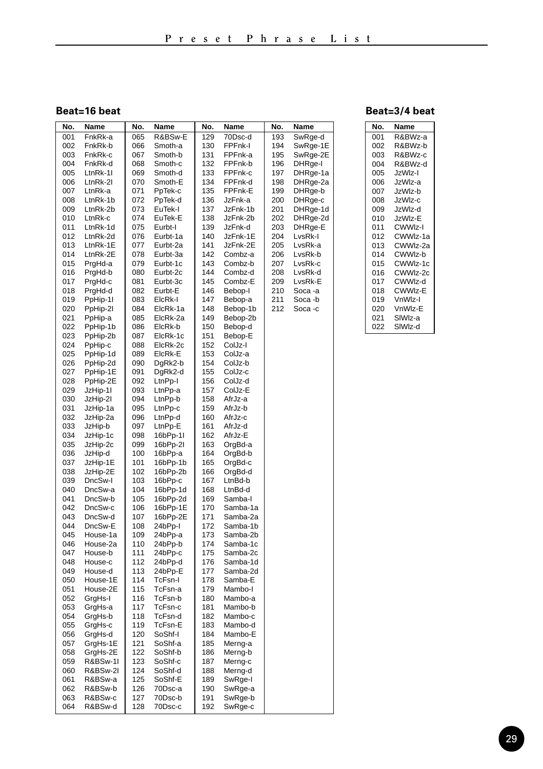## Beat=16 beat

| No. | Name | No. | Name | No. | Name | No. | Name |
|---|---|---|---|---|---|---|---|
| 001 | FnkRk-a | 065 | R&BSw-E | 129 | 70Dsc-d | 193 | SwRge-d |
| 002 | FnkRk-b | 066 | Smoth-a | 130 | FPFnk-I | 194 | SwRge-1E |
| 003 | FnkRk-c | 067 | Smoth-b | 131 | FPFnk-a | 195 | SwRge-2E |
| 004 | FnkRk-d | 068 | Smoth-c | 132 | FPFnk-b | 196 | DHRge-I |
| 005 | LtnRk-1I | 069 | Smoth-d | 133 | FPFnk-c | 197 | DHRge-1a |
| 006 | LtnRk-2I | 070 | Smoth-E | 134 | FPFnk-d | 198 | DHRge-2a |
| 007 | LtnRk-a | 071 | PpTek-c | 135 | FPFnk-E | 199 | DHRge-b |
| 008 | LtnRk-1b | 072 | PpTek-d | 136 | JzFnk-a | 200 | DHRge-c |
| 009 | LtnRk-2b | 073 | EuTek-I | 137 | JzFnk-1b | 201 | DHRge-1d |
| 010 | LtnRk-c | 074 | EuTek-E | 138 | JzFnk-2b | 202 | DHRge-2d |
| 011 | LtnRk-1d | 075 | Eurbt-I | 139 | JzFnk-d | 203 | DHRge-E |
| 012 | LtnRk-2d | 076 | Eurbt-1a | 140 | JzFnk-1E | 204 | LvsRk-I |
| 013 | LtnRk-1E | 077 | Eurbt-2a | 141 | JzFnk-2E | 205 | LvsRk-a |
| 014 | LtnRk-2E | 078 | Eurbt-3a | 142 | Combz-a | 206 | LvsRk-b |
| 015 | PrgHd-a | 079 | Eurbt-1c | 143 | Combz-b | 207 | LvsRk-c |
| 016 | PrgHd-b | 080 | Eurbt-2c | 144 | Combz-d | 208 | LvsRk-d |
| 017 | PrgHd-c | 081 | Eurbt-3c | 145 | Combz-E | 209 | LvsRk-E |
| 018 | PrgHd-d | 082 | Eurbt-E | 146 | Bebop-I | 210 | Soca -a |
| 019 | PpHip-1I | 083 | ElcRk-I | 147 | Bebop-a | 211 | Soca -b |
| 020 | PpHip-2I | 084 | ElcRk-1a | 148 | Bebop-1b | 212 | Soca -c |
| 021 | PpHip-a | 085 | ElcRk-2a | 149 | Bebop-2b | | |
| 022 | PpHip-1b | 086 | ElcRk-b | 150 | Bebop-d | | |
| 023 | PpHip-2b | 087 | ElcRk-1c | 151 | Bebop-E | | |
| 024 | PpHip-c | 088 | ElcRk-2c | 152 | ColJz-I | | |
| 025 | PpHip-1d | 089 | ElcRk-E | 153 | ColJz-a | | |
| 026 | PpHip-2d | 090 | DgRk2-b | 154 | ColJz-b | | |
| 027 | PpHip-1E | 091 | DgRk2-d | 155 | ColJz-c | | |
| 028 | PpHip-2E | 092 | LtnPp-I | 156 | ColJz-d | | |
| 029 | JzHip-1I | 093 | LtnPp-a | 157 | ColJz-E | | |
| 030 | JzHip-2I | 094 | LtnPp-b | 158 | AfrJz-a | | |
| 031 | JzHip-1a | 095 | LtnPp-c | 159 | AfrJz-b | | |
| 032 | JzHip-2a | 096 | LtnPp-d | 160 | AfrJz-c | | |
| 033 | JzHip-b | 097 | LtnPp-E | 161 | AfrJz-d | | |
| 034 | JzHip-1c | 098 | 16bPp-1I | 162 | AfrJz-E | | |
| 035 | JzHip-2c | 099 | 16bPp-2I | 163 | OrgBd-a | | |
| 036 | JzHip-d | 100 | 16bPp-a | 164 | OrgBd-b | | |
| 037 | JzHip-1E | 101 | 16bPp-1b | 165 | OrgBd-c | | |
| 038 | JzHip-2E | 102 | 16bPp-2b | 166 | OrgBd-d | | |
| 039 | DncSw-I | 103 | 16bPp-c | 167 | LtnBd-b | | |
| 040 | DncSw-a | 104 | 16bPp-1d | 168 | LtnBd-d | | |
| 041 | DncSw-b | 105 | 16bPp-2d | 169 | Samba-I | | |
| 042 | DncSw-c | 106 | 16bPp-1E | 170 | Samba-1a | | |
| 043 | DncSw-d | 107 | 16bPp-2E | 171 | Samba-2a | | |
| 044 | DncSw-E | 108 | 24bPp-I | 172 | Samba-1b | | |
| 045 | House-1a | 109 | 24bPp-a | 173 | Samba-2b | | |
| 046 | House-2a | 110 | 24bPp-b | 174 | Samba-1c | | |
| 047 | House-b | 111 | 24bPp-c | 175 | Samba-2c | | |
| 048 | House-c | 112 | 24bPp-d | 176 | Samba-1d | | |
| 049 | House-d | 113 | 24bPp-E | 177 | Samba-2d | | |
| 050 | House-1E | 114 | TcFsn-I | 178 | Samba-E | | |
| 051 | House-2E | 115 | TcFsn-a | 179 | Mambo-I | | |
| 052 | GrgHs-I | 116 | TcFsn-b | 180 | Mambo-a | | |
| 053 | GrgHs-a | 117 | TcFsn-c | 181 | Mambo-b | | |
| 054 | GrgHs-b | 118 | TcFsn-d | 182 | Mambo-c | | |
| 055 | GrgHs-c | 119 | TcFsn-E | 183 | Mambo-d | | |
| 056 | GrgHs-d | 120 | SoShf-I | 184 | Mambo-E | | |
| 057 | GrgHs-1E | 121 | SoShf-a | 185 | Merng-a | | |
| 058 | GrgHs-2E | 122 | SoShf-b | 186 | Merng-b | | |
| 059 | R&BSw-1I | 123 | SoShf-c | 187 | Merng-c | | |
| 060 | R&BSw-2I | 124 | SoShf-d | 188 | Merng-d | | |
| 061 | R&BSw-a | 125 | SoShf-E | 189 | SwRge-I | | |
| 062 | R&BSw-b | 126 | 70Dsc-a | 190 | SwRge-a | | |
| 063 | R&BSw-c | 127 | 70Dsc-b | 191 | SwRge-b | | |
| 064 | R&BSw-d | 128 | 70Dsc-c | 192 | SwRge-c | | |

## Beat=3/4 beat

| No. | Name |
|---|---|
| 001 | R&BWz-a |
| 002 | R&BWz-b |
| 003 | R&BWz-c |
| 004 | R&BWz-d |
| 005 | JzWlz-I |
| 006 | JzWlz-a |
| 007 | JzWlz-b |
| 008 | JzWlz-c |
| 009 | JzWlz-d |
| 010 | JzWlz-E |
| 011 | CWWlz-I |
| 012 | CWWlz-1a |
| 013 | CWWlz-2a |
| 014 | CWWlz-b |
| 015 | CWWlz-1c |
| 016 | CWWlz-2c |
| 017 | CWWlz-d |
| 018 | CWWlz-E |
| 019 | VnWlz-I |
| 020 | VnWlz-E |
| 021 | SlWlz-a |
| 022 | SlWlz-d |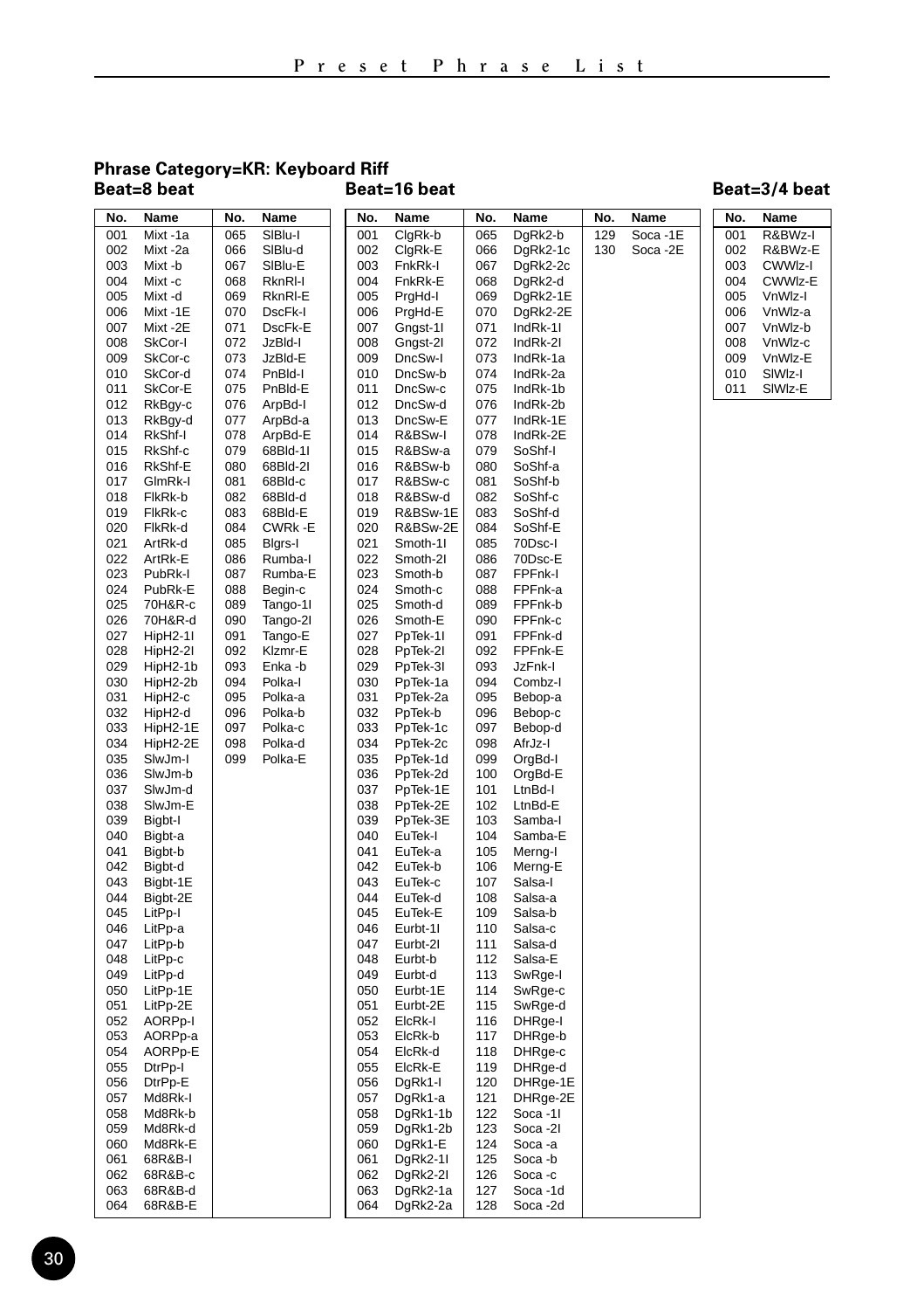### Phrase Category=KR: Keyboard Riff

#### Beat=8 beat

| No. | Name | No. | Name |
|---|---|---|---|
| 001 | Mixt -1a | 065 | SlBlu-I |
| 002 | Mixt -2a | 066 | SlBlu-d |
| 003 | Mixt -b | 067 | SlBlu-E |
| 004 | Mixt -c | 068 | RknRl-I |
| 005 | Mixt -d | 069 | RknRl-E |
| 006 | Mixt -1E | 070 | DscFk-I |
| 007 | Mixt -2E | 071 | DscFk-E |
| 008 | SkCor-I | 072 | JzBld-I |
| 009 | SkCor-c | 073 | JzBld-E |
| 010 | SkCor-d | 074 | PnBld-I |
| 011 | SkCor-E | 075 | PnBld-E |
| 012 | RkBgy-c | 076 | ArpBd-I |
| 013 | RkBgy-d | 077 | ArpBd-a |
| 014 | RkShf-I | 078 | ArpBd-E |
| 015 | RkShf-c | 079 | 68Bld-1I |
| 016 | RkShf-E | 080 | 68Bld-2I |
| 017 | GlmRk-I | 081 | 68Bld-c |
| 018 | FlkRk-b | 082 | 68Bld-d |
| 019 | FlkRk-c | 083 | 68Bld-E |
| 020 | FlkRk-d | 084 | CWRk -E |
| 021 | ArtRk-d | 085 | Blgrs-I |
| 022 | ArtRk-E | 086 | Rumba-I |
| 023 | PubRk-I | 087 | Rumba-E |
| 024 | PubRk-E | 088 | Begin-c |
| 025 | 70H&R-c | 089 | Tango-1I |
| 026 | 70H&R-d | 090 | Tango-2I |
| 027 | HipH2-1I | 091 | Tango-E |
| 028 | HipH2-2I | 092 | Klzmr-E |
| 029 | HipH2-1b | 093 | Enka -b |
| 030 | HipH2-2b | 094 | Polka-I |
| 031 | HipH2-c | 095 | Polka-a |
| 032 | HipH2-d | 096 | Polka-b |
| 033 | HipH2-1E | 097 | Polka-c |
| 034 | HipH2-2E | 098 | Polka-d |
| 035 | SlwJm-I | 099 | Polka-E |
| 036 | SlwJm-b | | |
| 037 | SlwJm-d | | |
| 038 | SlwJm-E | | |
| 039 | Bigbt-I | | |
| 040 | Bigbt-a | | |
| 041 | Bigbt-b | | |
| 042 | Bigbt-d | | |
| 043 | Bigbt-1E | | |
| 044 | Bigbt-2E | | |
| 045 | LitPp-I | | |
| 046 | LitPp-a | | |
| 047 | LitPp-b | | |
| 048 | LitPp-c | | |
| 049 | LitPp-d | | |
| 050 | LitPp-1E | | |
| 051 | LitPp-2E | | |
| 052 | AORPp-I | | |
| 053 | AORPp-a | | |
| 054 | AORPp-E | | |
| 055 | DtrPp-I | | |
| 056 | DtrPp-E | | |
| 057 | Md8Rk-I | | |
| 058 | Md8Rk-b | | |
| 059 | Md8Rk-d | | |
| 060 | Md8Rk-E | | |
| 061 | 68R&B-I | | |
| 062 | 68R&B-c | | |
| 063 | 68R&B-d | | |
| 064 | 68R&B-E | | |

#### Beat=16 beat

| No. | Name | No. | Name | No. | Name |
|---|---|---|---|---|---|
| 001 | ClgRk-b | 065 | DgRk2-b | 129 | Soca -1E |
| 002 | ClgRk-E | 066 | DgRk2-1c | 130 | Soca -2E |
| 003 | FnkRk-I | 067 | DgRk2-2c | | |
| 004 | FnkRk-E | 068 | DgRk2-d | | |
| 005 | PrgHd-I | 069 | DgRk2-1E | | |
| 006 | PrgHd-E | 070 | DgRk2-2E | | |
| 007 | Gngst-1I | 071 | IndRk-1I | | |
| 008 | Gngst-2I | 072 | IndRk-2I | | |
| 009 | DncSw-I | 073 | IndRk-1a | | |
| 010 | DncSw-b | 074 | IndRk-2a | | |
| 011 | DncSw-c | 075 | IndRk-1b | | |
| 012 | DncSw-d | 076 | IndRk-2b | | |
| 013 | DncSw-E | 077 | IndRk-1E | | |
| 014 | R&BSw-I | 078 | IndRk-2E | | |
| 015 | R&BSw-a | 079 | SoShf-I | | |
| 016 | R&BSw-b | 080 | SoShf-a | | |
| 017 | R&BSw-c | 081 | SoShf-b | | |
| 018 | R&BSw-d | 082 | SoShf-c | | |
| 019 | R&BSw-1E | 083 | SoShf-d | | |
| 020 | R&BSw-2E | 084 | SoShf-E | | |
| 021 | Smoth-1I | 085 | 70Dsc-I | | |
| 022 | Smoth-2I | 086 | 70Dsc-E | | |
| 023 | Smoth-b | 087 | FPFnk-I | | |
| 024 | Smoth-c | 088 | FPFnk-a | | |
| 025 | Smoth-d | 089 | FPFnk-b | | |
| 026 | Smoth-E | 090 | FPFnk-c | | |
| 027 | PpTek-1I | 091 | FPFnk-d | | |
| 028 | PpTek-2I | 092 | FPFnk-E | | |
| 029 | PpTek-3I | 093 | JzFnk-I | | |
| 030 | PpTek-1a | 094 | Combz-I | | |
| 031 | PpTek-2a | 095 | Bebop-a | | |
| 032 | PpTek-b | 096 | Bebop-c | | |
| 033 | PpTek-1c | 097 | Bebop-d | | |
| 034 | PpTek-2c | 098 | AfrJz-I | | |
| 035 | PpTek-1d | 099 | OrgBd-I | | |
| 036 | PpTek-2d | 100 | OrgBd-E | | |
| 037 | PpTek-1E | 101 | LtnBd-I | | |
| 038 | PpTek-2E | 102 | LtnBd-E | | |
| 039 | PpTek-3E | 103 | Samba-I | | |
| 040 | EuTek-I | 104 | Samba-E | | |
| 041 | EuTek-a | 105 | Merng-I | | |
| 042 | EuTek-b | 106 | Merng-E | | |
| 043 | EuTek-c | 107 | Salsa-I | | |
| 044 | EuTek-d | 108 | Salsa-a | | |
| 045 | EuTek-E | 109 | Salsa-b | | |
| 046 | Eurbt-1I | 110 | Salsa-c | | |
| 047 | Eurbt-2I | 111 | Salsa-d | | |
| 048 | Eurbt-b | 112 | Salsa-E | | |
| 049 | Eurbt-d | 113 | SwRge-I | | |
| 050 | Eurbt-1E | 114 | SwRge-c | | |
| 051 | Eurbt-2E | 115 | SwRge-d | | |
| 052 | ElcRk-I | 116 | DHRge-I | | |
| 053 | ElcRk-b | 117 | DHRge-b | | |
| 054 | ElcRk-d | 118 | DHRge-c | | |
| 055 | ElcRk-E | 119 | DHRge-d | | |
| 056 | DgRk1-I | 120 | DHRge-1E | | |
| 057 | DgRk1-a | 121 | DHRge-2E | | |
| 058 | DgRk1-1b | 122 | Soca -1I | | |
| 059 | DgRk1-2b | 123 | Soca -2I | | |
| 060 | DgRk1-E | 124 | Soca -a | | |
| 061 | DgRk2-1I | 125 | Soca -b | | |
| 062 | DgRk2-2I | 126 | Soca -c | | |
| 063 | DgRk2-1a | 127 | Soca -1d | | |
| 064 | DgRk2-2a | 128 | Soca -2d | | |

#### Beat=3/4 beat

| No. | Name |
|---|---|
| 001 | R&BWz-I |
| 002 | R&BWz-E |
| 003 | CWWlz-I |
| 004 | CWWlz-E |
| 005 | VnWlz-I |
| 006 | VnWlz-a |
| 007 | VnWlz-b |
| 008 | VnWlz-c |
| 009 | VnWlz-E |
| 010 | SlWlz-I |
| 011 | SlWlz-E |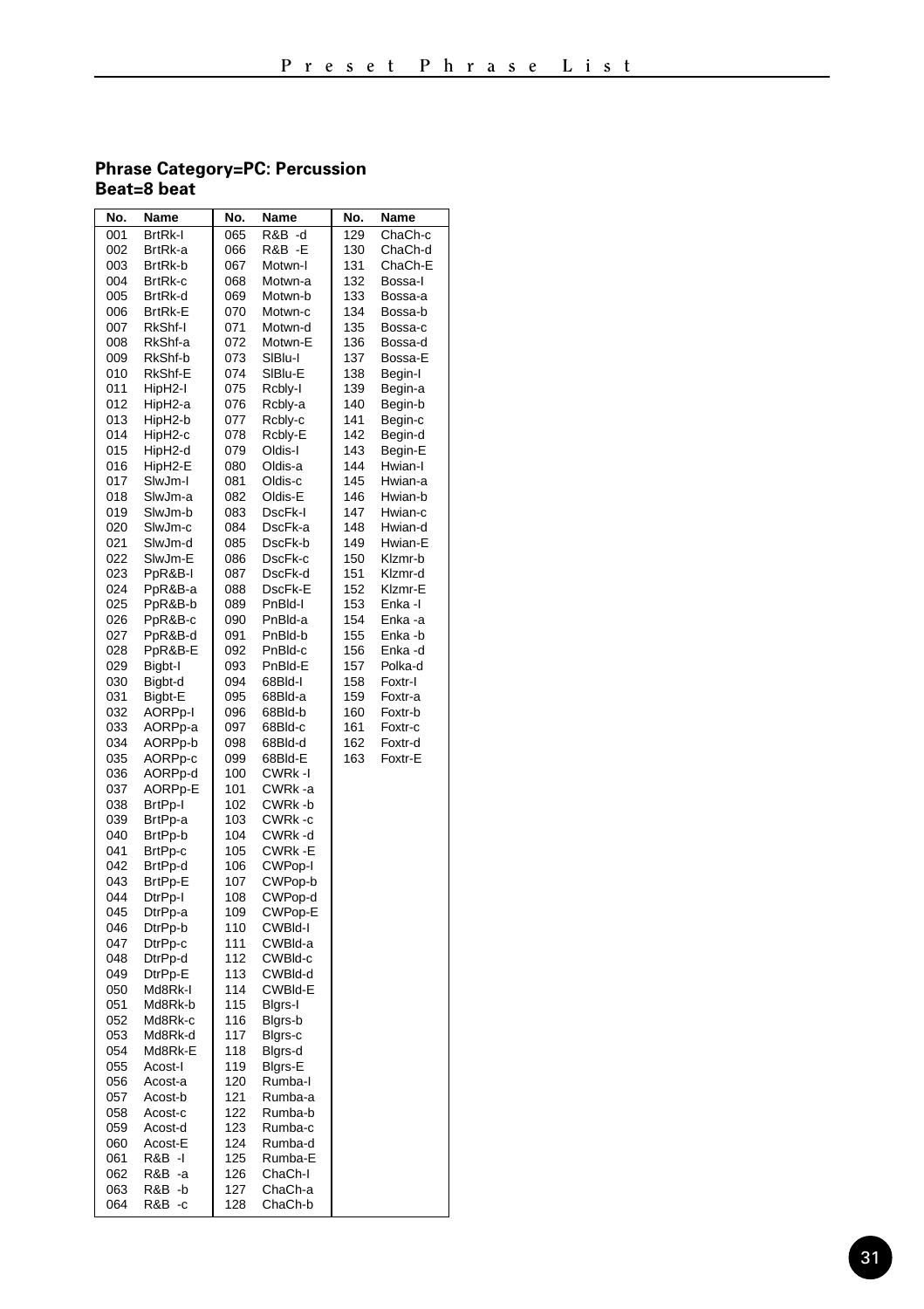**Phrase Category=PC: Percussion**
**Beat=8 beat**

| No. | Name | No. | Name | No. | Name |
|---|---|---|---|---|---|
| 001 | BrtRk-I | 065 | R&B -d | 129 | ChaCh-c |
| 002 | BrtRk-a | 066 | R&B -E | 130 | ChaCh-d |
| 003 | BrtRk-b | 067 | Motwn-I | 131 | ChaCh-E |
| 004 | BrtRk-c | 068 | Motwn-a | 132 | Bossa-I |
| 005 | BrtRk-d | 069 | Motwn-b | 133 | Bossa-a |
| 006 | BrtRk-E | 070 | Motwn-c | 134 | Bossa-b |
| 007 | RkShf-I | 071 | Motwn-d | 135 | Bossa-c |
| 008 | RkShf-a | 072 | Motwn-E | 136 | Bossa-d |
| 009 | RkShf-b | 073 | SlBlu-I | 137 | Bossa-E |
| 010 | RkShf-E | 074 | SlBlu-E | 138 | Begin-I |
| 011 | HipH2-I | 075 | Rcbly-I | 139 | Begin-a |
| 012 | HipH2-a | 076 | Rcbly-a | 140 | Begin-b |
| 013 | HipH2-b | 077 | Rcbly-c | 141 | Begin-c |
| 014 | HipH2-c | 078 | Rcbly-E | 142 | Begin-d |
| 015 | HipH2-d | 079 | Oldis-I | 143 | Begin-E |
| 016 | HipH2-E | 080 | Oldis-a | 144 | Hwian-I |
| 017 | SlwJm-I | 081 | Oldis-c | 145 | Hwian-a |
| 018 | SlwJm-a | 082 | Oldis-E | 146 | Hwian-b |
| 019 | SlwJm-b | 083 | DscFk-I | 147 | Hwian-c |
| 020 | SlwJm-c | 084 | DscFk-a | 148 | Hwian-d |
| 021 | SlwJm-d | 085 | DscFk-b | 149 | Hwian-E |
| 022 | SlwJm-E | 086 | DscFk-c | 150 | Klzmr-b |
| 023 | PpR&B-I | 087 | DscFk-d | 151 | Klzmr-d |
| 024 | PpR&B-a | 088 | DscFk-E | 152 | Klzmr-E |
| 025 | PpR&B-b | 089 | PnBld-I | 153 | Enka -I |
| 026 | PpR&B-c | 090 | PnBld-a | 154 | Enka -a |
| 027 | PpR&B-d | 091 | PnBld-b | 155 | Enka -b |
| 028 | PpR&B-E | 092 | PnBld-c | 156 | Enka -d |
| 029 | Bigbt-I | 093 | PnBld-E | 157 | Polka-d |
| 030 | Bigbt-d | 094 | 68Bld-I | 158 | Foxtr-I |
| 031 | Bigbt-E | 095 | 68Bld-a | 159 | Foxtr-a |
| 032 | AORPp-I | 096 | 68Bld-b | 160 | Foxtr-b |
| 033 | AORPp-a | 097 | 68Bld-c | 161 | Foxtr-c |
| 034 | AORPp-b | 098 | 68Bld-d | 162 | Foxtr-d |
| 035 | AORPp-c | 099 | 68Bld-E | 163 | Foxtr-E |
| 036 | AORPp-d | 100 | CWRk -I | | |
| 037 | AORPp-E | 101 | CWRk -a | | |
| 038 | BrtPp-I | 102 | CWRk -b | | |
| 039 | BrtPp-a | 103 | CWRk -c | | |
| 040 | BrtPp-b | 104 | CWRk -d | | |
| 041 | BrtPp-c | 105 | CWRk -E | | |
| 042 | BrtPp-d | 106 | CWPop-I | | |
| 043 | BrtPp-E | 107 | CWPop-b | | |
| 044 | DtrPp-I | 108 | CWPop-d | | |
| 045 | DtrPp-a | 109 | CWPop-E | | |
| 046 | DtrPp-b | 110 | CWBld-I | | |
| 047 | DtrPp-c | 111 | CWBld-a | | |
| 048 | DtrPp-d | 112 | CWBld-c | | |
| 049 | DtrPp-E | 113 | CWBld-d | | |
| 050 | Md8Rk-I | 114 | CWBld-E | | |
| 051 | Md8Rk-b | 115 | Blgrs-I | | |
| 052 | Md8Rk-c | 116 | Blgrs-b | | |
| 053 | Md8Rk-d | 117 | Blgrs-c | | |
| 054 | Md8Rk-E | 118 | Blgrs-d | | |
| 055 | Acost-I | 119 | Blgrs-E | | |
| 056 | Acost-a | 120 | Rumba-I | | |
| 057 | Acost-b | 121 | Rumba-a | | |
| 058 | Acost-c | 122 | Rumba-b | | |
| 059 | Acost-d | 123 | Rumba-c | | |
| 060 | Acost-E | 124 | Rumba-d | | |
| 061 | R&B -I | 125 | Rumba-E | | |
| 062 | R&B -a | 126 | ChaCh-I | | |
| 063 | R&B -b | 127 | ChaCh-a | | |
| 064 | R&B -c | 128 | ChaCh-b | | |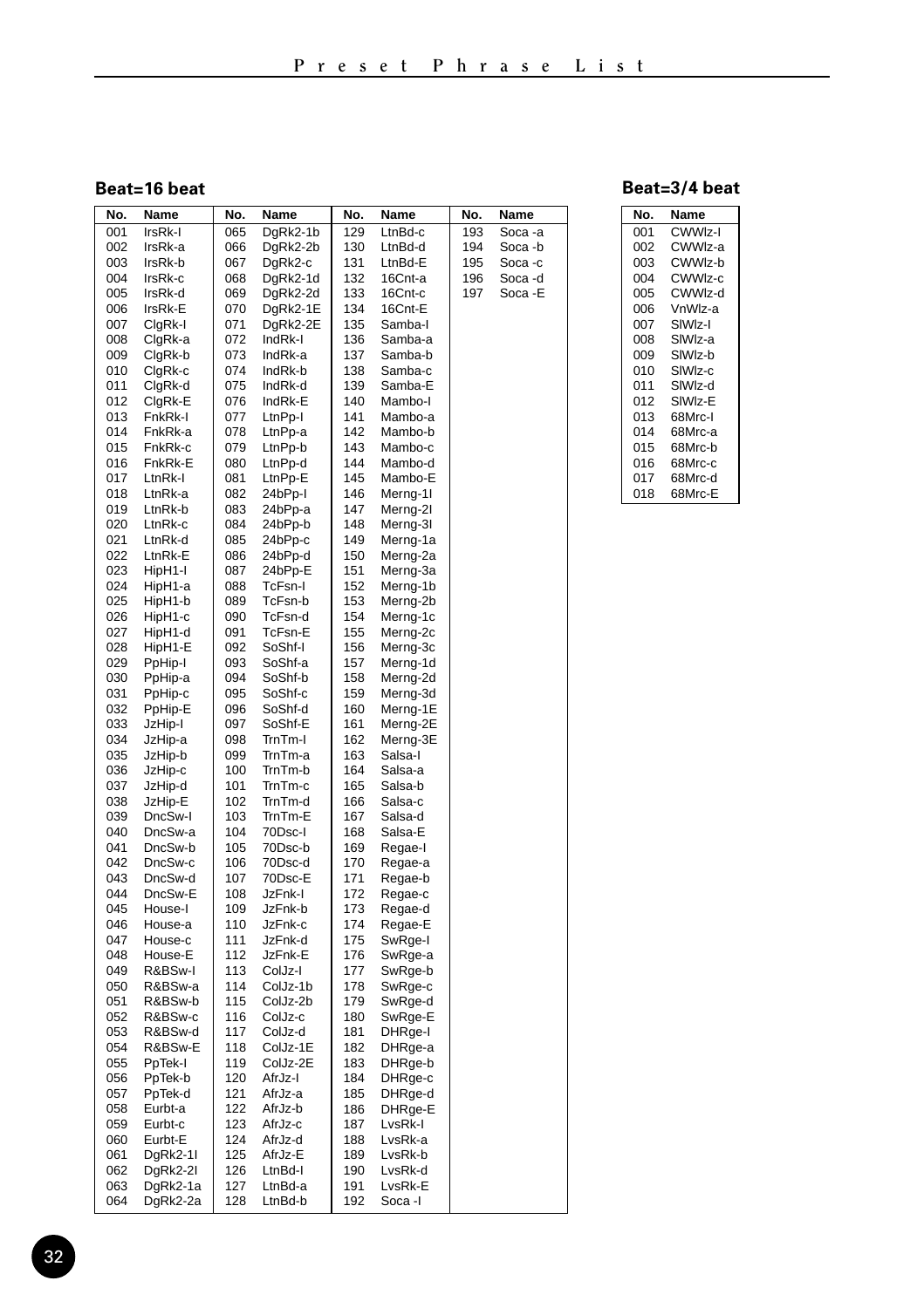# Preset Phrase List

## Beat=16 beat

| No. | Name | No. | Name | No. | Name | No. | Name |
|---|---|---|---|---|---|---|---|
| 001 | IrsRk-I | 065 | DgRk2-1b | 129 | LtnBd-c | 193 | Soca -a |
| 002 | IrsRk-a | 066 | DgRk2-2b | 130 | LtnBd-d | 194 | Soca -b |
| 003 | IrsRk-b | 067 | DgRk2-c | 131 | LtnBd-E | 195 | Soca -c |
| 004 | IrsRk-c | 068 | DgRk2-1d | 132 | 16Cnt-a | 196 | Soca -d |
| 005 | IrsRk-d | 069 | DgRk2-2d | 133 | 16Cnt-c | 197 | Soca -E |
| 006 | IrsRk-E | 070 | DgRk2-1E | 134 | 16Cnt-E | | |
| 007 | ClgRk-I | 071 | DgRk2-2E | 135 | Samba-I | | |
| 008 | ClgRk-a | 072 | IndRk-I | 136 | Samba-a | | |
| 009 | ClgRk-b | 073 | IndRk-a | 137 | Samba-b | | |
| 010 | ClgRk-c | 074 | IndRk-b | 138 | Samba-c | | |
| 011 | ClgRk-d | 075 | IndRk-d | 139 | Samba-E | | |
| 012 | ClgRk-E | 076 | IndRk-E | 140 | Mambo-I | | |
| 013 | FnkRk-I | 077 | LtnPp-I | 141 | Mambo-a | | |
| 014 | FnkRk-a | 078 | LtnPp-a | 142 | Mambo-b | | |
| 015 | FnkRk-c | 079 | LtnPp-b | 143 | Mambo-c | | |
| 016 | FnkRk-E | 080 | LtnPp-d | 144 | Mambo-d | | |
| 017 | LtnRk-I | 081 | LtnPp-E | 145 | Mambo-E | | |
| 018 | LtnRk-a | 082 | 24bPp-I | 146 | Merng-1I | | |
| 019 | LtnRk-b | 083 | 24bPp-a | 147 | Merng-2I | | |
| 020 | LtnRk-c | 084 | 24bPp-b | 148 | Merng-3I | | |
| 021 | LtnRk-d | 085 | 24bPp-c | 149 | Merng-1a | | |
| 022 | LtnRk-E | 086 | 24bPp-d | 150 | Merng-2a | | |
| 023 | HipH1-I | 087 | 24bPp-E | 151 | Merng-3a | | |
| 024 | HipH1-a | 088 | TcFsn-I | 152 | Merng-1b | | |
| 025 | HipH1-b | 089 | TcFsn-b | 153 | Merng-2b | | |
| 026 | HipH1-c | 090 | TcFsn-d | 154 | Merng-1c | | |
| 027 | HipH1-d | 091 | TcFsn-E | 155 | Merng-2c | | |
| 028 | HipH1-E | 092 | SoShf-I | 156 | Merng-3c | | |
| 029 | PpHip-I | 093 | SoShf-a | 157 | Merng-1d | | |
| 030 | PpHip-a | 094 | SoShf-b | 158 | Merng-2d | | |
| 031 | PpHip-c | 095 | SoShf-c | 159 | Merng-3d | | |
| 032 | PpHip-E | 096 | SoShf-d | 160 | Merng-1E | | |
| 033 | JzHip-I | 097 | SoShf-E | 161 | Merng-2E | | |
| 034 | JzHip-a | 098 | TrnTm-I | 162 | Merng-3E | | |
| 035 | JzHip-b | 099 | TrnTm-a | 163 | Salsa-I | | |
| 036 | JzHip-c | 100 | TrnTm-b | 164 | Salsa-a | | |
| 037 | JzHip-d | 101 | TrnTm-c | 165 | Salsa-b | | |
| 038 | JzHip-E | 102 | TrnTm-d | 166 | Salsa-c | | |
| 039 | DncSw-I | 103 | TrnTm-E | 167 | Salsa-d | | |
| 040 | DncSw-a | 104 | 70Dsc-I | 168 | Salsa-E | | |
| 041 | DncSw-b | 105 | 70Dsc-b | 169 | Regae-I | | |
| 042 | DncSw-c | 106 | 70Dsc-d | 170 | Regae-a | | |
| 043 | DncSw-d | 107 | 70Dsc-E | 171 | Regae-b | | |
| 044 | DncSw-E | 108 | JzFnk-I | 172 | Regae-c | | |
| 045 | House-I | 109 | JzFnk-b | 173 | Regae-d | | |
| 046 | House-a | 110 | JzFnk-c | 174 | Regae-E | | |
| 047 | House-c | 111 | JzFnk-d | 175 | SwRge-I | | |
| 048 | House-E | 112 | JzFnk-E | 176 | SwRge-a | | |
| 049 | R&BSw-I | 113 | ColJz-I | 177 | SwRge-b | | |
| 050 | R&BSw-a | 114 | ColJz-1b | 178 | SwRge-c | | |
| 051 | R&BSw-b | 115 | ColJz-2b | 179 | SwRge-d | | |
| 052 | R&BSw-c | 116 | ColJz-c | 180 | SwRge-E | | |
| 053 | R&BSw-d | 117 | ColJz-d | 181 | DHRge-I | | |
| 054 | R&BSw-E | 118 | ColJz-1E | 182 | DHRge-a | | |
| 055 | PpTek-I | 119 | ColJz-2E | 183 | DHRge-b | | |
| 056 | PpTek-b | 120 | AfrJz-I | 184 | DHRge-c | | |
| 057 | PpTek-d | 121 | AfrJz-a | 185 | DHRge-d | | |
| 058 | Eurbt-a | 122 | AfrJz-b | 186 | DHRge-E | | |
| 059 | Eurbt-c | 123 | AfrJz-c | 187 | LvsRk-I | | |
| 060 | Eurbt-E | 124 | AfrJz-d | 188 | LvsRk-a | | |
| 061 | DgRk2-1I | 125 | AfrJz-E | 189 | LvsRk-b | | |
| 062 | DgRk2-2I | 126 | LtnBd-I | 190 | LvsRk-d | | |
| 063 | DgRk2-1a | 127 | LtnBd-a | 191 | LvsRk-E | | |
| 064 | DgRk2-2a | 128 | LtnBd-b | 192 | Soca -I | | |

## Beat=3/4 beat

| No. | Name |
|---|---|
| 001 | CWWlz-I |
| 002 | CWWlz-a |
| 003 | CWWlz-b |
| 004 | CWWlz-c |
| 005 | CWWlz-d |
| 006 | VnWlz-a |
| 007 | SlWlz-I |
| 008 | SlWlz-a |
| 009 | SlWlz-b |
| 010 | SlWlz-c |
| 011 | SlWlz-d |
| 012 | SlWlz-E |
| 013 | 68Mrc-I |
| 014 | 68Mrc-a |
| 015 | 68Mrc-b |
| 016 | 68Mrc-c |
| 017 | 68Mrc-d |
| 018 | 68Mrc-E |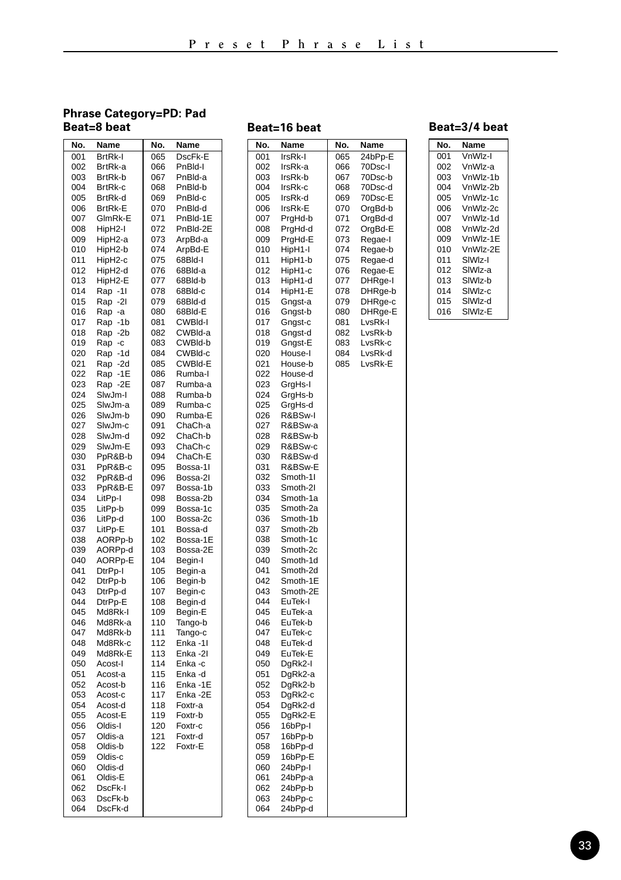## Phrase Category=PD: Pad

### Beat=8 beat

| No. | Name | No. | Name |
|---|---|---|---|
| 001 | BrtRk-I | 065 | DscFk-E |
| 002 | BrtRk-a | 066 | PnBld-I |
| 003 | BrtRk-b | 067 | PnBld-a |
| 004 | BrtRk-c | 068 | PnBld-b |
| 005 | BrtRk-d | 069 | PnBld-c |
| 006 | BrtRk-E | 070 | PnBld-d |
| 007 | GlmRk-E | 071 | PnBld-1E |
| 008 | HipH2-I | 072 | PnBld-2E |
| 009 | HipH2-a | 073 | ArpBd-a |
| 010 | HipH2-b | 074 | ArpBd-E |
| 011 | HipH2-c | 075 | 68Bld-I |
| 012 | HipH2-d | 076 | 68Bld-a |
| 013 | HipH2-E | 077 | 68Bld-b |
| 014 | Rap -1I | 078 | 68Bld-c |
| 015 | Rap -2I | 079 | 68Bld-d |
| 016 | Rap -a | 080 | 68Bld-E |
| 017 | Rap -1b | 081 | CWBld-I |
| 018 | Rap -2b | 082 | CWBld-a |
| 019 | Rap -c | 083 | CWBld-b |
| 020 | Rap -1d | 084 | CWBld-c |
| 021 | Rap -2d | 085 | CWBld-E |
| 022 | Rap -1E | 086 | Rumba-I |
| 023 | Rap -2E | 087 | Rumba-a |
| 024 | SlwJm-I | 088 | Rumba-b |
| 025 | SlwJm-a | 089 | Rumba-c |
| 026 | SlwJm-b | 090 | Rumba-E |
| 027 | SlwJm-c | 091 | ChaCh-a |
| 028 | SlwJm-d | 092 | ChaCh-b |
| 029 | SlwJm-E | 093 | ChaCh-c |
| 030 | PpR&B-b | 094 | ChaCh-E |
| 031 | PpR&B-c | 095 | Bossa-1I |
| 032 | PpR&B-d | 096 | Bossa-2I |
| 033 | PpR&B-E | 097 | Bossa-1b |
| 034 | LitPp-I | 098 | Bossa-2b |
| 035 | LitPp-b | 099 | Bossa-1c |
| 036 | LitPp-d | 100 | Bossa-2c |
| 037 | LitPp-E | 101 | Bossa-d |
| 038 | AORPp-b | 102 | Bossa-1E |
| 039 | AORPp-d | 103 | Bossa-2E |
| 040 | AORPp-E | 104 | Begin-I |
| 041 | DtrPp-I | 105 | Begin-a |
| 042 | DtrPp-b | 106 | Begin-b |
| 043 | DtrPp-d | 107 | Begin-c |
| 044 | DtrPp-E | 108 | Begin-d |
| 045 | Md8Rk-I | 109 | Begin-E |
| 046 | Md8Rk-a | 110 | Tango-b |
| 047 | Md8Rk-b | 111 | Tango-c |
| 048 | Md8Rk-c | 112 | Enka -1I |
| 049 | Md8Rk-E | 113 | Enka -2I |
| 050 | Acost-I | 114 | Enka -c |
| 051 | Acost-a | 115 | Enka -d |
| 052 | Acost-b | 116 | Enka -1E |
| 053 | Acost-c | 117 | Enka -2E |
| 054 | Acost-d | 118 | Foxtr-a |
| 055 | Acost-E | 119 | Foxtr-b |
| 056 | Oldis-I | 120 | Foxtr-c |
| 057 | Oldis-a | 121 | Foxtr-d |
| 058 | Oldis-b | 122 | Foxtr-E |
| 059 | Oldis-c | | |
| 060 | Oldis-d | | |
| 061 | Oldis-E | | |
| 062 | DscFk-I | | |
| 063 | DscFk-b | | |
| 064 | DscFk-d | | |

### Beat=16 beat

| No. | Name | No. | Name |
|---|---|---|---|
| 001 | IrsRk-I | 065 | 24bPp-E |
| 002 | IrsRk-a | 066 | 70Dsc-I |
| 003 | IrsRk-b | 067 | 70Dsc-b |
| 004 | IrsRk-c | 068 | 70Dsc-d |
| 005 | IrsRk-d | 069 | 70Dsc-E |
| 006 | IrsRk-E | 070 | OrgBd-b |
| 007 | PrgHd-b | 071 | OrgBd-d |
| 008 | PrgHd-d | 072 | OrgBd-E |
| 009 | PrgHd-E | 073 | Regae-I |
| 010 | HipH1-I | 074 | Regae-b |
| 011 | HipH1-b | 075 | Regae-d |
| 012 | HipH1-c | 076 | Regae-E |
| 013 | HipH1-d | 077 | DHRge-I |
| 014 | HipH1-E | 078 | DHRge-b |
| 015 | Gngst-a | 079 | DHRge-c |
| 016 | Gngst-b | 080 | DHRge-E |
| 017 | Gngst-c | 081 | LvsRk-I |
| 018 | Gngst-d | 082 | LvsRk-b |
| 019 | Gngst-E | 083 | LvsRk-c |
| 020 | House-I | 084 | LvsRk-d |
| 021 | House-b | 085 | LvsRk-E |
| 022 | House-d | | |
| 023 | GrgHs-I | | |
| 024 | GrgHs-b | | |
| 025 | GrgHs-d | | |
| 026 | R&BSw-I | | |
| 027 | R&BSw-a | | |
| 028 | R&BSw-b | | |
| 029 | R&BSw-c | | |
| 030 | R&BSw-d | | |
| 031 | R&BSw-E | | |
| 032 | Smoth-1I | | |
| 033 | Smoth-2I | | |
| 034 | Smoth-1a | | |
| 035 | Smoth-2a | | |
| 036 | Smoth-1b | | |
| 037 | Smoth-2b | | |
| 038 | Smoth-1c | | |
| 039 | Smoth-2c | | |
| 040 | Smoth-1d | | |
| 041 | Smoth-2d | | |
| 042 | Smoth-1E | | |
| 043 | Smoth-2E | | |
| 044 | EuTek-I | | |
| 045 | EuTek-a | | |
| 046 | EuTek-b | | |
| 047 | EuTek-c | | |
| 048 | EuTek-d | | |
| 049 | EuTek-E | | |
| 050 | DgRk2-I | | |
| 051 | DgRk2-a | | |
| 052 | DgRk2-b | | |
| 053 | DgRk2-c | | |
| 054 | DgRk2-d | | |
| 055 | DgRk2-E | | |
| 056 | 16bPp-I | | |
| 057 | 16bPp-b | | |
| 058 | 16bPp-d | | |
| 059 | 16bPp-E | | |
| 060 | 24bPp-I | | |
| 061 | 24bPp-a | | |
| 062 | 24bPp-b | | |
| 063 | 24bPp-c | | |
| 064 | 24bPp-d | | |

### Beat=3/4 beat

| No. | Name |
|---|---|
| 001 | VnWlz-I |
| 002 | VnWlz-a |
| 003 | VnWlz-1b |
| 004 | VnWlz-2b |
| 005 | VnWlz-1c |
| 006 | VnWlz-2c |
| 007 | VnWlz-1d |
| 008 | VnWlz-2d |
| 009 | VnWlz-1E |
| 010 | VnWlz-2E |
| 011 | SlWlz-I |
| 012 | SlWlz-a |
| 013 | SlWlz-b |
| 014 | SlWlz-c |
| 015 | SlWlz-d |
| 016 | SlWlz-E |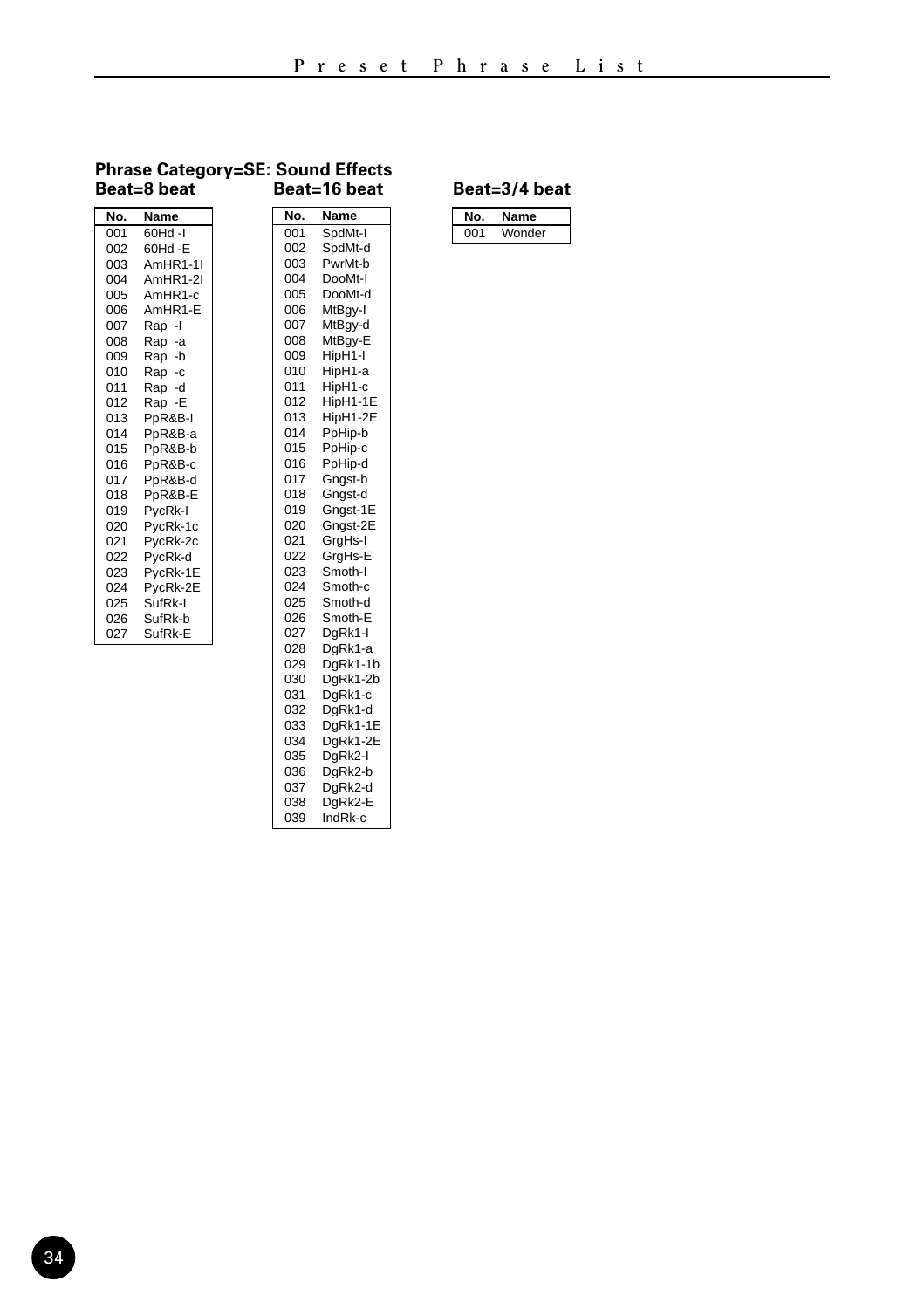## Phrase Category=SE: Sound Effects

### Beat=8 beat

| No. | Name |
|---|---|
| 001 | 60Hd -I |
| 002 | 60Hd -E |
| 003 | AmHR1-1I |
| 004 | AmHR1-2I |
| 005 | AmHR1-c |
| 006 | AmHR1-E |
| 007 | Rap -I |
| 008 | Rap -a |
| 009 | Rap -b |
| 010 | Rap -c |
| 011 | Rap -d |
| 012 | Rap -E |
| 013 | PpR&B-I |
| 014 | PpR&B-a |
| 015 | PpR&B-b |
| 016 | PpR&B-c |
| 017 | PpR&B-d |
| 018 | PpR&B-E |
| 019 | PycRk-I |
| 020 | PycRk-1c |
| 021 | PycRk-2c |
| 022 | PycRk-d |
| 023 | PycRk-1E |
| 024 | PycRk-2E |
| 025 | SufRk-I |
| 026 | SufRk-b |
| 027 | SufRk-E |

### Beat=16 beat

| No. | Name |
|---|---|
| 001 | SpdMt-I |
| 002 | SpdMt-d |
| 003 | PwrMt-b |
| 004 | DooMt-I |
| 005 | DooMt-d |
| 006 | MtBgy-I |
| 007 | MtBgy-d |
| 008 | MtBgy-E |
| 009 | HipH1-I |
| 010 | HipH1-a |
| 011 | HipH1-c |
| 012 | HipH1-1E |
| 013 | HipH1-2E |
| 014 | PpHip-b |
| 015 | PpHip-c |
| 016 | PpHip-d |
| 017 | Gngst-b |
| 018 | Gngst-d |
| 019 | Gngst-1E |
| 020 | Gngst-2E |
| 021 | GrgHs-I |
| 022 | GrgHs-E |
| 023 | Smoth-I |
| 024 | Smoth-c |
| 025 | Smoth-d |
| 026 | Smoth-E |
| 027 | DgRk1-I |
| 028 | DgRk1-a |
| 029 | DgRk1-1b |
| 030 | DgRk1-2b |
| 031 | DgRk1-c |
| 032 | DgRk1-d |
| 033 | DgRk1-1E |
| 034 | DgRk1-2E |
| 035 | DgRk2-I |
| 036 | DgRk2-b |
| 037 | DgRk2-d |
| 038 | DgRk2-E |
| 039 | IndRk-c |

### Beat=3/4 beat

| No. | Name |
|---|---|
| 001 | Wonder |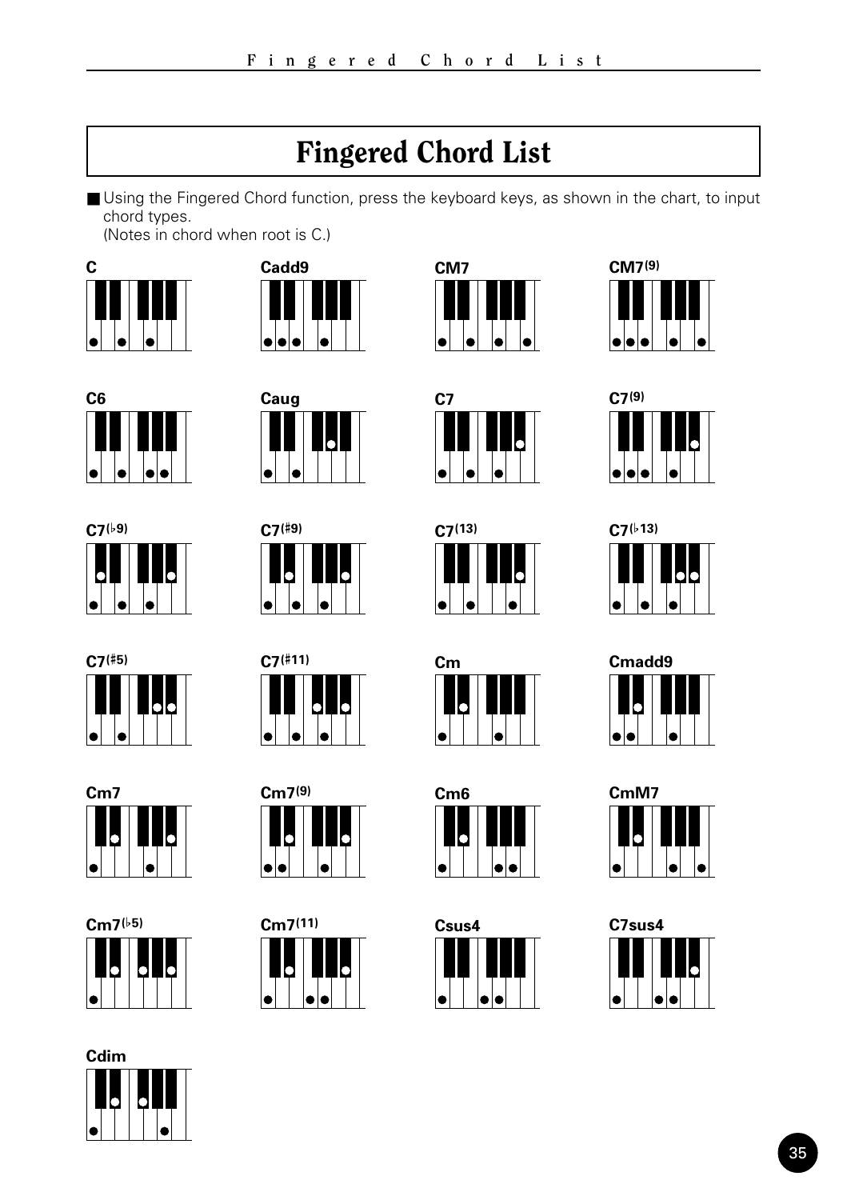# Fingered Chord List

■ Using the Fingered Chord function, press the keyboard keys, as shown in the chart, to input chord types.
(Notes in chord when root is C.)

C

Cadd9

CM7

CM7(9)

C6

Caug

C7

C7(9)

C7(♭9)

C7(♯9)

C7(13)

C7(♭13)

C7(♯5)

C7(♯11)

Cm

Cmadd9

Cm7

Cm7(9)

Cm6

CmM7

Cm7(♭5)

Cm7(11)

Csus4

C7sus4

Cdim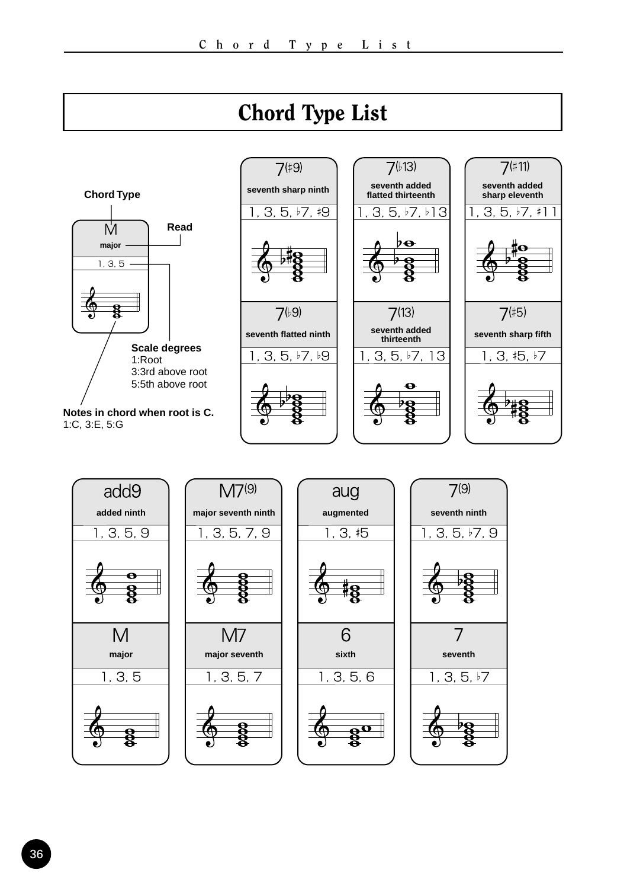# Chord Type List

Chord Type

Read

| M |
|---|
| major |
| 1, 3, 5 |

Scale degrees
1:Root
3:3rd above root
5:5th above root

Notes in chord when root is C.
1:C, 3:E, 5:G

| Chord Type | Read | Scale degrees |
|---|---|---|
| 7(♯9) | seventh sharp ninth | 1, 3, 5, ♭7, ♯9 |
| 7(♭13) | seventh added flatted thirteenth | 1, 3, 5, ♭7, ♭13 |
| 7(♯11) | seventh added sharp eleventh | 1, 3, 5, ♭7, ♯11 |
| 7(♭9) | seventh flatted ninth | 1, 3, 5, ♭7, ♭9 |
| 7(13) | seventh added thirteenth | 1, 3, 5, ♭7, 13 |
| 7(♯5) | seventh sharp fifth | 1, 3, ♯5, ♭7 |
| add9 | added ninth | 1, 3, 5, 9 |
| M7(9) | major seventh ninth | 1, 3, 5, 7, 9 |
| aug | augmented | 1, 3, ♯5 |
| 7(9) | seventh ninth | 1, 3, 5, ♭7, 9 |
| M | major | 1, 3, 5 |
| M7 | major seventh | 1, 3, 5, 7 |
| 6 | sixth | 1, 3, 5, 6 |
| 7 | seventh | 1, 3, 5, ♭7 |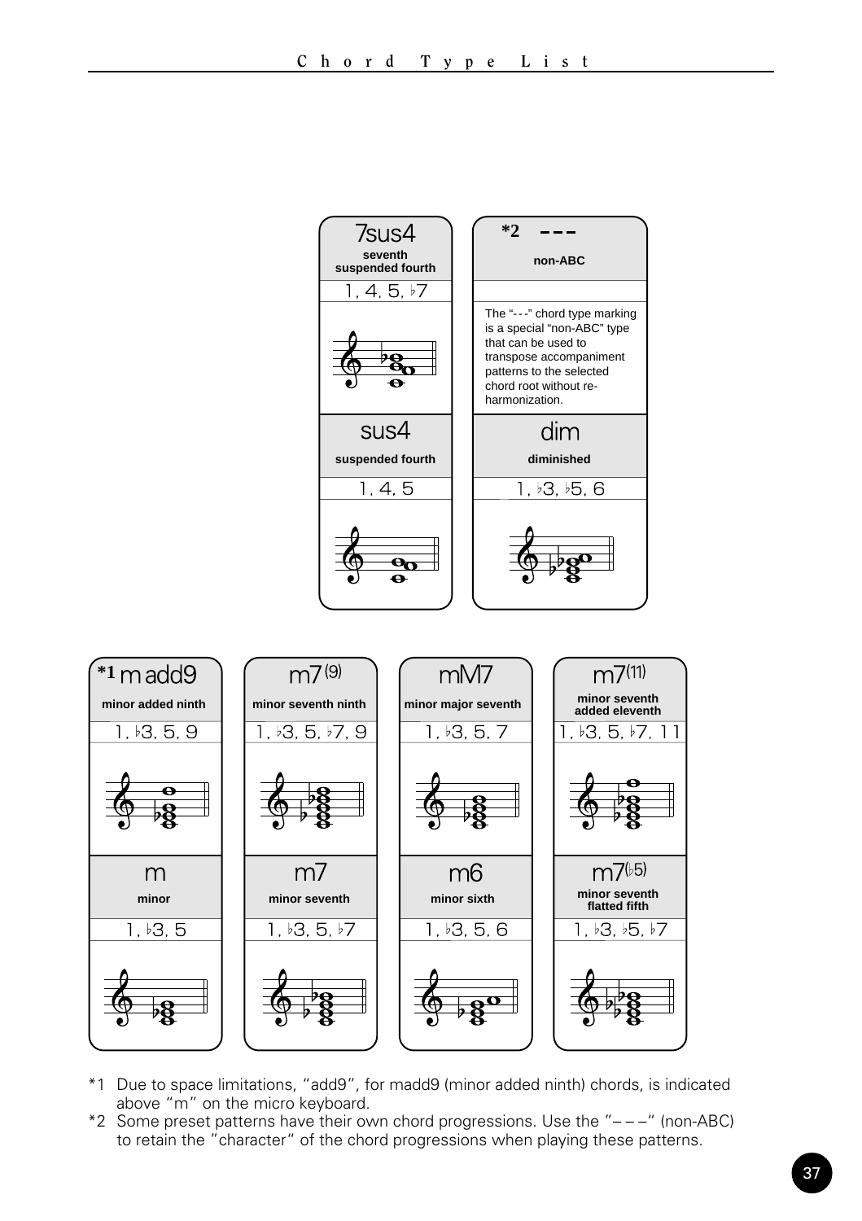| 7sus4 | *2 --- |
| --- | --- |
| seventh suspended fourth | non-ABC |
| 1, 4, 5, ♭7 | |
| | The "---" chord type marking is a special "non-ABC" type that can be used to transpose accompaniment patterns to the selected chord root without re-harmonization. |

| sus4 | dim |
| --- | --- |
| suspended fourth | diminished |
| 1, 4, 5 | 1, ♭3, ♭5, 6 |

| *1 m add9 | m7(9) | mM7 | m7(11) |
| --- | --- | --- | --- |
| minor added ninth | minor seventh ninth | minor major seventh | minor seventh added eleventh |
| 1, ♭3, 5, 9 | 1, ♭3, 5, ♭7, 9 | 1, ♭3, 5, 7 | 1, ♭3, 5, ♭7, 11 |

| m | m7 | m6 | m7(♭5) |
| --- | --- | --- | --- |
| minor | minor seventh | minor sixth | minor seventh flatted fifth |
| 1, ♭3, 5 | 1, ♭3, 5, ♭7 | 1, ♭3, 5, 6 | 1, ♭3, ♭5, ♭7 |

*1 Due to space limitations, "add9", for madd9 (minor added ninth) chords, is indicated above "m" on the micro keyboard.

*2 Some preset patterns have their own chord progressions. Use the "– – –" (non-ABC) to retain the "character" of the chord progressions when playing these patterns.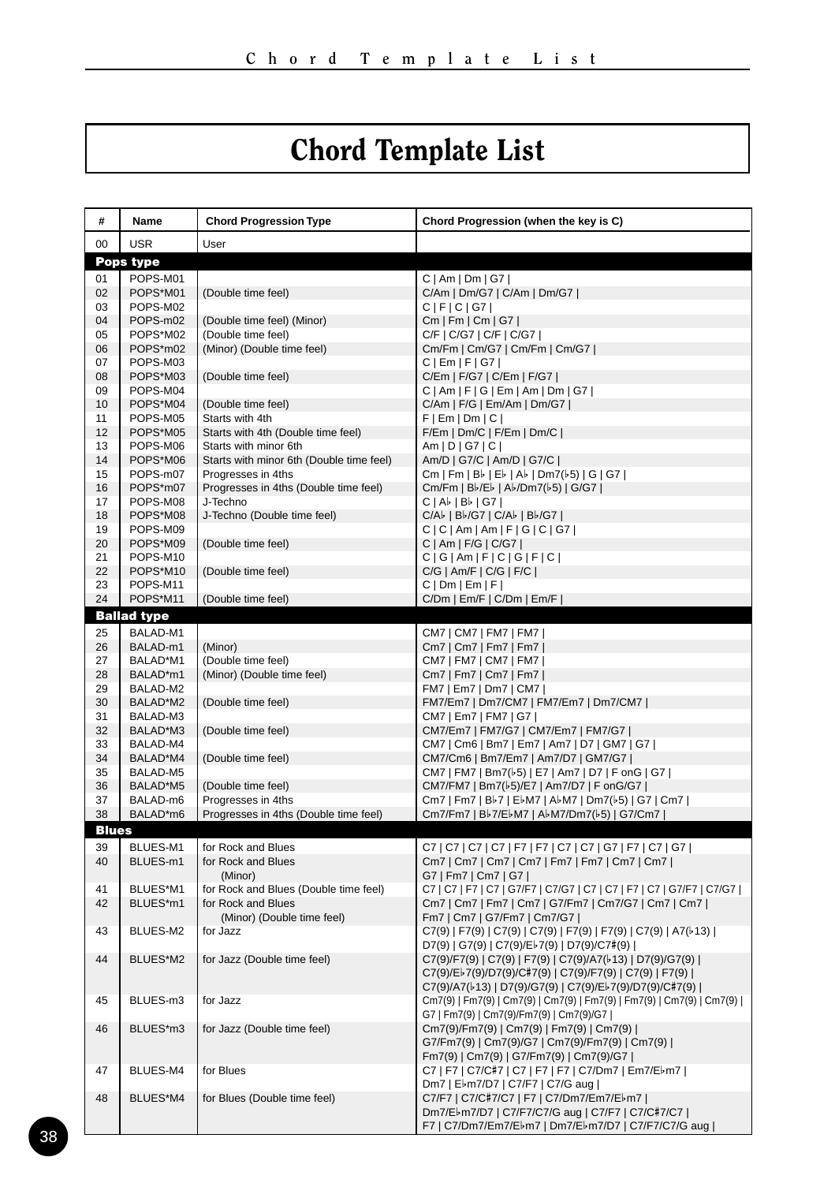# Chord Template List

| # | Name | Chord Progression Type | Chord Progression (when the key is C) |
|---|---|---|---|
| 00 | USR | User | |
| **Pops type** | | | |
| 01 | POPS-M01 | | C \| Am \| Dm \| G7 \| |
| 02 | POPS*M01 | (Double time feel) | C/Am \| Dm/G7 \| C/Am \| Dm/G7 \| |
| 03 | POPS-M02 | | C \| F \| C \| G7 \| |
| 04 | POPS-m02 | (Double time feel) (Minor) | Cm \| Fm \| Cm \| G7 \| |
| 05 | POPS*M02 | (Double time feel) | C/F \| C/G7 \| C/F \| C/G7 \| |
| 06 | POPS*m02 | (Minor) (Double time feel) | Cm/Fm \| Cm/G7 \| Cm/Fm \| Cm/G7 \| |
| 07 | POPS-M03 | | C \| Em \| F \| G7 \| |
| 08 | POPS*M03 | (Double time feel) | C/Em \| F/G7 \| C/Em \| F/G7 \| |
| 09 | POPS-M04 | | C \| Am \| F \| G \| Em \| Am \| Dm \| G7 \| |
| 10 | POPS*M04 | (Double time feel) | C/Am \| F/G \| Em/Am \| Dm/G7 \| |
| 11 | POPS-M05 | Starts with 4th | F \| Em \| Dm \| C \| |
| 12 | POPS*M05 | Starts with 4th (Double time feel) | F/Em \| Dm/C \| F/Em \| Dm/C \| |
| 13 | POPS-M06 | Starts with minor 6th | Am \| D \| G7 \| C \| |
| 14 | POPS*M06 | Starts with minor 6th (Double time feel) | Am/D \| G7/C \| Am/D \| G7/C \| |
| 15 | POPS-m07 | Progresses in 4ths | Cm \| Fm \| B♭ \| E♭ \| A♭ \| Dm7(♭5) \| G \| G7 \| |
| 16 | POPS*m07 | Progresses in 4ths (Double time feel) | Cm/Fm \| B♭/E♭ \| A♭/Dm7(♭5) \| G/G7 \| |
| 17 | POPS-M08 | J-Techno | C \| A♭ \| B♭ \| G7 \| |
| 18 | POPS*M08 | J-Techno (Double time feel) | C/A♭ \| B♭/G7 \| C/A♭ \| B♭/G7 \| |
| 19 | POPS-M09 | | C \| C \| Am \| Am \| F \| G \| C \| G7 \| |
| 20 | POPS*M09 | (Double time feel) | C \| Am \| F/G \| C/G7 \| |
| 21 | POPS-M10 | | C \| G \| Am \| F \| C \| G \| F \| C \| |
| 22 | POPS*M10 | (Double time feel) | C/G \| Am/F \| C/G \| F/C \| |
| 23 | POPS-M11 | | C \| Dm \| Em \| F \| |
| 24 | POPS*M11 | (Double time feel) | C/Dm \| Em/F \| C/Dm \| Em/F \| |
| **Ballad type** | | | |
| 25 | BALAD-M1 | | CM7 \| CM7 \| FM7 \| FM7 \| |
| 26 | BALAD-m1 | (Minor) | Cm7 \| Cm7 \| Fm7 \| Fm7 \| |
| 27 | BALAD*M1 | (Double time feel) | CM7 \| FM7 \| CM7 \| FM7 \| |
| 28 | BALAD*m1 | (Minor) (Double time feel) | Cm7 \| Fm7 \| Cm7 \| Fm7 \| |
| 29 | BALAD-M2 | | FM7 \| Em7 \| Dm7 \| CM7 \| |
| 30 | BALAD*M2 | (Double time feel) | FM7/Em7 \| Dm7/CM7 \| FM7/Em7 \| Dm7/CM7 \| |
| 31 | BALAD-M3 | | CM7 \| Em7 \| FM7 \| G7 \| |
| 32 | BALAD*M3 | (Double time feel) | CM7/Em7 \| FM7/G7 \| CM7/Em7 \| FM7/G7 \| |
| 33 | BALAD-M4 | | CM7 \| Cm6 \| Bm7 \| Em7 \| Am7 \| D7 \| GM7 \| G7 \| |
| 34 | BALAD*M4 | (Double time feel) | CM7/Cm6 \| Bm7/Em7 \| Am7/D7 \| GM7/G7 \| |
| 35 | BALAD-M5 | | CM7 \| FM7 \| Bm7(♭5) \| E7 \| Am7 \| D7 \| F onG \| G7 \| |
| 36 | BALAD*M5 | (Double time feel) | CM7/FM7 \| Bm7(♭5)/E7 \| Am7/D7 \| F onG/G7 \| |
| 37 | BALAD-m6 | Progresses in 4ths | Cm7 \| Fm7 \| B♭7 \| E♭M7 \| A♭M7 \| Dm7(♭5) \| G7 \| Cm7 \| |
| 38 | BALAD*m6 | Progresses in 4ths (Double time feel) | Cm7/Fm7 \| B♭7/E♭M7 \| A♭M7/Dm7(♭5) \| G7/Cm7 \| |
| **Blues** | | | |
| 39 | BLUES-M1 | for Rock and Blues | C7 \| C7 \| C7 \| C7 \| F7 \| F7 \| C7 \| C7 \| G7 \| F7 \| C7 \| G7 \| |
| 40 | BLUES-m1 | for Rock and Blues (Minor) | Cm7 \| Cm7 \| Cm7 \| Cm7 \| Fm7 \| Fm7 \| Cm7 \| Cm7 \| G7 \| Fm7 \| Cm7 \| G7 \| |
| 41 | BLUES*M1 | for Rock and Blues (Double time feel) | C7 \| C7 \| F7 \| C7 \| G7/F7 \| C7/G7 \| C7 \| C7 \| F7 \| C7 \| G7/F7 \| C7/G7 \| |
| 42 | BLUES*m1 | for Rock and Blues (Minor) (Double time feel) | Cm7 \| Cm7 \| Fm7 \| Cm7 \| G7/Fm7 \| Cm7/G7 \| Cm7 \| Cm7 \| Fm7 \| Cm7 \| G7/Fm7 \| Cm7/G7 \| |
| 43 | BLUES-M2 | for Jazz | C7(9) \| F7(9) \| C7(9) \| C7(9) \| F7(9) \| F7(9) \| C7(9) \| A7(♭13) \| D7(9) \| G7(9) \| C7(9)/E♭7(9) \| D7(9)/C♯7(9) \| |
| 44 | BLUES*M2 | for Jazz (Double time feel) | C7(9)/F7(9) \| C7(9) \| F7(9) \| C7(9)/A7(♭13) \| D7(9)/G7(9) \| C7(9)/E♭7(9)/D7(9)/C♯7(9) \| C7(9)/F7(9) \| C7(9) \| F7(9) \| C7(9)/A7(♭13) \| D7(9)/G7(9) \| C7(9)/E♭7(9)/D7(9)/C♯7(9) \| |
| 45 | BLUES-m3 | for Jazz | Cm7(9) \| Fm7(9) \| Cm7(9) \| Cm7(9) \| Fm7(9) \| Fm7(9) \| Cm7(9) \| Cm7(9) \| G7 \| Fm7(9) \| Cm7(9)/Fm7(9) \| Cm7(9)/G7 \| |
| 46 | BLUES*m3 | for Jazz (Double time feel) | Cm7(9)/Fm7(9) \| Cm7(9) \| Fm7(9) \| Cm7(9) \| G7/Fm7(9) \| Cm7(9)/G7 \| Cm7(9)/Fm7(9) \| Cm7(9) \| Fm7(9) \| Cm7(9) \| G7/Fm7(9) \| Cm7(9)/G7 \| |
| 47 | BLUES-M4 | for Blues | C7 \| F7 \| C7/C♯7 \| C7 \| F7 \| F7 \| C7/Dm7 \| Em7/E♭m7 \| Dm7 \| E♭m7/D7 \| C7/F7 \| C7/G aug \| |
| 48 | BLUES*M4 | for Blues (Double time feel) | C7/F7 \| C7/C♯7/C7 \| F7 \| C7/Dm7/Em7/E♭m7 \| Dm7/E♭m7/D7 \| C7/F7/C7/G aug \| C7/F7 \| C7/C♯7/C7 \| F7 \| C7/Dm7/Em7/E♭m7 \| Dm7/E♭m7/D7 \| C7/F7/C7/G aug \| |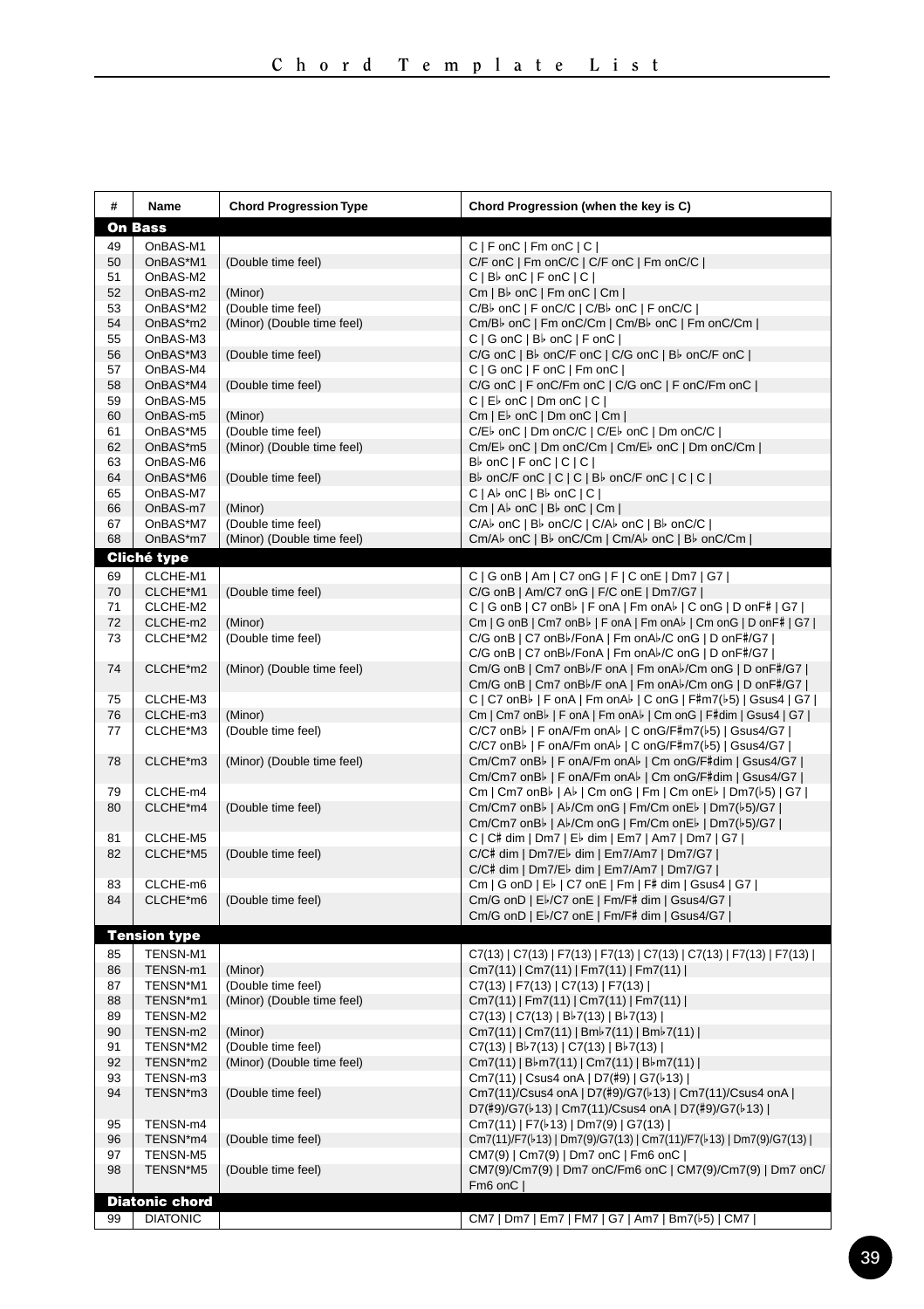# Chord Template List

| # | Name | Chord Progression Type | Chord Progression (when the key is C) |
|---|---|---|---|
| **On Bass** | | | |
| 49 | OnBAS-M1 | | C \| F onC \| Fm onC \| C \| |
| 50 | OnBAS*M1 | (Double time feel) | C/F onC \| Fm onC/C \| C/F onC \| Fm onC/C \| |
| 51 | OnBAS-M2 | | C \| B♭ onC \| F onC \| C \| |
| 52 | OnBAS-m2 | (Minor) | Cm \| B♭ onC \| Fm onC \| Cm \| |
| 53 | OnBAS*M2 | (Double time feel) | C/B♭ onC \| F onC/C \| C/B♭ onC \| F onC/C \| |
| 54 | OnBAS*m2 | (Minor) (Double time feel) | Cm/B♭ onC \| Fm onC/Cm \| Cm/B♭ onC \| Fm onC/Cm \| |
| 55 | OnBAS-M3 | | C \| G onC \| B♭ onC \| F onC \| |
| 56 | OnBAS*M3 | (Double time feel) | C/G onC \| B♭ onC/F onC \| C/G onC \| B♭ onC/F onC \| |
| 57 | OnBAS-M4 | | C \| G onC \| F onC \| Fm onC \| |
| 58 | OnBAS*M4 | (Double time feel) | C/G onC \| F onC/Fm onC \| C/G onC \| F onC/Fm onC \| |
| 59 | OnBAS-M5 | | C \| E♭ onC \| Dm onC \| C \| |
| 60 | OnBAS-m5 | (Minor) | Cm \| E♭ onC \| Dm onC \| Cm \| |
| 61 | OnBAS*M5 | (Double time feel) | C/E♭ onC \| Dm onC/C \| C/E♭ onC \| Dm onC/C \| |
| 62 | OnBAS*m5 | (Minor) (Double time feel) | Cm/E♭ onC \| Dm onC/Cm \| Cm/E♭ onC \| Dm onC/Cm \| |
| 63 | OnBAS-M6 | | B♭ onC \| F onC \| C \| C \| |
| 64 | OnBAS*M6 | (Double time feel) | B♭ onC/F onC \| C \| C \| B♭ onC/F onC \| C \| C \| |
| 65 | OnBAS-M7 | | C \| A♭ onC \| B♭ onC \| C \| |
| 66 | OnBAS-m7 | (Minor) | Cm \| A♭ onC \| B♭ onC \| Cm \| |
| 67 | OnBAS*M7 | (Double time feel) | C/A♭ onC \| B♭ onC/C \| C/A♭ onC \| B♭ onC/C \| |
| 68 | OnBAS*m7 | (Minor) (Double time feel) | Cm/A♭ onC \| B♭ onC/Cm \| Cm/A♭ onC \| B♭ onC/Cm \| |
| **Cliché type** | | | |
| 69 | CLCHE-M1 | | C \| G onB \| Am \| C7 onG \| F \| C onE \| Dm7 \| G7 \| |
| 70 | CLCHE*M1 | (Double time feel) | C/G onB \| Am/C7 onG \| F/C onE \| Dm7/G7 \| |
| 71 | CLCHE-M2 | | C \| G onB \| C7 onB♭ \| F onA \| Fm onA♭ \| C onG \| D onF♯ \| G7 \| |
| 72 | CLCHE-m2 | (Minor) | Cm \| G onB \| Cm7 onB♭ \| F onA \| Fm onA♭ \| Cm onG \| D onF♯ \| G7 \| |
| 73 | CLCHE*M2 | (Double time feel) | C/G onB \| C7 onB♭/FonA \| Fm onA♭/C onG \| D onF♯/G7 \| C/G onB \| C7 onB♭/FonA \| Fm onA♭/C onG \| D onF♯/G7 \| |
| 74 | CLCHE*m2 | (Minor) (Double time feel) | Cm/G onB \| Cm7 onB♭/F onA \| Fm onA♭/Cm onG \| D onF♯/G7 \| Cm/G onB \| Cm7 onB♭/F onA \| Fm onA♭/Cm onG \| D onF♯/G7 \| |
| 75 | CLCHE-M3 | | C \| C7 onB♭ \| F onA \| Fm onA♭ \| C onG \| F♯m7(♭5) \| Gsus4 \| G7 \| |
| 76 | CLCHE-m3 | (Minor) | Cm \| Cm7 onB♭ \| F onA \| Fm onA♭ \| Cm onG \| F♯dim \| Gsus4 \| G7 \| |
| 77 | CLCHE*M3 | (Double time feel) | C/C7 onB♭ \| F onA/Fm onA♭ \| C onG/F♯m7(♭5) \| Gsus4/G7 \| C/C7 onB♭ \| F onA/Fm onA♭ \| C onG/F♯m7(♭5) \| Gsus4/G7 \| |
| 78 | CLCHE*m3 | (Minor) (Double time feel) | Cm/Cm7 onB♭ \| F onA/Fm onA♭ \| Cm onG/F♯dim \| Gsus4/G7 \| Cm/Cm7 onB♭ \| F onA/Fm onA♭ \| Cm onG/F♯dim \| Gsus4/G7 \| |
| 79 | CLCHE-m4 | | Cm \| Cm7 onB♭ \| A♭ \| Cm onG \| Fm \| Cm onE♭ \| Dm7(♭5) \| G7 \| |
| 80 | CLCHE*m4 | (Double time feel) | Cm/Cm7 onB♭ \| A♭/Cm onG \| Fm/Cm onE♭ \| Dm7(♭5)/G7 \| Cm/Cm7 onB♭ \| A♭/Cm onG \| Fm/Cm onE♭ \| Dm7(♭5)/G7 \| |
| 81 | CLCHE-M5 | | C \| C♯ dim \| Dm7 \| E♭ dim \| Em7 \| Am7 \| Dm7 \| G7 \| |
| 82 | CLCHE*M5 | (Double time feel) | C/C♯ dim \| Dm7/E♭ dim \| Em7/Am7 \| Dm7/G7 \| C/C♯ dim \| Dm7/E♭ dim \| Em7/Am7 \| Dm7/G7 \| |
| 83 | CLCHE-m6 | | Cm \| G onD \| E♭ \| C7 onE \| Fm \| F♯ dim \| Gsus4 \| G7 \| |
| 84 | CLCHE*m6 | (Double time feel) | Cm/G onD \| E♭/C7 onE \| Fm/F♯ dim \| Gsus4/G7 \| Cm/G onD \| E♭/C7 onE \| Fm/F♯ dim \| Gsus4/G7 \| |
| **Tension type** | | | |
| 85 | TENSN-M1 | | C7(13) \| C7(13) \| F7(13) \| F7(13) \| C7(13) \| C7(13) \| F7(13) \| F7(13) \| |
| 86 | TENSN-m1 | (Minor) | Cm7(11) \| Cm7(11) \| Fm7(11) \| Fm7(11) \| |
| 87 | TENSN*M1 | (Double time feel) | C7(13) \| F7(13) \| C7(13) \| F7(13) \| |
| 88 | TENSN*m1 | (Minor) (Double time feel) | Cm7(11) \| Fm7(11) \| Cm7(11) \| Fm7(11) \| |
| 89 | TENSN-M2 | | C7(13) \| C7(13) \| B♭7(13) \| B♭7(13) \| |
| 90 | TENSN-m2 | (Minor) | Cm7(11) \| Cm7(11) \| Bm♭7(11) \| Bm♭7(11) \| |
| 91 | TENSN*M2 | (Double time feel) | C7(13) \| B♭7(13) \| C7(13) \| B♭7(13) \| |
| 92 | TENSN*m2 | (Minor) (Double time feel) | Cm7(11) \| B♭m7(11) \| Cm7(11) \| B♭m7(11) \| |
| 93 | TENSN-m3 | | Cm7(11) \| Csus4 onA \| D7(♯9) \| G7(♭13) \| |
| 94 | TENSN*m3 | (Double time feel) | Cm7(11)/Csus4 onA \| D7(♯9)/G7(♭13) \| Cm7(11)/Csus4 onA \| D7(♯9)/G7(♭13) \| |
| 95 | TENSN-m4 | | Cm7(11) \| F7(♭13) \| Dm7(9) \| G7(13) \| |
| 96 | TENSN*m4 | (Double time feel) | Cm7(11)/F7(♭13) \| Dm7(9)/G7(13) \| Cm7(11)/F7(♭13) \| Dm7(9)/G7(13) \| |
| 97 | TENSN-M5 | | CM7(9) \| Cm7(9) \| Dm7 onC \| Fm6 onC \| |
| 98 | TENSN*M5 | (Double time feel) | CM7(9)/Cm7(9) \| Dm7 onC/Fm6 onC \| CM7(9)/Cm7(9) \| Dm7 onC/ Fm6 onC \| |
| **Diatonic chord** | | | |
| 99 | DIATONIC | | CM7 \| Dm7 \| Em7 \| FM7 \| G7 \| Am7 \| Bm7(♭5) \| CM7 \| |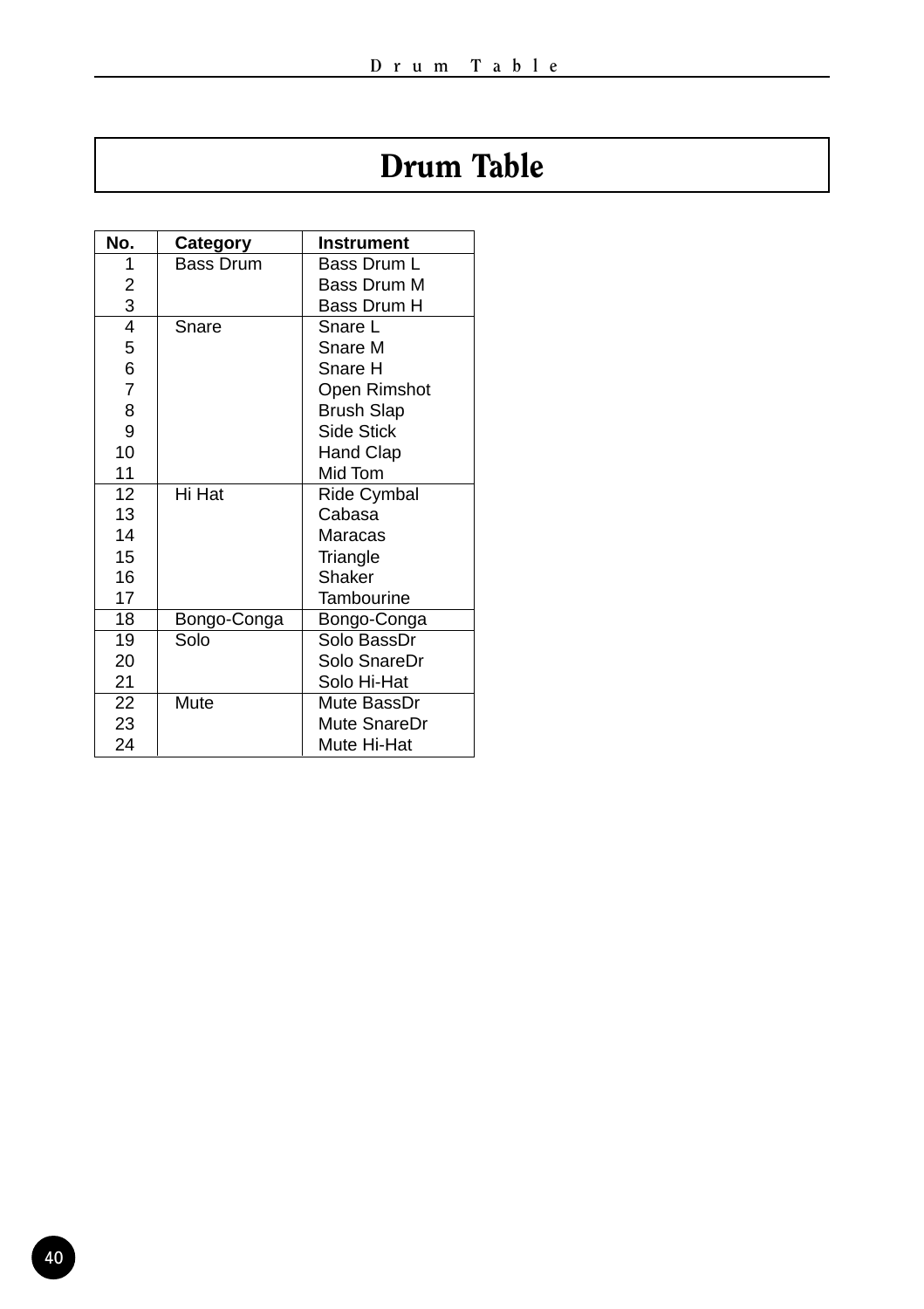# Drum Table

| No. | Category | Instrument |
|---|---|---|
| 1 | Bass Drum | Bass Drum L |
| 2 | | Bass Drum M |
| 3 | | Bass Drum H |
| 4 | Snare | Snare L |
| 5 | | Snare M |
| 6 | | Snare H |
| 7 | | Open Rimshot |
| 8 | | Brush Slap |
| 9 | | Side Stick |
| 10 | | Hand Clap |
| 11 | | Mid Tom |
| 12 | Hi Hat | Ride Cymbal |
| 13 | | Cabasa |
| 14 | | Maracas |
| 15 | | Triangle |
| 16 | | Shaker |
| 17 | | Tambourine |
| 18 | Bongo-Conga | Bongo-Conga |
| 19 | Solo | Solo BassDr |
| 20 | | Solo SnareDr |
| 21 | | Solo Hi-Hat |
| 22 | Mute | Mute BassDr |
| 23 | | Mute SnareDr |
| 24 | | Mute Hi-Hat |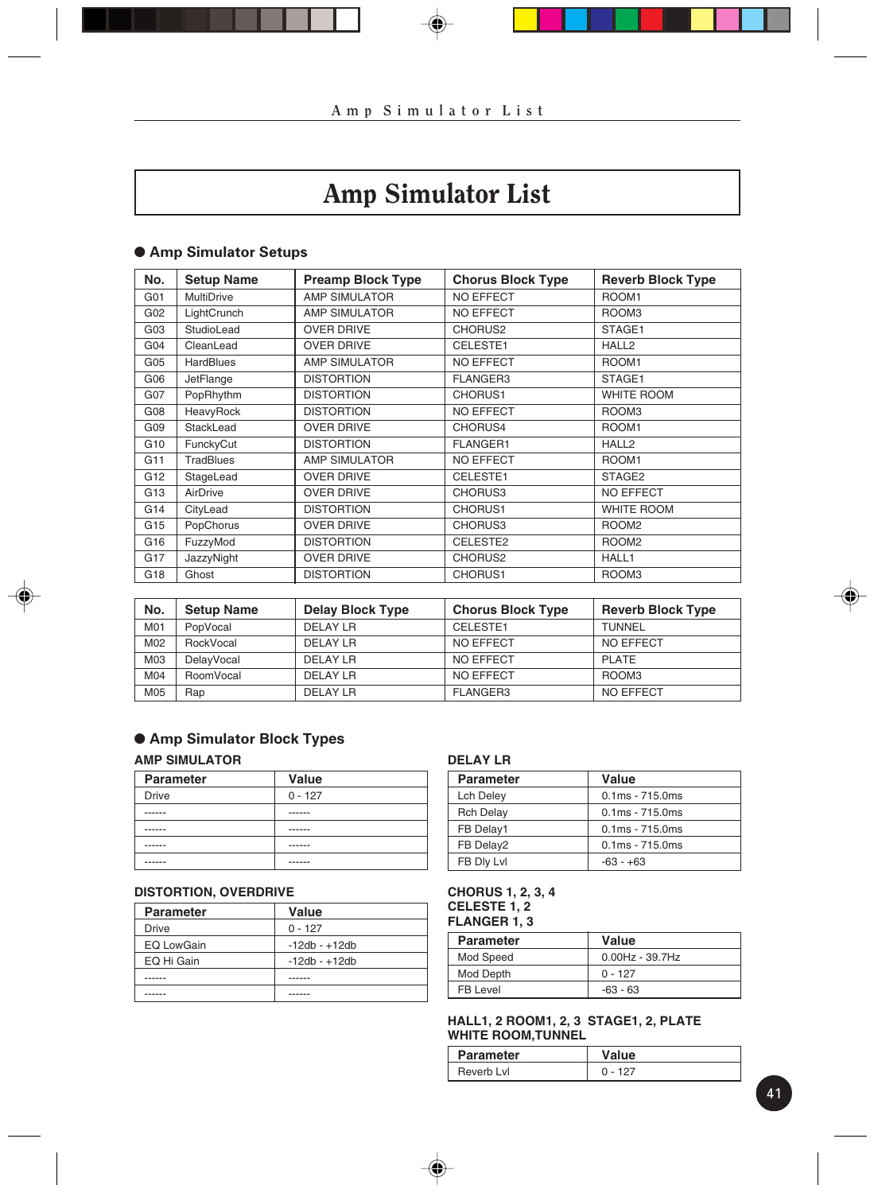# Amp Simulator List

## ● Amp Simulator Setups

| No. | Setup Name | Preamp Block Type | Chorus Block Type | Reverb Block Type |
|---|---|---|---|---|
| G01 | MultiDrive | AMP SIMULATOR | NO EFFECT | ROOM1 |
| G02 | LightCrunch | AMP SIMULATOR | NO EFFECT | ROOM3 |
| G03 | StudioLead | OVER DRIVE | CHORUS2 | STAGE1 |
| G04 | CleanLead | OVER DRIVE | CELESTE1 | HALL2 |
| G05 | HardBlues | AMP SIMULATOR | NO EFFECT | ROOM1 |
| G06 | JetFlange | DISTORTION | FLANGER3 | STAGE1 |
| G07 | PopRhythm | DISTORTION | CHORUS1 | WHITE ROOM |
| G08 | HeavyRock | DISTORTION | NO EFFECT | ROOM3 |
| G09 | StackLead | OVER DRIVE | CHORUS4 | ROOM1 |
| G10 | FunckyCut | DISTORTION | FLANGER1 | HALL2 |
| G11 | TradBlues | AMP SIMULATOR | NO EFFECT | ROOM1 |
| G12 | StageLead | OVER DRIVE | CELESTE1 | STAGE2 |
| G13 | AirDrive | OVER DRIVE | CHORUS3 | NO EFFECT |
| G14 | CityLead | DISTORTION | CHORUS1 | WHITE ROOM |
| G15 | PopChorus | OVER DRIVE | CHORUS3 | ROOM2 |
| G16 | FuzzyMod | DISTORTION | CELESTE2 | ROOM2 |
| G17 | JazzyNight | OVER DRIVE | CHORUS2 | HALL1 |
| G18 | Ghost | DISTORTION | CHORUS1 | ROOM3 |

| No. | Setup Name | Delay Block Type | Chorus Block Type | Reverb Block Type |
|---|---|---|---|---|
| M01 | PopVocal | DELAY LR | CELESTE1 | TUNNEL |
| M02 | RockVocal | DELAY LR | NO EFFECT | NO EFFECT |
| M03 | DelayVocal | DELAY LR | NO EFFECT | PLATE |
| M04 | RoomVocal | DELAY LR | NO EFFECT | ROOM3 |
| M05 | Rap | DELAY LR | FLANGER3 | NO EFFECT |

## ● Amp Simulator Block Types

### AMP SIMULATOR

| Parameter | Value |
|---|---|
| Drive | 0 - 127 |
| ------ | ------ |
| ------ | ------ |
| ------ | ------ |
| ------ | ------ |

### DISTORTION, OVERDRIVE

| Parameter | Value |
|---|---|
| Drive | 0 - 127 |
| EQ LowGain | -12db - +12db |
| EQ Hi Gain | -12db - +12db |
| ------ | ------ |
| ------ | ------ |

### DELAY LR

| Parameter | Value |
|---|---|
| Lch Deley | 0.1ms - 715.0ms |
| Rch Delay | 0.1ms - 715.0ms |
| FB Delay1 | 0.1ms - 715.0ms |
| FB Delay2 | 0.1ms - 715.0ms |
| FB Dly Lvl | -63 - +63 |

### CHORUS 1, 2, 3, 4
### CELESTE 1, 2
### FLANGER 1, 3

| Parameter | Value |
|---|---|
| Mod Speed | 0.00Hz - 39.7Hz |
| Mod Depth | 0 - 127 |
| FB Level | -63 - 63 |

### HALL1, 2 ROOM1, 2, 3 STAGE1, 2, PLATE WHITE ROOM,TUNNEL

| Parameter | Value |
|---|---|
| Reverb Lvl | 0 - 127 |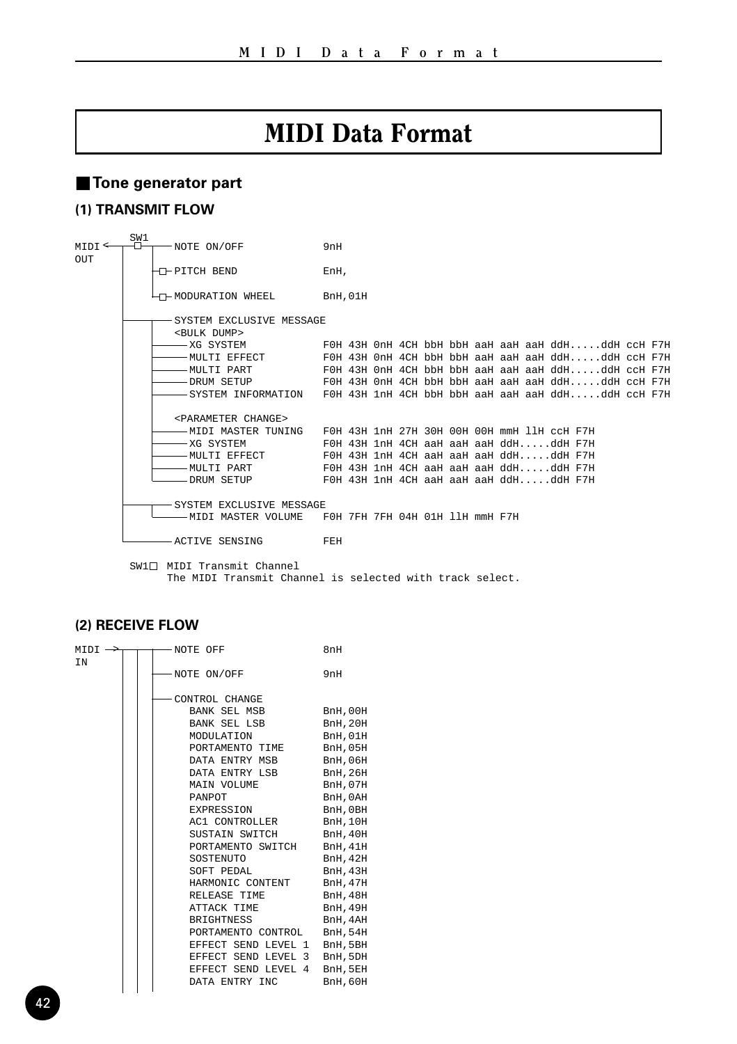# MIDI Data Format

## ■ Tone generator part

### (1) TRANSMIT FLOW

```
MIDI <──┬─□──┬── NOTE ON/OFF            9nH
OUT     │ SW1│
        │    ├□─ PITCH BEND             EnH,
        │    │
        │    └□─ MODURATION WHEEL       BnH,01H
        │
        ├──────── SYSTEM EXCLUSIVE MESSAGE
        │         <BULK DUMP>
        │    ├──── XG SYSTEM            F0H 43H 0nH 4CH bbH bbH aaH aaH aaH ddH.....ddH ccH F7H
        │    ├──── MULTI EFFECT         F0H 43H 0nH 4CH bbH bbH aaH aaH aaH ddH.....ddH ccH F7H
        │    ├──── MULTI PART           F0H 43H 0nH 4CH bbH bbH aaH aaH aaH ddH.....ddH ccH F7H
        │    ├──── DRUM SETUP           F0H 43H 0nH 4CH bbH bbH aaH aaH aaH ddH.....ddH ccH F7H
        │    ├──── SYSTEM INFORMATION   F0H 43H 1nH 4CH bbH bbH aaH aaH aaH ddH.....ddH ccH F7H
        │    │
        │    │    <PARAMETER CHANGE>
        │    ├──── MIDI MASTER TUNING   F0H 43H 1nH 27H 30H 00H 00H mmH llH ccH F7H
        │    ├──── XG SYSTEM            F0H 43H 1nH 4CH aaH aaH aaH ddH.....ddH F7H
        │    ├──── MULTI EFFECT         F0H 43H 1nH 4CH aaH aaH aaH ddH.....ddH F7H
        │    ├──── MULTI PART           F0H 43H 1nH 4CH aaH aaH aaH ddH.....ddH F7H
        │    └──── DRUM SETUP           F0H 43H 1nH 4CH aaH aaH aaH ddH.....ddH F7H
        │
        ├──────── SYSTEM EXCLUSIVE MESSAGE
        │    └──── MIDI MASTER VOLUME   F0H 7FH 7FH 04H 01H llH mmH F7H
        │
        └──────── ACTIVE SENSING         FEH
```

SW1□ MIDI Transmit Channel
The MIDI Transmit Channel is selected with track select.

### (2) RECEIVE FLOW

```
MIDI ──>┬──┬──┬── NOTE OFF              8nH
IN      │  │  │
        │  │  ├── NOTE ON/OFF           9nH
        │  │  │
        │  │  ├── CONTROL CHANGE
        │  │  │     BANK SEL MSB         BnH,00H
        │  │  │     BANK SEL LSB         BnH,20H
        │  │  │     MODULATION           BnH,01H
        │  │  │     PORTAMENTO TIME      BnH,05H
        │  │  │     DATA ENTRY MSB       BnH,06H
        │  │  │     DATA ENTRY LSB       BnH,26H
        │  │  │     MAIN VOLUME          BnH,07H
        │  │  │     PANPOT               BnH,0AH
        │  │  │     EXPRESSION           BnH,0BH
        │  │  │     AC1 CONTROLLER       BnH,10H
        │  │  │     SUSTAIN SWITCH       BnH,40H
        │  │  │     PORTAMENTO SWITCH    BnH,41H
        │  │  │     SOSTENUTO            BnH,42H
        │  │  │     SOFT PEDAL           BnH,43H
        │  │  │     HARMONIC CONTENT     BnH,47H
        │  │  │     RELEASE TIME         BnH,48H
        │  │  │     ATTACK TIME          BnH,49H
        │  │  │     BRIGHTNESS           BnH,4AH
        │  │  │     PORTAMENTO CONTROL   BnH,54H
        │  │  │     EFFECT SEND LEVEL 1  BnH,5BH
        │  │  │     EFFECT SEND LEVEL 3  BnH,5DH
        │  │  │     EFFECT SEND LEVEL 4  BnH,5EH
        │  │  │     DATA ENTRY INC       BnH,60H
        │  │  │
```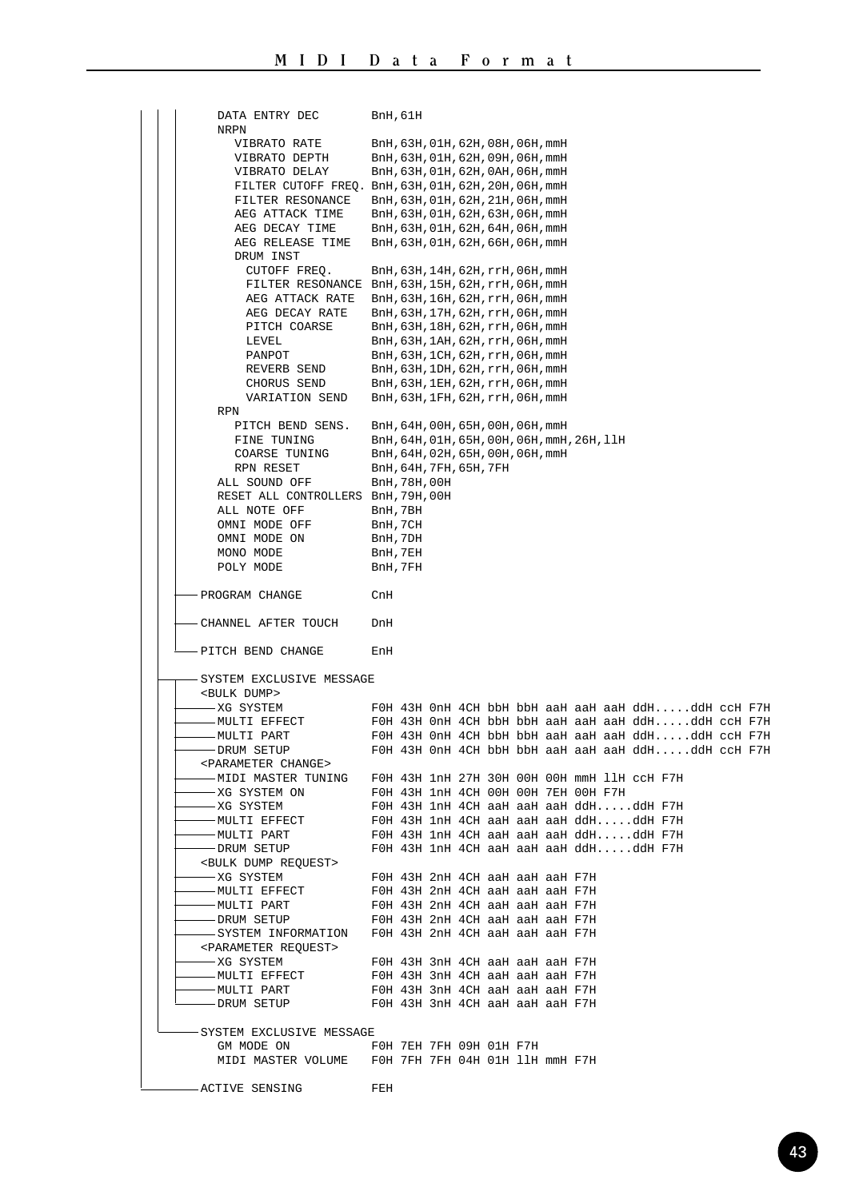```
      DATA ENTRY DEC        BnH,61H
      NRPN
        VIBRATO RATE        BnH,63H,01H,62H,08H,06H,mmH
        VIBRATO DEPTH       BnH,63H,01H,62H,09H,06H,mmH
        VIBRATO DELAY       BnH,63H,01H,62H,0AH,06H,mmH
        FILTER CUTOFF FREQ. BnH,63H,01H,62H,20H,06H,mmH
        FILTER RESONANCE    BnH,63H,01H,62H,21H,06H,mmH
        AEG ATTACK TIME     BnH,63H,01H,62H,63H,06H,mmH
        AEG DECAY TIME      BnH,63H,01H,62H,64H,06H,mmH
        AEG RELEASE TIME    BnH,63H,01H,62H,66H,06H,mmH
        DRUM INST
          CUTOFF FREQ.      BnH,63H,14H,62H,rrH,06H,mmH
          FILTER RESONANCE  BnH,63H,15H,62H,rrH,06H,mmH
          AEG ATTACK RATE   BnH,63H,16H,62H,rrH,06H,mmH
          AEG DECAY RATE    BnH,63H,17H,62H,rrH,06H,mmH
          PITCH COARSE      BnH,63H,18H,62H,rrH,06H,mmH
          LEVEL             BnH,63H,1AH,62H,rrH,06H,mmH
          PANPOT            BnH,63H,1CH,62H,rrH,06H,mmH
          REVERB SEND       BnH,63H,1DH,62H,rrH,06H,mmH
          CHORUS SEND       BnH,63H,1EH,62H,rrH,06H,mmH
          VARIATION SEND    BnH,63H,1FH,62H,rrH,06H,mmH
      RPN
        PITCH BEND SENS.    BnH,64H,00H,65H,00H,06H,mmH
        FINE TUNING         BnH,64H,01H,65H,00H,06H,mmH,26H,llH
        COARSE TUNING       BnH,64H,02H,65H,00H,06H,mmH
        RPN RESET           BnH,64H,7FH,65H,7FH
      ALL SOUND OFF         BnH,78H,00H
      RESET ALL CONTROLLERS BnH,79H,00H
      ALL NOTE OFF          BnH,7BH
      OMNI MODE OFF         BnH,7CH
      OMNI MODE ON          BnH,7DH
      MONO MODE             BnH,7EH
      POLY MODE             BnH,7FH

  ── PROGRAM CHANGE         CnH

  ── CHANNEL AFTER TOUCH    DnH

  ── PITCH BEND CHANGE      EnH

  ── SYSTEM EXCLUSIVE MESSAGE
     <BULK DUMP>
     ── XG SYSTEM           F0H 43H 0nH 4CH bbH bbH aaH aaH aaH ddH.....ddH ccH F7H
     ── MULTI EFFECT        F0H 43H 0nH 4CH bbH bbH aaH aaH aaH ddH.....ddH ccH F7H
     ── MULTI PART          F0H 43H 0nH 4CH bbH bbH aaH aaH aaH ddH.....ddH ccH F7H
     ── DRUM SETUP          F0H 43H 0nH 4CH bbH bbH aaH aaH aaH ddH.....ddH ccH F7H
     <PARAMETER CHANGE>
     ── MIDI MASTER TUNING  F0H 43H 1nH 27H 30H 00H 00H mmH llH ccH F7H
     ── XG SYSTEM ON        F0H 43H 1nH 4CH 00H 00H 7EH 00H F7H
     ── XG SYSTEM           F0H 43H 1nH 4CH aaH aaH aaH ddH.....ddH F7H
     ── MULTI EFFECT        F0H 43H 1nH 4CH aaH aaH aaH ddH.....ddH F7H
     ── MULTI PART          F0H 43H 1nH 4CH aaH aaH aaH ddH.....ddH F7H
     ── DRUM SETUP          F0H 43H 1nH 4CH aaH aaH aaH ddH.....ddH F7H
     <BULK DUMP REQUEST>
     ── XG SYSTEM           F0H 43H 2nH 4CH aaH aaH aaH F7H
     ── MULTI EFFECT        F0H 43H 2nH 4CH aaH aaH aaH F7H
     ── MULTI PART          F0H 43H 2nH 4CH aaH aaH aaH F7H
     ── DRUM SETUP          F0H 43H 2nH 4CH aaH aaH aaH F7H
     ── SYSTEM INFORMATION  F0H 43H 2nH 4CH aaH aaH aaH F7H
     <PARAMETER REQUEST>
     ── XG SYSTEM           F0H 43H 3nH 4CH aaH aaH aaH F7H
     ── MULTI EFFECT        F0H 43H 3nH 4CH aaH aaH aaH F7H
     ── MULTI PART          F0H 43H 3nH 4CH aaH aaH aaH F7H
     ── DRUM SETUP          F0H 43H 3nH 4CH aaH aaH aaH F7H

  ── SYSTEM EXCLUSIVE MESSAGE
      GM MODE ON            F0H 7EH 7FH 09H 01H F7H
      MIDI MASTER VOLUME    F0H 7FH 7FH 04H 01H llH mmH F7H

  ── ACTIVE SENSING         FEH
```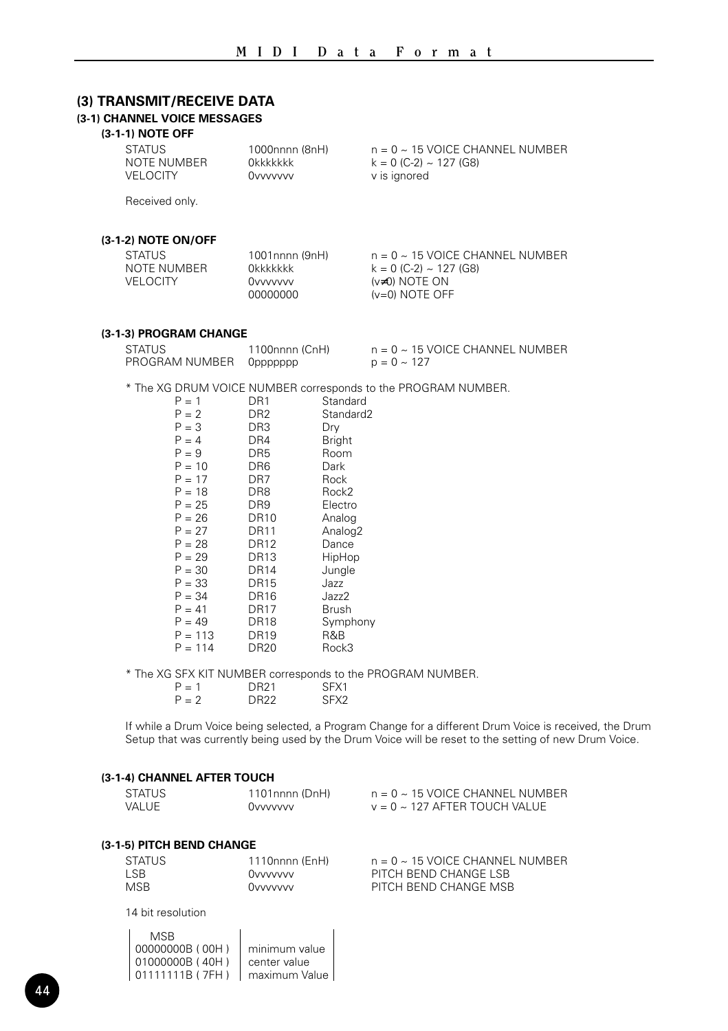## (3) TRANSMIT/RECEIVE DATA

### (3-1) CHANNEL VOICE MESSAGES

#### (3-1-1) NOTE OFF

| | | |
|---|---|---|
| STATUS | 1000nnnn (8nH) | n = 0 ~ 15 VOICE CHANNEL NUMBER |
| NOTE NUMBER | 0kkkkkkk | k = 0 (C-2) ~ 127 (G8) |
| VELOCITY | 0vvvvvvv | v is ignored |

Received only.

#### (3-1-2) NOTE ON/OFF

| | | |
|---|---|---|
| STATUS | 1001nnnn (9nH) | n = 0 ~ 15 VOICE CHANNEL NUMBER |
| NOTE NUMBER | 0kkkkkkk | k = 0 (C-2) ~ 127 (G8) |
| VELOCITY | 0vvvvvvv | (v≠0) NOTE ON |
| | 00000000 | (v=0) NOTE OFF |

#### (3-1-3) PROGRAM CHANGE

| | | |
|---|---|---|
| STATUS | 1100nnnn (CnH) | n = 0 ~ 15 VOICE CHANNEL NUMBER |
| PROGRAM NUMBER | 0ppppppp | p = 0 ~ 127 |

* The XG DRUM VOICE NUMBER corresponds to the PROGRAM NUMBER.

| | | |
|---|---|---|
| P = 1 | DR1 | Standard |
| P = 2 | DR2 | Standard2 |
| P = 3 | DR3 | Dry |
| P = 4 | DR4 | Bright |
| P = 9 | DR5 | Room |
| P = 10 | DR6 | Dark |
| P = 17 | DR7 | Rock |
| P = 18 | DR8 | Rock2 |
| P = 25 | DR9 | Electro |
| P = 26 | DR10 | Analog |
| P = 27 | DR11 | Analog2 |
| P = 28 | DR12 | Dance |
| P = 29 | DR13 | HipHop |
| P = 30 | DR14 | Jungle |
| P = 33 | DR15 | Jazz |
| P = 34 | DR16 | Jazz2 |
| P = 41 | DR17 | Brush |
| P = 49 | DR18 | Symphony |
| P = 113 | DR19 | R&B |
| P = 114 | DR20 | Rock3 |

* The XG SFX KIT NUMBER corresponds to the PROGRAM NUMBER.

| | | |
|---|---|---|
| P = 1 | DR21 | SFX1 |
| P = 2 | DR22 | SFX2 |

If while a Drum Voice being selected, a Program Change for a different Drum Voice is received, the Drum Setup that was currently being used by the Drum Voice will be reset to the setting of new Drum Voice.

#### (3-1-4) CHANNEL AFTER TOUCH

| | | |
|---|---|---|
| STATUS | 1101nnnn (DnH) | n = 0 ~ 15 VOICE CHANNEL NUMBER |
| VALUE | 0vvvvvvv | v = 0 ~ 127 AFTER TOUCH VALUE |

#### (3-1-5) PITCH BEND CHANGE

| | | |
|---|---|---|
| STATUS | 1110nnnn (EnH) | n = 0 ~ 15 VOICE CHANNEL NUMBER |
| LSB | 0vvvvvvv | PITCH BEND CHANGE LSB |
| MSB | 0vvvvvvv | PITCH BEND CHANGE MSB |

14 bit resolution

| MSB | |
|---|---|
| 00000000B ( 00H ) | minimum value |
| 01000000B ( 40H ) | center value |
| 01111111B ( 7FH ) | maximum Value |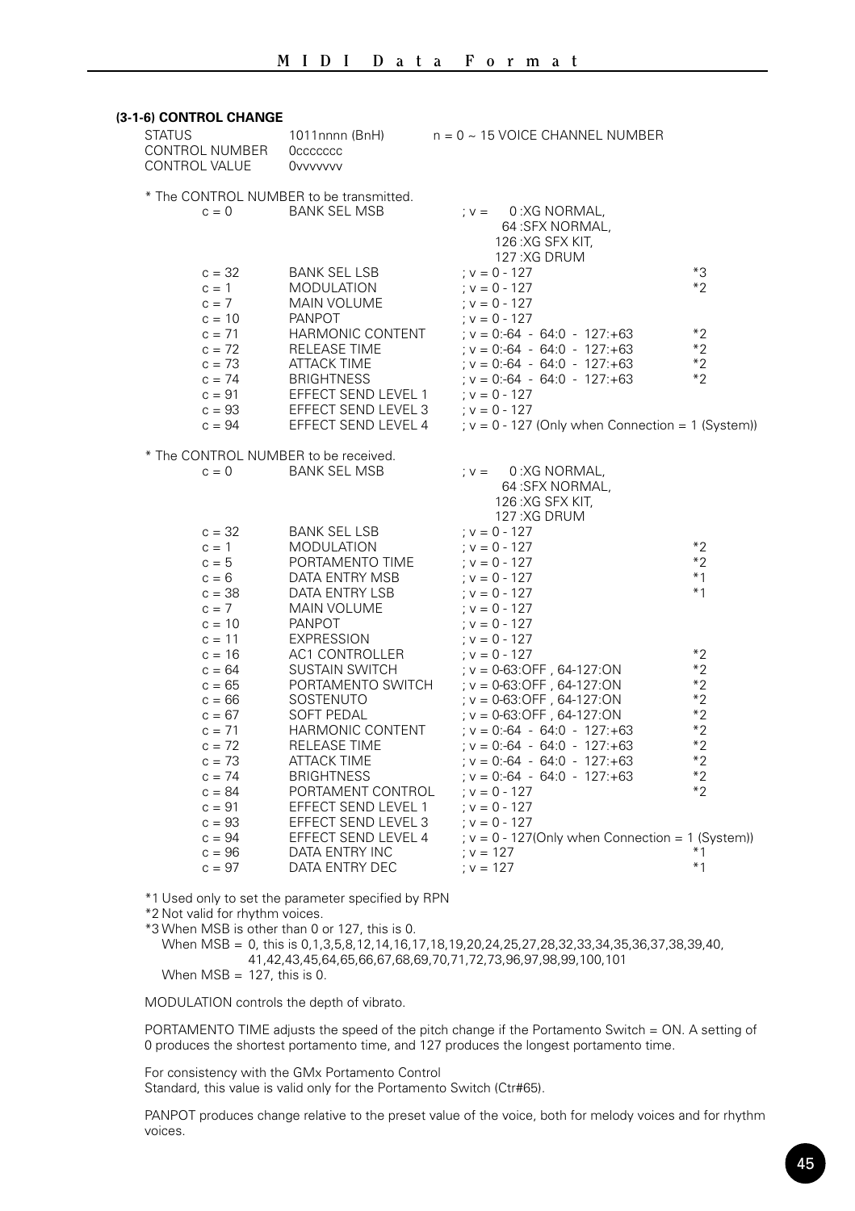### (3-1-6) CONTROL CHANGE

| | | |
|---|---|---|
| STATUS | 1011nnnn (BnH) | n = 0 ~ 15 VOICE CHANNEL NUMBER |
| CONTROL NUMBER | 0ccccccc | |
| CONTROL VALUE | 0vvvvvvv | |

\* The CONTROL NUMBER to be transmitted.

| | | | |
|---|---|---|---|
| c = 0 | BANK SEL MSB | ; v = 0 :XG NORMAL, 64 :SFX NORMAL, 126 :XG SFX KIT, 127 :XG DRUM | |
| c = 32 | BANK SEL LSB | ; v = 0 - 127 | *3 |
| c = 1 | MODULATION | ; v = 0 - 127 | *2 |
| c = 7 | MAIN VOLUME | ; v = 0 - 127 | |
| c = 10 | PANPOT | ; v = 0 - 127 | |
| c = 71 | HARMONIC CONTENT | ; v = 0:-64 - 64:0 - 127:+63 | *2 |
| c = 72 | RELEASE TIME | ; v = 0:-64 - 64:0 - 127:+63 | *2 |
| c = 73 | ATTACK TIME | ; v = 0:-64 - 64:0 - 127:+63 | *2 |
| c = 74 | BRIGHTNESS | ; v = 0:-64 - 64:0 - 127:+63 | *2 |
| c = 91 | EFFECT SEND LEVEL 1 | ; v = 0 - 127 | |
| c = 93 | EFFECT SEND LEVEL 3 | ; v = 0 - 127 | |
| c = 94 | EFFECT SEND LEVEL 4 | ; v = 0 - 127 (Only when Connection = 1 (System)) | |

\* The CONTROL NUMBER to be received.

| | | | |
|---|---|---|---|
| c = 0 | BANK SEL MSB | ; v = 0 :XG NORMAL, 64 :SFX NORMAL, 126 :XG SFX KIT, 127 :XG DRUM | |
| c = 32 | BANK SEL LSB | ; v = 0 - 127 | |
| c = 1 | MODULATION | ; v = 0 - 127 | *2 |
| c = 5 | PORTAMENTO TIME | ; v = 0 - 127 | *2 |
| c = 6 | DATA ENTRY MSB | ; v = 0 - 127 | *1 |
| c = 38 | DATA ENTRY LSB | ; v = 0 - 127 | *1 |
| c = 7 | MAIN VOLUME | ; v = 0 - 127 | |
| c = 10 | PANPOT | ; v = 0 - 127 | |
| c = 11 | EXPRESSION | ; v = 0 - 127 | |
| c = 16 | AC1 CONTROLLER | ; v = 0 - 127 | *2 |
| c = 64 | SUSTAIN SWITCH | ; v = 0-63:OFF , 64-127:ON | *2 |
| c = 65 | PORTAMENTO SWITCH | ; v = 0-63:OFF , 64-127:ON | *2 |
| c = 66 | SOSTENUTO | ; v = 0-63:OFF , 64-127:ON | *2 |
| c = 67 | SOFT PEDAL | ; v = 0-63:OFF , 64-127:ON | *2 |
| c = 71 | HARMONIC CONTENT | ; v = 0:-64 - 64:0 - 127:+63 | *2 |
| c = 72 | RELEASE TIME | ; v = 0:-64 - 64:0 - 127:+63 | *2 |
| c = 73 | ATTACK TIME | ; v = 0:-64 - 64:0 - 127:+63 | *2 |
| c = 74 | BRIGHTNESS | ; v = 0:-64 - 64:0 - 127:+63 | *2 |
| c = 84 | PORTAMENT CONTROL | ; v = 0 - 127 | *2 |
| c = 91 | EFFECT SEND LEVEL 1 | ; v = 0 - 127 | |
| c = 93 | EFFECT SEND LEVEL 3 | ; v = 0 - 127 | |
| c = 94 | EFFECT SEND LEVEL 4 | ; v = 0 - 127(Only when Connection = 1 (System)) | |
| c = 96 | DATA ENTRY INC | ; v = 127 | *1 |
| c = 97 | DATA ENTRY DEC | ; v = 127 | *1 |

*1 Used only to set the parameter specified by RPN
*2 Not valid for rhythm voices.
*3 When MSB is other than 0 or 127, this is 0.
When MSB = 0, this is 0,1,3,5,8,12,14,16,17,18,19,20,24,25,27,28,32,33,34,35,36,37,38,39,40, 41,42,43,45,64,65,66,67,68,69,70,71,72,73,96,97,98,99,100,101
When MSB = 127, this is 0.

MODULATION controls the depth of vibrato.

PORTAMENTO TIME adjusts the speed of the pitch change if the Portamento Switch = ON. A setting of 0 produces the shortest portamento time, and 127 produces the longest portamento time.

For consistency with the GMx Portamento Control
Standard, this value is valid only for the Portamento Switch (Ctr#65).

PANPOT produces change relative to the preset value of the voice, both for melody voices and for rhythm voices.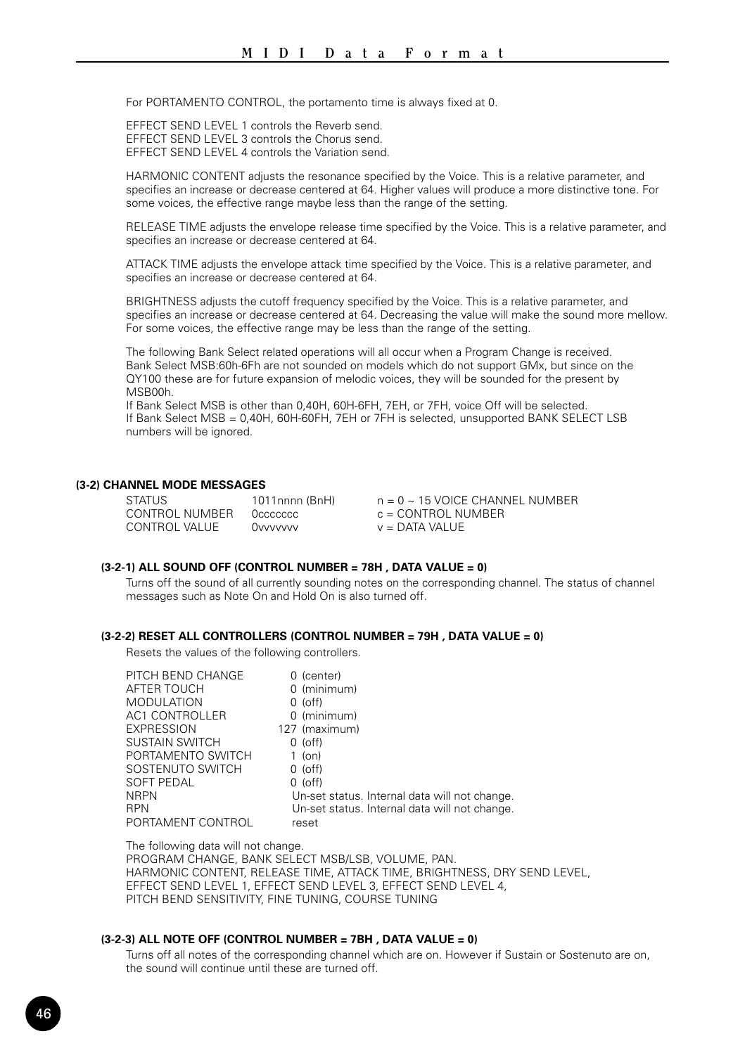For PORTAMENTO CONTROL, the portamento time is always fixed at 0.

EFFECT SEND LEVEL 1 controls the Reverb send.
EFFECT SEND LEVEL 3 controls the Chorus send.
EFFECT SEND LEVEL 4 controls the Variation send.

HARMONIC CONTENT adjusts the resonance specified by the Voice. This is a relative parameter, and specifies an increase or decrease centered at 64. Higher values will produce a more distinctive tone. For some voices, the effective range maybe less than the range of the setting.

RELEASE TIME adjusts the envelope release time specified by the Voice. This is a relative parameter, and specifies an increase or decrease centered at 64.

ATTACK TIME adjusts the envelope attack time specified by the Voice. This is a relative parameter, and specifies an increase or decrease centered at 64.

BRIGHTNESS adjusts the cutoff frequency specified by the Voice. This is a relative parameter, and specifies an increase or decrease centered at 64. Decreasing the value will make the sound more mellow. For some voices, the effective range may be less than the range of the setting.

The following Bank Select related operations will all occur when a Program Change is received.
Bank Select MSB:60h-6Fh are not sounded on models which do not support GMx, but since on the QY100 these are for future expansion of melodic voices, they will be sounded for the present by MSB00h.
If Bank Select MSB is other than 0,40H, 60H-6FH, 7EH, or 7FH, voice Off will be selected.
If Bank Select MSB = 0,40H, 60H-60FH, 7EH or 7FH is selected, unsupported BANK SELECT LSB numbers will be ignored.

#### (3-2) CHANNEL MODE MESSAGES

| | | |
|---|---|---|
| STATUS | 1011nnnn (BnH) | n = 0 ~ 15 VOICE CHANNEL NUMBER |
| CONTROL NUMBER | 0ccccccc | c = CONTROL NUMBER |
| CONTROL VALUE | 0vvvvvvv | v = DATA VALUE |

##### (3-2-1) ALL SOUND OFF (CONTROL NUMBER = 78H , DATA VALUE = 0)

Turns off the sound of all currently sounding notes on the corresponding channel. The status of channel messages such as Note On and Hold On is also turned off.

##### (3-2-2) RESET ALL CONTROLLERS (CONTROL NUMBER = 79H , DATA VALUE = 0)

Resets the values of the following controllers.

| | |
|---|---|
| PITCH BEND CHANGE | 0 (center) |
| AFTER TOUCH | 0 (minimum) |
| MODULATION | 0 (off) |
| AC1 CONTROLLER | 0 (minimum) |
| EXPRESSION | 127 (maximum) |
| SUSTAIN SWITCH | 0 (off) |
| PORTAMENTO SWITCH | 1 (on) |
| SOSTENUTO SWITCH | 0 (off) |
| SOFT PEDAL | 0 (off) |
| NRPN | Un-set status. Internal data will not change. |
| RPN | Un-set status. Internal data will not change. |
| PORTAMENT CONTROL | reset |

The following data will not change.
PROGRAM CHANGE, BANK SELECT MSB/LSB, VOLUME, PAN.
HARMONIC CONTENT, RELEASE TIME, ATTACK TIME, BRIGHTNESS, DRY SEND LEVEL,
EFFECT SEND LEVEL 1, EFFECT SEND LEVEL 3, EFFECT SEND LEVEL 4,
PITCH BEND SENSITIVITY, FINE TUNING, COURSE TUNING

##### (3-2-3) ALL NOTE OFF (CONTROL NUMBER = 7BH , DATA VALUE = 0)

Turns off all notes of the corresponding channel which are on. However if Sustain or Sostenuto are on, the sound will continue until these are turned off.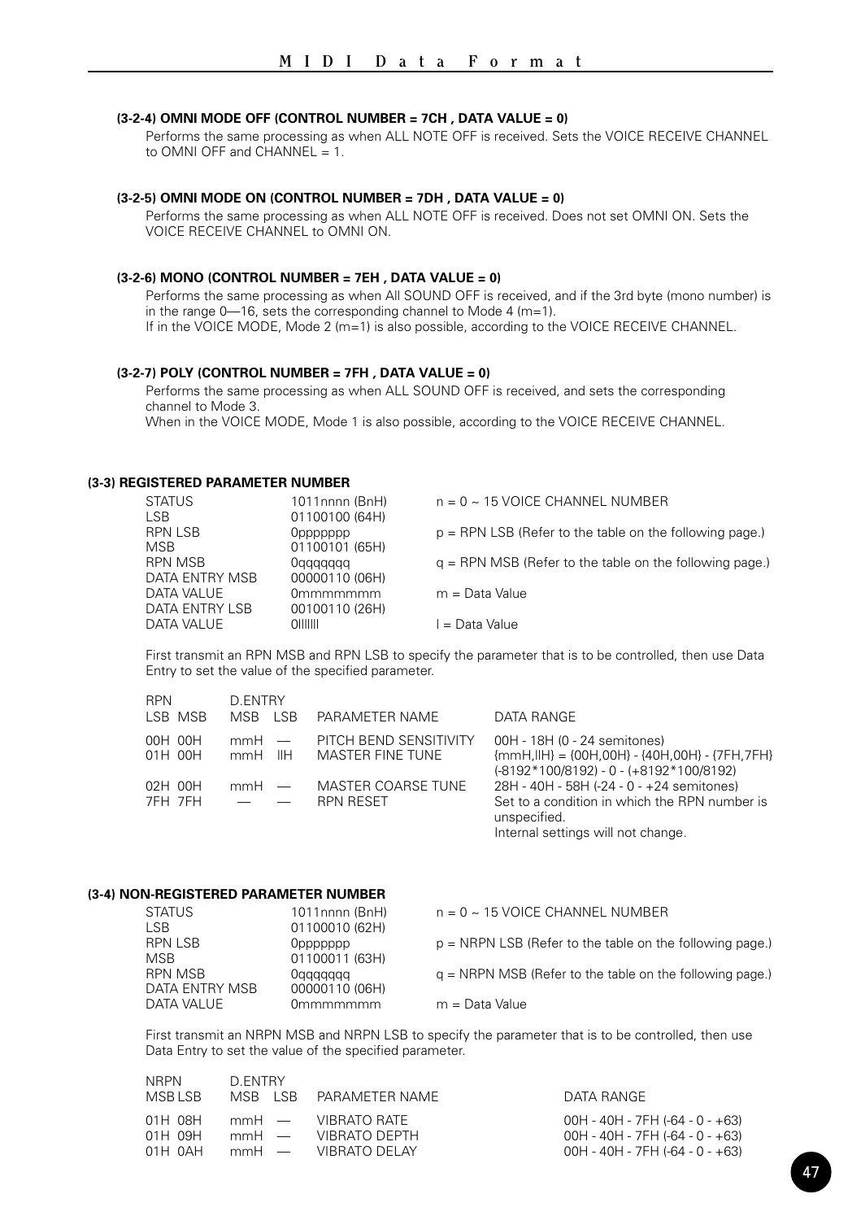#### (3-2-4) OMNI MODE OFF (CONTROL NUMBER = 7CH , DATA VALUE = 0)

Performs the same processing as when ALL NOTE OFF is received. Sets the VOICE RECEIVE CHANNEL to OMNI OFF and CHANNEL = 1.

#### (3-2-5) OMNI MODE ON (CONTROL NUMBER = 7DH , DATA VALUE = 0)

Performs the same processing as when ALL NOTE OFF is received. Does not set OMNI ON. Sets the VOICE RECEIVE CHANNEL to OMNI ON.

#### (3-2-6) MONO (CONTROL NUMBER = 7EH , DATA VALUE = 0)

Performs the same processing as when All SOUND OFF is received, and if the 3rd byte (mono number) is in the range 0—16, sets the corresponding channel to Mode 4 (m=1).
If in the VOICE MODE, Mode 2 (m=1) is also possible, according to the VOICE RECEIVE CHANNEL.

#### (3-2-7) POLY (CONTROL NUMBER = 7FH , DATA VALUE = 0)

Performs the same processing as when ALL SOUND OFF is received, and sets the corresponding channel to Mode 3.
When in the VOICE MODE, Mode 1 is also possible, according to the VOICE RECEIVE CHANNEL.

### (3-3) REGISTERED PARAMETER NUMBER

| | | |
|---|---|---|
| STATUS | 1011nnnn (BnH) | n = 0 ~ 15 VOICE CHANNEL NUMBER |
| LSB | 01100100 (64H) | |
| RPN LSB | 0ppppppp | p = RPN LSB (Refer to the table on the following page.) |
| MSB | 01100101 (65H) | |
| RPN MSB | 0qqqqqqq | q = RPN MSB (Refer to the table on the following page.) |
| DATA ENTRY MSB | 00000110 (06H) | |
| DATA VALUE | 0mmmmmmm | m = Data Value |
| DATA ENTRY LSB | 00100110 (26H) | |
| DATA VALUE | 0lllllll | l = Data Value |

First transmit an RPN MSB and RPN LSB to specify the parameter that is to be controlled, then use Data Entry to set the value of the specified parameter.

| RPN LSB | RPN MSB | D.ENTRY MSB | D.ENTRY LSB | PARAMETER NAME | DATA RANGE |
|---|---|---|---|---|---|
| 00H | 00H | mmH | — | PITCH BEND SENSITIVITY | 00H - 18H (0 - 24 semitones) |
| 01H | 00H | mmH | llH | MASTER FINE TUNE | {mmH,llH} = {00H,00H} - {40H,00H} - {7FH,7FH} (-8192*100/8192) - 0 - (+8192*100/8192) |
| 02H | 00H | mmH | — | MASTER COARSE TUNE | 28H - 40H - 58H (-24 - 0 - +24 semitones) |
| 7FH | 7FH | — | — | RPN RESET | Set to a condition in which the RPN number is unspecified. Internal settings will not change. |

### (3-4) NON-REGISTERED PARAMETER NUMBER

| | | |
|---|---|---|
| STATUS | 1011nnnn (BnH) | n = 0 ~ 15 VOICE CHANNEL NUMBER |
| LSB | 01100010 (62H) | |
| RPN LSB | 0ppppppp | p = NRPN LSB (Refer to the table on the following page.) |
| MSB | 01100011 (63H) | |
| RPN MSB | 0qqqqqqq | q = NRPN MSB (Refer to the table on the following page.) |
| DATA ENTRY MSB | 00000110 (06H) | |
| DATA VALUE | 0mmmmmmm | m = Data Value |

First transmit an NRPN MSB and NRPN LSB to specify the parameter that is to be controlled, then use Data Entry to set the value of the specified parameter.

| NRPN MSB | NRPN LSB | D.ENTRY MSB | D.ENTRY LSB | PARAMETER NAME | DATA RANGE |
|---|---|---|---|---|---|
| 01H | 08H | mmH | — | VIBRATO RATE | 00H - 40H - 7FH (-64 - 0 - +63) |
| 01H | 09H | mmH | — | VIBRATO DEPTH | 00H - 40H - 7FH (-64 - 0 - +63) |
| 01H | 0AH | mmH | — | VIBRATO DELAY | 00H - 40H - 7FH (-64 - 0 - +63) |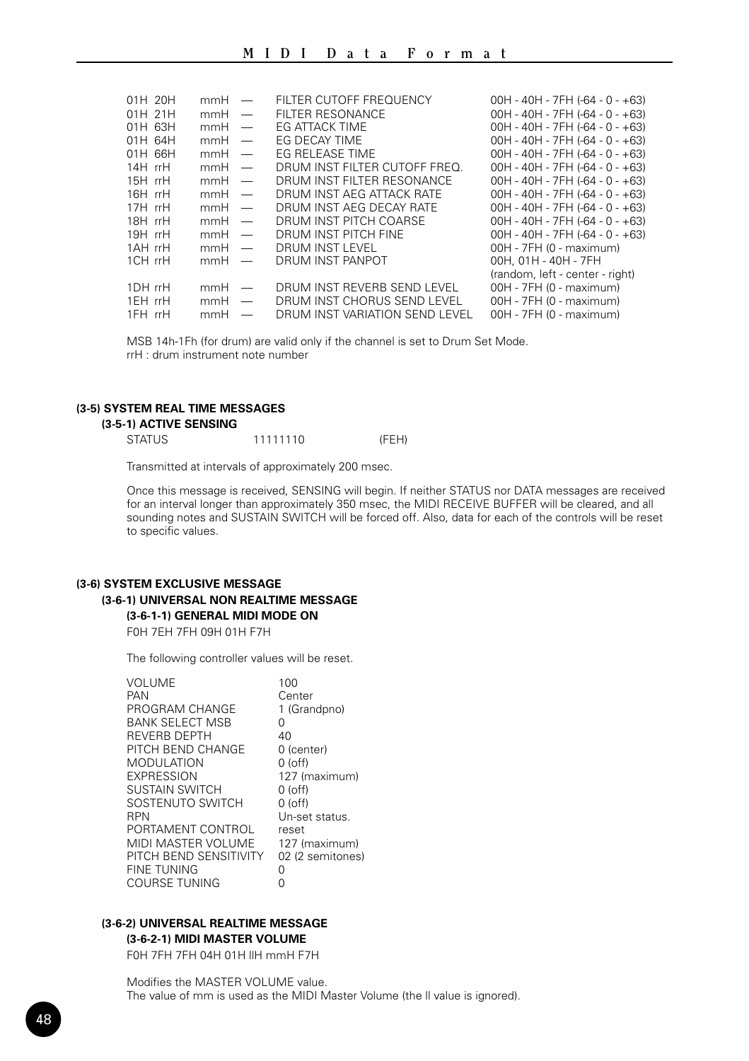| | | | | |
|---|---|---|---|---|
| 01H 20H | mmH | — | FILTER CUTOFF FREQUENCY | 00H - 40H - 7FH (-64 - 0 - +63) |
| 01H 21H | mmH | — | FILTER RESONANCE | 00H - 40H - 7FH (-64 - 0 - +63) |
| 01H 63H | mmH | — | EG ATTACK TIME | 00H - 40H - 7FH (-64 - 0 - +63) |
| 01H 64H | mmH | — | EG DECAY TIME | 00H - 40H - 7FH (-64 - 0 - +63) |
| 01H 66H | mmH | — | EG RELEASE TIME | 00H - 40H - 7FH (-64 - 0 - +63) |
| 14H rrH | mmH | — | DRUM INST FILTER CUTOFF FREQ. | 00H - 40H - 7FH (-64 - 0 - +63) |
| 15H rrH | mmH | — | DRUM INST FILTER RESONANCE | 00H - 40H - 7FH (-64 - 0 - +63) |
| 16H rrH | mmH | — | DRUM INST AEG ATTACK RATE | 00H - 40H - 7FH (-64 - 0 - +63) |
| 17H rrH | mmH | — | DRUM INST AEG DECAY RATE | 00H - 40H - 7FH (-64 - 0 - +63) |
| 18H rrH | mmH | — | DRUM INST PITCH COARSE | 00H - 40H - 7FH (-64 - 0 - +63) |
| 19H rrH | mmH | — | DRUM INST PITCH FINE | 00H - 40H - 7FH (-64 - 0 - +63) |
| 1AH rrH | mmH | — | DRUM INST LEVEL | 00H - 7FH (0 - maximum) |
| 1CH rrH | mmH | — | DRUM INST PANPOT | 00H, 01H - 40H - 7FH (random, left - center - right) |
| 1DH rrH | mmH | — | DRUM INST REVERB SEND LEVEL | 00H - 7FH (0 - maximum) |
| 1EH rrH | mmH | — | DRUM INST CHORUS SEND LEVEL | 00H - 7FH (0 - maximum) |
| 1FH rrH | mmH | — | DRUM INST VARIATION SEND LEVEL | 00H - 7FH (0 - maximum) |

MSB 14h-1Fh (for drum) are valid only if the channel is set to Drum Set Mode.
rrH : drum instrument note number

### (3-5) SYSTEM REAL TIME MESSAGES

#### (3-5-1) ACTIVE SENSING

STATUS 11111110 (FEH)

Transmitted at intervals of approximately 200 msec.

Once this message is received, SENSING will begin. If neither STATUS nor DATA messages are received for an interval longer than approximately 350 msec, the MIDI RECEIVE BUFFER will be cleared, and all sounding notes and SUSTAIN SWITCH will be forced off. Also, data for each of the controls will be reset to specific values.

### (3-6) SYSTEM EXCLUSIVE MESSAGE

#### (3-6-1) UNIVERSAL NON REALTIME MESSAGE

##### (3-6-1-1) GENERAL MIDI MODE ON

F0H 7EH 7FH 09H 01H F7H

The following controller values will be reset.

| | |
|---|---|
| VOLUME | 100 |
| PAN | Center |
| PROGRAM CHANGE | 1 (Grandpno) |
| BANK SELECT MSB | 0 |
| REVERB DEPTH | 40 |
| PITCH BEND CHANGE | 0 (center) |
| MODULATION | 0 (off) |
| EXPRESSION | 127 (maximum) |
| SUSTAIN SWITCH | 0 (off) |
| SOSTENUTO SWITCH | 0 (off) |
| RPN | Un-set status. |
| PORTAMENT CONTROL | reset |
| MIDI MASTER VOLUME | 127 (maximum) |
| PITCH BEND SENSITIVITY | 02 (2 semitones) |
| FINE TUNING | 0 |
| COURSE TUNING | 0 |

#### (3-6-2) UNIVERSAL REALTIME MESSAGE

##### (3-6-2-1) MIDI MASTER VOLUME

F0H 7FH 7FH 04H 01H llH mmH F7H

Modifies the MASTER VOLUME value.
The value of mm is used as the MIDI Master Volume (the ll value is ignored).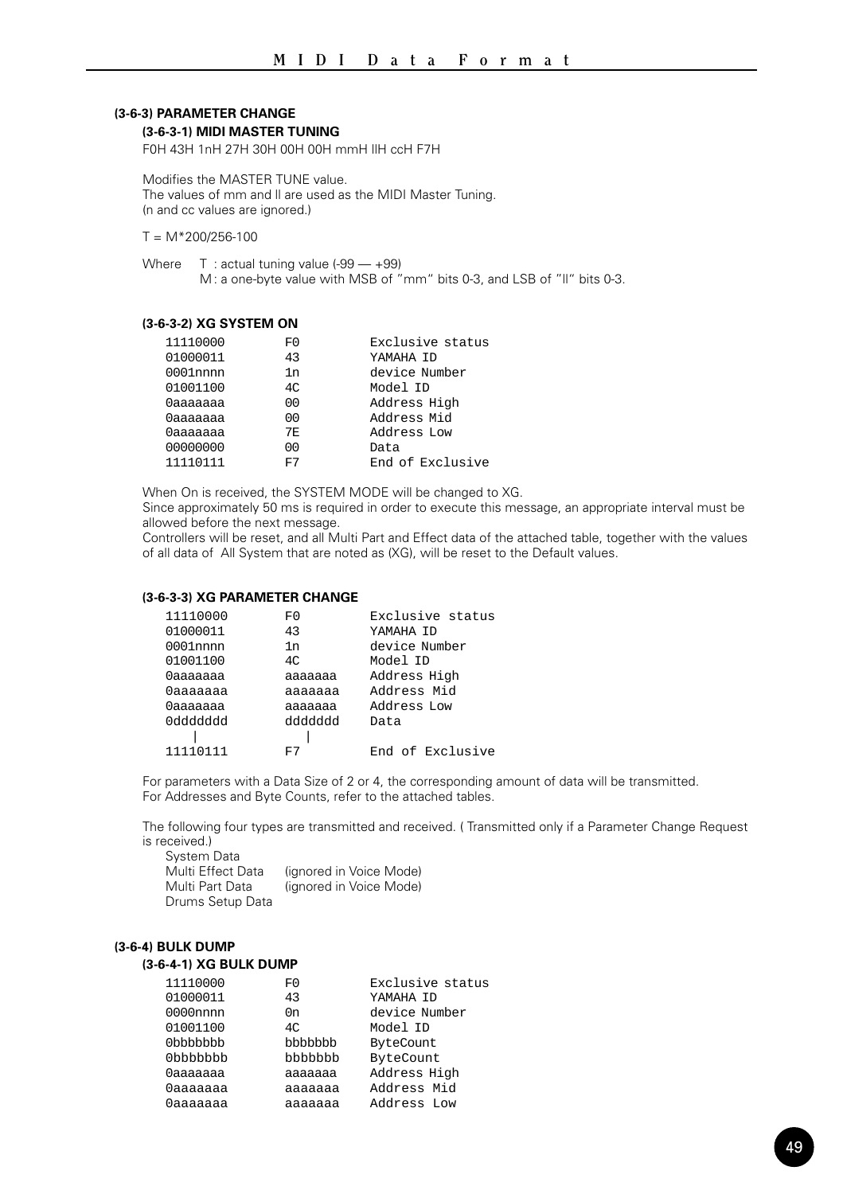#### (3-6-3) PARAMETER CHANGE

##### (3-6-3-1) MIDI MASTER TUNING

F0H 43H 1nH 27H 30H 00H 00H mmH llH ccH F7H

Modifies the MASTER TUNE value.
The values of mm and ll are used as the MIDI Master Tuning.
(n and cc values are ignored.)

T = M*200/256-100

Where T : actual tuning value (-99 — +99)
M : a one-byte value with MSB of "mm" bits 0-3, and LSB of "ll" bits 0-3.

##### (3-6-3-2) XG SYSTEM ON

```
11110000    F0        Exclusive status
01000011    43        YAMAHA ID
0001nnnn    1n        device Number
01001100    4C        Model ID
0aaaaaaa    00        Address High
0aaaaaaa    00        Address Mid
0aaaaaaa    7E        Address Low
00000000    00        Data
11110111    F7        End of Exclusive
```

When On is received, the SYSTEM MODE will be changed to XG.
Since approximately 50 ms is required in order to execute this message, an appropriate interval must be allowed before the next message.
Controllers will be reset, and all Multi Part and Effect data of the attached table, together with the values of all data of All System that are noted as (XG), will be reset to the Default values.

##### (3-6-3-3) XG PARAMETER CHANGE

```
11110000    F0        Exclusive status
01000011    43        YAMAHA ID
0001nnnn    1n        device Number
01001100    4C        Model ID
0aaaaaaa    aaaaaaa   Address High
0aaaaaaa    aaaaaaa   Address Mid
0aaaaaaa    aaaaaaa   Address Low
0ddddddd    ddddddd   Data
   |           |
11110111    F7        End of Exclusive
```

For parameters with a Data Size of 2 or 4, the corresponding amount of data will be transmitted.
For Addresses and Byte Counts, refer to the attached tables.

The following four types are transmitted and received. ( Transmitted only if a Parameter Change Request is received.)

- System Data
- Multi Effect Data (ignored in Voice Mode)
- Multi Part Data (ignored in Voice Mode)
- Drums Setup Data

#### (3-6-4) BULK DUMP

##### (3-6-4-1) XG BULK DUMP

```
11110000    F0        Exclusive status
01000011    43        YAMAHA ID
0000nnnn    0n        device Number
01001100    4C        Model ID
0bbbbbbb    bbbbbbb   ByteCount
0bbbbbbb    bbbbbbb   ByteCount
0aaaaaaa    aaaaaaa   Address High
0aaaaaaa    aaaaaaa   Address Mid
0aaaaaaa    aaaaaaa   Address Low
```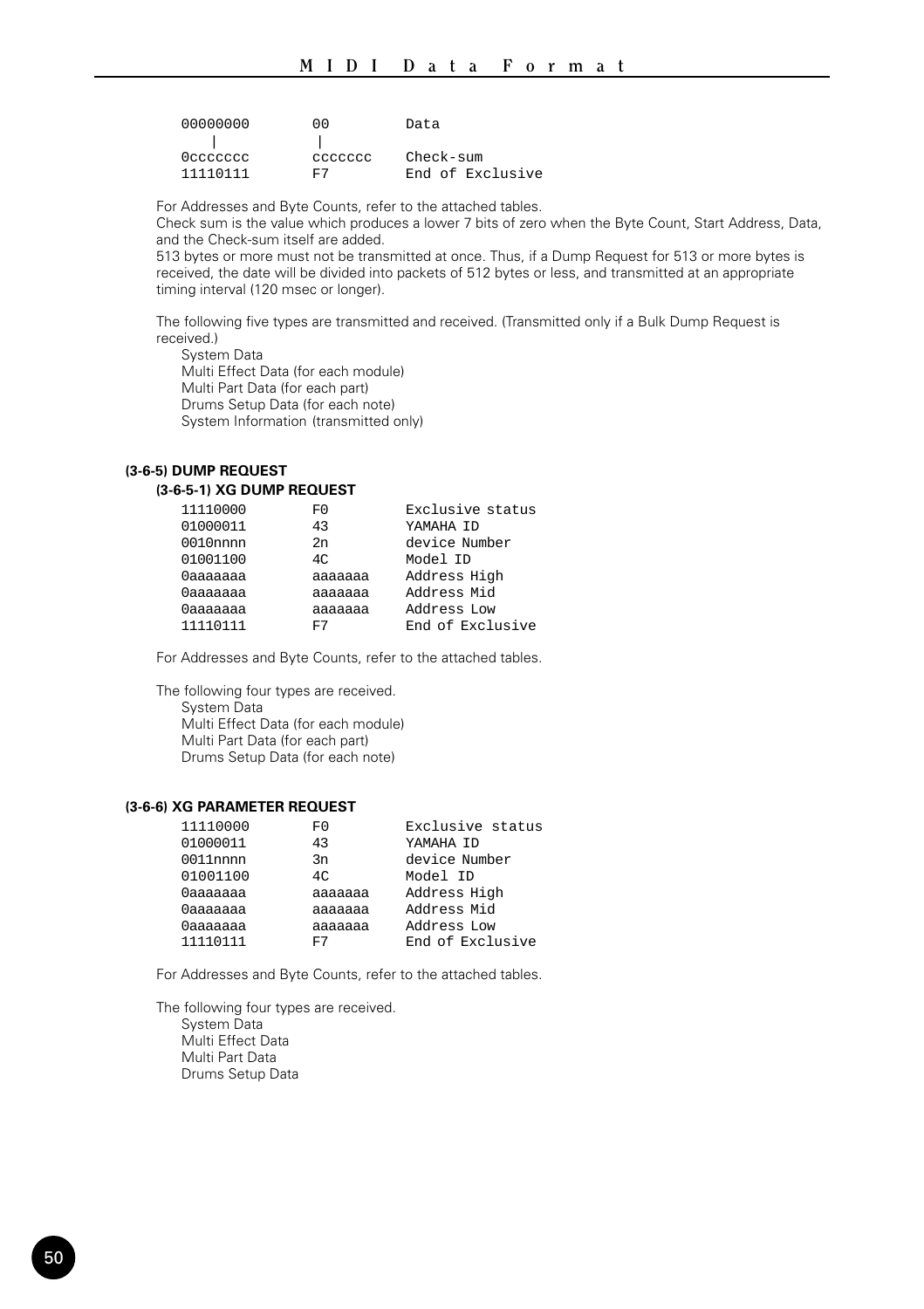```
00000000        00          Data
   |            |
0ccccccc        ccccccc     Check-sum
11110111        F7          End of Exclusive
```

For Addresses and Byte Counts, refer to the attached tables.
Check sum is the value which produces a lower 7 bits of zero when the Byte Count, Start Address, Data, and the Check-sum itself are added.
513 bytes or more must not be transmitted at once. Thus, if a Dump Request for 513 or more bytes is received, the date will be divided into packets of 512 bytes or less, and transmitted at an appropriate timing interval (120 msec or longer).

The following five types are transmitted and received. (Transmitted only if a Bulk Dump Request is received.)

- System Data
- Multi Effect Data (for each module)
- Multi Part Data (for each part)
- Drums Setup Data (for each note)
- System Information (transmitted only)

### (3-6-5) DUMP REQUEST

#### (3-6-5-1) XG DUMP REQUEST

```
11110000        F0          Exclusive status
01000011        43          YAMAHA ID
0010nnnn        2n          device Number
01001100        4C          Model ID
0aaaaaaa        aaaaaaa     Address High
0aaaaaaa        aaaaaaa     Address Mid
0aaaaaaa        aaaaaaa     Address Low
11110111        F7          End of Exclusive
```

For Addresses and Byte Counts, refer to the attached tables.

The following four types are received.

- System Data
- Multi Effect Data (for each module)
- Multi Part Data (for each part)
- Drums Setup Data (for each note)

### (3-6-6) XG PARAMETER REQUEST

```
11110000        F0          Exclusive status
01000011        43          YAMAHA ID
0011nnnn        3n          device Number
01001100        4C          Model ID
0aaaaaaa        aaaaaaa     Address High
0aaaaaaa        aaaaaaa     Address Mid
0aaaaaaa        aaaaaaa     Address Low
11110111        F7          End of Exclusive
```

For Addresses and Byte Counts, refer to the attached tables.

The following four types are received.

- System Data
- Multi Effect Data
- Multi Part Data
- Drums Setup Data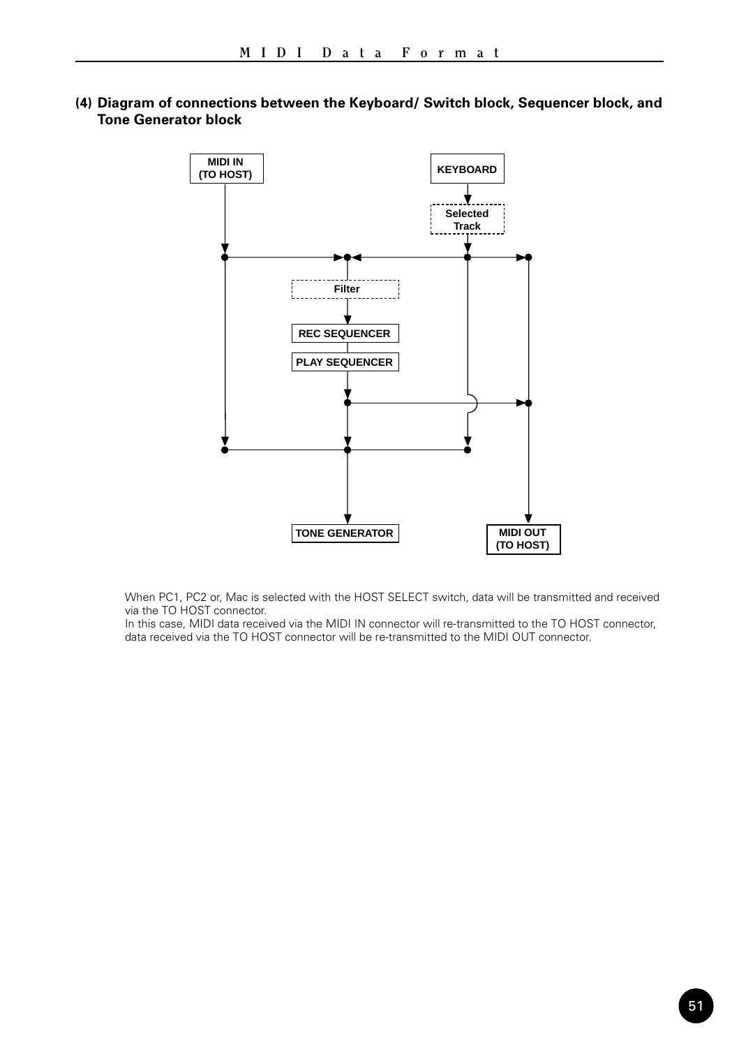### (4) Diagram of connections between the Keyboard/ Switch block, Sequencer block, and Tone Generator block

MIDI IN (TO HOST)

KEYBOARD

Selected Track

Filter

REC SEQUENCER

PLAY SEQUENCER

TONE GENERATOR

MIDI OUT (TO HOST)

When PC1, PC2 or, Mac is selected with the HOST SELECT switch, data will be transmitted and received via the TO HOST connector.
In this case, MIDI data received via the MIDI IN connector will re-transmitted to the TO HOST connector, data received via the TO HOST connector will be re-transmitted to the MIDI OUT connector.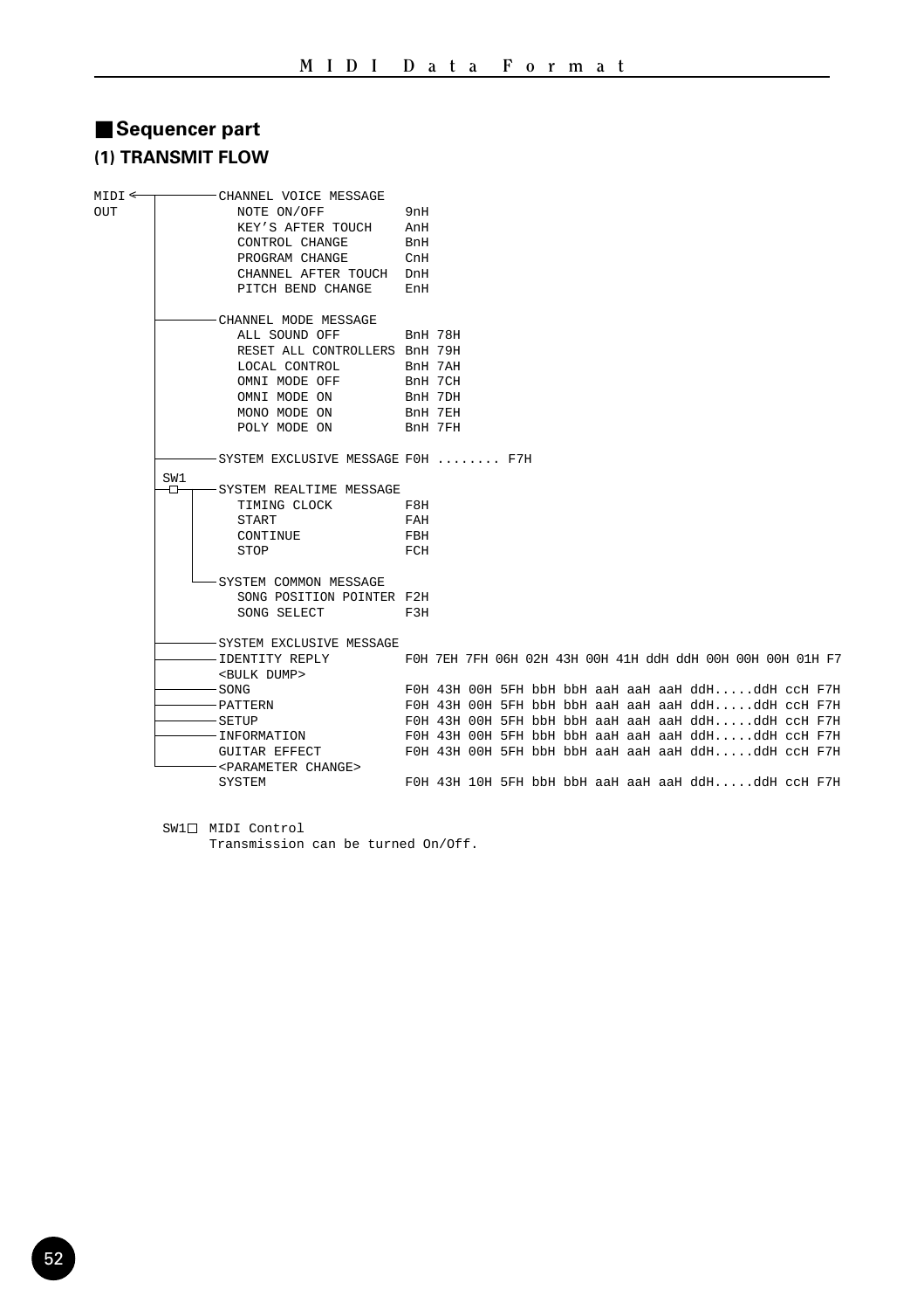## Sequencer part

### (1) TRANSMIT FLOW

```
MIDI <─────┬────────CHANNEL VOICE MESSAGE
OUT        │          NOTE ON/OFF           9nH
           │          KEY'S AFTER TOUCH     AnH
           │          CONTROL CHANGE        BnH
           │          PROGRAM CHANGE        CnH
           │          CHANNEL AFTER TOUCH   DnH
           │          PITCH BEND CHANGE     EnH
           │
           ├────────CHANNEL MODE MESSAGE
           │          ALL SOUND OFF         BnH 78H
           │          RESET ALL CONTROLLERS BnH 79H
           │          LOCAL CONTROL         BnH 7AH
           │          OMNI MODE OFF         BnH 7CH
           │          OMNI MODE ON          BnH 7DH
           │          MONO MODE ON          BnH 7EH
           │          POLY MODE ON          BnH 7FH
           │
           ├────────SYSTEM EXCLUSIVE MESSAGE F0H ........ F7H
           │ SW1
           ├─□──┬───SYSTEM REALTIME MESSAGE
           │    │     TIMING CLOCK          F8H
           │    │     START                 FAH
           │    │     CONTINUE              FBH
           │    │     STOP                  FCH
           │    │
           │    └───SYSTEM COMMON MESSAGE
           │          SONG POSITION POINTER F2H
           │          SONG SELECT           F3H
           │
           ├────────SYSTEM EXCLUSIVE MESSAGE
           ├────────IDENTITY REPLY          F0H 7EH 7FH 06H 02H 43H 00H 41H ddH ddH 00H 00H 00H 01H F7
           │        <BULK DUMP>
           ├────────SONG                    F0H 43H 00H 5FH bbH bbH aaH aaH aaH ddH.....ddH ccH F7H
           ├────────PATTERN                 F0H 43H 00H 5FH bbH bbH aaH aaH aaH ddH.....ddH ccH F7H
           ├────────SETUP                   F0H 43H 00H 5FH bbH bbH aaH aaH aaH ddH.....ddH ccH F7H
           ├────────INFORMATION             F0H 43H 00H 5FH bbH bbH aaH aaH aaH ddH.....ddH ccH F7H
           │        GUITAR EFFECT           F0H 43H 00H 5FH bbH bbH aaH aaH aaH ddH.....ddH ccH F7H
           └────────<PARAMETER CHANGE>
                    SYSTEM                  F0H 43H 10H 5FH bbH bbH aaH aaH aaH ddH.....ddH ccH F7H
```

SW1□ MIDI Control
Transmission can be turned On/Off.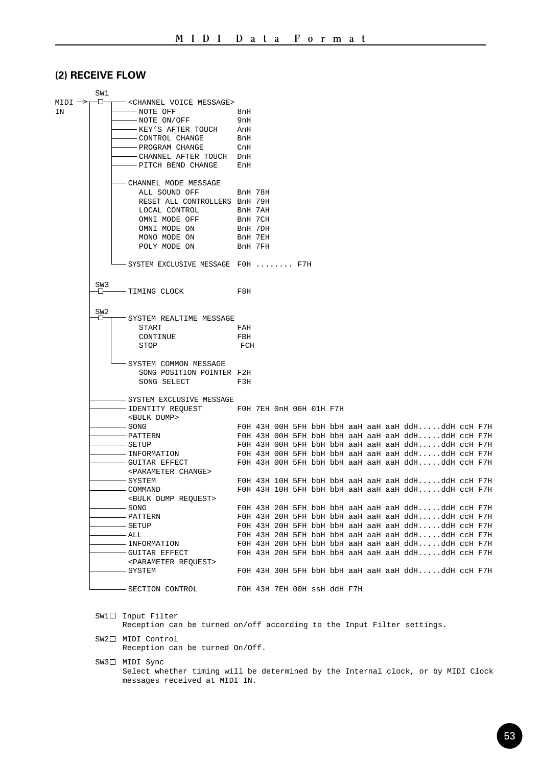## (2) RECEIVE FLOW

```
        SW1
MIDI →──□──┬── <CHANNEL VOICE MESSAGE>
IN         │   ├── NOTE OFF              8nH
           │   ├── NOTE ON/OFF           9nH
           │   ├── KEY'S AFTER TOUCH     AnH
           │   ├── CONTROL CHANGE        BnH
           │   ├── PROGRAM CHANGE        CnH
           │   ├── CHANNEL AFTER TOUCH   DnH
           │   └── PITCH BEND CHANGE     EnH
           │
           ├── CHANNEL MODE MESSAGE
           │     ALL SOUND OFF           BnH 78H
           │     RESET ALL CONTROLLERS   BnH 79H
           │     LOCAL CONTROL           BnH 7AH
           │     OMNI MODE OFF           BnH 7CH
           │     OMNI MODE ON            BnH 7DH
           │     MONO MODE ON            BnH 7EH
           │     POLY MODE ON            BnH 7FH
           │
           └── SYSTEM EXCLUSIVE MESSAGE  F0H ........ F7H

        SW3
       ──□──── TIMING CLOCK              F8H

        SW2
       ──□──┬─ SYSTEM REALTIME MESSAGE
            │     START                  FAH
            │     CONTINUE               FBH
            │     STOP                   FCH
            │
            └─ SYSTEM COMMON MESSAGE
                  SONG POSITION POINTER  F2H
                  SONG SELECT            F3H

       ─────── SYSTEM EXCLUSIVE MESSAGE
       ─────── IDENTITY REQUEST          F0H 7EH 0nH 06H 01H F7H
               <BULK DUMP>
       ─────── SONG                      F0H 43H 00H 5FH bbH bbH aaH aaH aaH ddH.....ddH ccH F7H
       ─────── PATTERN                   F0H 43H 00H 5FH bbH bbH aaH aaH aaH ddH.....ddH ccH F7H
       ─────── SETUP                     F0H 43H 00H 5FH bbH bbH aaH aaH aaH ddH.....ddH ccH F7H
       ─────── INFORMATION               F0H 43H 00H 5FH bbH bbH aaH aaH aaH ddH.....ddH ccH F7H
       ─────── GUITAR EFFECT             F0H 43H 00H 5FH bbH bbH aaH aaH aaH ddH.....ddH ccH F7H
               <PARAMETER CHANGE>
       ─────── SYSTEM                    F0H 43H 10H 5FH bbH bbH aaH aaH aaH ddH.....ddH ccH F7H
       ─────── COMMAND                   F0H 43H 10H 5FH bbH bbH aaH aaH aaH ddH.....ddH ccH F7H
               <BULK DUMP REQUEST>
       ─────── SONG                      F0H 43H 20H 5FH bbH bbH aaH aaH aaH ddH.....ddH ccH F7H
       ─────── PATTERN                   F0H 43H 20H 5FH bbH bbH aaH aaH aaH ddH.....ddH ccH F7H
       ─────── SETUP                     F0H 43H 20H 5FH bbH bbH aaH aaH aaH ddH.....ddH ccH F7H
       ─────── ALL                       F0H 43H 20H 5FH bbH bbH aaH aaH aaH ddH.....ddH ccH F7H
       ─────── INFORMATION               F0H 43H 20H 5FH bbH bbH aaH aaH aaH ddH.....ddH ccH F7H
       ─────── GUITAR EFFECT             F0H 43H 20H 5FH bbH bbH aaH aaH aaH ddH.....ddH ccH F7H
               <PARAMETER REQUEST>
       ─────── SYSTEM                    F0H 43H 30H 5FH bbH bbH aaH aaH aaH ddH.....ddH ccH F7H

       ─────── SECTION CONTROL           F0H 43H 7EH 00H ssH ddH F7H
```

SW1□ Input Filter
Reception can be turned on/off according to the Input Filter settings.

SW2□ MIDI Control
Reception can be turned On/Off.

SW3□ MIDI Sync
Select whether timing will be determined by the Internal clock, or by MIDI Clock messages received at MIDI IN.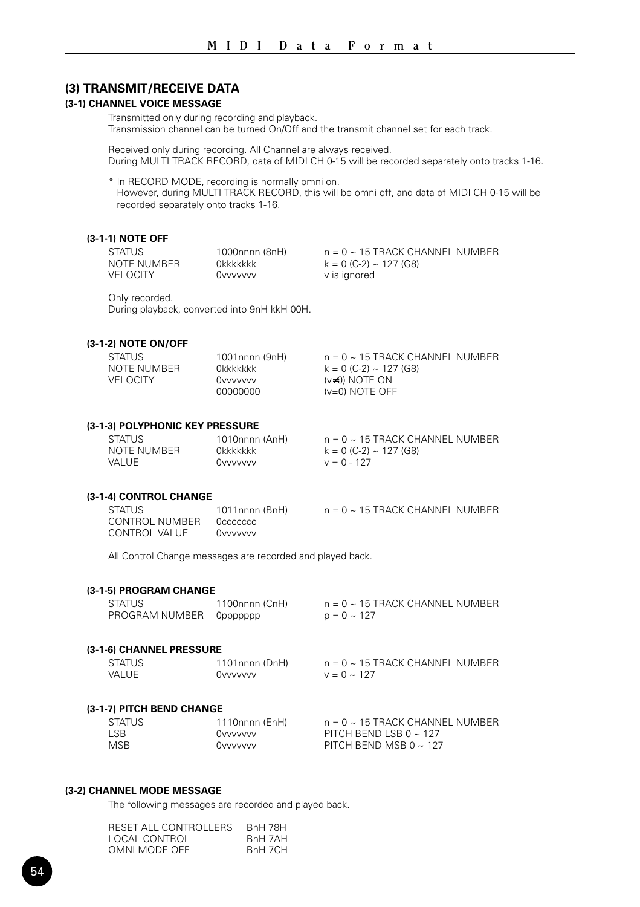## (3) TRANSMIT/RECEIVE DATA

### (3-1) CHANNEL VOICE MESSAGE

Transmitted only during recording and playback.
Transmission channel can be turned On/Off and the transmit channel set for each track.

Received only during recording. All Channel are always received.
During MULTI TRACK RECORD, data of MIDI CH 0-15 will be recorded separately onto tracks 1-16.

\* In RECORD MODE, recording is normally omni on.
However, during MULTI TRACK RECORD, this will be omni off, and data of MIDI CH 0-15 will be recorded separately onto tracks 1-16.

#### (3-1-1) NOTE OFF

| | | |
|---|---|---|
| STATUS | 1000nnnn (8nH) | n = 0 ~ 15 TRACK CHANNEL NUMBER |
| NOTE NUMBER | 0kkkkkkk | k = 0 (C-2) ~ 127 (G8) |
| VELOCITY | 0vvvvvvv | v is ignored |

Only recorded.
During playback, converted into 9nH kkH 00H.

#### (3-1-2) NOTE ON/OFF

| | | |
|---|---|---|
| STATUS | 1001nnnn (9nH) | n = 0 ~ 15 TRACK CHANNEL NUMBER |
| NOTE NUMBER | 0kkkkkkk | k = 0 (C-2) ~ 127 (G8) |
| VELOCITY | 0vvvvvvv | (v≠0) NOTE ON |
| | 00000000 | (v=0) NOTE OFF |

#### (3-1-3) POLYPHONIC KEY PRESSURE

| | | |
|---|---|---|
| STATUS | 1010nnnn (AnH) | n = 0 ~ 15 TRACK CHANNEL NUMBER |
| NOTE NUMBER | 0kkkkkkk | k = 0 (C-2) ~ 127 (G8) |
| VALUE | 0vvvvvvv | v = 0 - 127 |

#### (3-1-4) CONTROL CHANGE

| | | |
|---|---|---|
| STATUS | 1011nnnn (BnH) | n = 0 ~ 15 TRACK CHANNEL NUMBER |
| CONTROL NUMBER | 0ccccccc | |
| CONTROL VALUE | 0vvvvvvv | |

All Control Change messages are recorded and played back.

#### (3-1-5) PROGRAM CHANGE

| | | |
|---|---|---|
| STATUS | 1100nnnn (CnH) | n = 0 ~ 15 TRACK CHANNEL NUMBER |
| PROGRAM NUMBER | 0ppppppp | p = 0 ~ 127 |

#### (3-1-6) CHANNEL PRESSURE

| | | |
|---|---|---|
| STATUS | 1101nnnn (DnH) | n = 0 ~ 15 TRACK CHANNEL NUMBER |
| VALUE | 0vvvvvvv | v = 0 ~ 127 |

#### (3-1-7) PITCH BEND CHANGE

| | | |
|---|---|---|
| STATUS | 1110nnnn (EnH) | n = 0 ~ 15 TRACK CHANNEL NUMBER |
| LSB | 0vvvvvvv | PITCH BEND LSB 0 ~ 127 |
| MSB | 0vvvvvvv | PITCH BEND MSB 0 ~ 127 |

### (3-2) CHANNEL MODE MESSAGE

The following messages are recorded and played back.

| | |
|---|---|
| RESET ALL CONTROLLERS | BnH 78H |
| LOCAL CONTROL | BnH 7AH |
| OMNI MODE OFF | BnH 7CH |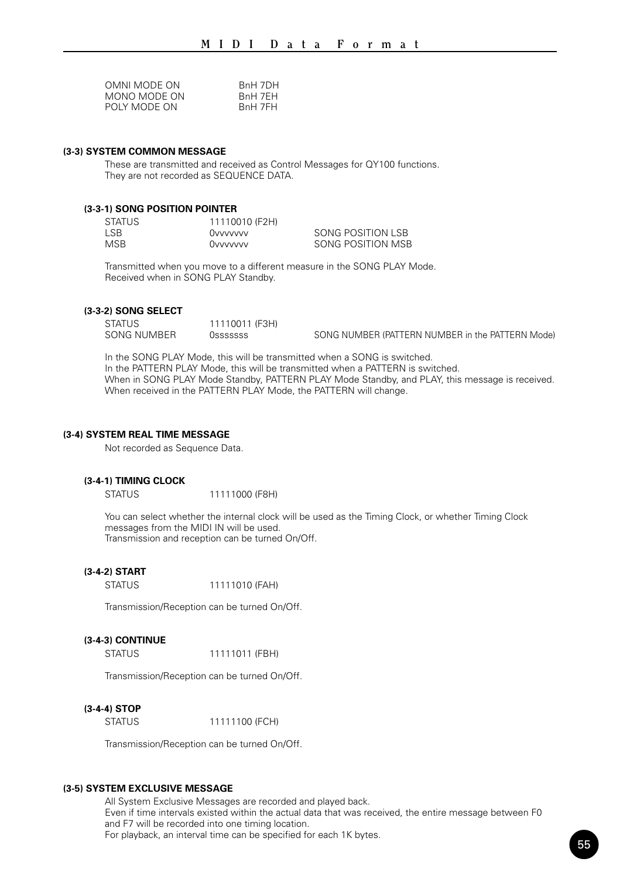| | |
|---|---|
| OMNI MODE ON | BnH 7DH |
| MONO MODE ON | BnH 7EH |
| POLY MODE ON | BnH 7FH |

### (3-3) SYSTEM COMMON MESSAGE

These are transmitted and received as Control Messages for QY100 functions.
They are not recorded as SEQUENCE DATA.

#### (3-3-1) SONG POSITION POINTER

| | | |
|---|---|---|
| STATUS | 11110010 (F2H) | |
| LSB | 0vvvvvvv | SONG POSITION LSB |
| MSB | 0vvvvvvv | SONG POSITION MSB |

Transmitted when you move to a different measure in the SONG PLAY Mode.
Received when in SONG PLAY Standby.

#### (3-3-2) SONG SELECT

| | | |
|---|---|---|
| STATUS | 11110011 (F3H) | |
| SONG NUMBER | 0sssssss | SONG NUMBER (PATTERN NUMBER in the PATTERN Mode) |

In the SONG PLAY Mode, this will be transmitted when a SONG is switched.
In the PATTERN PLAY Mode, this will be transmitted when a PATTERN is switched.
When in SONG PLAY Mode Standby, PATTERN PLAY Mode Standby, and PLAY, this message is received.
When received in the PATTERN PLAY Mode, the PATTERN will change.

### (3-4) SYSTEM REAL TIME MESSAGE

Not recorded as Sequence Data.

#### (3-4-1) TIMING CLOCK

STATUS 11111000 (F8H)

You can select whether the internal clock will be used as the Timing Clock, or whether Timing Clock messages from the MIDI IN will be used.
Transmission and reception can be turned On/Off.

#### (3-4-2) START

STATUS 11111010 (FAH)

Transmission/Reception can be turned On/Off.

#### (3-4-3) CONTINUE

STATUS 11111011 (FBH)

Transmission/Reception can be turned On/Off.

#### (3-4-4) STOP

STATUS 11111100 (FCH)

Transmission/Reception can be turned On/Off.

### (3-5) SYSTEM EXCLUSIVE MESSAGE

All System Exclusive Messages are recorded and played back.
Even if time intervals existed within the actual data that was received, the entire message between F0 and F7 will be recorded into one timing location.
For playback, an interval time can be specified for each 1K bytes.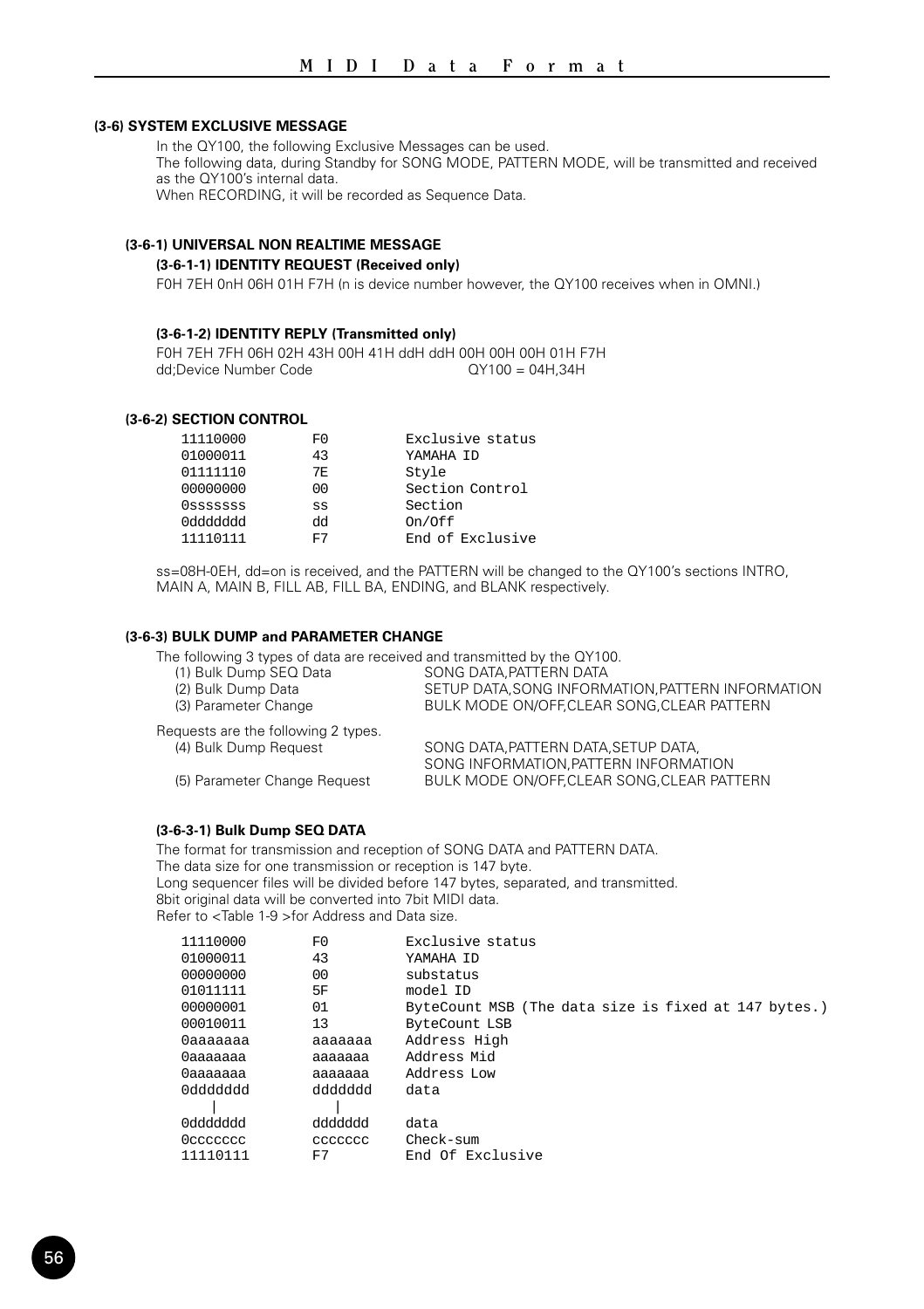## (3-6) SYSTEM EXCLUSIVE MESSAGE

In the QY100, the following Exclusive Messages can be used.
The following data, during Standby for SONG MODE, PATTERN MODE, will be transmitted and received as the QY100's internal data.
When RECORDING, it will be recorded as Sequence Data.

### (3-6-1) UNIVERSAL NON REALTIME MESSAGE

#### (3-6-1-1) IDENTITY REQUEST (Received only)

F0H 7EH 0nH 06H 01H F7H (n is device number however, the QY100 receives when in OMNI.)

#### (3-6-1-2) IDENTITY REPLY (Transmitted only)

F0H 7EH 7FH 06H 02H 43H 00H 41H ddH ddH 00H 00H 00H 01H F7H
dd;Device Number Code QY100 = 04H,34H

### (3-6-2) SECTION CONTROL

```
11110000    F0    Exclusive status
01000011    43    YAMAHA ID
01111110    7E    Style
00000000    00    Section Control
0sssssss    ss    Section
0ddddddd    dd    On/Off
11110111    F7    End of Exclusive
```

ss=08H-0EH, dd=on is received, and the PATTERN will be changed to the QY100's sections INTRO, MAIN A, MAIN B, FILL AB, FILL BA, ENDING, and BLANK respectively.

### (3-6-3) BULK DUMP and PARAMETER CHANGE

The following 3 types of data are received and transmitted by the QY100.

| | |
|---|---|
| (1) Bulk Dump SEQ Data | SONG DATA,PATTERN DATA |
| (2) Bulk Dump Data | SETUP DATA,SONG INFORMATION,PATTERN INFORMATION |
| (3) Parameter Change | BULK MODE ON/OFF,CLEAR SONG,CLEAR PATTERN |

Requests are the following 2 types.

| | |
|---|---|
| (4) Bulk Dump Request | SONG DATA,PATTERN DATA,SETUP DATA, SONG INFORMATION,PATTERN INFORMATION |
| (5) Parameter Change Request | BULK MODE ON/OFF,CLEAR SONG,CLEAR PATTERN |

#### (3-6-3-1) Bulk Dump SEQ DATA

The format for transmission and reception of SONG DATA and PATTERN DATA.
The data size for one transmission or reception is 147 byte.
Long sequencer files will be divided before 147 bytes, separated, and transmitted.
8bit original data will be converted into 7bit MIDI data.
Refer to <Table 1-9 >for Address and Data size.

```
11110000    F0         Exclusive status
01000011    43         YAMAHA ID
00000000    00         substatus
01011111    5F         model ID
00000001    01         ByteCount MSB (The data size is fixed at 147 bytes.)
00010011    13         ByteCount LSB
0aaaaaaa    aaaaaaa    Address High
0aaaaaaa    aaaaaaa    Address Mid
0aaaaaaa    aaaaaaa    Address Low
0ddddddd    ddddddd    data
   |           |
0ddddddd    ddddddd    data
0ccccccc    ccccccc    Check-sum
11110111    F7         End Of Exclusive
```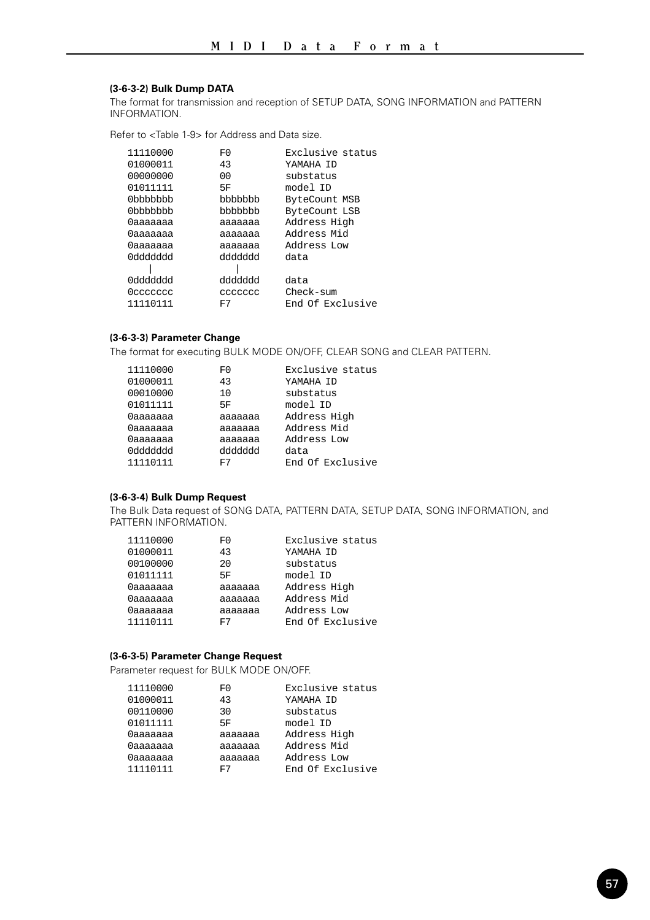#### (3-6-3-2) Bulk Dump DATA

The format for transmission and reception of SETUP DATA, SONG INFORMATION and PATTERN INFORMATION.

Refer to <Table 1-9> for Address and Data size.

```
11110000        F0          Exclusive status
01000011        43          YAMAHA ID
00000000        00          substatus
01011111        5F          model ID
0bbbbbbb        bbbbbbb     ByteCount MSB
0bbbbbbb        bbbbbbb     ByteCount LSB
0aaaaaaa        aaaaaaa     Address High
0aaaaaaa        aaaaaaa     Address Mid
0aaaaaaa        aaaaaaa     Address Low
0ddddddd        ddddddd     data
    |               |
0ddddddd        ddddddd     data
0ccccccc        ccccccc     Check-sum
11110111        F7          End Of Exclusive
```

#### (3-6-3-3) Parameter Change

The format for executing BULK MODE ON/OFF, CLEAR SONG and CLEAR PATTERN.

```
11110000        F0          Exclusive status
01000011        43          YAMAHA ID
00010000        10          substatus
01011111        5F          model ID
0aaaaaaa        aaaaaaa     Address High
0aaaaaaa        aaaaaaa     Address Mid
0aaaaaaa        aaaaaaa     Address Low
0ddddddd        ddddddd     data
11110111        F7          End Of Exclusive
```

#### (3-6-3-4) Bulk Dump Request

The Bulk Data request of SONG DATA, PATTERN DATA, SETUP DATA, SONG INFORMATION, and PATTERN INFORMATION.

```
11110000        F0          Exclusive status
01000011        43          YAMAHA ID
00100000        20          substatus
01011111        5F          model ID
0aaaaaaa        aaaaaaa     Address High
0aaaaaaa        aaaaaaa     Address Mid
0aaaaaaa        aaaaaaa     Address Low
11110111        F7          End Of Exclusive
```

#### (3-6-3-5) Parameter Change Request

Parameter request for BULK MODE ON/OFF.

```
11110000        F0          Exclusive status
01000011        43          YAMAHA ID
00110000        30          substatus
01011111        5F          model ID
0aaaaaaa        aaaaaaa     Address High
0aaaaaaa        aaaaaaa     Address Mid
0aaaaaaa        aaaaaaa     Address Low
11110111        F7          End Of Exclusive
```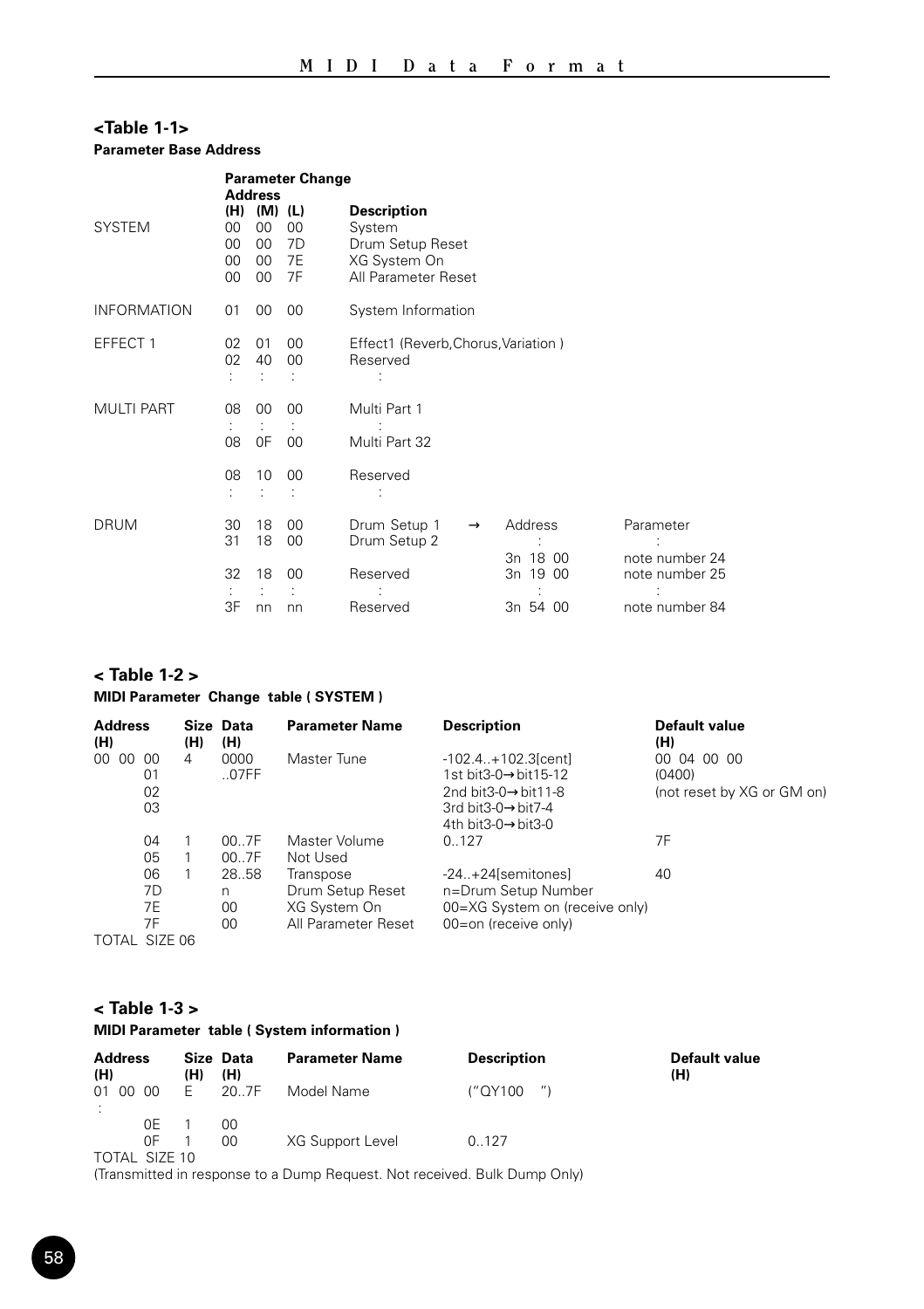## <Table 1-1>

**Parameter Base Address**

| | Parameter Change Address (H) | (M) | (L) | Description | | | |
|---|---|---|---|---|---|---|---|
| SYSTEM | 00 | 00 | 00 | System | | | |
| | 00 | 00 | 7D | Drum Setup Reset | | | |
| | 00 | 00 | 7E | XG System On | | | |
| | 00 | 00 | 7F | All Parameter Reset | | | |
| INFORMATION | 01 | 00 | 00 | System Information | | | |
| EFFECT 1 | 02 | 01 | 00 | Effect1 (Reverb,Chorus,Variation ) | | | |
| | 02 | 40 | 00 | Reserved | | | |
| | : | : | : | : | | | |
| MULTI PART | 08 | 00 | 00 | Multi Part 1 | | | |
| | : | : | : | : | | | |
| | 08 | 0F | 00 | Multi Part 32 | | | |
| | 08 | 10 | 00 | Reserved | | | |
| | : | : | : | : | | | |
| DRUM | 30 | 18 | 00 | Drum Setup 1 | → | Address | Parameter |
| | 31 | 18 | 00 | Drum Setup 2 | | : | : |
| | | | | | | 3n 18 00 | note number 24 |
| | 32 | 18 | 00 | Reserved | | 3n 19 00 | note number 25 |
| | : | : | : | : | | : | : |
| | 3F | nn | nn | Reserved | | 3n 54 00 | note number 84 |

## < Table 1-2 >

**MIDI Parameter Change table ( SYSTEM )**

| Address (H) | Size (H) | Data (H) | Parameter Name | Description | Default value (H) |
|---|---|---|---|---|---|
| 00 00 00 | 4 | 0000 | Master Tune | -102.4..+102.3[cent] | 00 04 00 00 |
| 01 | | ..07FF | | 1st bit3-0→bit15-12 | (0400) |
| 02 | | | | 2nd bit3-0→bit11-8 | (not reset by XG or GM on) |
| 03 | | | | 3rd bit3-0→bit7-4 | |
| | | | | 4th bit3-0→bit3-0 | |
| 04 | 1 | 00..7F | Master Volume | 0..127 | 7F |
| 05 | 1 | 00..7F | Not Used | | |
| 06 | 1 | 28..58 | Transpose | -24..+24[semitones] | 40 |
| 7D | | n | Drum Setup Reset | n=Drum Setup Number | |
| 7E | | 00 | XG System On | 00=XG System on (receive only) | |
| 7F | | 00 | All Parameter Reset | 00=on (receive only) | |
| TOTAL SIZE 06 | | | | | |

## < Table 1-3 >

**MIDI Parameter table ( System information )**

| Address (H) | Size (H) | Data (H) | Parameter Name | Description | Default value (H) |
|---|---|---|---|---|---|
| 01 00 00 | E | 20..7F | Model Name | ("QY100 ") | |
| : | | | | | |
| 0E | 1 | 00 | | | |
| 0F | 1 | 00 | XG Support Level | 0..127 | |
| TOTAL SIZE 10 | | | | | |

(Transmitted in response to a Dump Request. Not received. Bulk Dump Only)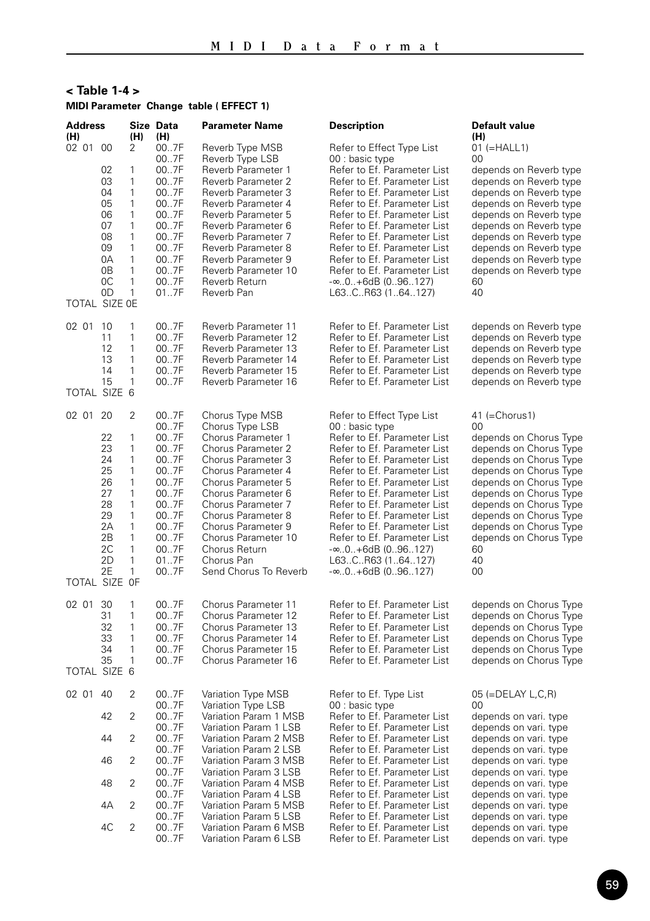## < Table 1-4 >

**MIDI Parameter Change table ( EFFECT 1)**

| Address (H) | | | Size (H) | Data (H) | Parameter Name | Description | Default value (H) |
|---|---|---|---|---|---|---|---|
| 02 | 01 | 00 | 2 | 00..7F | Reverb Type MSB | Refer to Effect Type List | 01 (=HALL1) |
| | | | | 00..7F | Reverb Type LSB | 00 : basic type | 00 |
| | | 02 | 1 | 00..7F | Reverb Parameter 1 | Refer to Ef. Parameter List | depends on Reverb type |
| | | 03 | 1 | 00..7F | Reverb Parameter 2 | Refer to Ef. Parameter List | depends on Reverb type |
| | | 04 | 1 | 00..7F | Reverb Parameter 3 | Refer to Ef. Parameter List | depends on Reverb type |
| | | 05 | 1 | 00..7F | Reverb Parameter 4 | Refer to Ef. Parameter List | depends on Reverb type |
| | | 06 | 1 | 00..7F | Reverb Parameter 5 | Refer to Ef. Parameter List | depends on Reverb type |
| | | 07 | 1 | 00..7F | Reverb Parameter 6 | Refer to Ef. Parameter List | depends on Reverb type |
| | | 08 | 1 | 00..7F | Reverb Parameter 7 | Refer to Ef. Parameter List | depends on Reverb type |
| | | 09 | 1 | 00..7F | Reverb Parameter 8 | Refer to Ef. Parameter List | depends on Reverb type |
| | | 0A | 1 | 00..7F | Reverb Parameter 9 | Refer to Ef. Parameter List | depends on Reverb type |
| | | 0B | 1 | 00..7F | Reverb Parameter 10 | Refer to Ef. Parameter List | depends on Reverb type |
| | | 0C | 1 | 00..7F | Reverb Return | -∞..0..+6dB (0..96..127) | 60 |
| | | 0D | 1 | 01..7F | Reverb Pan | L63..C..R63 (1..64..127) | 40 |
| TOTAL SIZE 0E | | | | | | | |
| 02 | 01 | 10 | 1 | 00..7F | Reverb Parameter 11 | Refer to Ef. Parameter List | depends on Reverb type |
| | | 11 | 1 | 00..7F | Reverb Parameter 12 | Refer to Ef. Parameter List | depends on Reverb type |
| | | 12 | 1 | 00..7F | Reverb Parameter 13 | Refer to Ef. Parameter List | depends on Reverb type |
| | | 13 | 1 | 00..7F | Reverb Parameter 14 | Refer to Ef. Parameter List | depends on Reverb type |
| | | 14 | 1 | 00..7F | Reverb Parameter 15 | Refer to Ef. Parameter List | depends on Reverb type |
| | | 15 | 1 | 00..7F | Reverb Parameter 16 | Refer to Ef. Parameter List | depends on Reverb type |
| TOTAL SIZE 6 | | | | | | | |
| 02 | 01 | 20 | 2 | 00..7F | Chorus Type MSB | Refer to Effect Type List | 41 (=Chorus1) |
| | | | | 00..7F | Chorus Type LSB | 00 : basic type | 00 |
| | | 22 | 1 | 00..7F | Chorus Parameter 1 | Refer to Ef. Parameter List | depends on Chorus Type |
| | | 23 | 1 | 00..7F | Chorus Parameter 2 | Refer to Ef. Parameter List | depends on Chorus Type |
| | | 24 | 1 | 00..7F | Chorus Parameter 3 | Refer to Ef. Parameter List | depends on Chorus Type |
| | | 25 | 1 | 00..7F | Chorus Parameter 4 | Refer to Ef. Parameter List | depends on Chorus Type |
| | | 26 | 1 | 00..7F | Chorus Parameter 5 | Refer to Ef. Parameter List | depends on Chorus Type |
| | | 27 | 1 | 00..7F | Chorus Parameter 6 | Refer to Ef. Parameter List | depends on Chorus Type |
| | | 28 | 1 | 00..7F | Chorus Parameter 7 | Refer to Ef. Parameter List | depends on Chorus Type |
| | | 29 | 1 | 00..7F | Chorus Parameter 8 | Refer to Ef. Parameter List | depends on Chorus Type |
| | | 2A | 1 | 00..7F | Chorus Parameter 9 | Refer to Ef. Parameter List | depends on Chorus Type |
| | | 2B | 1 | 00..7F | Chorus Parameter 10 | Refer to Ef. Parameter List | depends on Chorus Type |
| | | 2C | 1 | 00..7F | Chorus Return | -∞..0..+6dB (0..96..127) | 60 |
| | | 2D | 1 | 01..7F | Chorus Pan | L63..C..R63 (1..64..127) | 40 |
| | | 2E | 1 | 00..7F | Send Chorus To Reverb | -∞..0..+6dB (0..96..127) | 00 |
| TOTAL SIZE 0F | | | | | | | |
| 02 | 01 | 30 | 1 | 00..7F | Chorus Parameter 11 | Refer to Ef. Parameter List | depends on Chorus Type |
| | | 31 | 1 | 00..7F | Chorus Parameter 12 | Refer to Ef. Parameter List | depends on Chorus Type |
| | | 32 | 1 | 00..7F | Chorus Parameter 13 | Refer to Ef. Parameter List | depends on Chorus Type |
| | | 33 | 1 | 00..7F | Chorus Parameter 14 | Refer to Ef. Parameter List | depends on Chorus Type |
| | | 34 | 1 | 00..7F | Chorus Parameter 15 | Refer to Ef. Parameter List | depends on Chorus Type |
| | | 35 | 1 | 00..7F | Chorus Parameter 16 | Refer to Ef. Parameter List | depends on Chorus Type |
| TOTAL SIZE 6 | | | | | | | |
| 02 | 01 | 40 | 2 | 00..7F | Variation Type MSB | Refer to Ef. Type List | 05 (=DELAY L,C,R) |
| | | | | 00..7F | Variation Type LSB | 00 : basic type | 00 |
| | | 42 | 2 | 00..7F | Variation Param 1 MSB | Refer to Ef. Parameter List | depends on vari. type |
| | | | | 00..7F | Variation Param 1 LSB | Refer to Ef. Parameter List | depends on vari. type |
| | | 44 | 2 | 00..7F | Variation Param 2 MSB | Refer to Ef. Parameter List | depends on vari. type |
| | | | | 00..7F | Variation Param 2 LSB | Refer to Ef. Parameter List | depends on vari. type |
| | | 46 | 2 | 00..7F | Variation Param 3 MSB | Refer to Ef. Parameter List | depends on vari. type |
| | | | | 00..7F | Variation Param 3 LSB | Refer to Ef. Parameter List | depends on vari. type |
| | | 48 | 2 | 00..7F | Variation Param 4 MSB | Refer to Ef. Parameter List | depends on vari. type |
| | | | | 00..7F | Variation Param 4 LSB | Refer to Ef. Parameter List | depends on vari. type |
| | | 4A | 2 | 00..7F | Variation Param 5 MSB | Refer to Ef. Parameter List | depends on vari. type |
| | | | | 00..7F | Variation Param 5 LSB | Refer to Ef. Parameter List | depends on vari. type |
| | | 4C | 2 | 00..7F | Variation Param 6 MSB | Refer to Ef. Parameter List | depends on vari. type |
| | | | | 00..7F | Variation Param 6 LSB | Refer to Ef. Parameter List | depends on vari. type |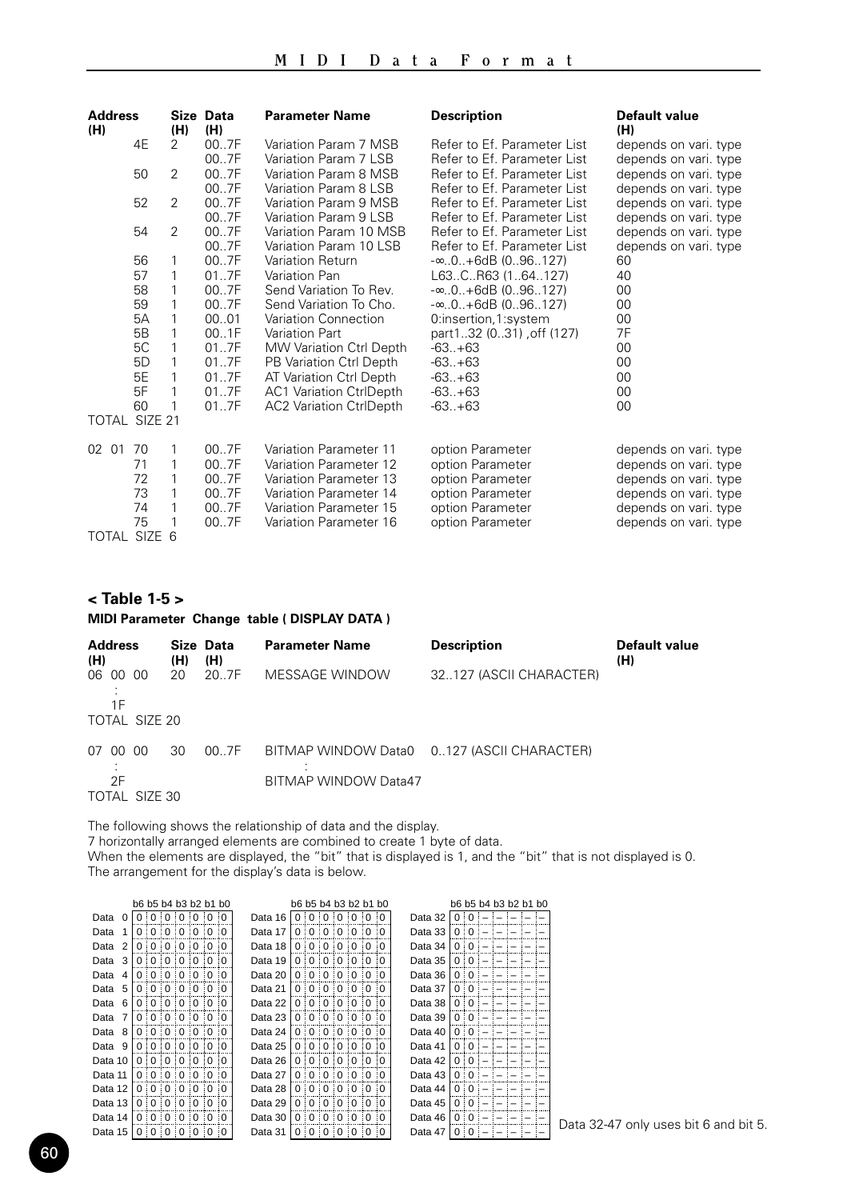| Address (H) | Size (H) | Data (H) | Parameter Name | Description | Default value (H) |
|---|---|---|---|---|---|
| 4E | 2 | 00..7F | Variation Param 7 MSB | Refer to Ef. Parameter List | depends on vari. type |
| | | 00..7F | Variation Param 7 LSB | Refer to Ef. Parameter List | depends on vari. type |
| 50 | 2 | 00..7F | Variation Param 8 MSB | Refer to Ef. Parameter List | depends on vari. type |
| | | 00..7F | Variation Param 8 LSB | Refer to Ef. Parameter List | depends on vari. type |
| 52 | 2 | 00..7F | Variation Param 9 MSB | Refer to Ef. Parameter List | depends on vari. type |
| | | 00..7F | Variation Param 9 LSB | Refer to Ef. Parameter List | depends on vari. type |
| 54 | 2 | 00..7F | Variation Param 10 MSB | Refer to Ef. Parameter List | depends on vari. type |
| | | 00..7F | Variation Param 10 LSB | Refer to Ef. Parameter List | depends on vari. type |
| 56 | 1 | 00..7F | Variation Return | -∞..0..+6dB (0..96..127) | 60 |
| 57 | 1 | 01..7F | Variation Pan | L63..C..R63 (1..64..127) | 40 |
| 58 | 1 | 00..7F | Send Variation To Rev. | -∞..0..+6dB (0..96..127) | 00 |
| 59 | 1 | 00..7F | Send Variation To Cho. | -∞..0..+6dB (0..96..127) | 00 |
| 5A | 1 | 00..01 | Variation Connection | 0:insertion,1:system | 00 |
| 5B | 1 | 00..1F | Variation Part | part1..32 (0..31) ,off (127) | 7F |
| 5C | 1 | 01..7F | MW Variation Ctrl Depth | -63..+63 | 00 |
| 5D | 1 | 01..7F | PB Variation Ctrl Depth | -63..+63 | 00 |
| 5E | 1 | 01..7F | AT Variation Ctrl Depth | -63..+63 | 00 |
| 5F | 1 | 01..7F | AC1 Variation CtrlDepth | -63..+63 | 00 |
| 60 | 1 | 01..7F | AC2 Variation CtrlDepth | -63..+63 | 00 |
| TOTAL SIZE 21 | | | | | |
| 02 01 70 | 1 | 00..7F | Variation Parameter 11 | option Parameter | depends on vari. type |
| 71 | 1 | 00..7F | Variation Parameter 12 | option Parameter | depends on vari. type |
| 72 | 1 | 00..7F | Variation Parameter 13 | option Parameter | depends on vari. type |
| 73 | 1 | 00..7F | Variation Parameter 14 | option Parameter | depends on vari. type |
| 74 | 1 | 00..7F | Variation Parameter 15 | option Parameter | depends on vari. type |
| 75 | 1 | 00..7F | Variation Parameter 16 | option Parameter | depends on vari. type |
| TOTAL SIZE 6 | | | | | |

## < Table 1-5 >

### MIDI Parameter Change table ( DISPLAY DATA )

| Address (H) | Size (H) | Data (H) | Parameter Name | Description | Default value (H) |
|---|---|---|---|---|---|
| 06 00 00 | 20 | 20..7F | MESSAGE WINDOW | 32..127 (ASCII CHARACTER) | |
| : | | | | | |
| 1F | | | | | |
| TOTAL SIZE 20 | | | | | |
| 07 00 00 | 30 | 00..7F | BITMAP WINDOW Data0 | 0..127 (ASCII CHARACTER) | |
| : | | | : | | |
| 2F | | | BITMAP WINDOW Data47 | | |
| TOTAL SIZE 30 | | | | | |

The following shows the relationship of data and the display.
7 horizontally arranged elements are combined to create 1 byte of data.
When the elements are displayed, the "bit" that is displayed is 1, and the "bit" that is not displayed is 0.
The arrangement for the display's data is below.

| | b6 | b5 | b4 | b3 | b2 | b1 | b0 | | b6 | b5 | b4 | b3 | b2 | b1 | b0 | | b6 | b5 | b4 | b3 | b2 | b1 | b0 |
|---|---|---|---|---|---|---|---|---|---|---|---|---|---|---|---|---|---|---|---|---|---|---|---|
| Data 0 | 0 | 0 | 0 | 0 | 0 | 0 | 0 | Data 16 | 0 | 0 | 0 | 0 | 0 | 0 | 0 | Data 32 | 0 | 0 | – | – | – | – | – |
| Data 1 | 0 | 0 | 0 | 0 | 0 | 0 | 0 | Data 17 | 0 | 0 | 0 | 0 | 0 | 0 | 0 | Data 33 | 0 | 0 | – | – | – | – | – |
| Data 2 | 0 | 0 | 0 | 0 | 0 | 0 | 0 | Data 18 | 0 | 0 | 0 | 0 | 0 | 0 | 0 | Data 34 | 0 | 0 | – | – | – | – | – |
| Data 3 | 0 | 0 | 0 | 0 | 0 | 0 | 0 | Data 19 | 0 | 0 | 0 | 0 | 0 | 0 | 0 | Data 35 | 0 | 0 | – | – | – | – | – |
| Data 4 | 0 | 0 | 0 | 0 | 0 | 0 | 0 | Data 20 | 0 | 0 | 0 | 0 | 0 | 0 | 0 | Data 36 | 0 | 0 | – | – | – | – | – |
| Data 5 | 0 | 0 | 0 | 0 | 0 | 0 | 0 | Data 21 | 0 | 0 | 0 | 0 | 0 | 0 | 0 | Data 37 | 0 | 0 | – | – | – | – | – |
| Data 6 | 0 | 0 | 0 | 0 | 0 | 0 | 0 | Data 22 | 0 | 0 | 0 | 0 | 0 | 0 | 0 | Data 38 | 0 | 0 | – | – | – | – | – |
| Data 7 | 0 | 0 | 0 | 0 | 0 | 0 | 0 | Data 23 | 0 | 0 | 0 | 0 | 0 | 0 | 0 | Data 39 | 0 | 0 | – | – | – | – | – |
| Data 8 | 0 | 0 | 0 | 0 | 0 | 0 | 0 | Data 24 | 0 | 0 | 0 | 0 | 0 | 0 | 0 | Data 40 | 0 | 0 | – | – | – | – | – |
| Data 9 | 0 | 0 | 0 | 0 | 0 | 0 | 0 | Data 25 | 0 | 0 | 0 | 0 | 0 | 0 | 0 | Data 41 | 0 | 0 | – | – | – | – | – |
| Data 10 | 0 | 0 | 0 | 0 | 0 | 0 | 0 | Data 26 | 0 | 0 | 0 | 0 | 0 | 0 | 0 | Data 42 | 0 | 0 | – | – | – | – | – |
| Data 11 | 0 | 0 | 0 | 0 | 0 | 0 | 0 | Data 27 | 0 | 0 | 0 | 0 | 0 | 0 | 0 | Data 43 | 0 | 0 | – | – | – | – | – |
| Data 12 | 0 | 0 | 0 | 0 | 0 | 0 | 0 | Data 28 | 0 | 0 | 0 | 0 | 0 | 0 | 0 | Data 44 | 0 | 0 | – | – | – | – | – |
| Data 13 | 0 | 0 | 0 | 0 | 0 | 0 | 0 | Data 29 | 0 | 0 | 0 | 0 | 0 | 0 | 0 | Data 45 | 0 | 0 | – | – | – | – | – |
| Data 14 | 0 | 0 | 0 | 0 | 0 | 0 | 0 | Data 30 | 0 | 0 | 0 | 0 | 0 | 0 | 0 | Data 46 | 0 | 0 | – | – | – | – | – |
| Data 15 | 0 | 0 | 0 | 0 | 0 | 0 | 0 | Data 31 | 0 | 0 | 0 | 0 | 0 | 0 | 0 | Data 47 | 0 | 0 | – | – | – | – | – |

Data 32-47 only uses bit 6 and bit 5.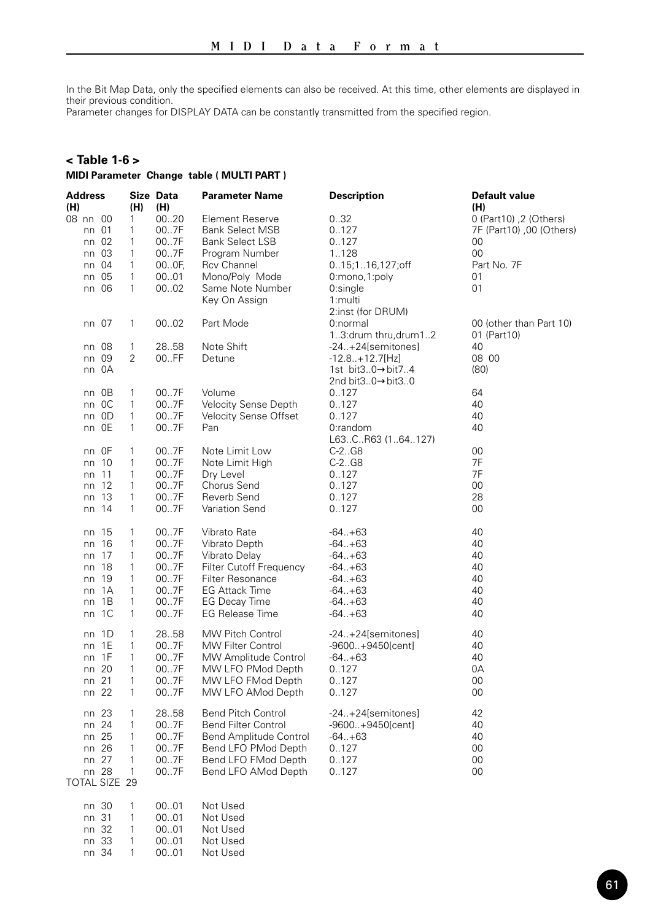In the Bit Map Data, only the specified elements can also be received. At this time, other elements are displayed in their previous condition.
Parameter changes for DISPLAY DATA can be constantly transmitted from the specified region.

## < Table 1-6 >

**MIDI Parameter Change table ( MULTI PART )**

| Address (H) | Size (H) | Data (H) | Parameter Name | Description | Default value (H) |
|---|---|---|---|---|---|
| 08 nn 00 | 1 | 00..20 | Element Reserve | 0..32 | 0 (Part10) ,2 (Others) |
| nn 01 | 1 | 00..7F | Bank Select MSB | 0..127 | 7F (Part10) ,00 (Others) |
| nn 02 | 1 | 00..7F | Bank Select LSB | 0..127 | 00 |
| nn 03 | 1 | 00..7F | Program Number | 1..128 | 00 |
| nn 04 | 1 | 00..0F, | Rcv Channel | 0..15;1..16,127;off | Part No. 7F |
| nn 05 | 1 | 00..01 | Mono/Poly Mode | 0:mono,1:poly | 01 |
| nn 06 | 1 | 00..02 | Same Note Number Key On Assign | 0:single<br>1:multi<br>2:inst (for DRUM) | 01 |
| nn 07 | 1 | 00..02 | Part Mode | 0:normal<br>1..3:drum thru,drum1..2 | 00 (other than Part 10)<br>01 (Part10) |
| nn 08 | 1 | 28..58 | Note Shift | -24..+24[semitones] | 40 |
| nn 09 | 2 | 00..FF | Detune | -12.8..+12.7[Hz] | 08 00 |
| nn 0A | | | | 1st bit3..0→bit7..4<br>2nd bit3..0→bit3..0 | (80) |
| nn 0B | 1 | 00..7F | Volume | 0..127 | 64 |
| nn 0C | 1 | 00..7F | Velocity Sense Depth | 0..127 | 40 |
| nn 0D | 1 | 00..7F | Velocity Sense Offset | 0..127 | 40 |
| nn 0E | 1 | 00..7F | Pan | 0:random<br>L63..C..R63 (1..64..127) | 40 |
| nn 0F | 1 | 00..7F | Note Limit Low | C-2..G8 | 00 |
| nn 10 | 1 | 00..7F | Note Limit High | C-2..G8 | 7F |
| nn 11 | 1 | 00..7F | Dry Level | 0..127 | 7F |
| nn 12 | 1 | 00..7F | Chorus Send | 0..127 | 00 |
| nn 13 | 1 | 00..7F | Reverb Send | 0..127 | 28 |
| nn 14 | 1 | 00..7F | Variation Send | 0..127 | 00 |
| nn 15 | 1 | 00..7F | Vibrato Rate | -64..+63 | 40 |
| nn 16 | 1 | 00..7F | Vibrato Depth | -64..+63 | 40 |
| nn 17 | 1 | 00..7F | Vibrato Delay | -64..+63 | 40 |
| nn 18 | 1 | 00..7F | Filter Cutoff Frequency | -64..+63 | 40 |
| nn 19 | 1 | 00..7F | Filter Resonance | -64..+63 | 40 |
| nn 1A | 1 | 00..7F | EG Attack Time | -64..+63 | 40 |
| nn 1B | 1 | 00..7F | EG Decay Time | -64..+63 | 40 |
| nn 1C | 1 | 00..7F | EG Release Time | -64..+63 | 40 |
| nn 1D | 1 | 28..58 | MW Pitch Control | -24..+24[semitones] | 40 |
| nn 1E | 1 | 00..7F | MW Filter Control | -9600..+9450[cent] | 40 |
| nn 1F | 1 | 00..7F | MW Amplitude Control | -64..+63 | 40 |
| nn 20 | 1 | 00..7F | MW LFO PMod Depth | 0..127 | 0A |
| nn 21 | 1 | 00..7F | MW LFO FMod Depth | 0..127 | 00 |
| nn 22 | 1 | 00..7F | MW LFO AMod Depth | 0..127 | 00 |
| nn 23 | 1 | 28..58 | Bend Pitch Control | -24..+24[semitones] | 42 |
| nn 24 | 1 | 00..7F | Bend Filter Control | -9600..+9450[cent] | 40 |
| nn 25 | 1 | 00..7F | Bend Amplitude Control | -64..+63 | 40 |
| nn 26 | 1 | 00..7F | Bend LFO PMod Depth | 0..127 | 00 |
| nn 27 | 1 | 00..7F | Bend LFO FMod Depth | 0..127 | 00 |
| nn 28 | 1 | 00..7F | Bend LFO AMod Depth | 0..127 | 00 |
| TOTAL SIZE 29 | | | | | |
| nn 30 | 1 | 00..01 | Not Used | | |
| nn 31 | 1 | 00..01 | Not Used | | |
| nn 32 | 1 | 00..01 | Not Used | | |
| nn 33 | 1 | 00..01 | Not Used | | |
| nn 34 | 1 | 00..01 | Not Used | | |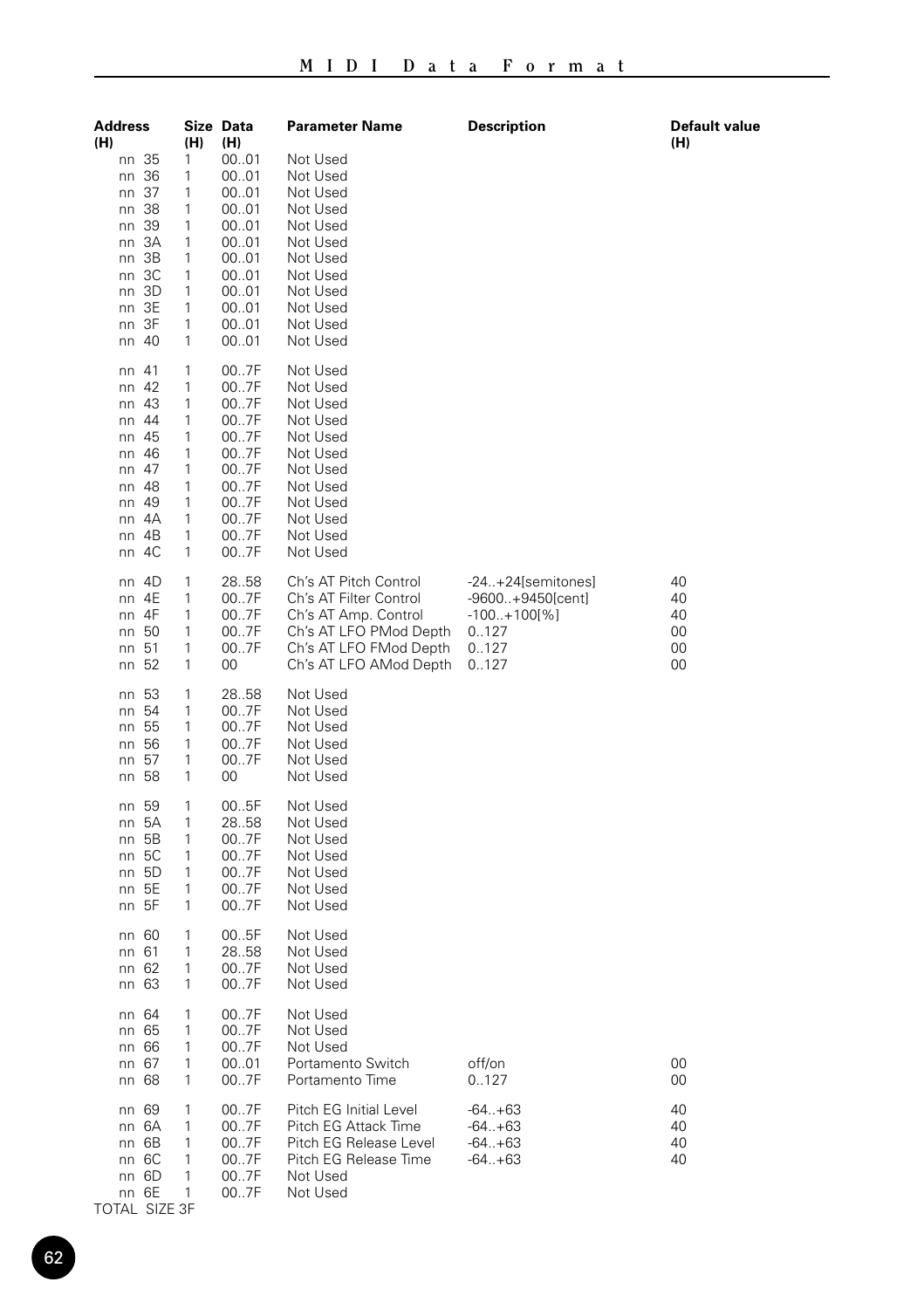| Address (H) | Size (H) | Data (H) | Parameter Name | Description | Default value (H) |
|---|---|---|---|---|---|
| nn 35 | 1 | 00..01 | Not Used | | |
| nn 36 | 1 | 00..01 | Not Used | | |
| nn 37 | 1 | 00..01 | Not Used | | |
| nn 38 | 1 | 00..01 | Not Used | | |
| nn 39 | 1 | 00..01 | Not Used | | |
| nn 3A | 1 | 00..01 | Not Used | | |
| nn 3B | 1 | 00..01 | Not Used | | |
| nn 3C | 1 | 00..01 | Not Used | | |
| nn 3D | 1 | 00..01 | Not Used | | |
| nn 3E | 1 | 00..01 | Not Used | | |
| nn 3F | 1 | 00..01 | Not Used | | |
| nn 40 | 1 | 00..01 | Not Used | | |
| nn 41 | 1 | 00..7F | Not Used | | |
| nn 42 | 1 | 00..7F | Not Used | | |
| nn 43 | 1 | 00..7F | Not Used | | |
| nn 44 | 1 | 00..7F | Not Used | | |
| nn 45 | 1 | 00..7F | Not Used | | |
| nn 46 | 1 | 00..7F | Not Used | | |
| nn 47 | 1 | 00..7F | Not Used | | |
| nn 48 | 1 | 00..7F | Not Used | | |
| nn 49 | 1 | 00..7F | Not Used | | |
| nn 4A | 1 | 00..7F | Not Used | | |
| nn 4B | 1 | 00..7F | Not Used | | |
| nn 4C | 1 | 00..7F | Not Used | | |
| nn 4D | 1 | 28..58 | Ch's AT Pitch Control | -24..+24[semitones] | 40 |
| nn 4E | 1 | 00..7F | Ch's AT Filter Control | -9600..+9450[cent] | 40 |
| nn 4F | 1 | 00..7F | Ch's AT Amp. Control | -100..+100[%] | 40 |
| nn 50 | 1 | 00..7F | Ch's AT LFO PMod Depth | 0..127 | 00 |
| nn 51 | 1 | 00..7F | Ch's AT LFO FMod Depth | 0..127 | 00 |
| nn 52 | 1 | 00 | Ch's AT LFO AMod Depth | 0..127 | 00 |
| nn 53 | 1 | 28..58 | Not Used | | |
| nn 54 | 1 | 00..7F | Not Used | | |
| nn 55 | 1 | 00..7F | Not Used | | |
| nn 56 | 1 | 00..7F | Not Used | | |
| nn 57 | 1 | 00..7F | Not Used | | |
| nn 58 | 1 | 00 | Not Used | | |
| nn 59 | 1 | 00..5F | Not Used | | |
| nn 5A | 1 | 28..58 | Not Used | | |
| nn 5B | 1 | 00..7F | Not Used | | |
| nn 5C | 1 | 00..7F | Not Used | | |
| nn 5D | 1 | 00..7F | Not Used | | |
| nn 5E | 1 | 00..7F | Not Used | | |
| nn 5F | 1 | 00..7F | Not Used | | |
| nn 60 | 1 | 00..5F | Not Used | | |
| nn 61 | 1 | 28..58 | Not Used | | |
| nn 62 | 1 | 00..7F | Not Used | | |
| nn 63 | 1 | 00..7F | Not Used | | |
| nn 64 | 1 | 00..7F | Not Used | | |
| nn 65 | 1 | 00..7F | Not Used | | |
| nn 66 | 1 | 00..7F | Not Used | | |
| nn 67 | 1 | 00..01 | Portamento Switch | off/on | 00 |
| nn 68 | 1 | 00..7F | Portamento Time | 0..127 | 00 |
| nn 69 | 1 | 00..7F | Pitch EG Initial Level | -64..+63 | 40 |
| nn 6A | 1 | 00..7F | Pitch EG Attack Time | -64..+63 | 40 |
| nn 6B | 1 | 00..7F | Pitch EG Release Level | -64..+63 | 40 |
| nn 6C | 1 | 00..7F | Pitch EG Release Time | -64..+63 | 40 |
| nn 6D | 1 | 00..7F | Not Used | | |
| nn 6E | 1 | 00..7F | Not Used | | |

TOTAL SIZE 3F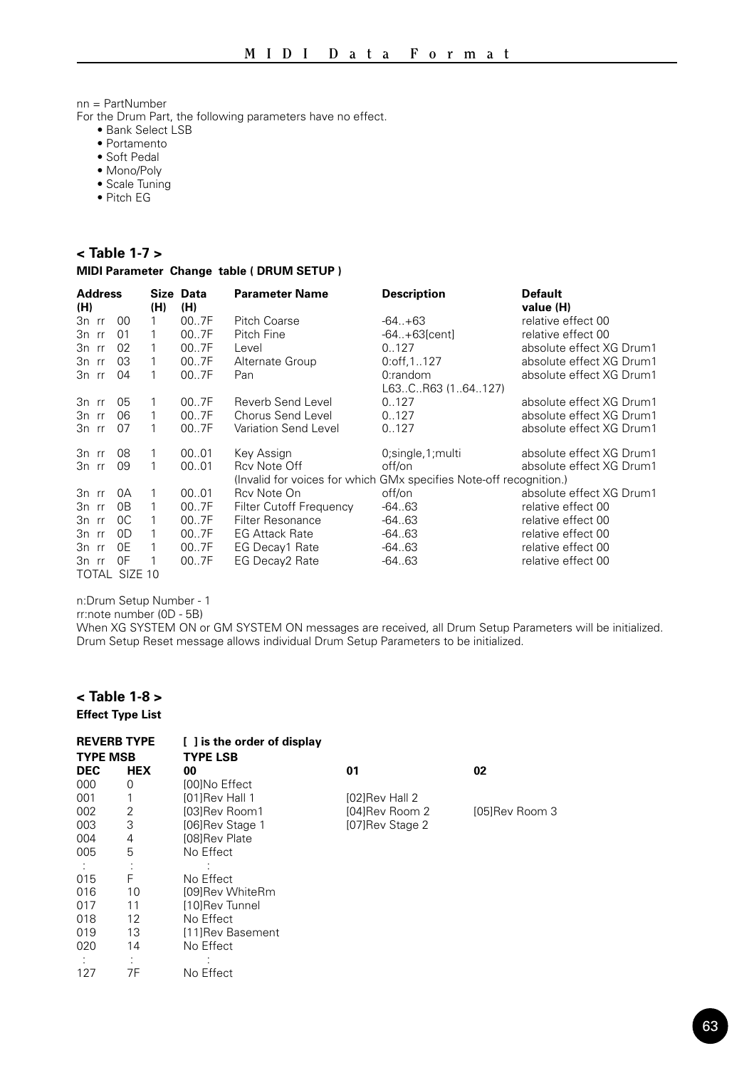nn = PartNumber

For the Drum Part, the following parameters have no effect.

- Bank Select LSB
- Portamento
- Soft Pedal
- Mono/Poly
- Scale Tuning
- Pitch EG

## < Table 1-7 >

**MIDI Parameter Change table ( DRUM SETUP )**

| Address (H) | | | Size (H) | Data (H) | Parameter Name | Description | Default value (H) |
|---|---|---|---|---|---|---|---|
| 3n | rr | 00 | 1 | 00..7F | Pitch Coarse | -64..+63 | relative effect 00 |
| 3n | rr | 01 | 1 | 00..7F | Pitch Fine | -64..+63[cent] | relative effect 00 |
| 3n | rr | 02 | 1 | 00..7F | Level | 0..127 | absolute effect XG Drum1 |
| 3n | rr | 03 | 1 | 00..7F | Alternate Group | 0:off,1..127 | absolute effect XG Drum1 |
| 3n | rr | 04 | 1 | 00..7F | Pan | 0:random L63..C..R63 (1..64..127) | absolute effect XG Drum1 |
| 3n | rr | 05 | 1 | 00..7F | Reverb Send Level | 0..127 | absolute effect XG Drum1 |
| 3n | rr | 06 | 1 | 00..7F | Chorus Send Level | 0..127 | absolute effect XG Drum1 |
| 3n | rr | 07 | 1 | 00..7F | Variation Send Level | 0..127 | absolute effect XG Drum1 |
| 3n | rr | 08 | 1 | 00..01 | Key Assign | 0;single,1;multi | absolute effect XG Drum1 |
| 3n | rr | 09 | 1 | 00..01 | Rcv Note Off | off/on | absolute effect XG Drum1 |
| | | | | | (Invalid for voices for which GMx specifies Note-off recognition.) | | |
| 3n | rr | 0A | 1 | 00..01 | Rcv Note On | off/on | absolute effect XG Drum1 |
| 3n | rr | 0B | 1 | 00..7F | Filter Cutoff Frequency | -64..63 | relative effect 00 |
| 3n | rr | 0C | 1 | 00..7F | Filter Resonance | -64..63 | relative effect 00 |
| 3n | rr | 0D | 1 | 00..7F | EG Attack Rate | -64..63 | relative effect 00 |
| 3n | rr | 0E | 1 | 00..7F | EG Decay1 Rate | -64..63 | relative effect 00 |
| 3n | rr | 0F | 1 | 00..7F | EG Decay2 Rate | -64..63 | relative effect 00 |
| TOTAL SIZE 10 | | | | | | | |

n:Drum Setup Number - 1

rr:note number (0D - 5B)

When XG SYSTEM ON or GM SYSTEM ON messages are received, all Drum Setup Parameters will be initialized.
Drum Setup Reset message allows individual Drum Setup Parameters to be initialized.

## < Table 1-8 >

**Effect Type List**

**REVERB TYPE** [ ] is the order of display

| TYPE MSB DEC | HEX | TYPE LSB 00 | 01 | 02 |
|---|---|---|---|---|
| 000 | 0 | [00]No Effect | | |
| 001 | 1 | [01]Rev Hall 1 | [02]Rev Hall 2 | |
| 002 | 2 | [03]Rev Room1 | [04]Rev Room 2 | [05]Rev Room 3 |
| 003 | 3 | [06]Rev Stage 1 | [07]Rev Stage 2 | |
| 004 | 4 | [08]Rev Plate | | |
| 005 | 5 | No Effect | | |
| : | : | : | | |
| 015 | F | No Effect | | |
| 016 | 10 | [09]Rev WhiteRm | | |
| 017 | 11 | [10]Rev Tunnel | | |
| 018 | 12 | No Effect | | |
| 019 | 13 | [11]Rev Basement | | |
| 020 | 14 | No Effect | | |
| : | : | : | | |
| 127 | 7F | No Effect | | |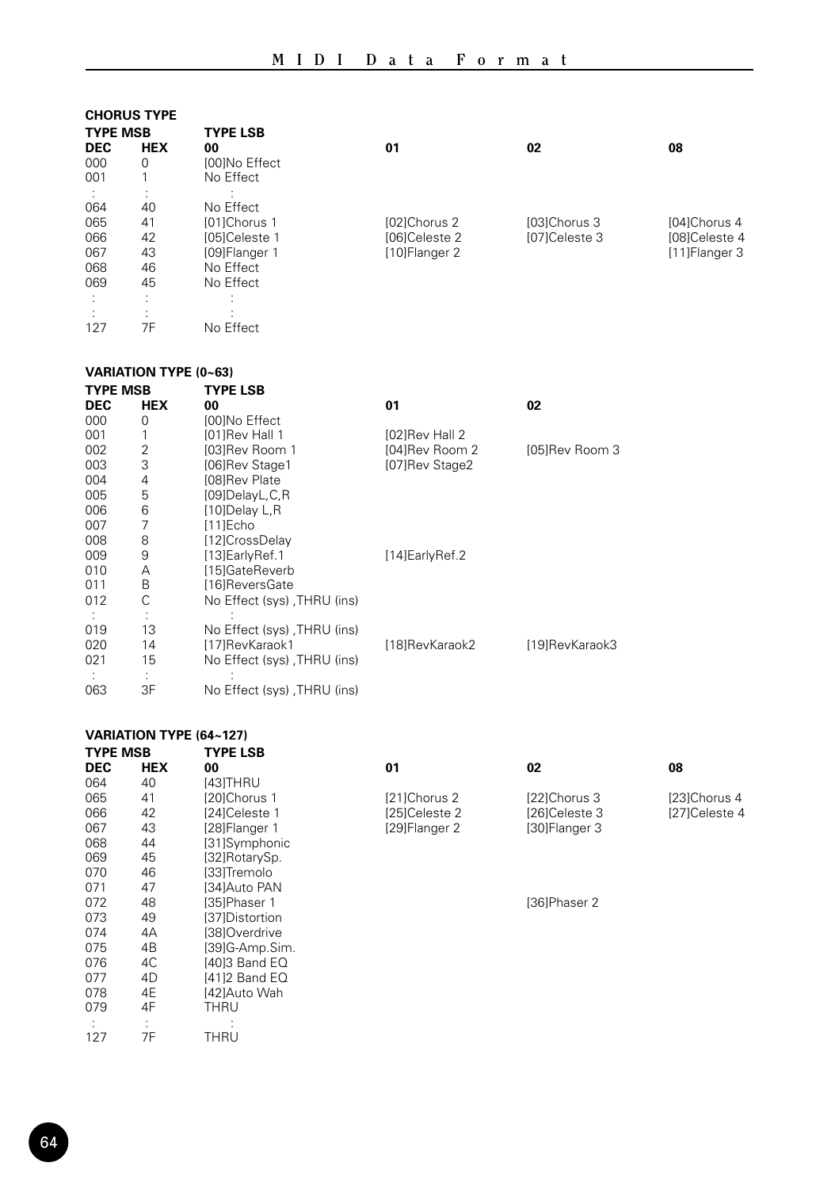**CHORUS TYPE**

| TYPE MSB | | TYPE LSB | | | |
|---|---|---|---|---|---|
| DEC | HEX | 00 | 01 | 02 | 08 |
| 000 | 0 | [00]No Effect | | | |
| 001 | 1 | No Effect | | | |
| : | : | : | | | |
| 064 | 40 | No Effect | | | |
| 065 | 41 | [01]Chorus 1 | [02]Chorus 2 | [03]Chorus 3 | [04]Chorus 4 |
| 066 | 42 | [05]Celeste 1 | [06]Celeste 2 | [07]Celeste 3 | [08]Celeste 4 |
| 067 | 43 | [09]Flanger 1 | [10]Flanger 2 | | [11]Flanger 3 |
| 068 | 46 | No Effect | | | |
| 069 | 45 | No Effect | | | |
| : | : | : | | | |
| : | : | : | | | |
| 127 | 7F | No Effect | | | |

**VARIATION TYPE (0~63)**

| TYPE MSB | | TYPE LSB | | |
|---|---|---|---|---|
| DEC | HEX | 00 | 01 | 02 |
| 000 | 0 | [00]No Effect | | |
| 001 | 1 | [01]Rev Hall 1 | [02]Rev Hall 2 | |
| 002 | 2 | [03]Rev Room 1 | [04]Rev Room 2 | [05]Rev Room 3 |
| 003 | 3 | [06]Rev Stage1 | [07]Rev Stage2 | |
| 004 | 4 | [08]Rev Plate | | |
| 005 | 5 | [09]DelayL,C,R | | |
| 006 | 6 | [10]Delay L,R | | |
| 007 | 7 | [11]Echo | | |
| 008 | 8 | [12]CrossDelay | | |
| 009 | 9 | [13]EarlyRef.1 | [14]EarlyRef.2 | |
| 010 | A | [15]GateReverb | | |
| 011 | B | [16]ReversGate | | |
| 012 | C | No Effect (sys) ,THRU (ins) | | |
| : | : | : | | |
| 019 | 13 | No Effect (sys) ,THRU (ins) | | |
| 020 | 14 | [17]RevKaraok1 | [18]RevKaraok2 | [19]RevKaraok3 |
| 021 | 15 | No Effect (sys) ,THRU (ins) | | |
| : | : | : | | |
| 063 | 3F | No Effect (sys) ,THRU (ins) | | |

**VARIATION TYPE (64~127)**

| TYPE MSB | | TYPE LSB | | | |
|---|---|---|---|---|---|
| DEC | HEX | 00 | 01 | 02 | 08 |
| 064 | 40 | [43]THRU | | | |
| 065 | 41 | [20]Chorus 1 | [21]Chorus 2 | [22]Chorus 3 | [23]Chorus 4 |
| 066 | 42 | [24]Celeste 1 | [25]Celeste 2 | [26]Celeste 3 | [27]Celeste 4 |
| 067 | 43 | [28]Flanger 1 | [29]Flanger 2 | [30]Flanger 3 | |
| 068 | 44 | [31]Symphonic | | | |
| 069 | 45 | [32]RotarySp. | | | |
| 070 | 46 | [33]Tremolo | | | |
| 071 | 47 | [34]Auto PAN | | | |
| 072 | 48 | [35]Phaser 1 | | [36]Phaser 2 | |
| 073 | 49 | [37]Distortion | | | |
| 074 | 4A | [38]Overdrive | | | |
| 075 | 4B | [39]G-Amp.Sim. | | | |
| 076 | 4C | [40]3 Band EQ | | | |
| 077 | 4D | [41]2 Band EQ | | | |
| 078 | 4E | [42]Auto Wah | | | |
| 079 | 4F | THRU | | | |
| : | : | : | | | |
| 127 | 7F | THRU | | | |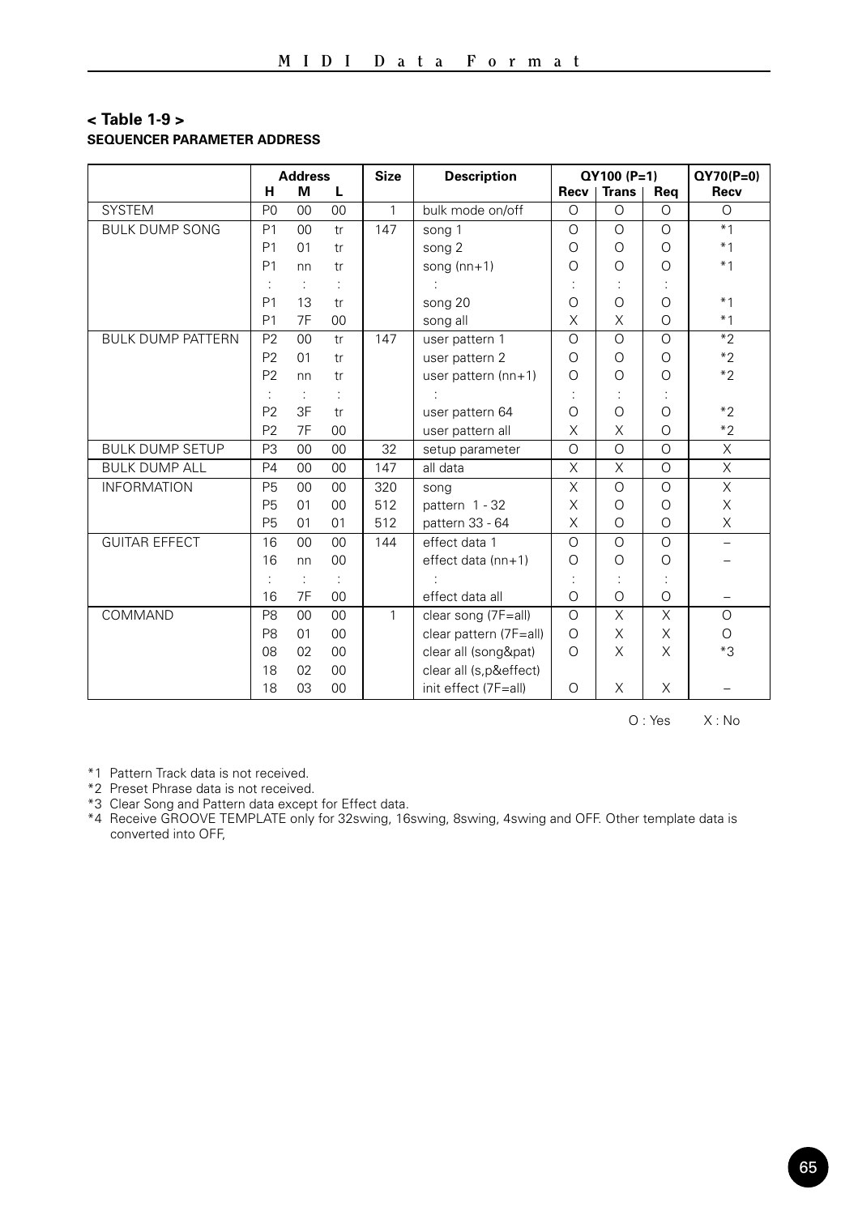## < Table 1-9 >

**SEQUENCER PARAMETER ADDRESS**

| | Address | | | Size | Description | QY100 (P=1) | | | QY70(P=0) |
|---|---|---|---|---|---|---|---|---|---|
| | H | M | L | | | Recv | Trans | Req | Recv |
| SYSTEM | P0 | 00 | 00 | 1 | bulk mode on/off | O | O | O | O |
| BULK DUMP SONG | P1 | 00 | tr | 147 | song 1 | O | O | O | *1 |
| | P1 | 01 | tr | | song 2 | O | O | O | *1 |
| | P1 | nn | tr | | song (nn+1) | O | O | O | *1 |
| | : | : | : | | : | : | : | : | |
| | P1 | 13 | tr | | song 20 | O | O | O | *1 |
| | P1 | 7F | 00 | | song all | X | X | O | *1 |
| BULK DUMP PATTERN | P2 | 00 | tr | 147 | user pattern 1 | O | O | O | *2 |
| | P2 | 01 | tr | | user pattern 2 | O | O | O | *2 |
| | P2 | nn | tr | | user pattern (nn+1) | O | O | O | *2 |
| | : | : | : | | : | : | : | : | |
| | P2 | 3F | tr | | user pattern 64 | O | O | O | *2 |
| | P2 | 7F | 00 | | user pattern all | X | X | O | *2 |
| BULK DUMP SETUP | P3 | 00 | 00 | 32 | setup parameter | O | O | O | X |
| BULK DUMP ALL | P4 | 00 | 00 | 147 | all data | X | X | O | X |
| INFORMATION | P5 | 00 | 00 | 320 | song | X | O | O | X |
| | P5 | 01 | 00 | 512 | pattern 1 - 32 | X | O | O | X |
| | P5 | 01 | 01 | 512 | pattern 33 - 64 | X | O | O | X |
| GUITAR EFFECT | 16 | 00 | 00 | 144 | effect data 1 | O | O | O | – |
| | 16 | nn | 00 | | effect data (nn+1) | O | O | O | – |
| | : | : | : | | : | : | : | : | |
| | 16 | 7F | 00 | | effect data all | O | O | O | – |
| COMMAND | P8 | 00 | 00 | 1 | clear song (7F=all) | O | X | X | O |
| | P8 | 01 | 00 | | clear pattern (7F=all) | O | X | X | O |
| | 08 | 02 | 00 | | clear all (song&pat) | O | X | X | *3 |
| | 18 | 02 | 00 | | clear all (s,p&effect) | | | | |
| | 18 | 03 | 00 | | init effect (7F=all) | O | X | X | – |

O : Yes X : No

*1 Pattern Track data is not received.
*2 Preset Phrase data is not received.
*3 Clear Song and Pattern data except for Effect data.
*4 Receive GROOVE TEMPLATE only for 32swing, 16swing, 8swing, 4swing and OFF. Other template data is converted into OFF,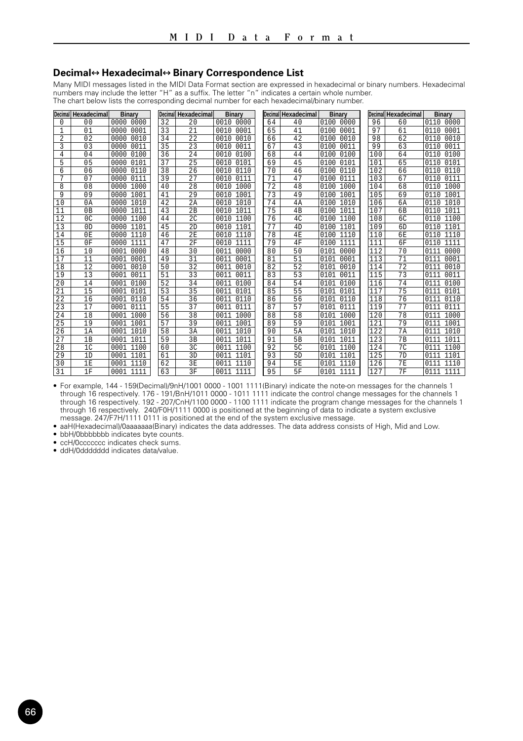## Decimal↔ Hexadecimal↔ Binary Correspondence List

Many MIDI messages listed in the MIDI Data Format section are expressed in hexadecimal or binary numbers. Hexadecimal numbers may include the letter "H" as a suffix. The letter "n" indicates a certain whole number.
The chart below lists the corresponding decimal number for each hexadecimal/binary number.

| Decimal | Hexadecimal | Binary | Decimal | Hexadecimal | Binary | Decimal | Hexadecimal | Binary | Decimal | Hexadecimal | Binary |
|---|---|---|---|---|---|---|---|---|---|---|---|
| 0 | 00 | 0000 0000 | 32 | 20 | 0010 0000 | 64 | 40 | 0100 0000 | 96 | 60 | 0110 0000 |
| 1 | 01 | 0000 0001 | 33 | 21 | 0010 0001 | 65 | 41 | 0100 0001 | 97 | 61 | 0110 0001 |
| 2 | 02 | 0000 0010 | 34 | 22 | 0010 0010 | 66 | 42 | 0100 0010 | 98 | 62 | 0110 0010 |
| 3 | 03 | 0000 0011 | 35 | 23 | 0010 0011 | 67 | 43 | 0100 0011 | 99 | 63 | 0110 0011 |
| 4 | 04 | 0000 0100 | 36 | 24 | 0010 0100 | 68 | 44 | 0100 0100 | 100 | 64 | 0110 0100 |
| 5 | 05 | 0000 0101 | 37 | 25 | 0010 0101 | 69 | 45 | 0100 0101 | 101 | 65 | 0110 0101 |
| 6 | 06 | 0000 0110 | 38 | 26 | 0010 0110 | 70 | 46 | 0100 0110 | 102 | 66 | 0110 0110 |
| 7 | 07 | 0000 0111 | 39 | 27 | 0010 0111 | 71 | 47 | 0100 0111 | 103 | 67 | 0110 0111 |
| 8 | 08 | 0000 1000 | 40 | 28 | 0010 1000 | 72 | 48 | 0100 1000 | 104 | 68 | 0110 1000 |
| 9 | 09 | 0000 1001 | 41 | 29 | 0010 1001 | 73 | 49 | 0100 1001 | 105 | 69 | 0110 1001 |
| 10 | 0A | 0000 1010 | 42 | 2A | 0010 1010 | 74 | 4A | 0100 1010 | 106 | 6A | 0110 1010 |
| 11 | 0B | 0000 1011 | 43 | 2B | 0010 1011 | 75 | 4B | 0100 1011 | 107 | 6B | 0110 1011 |
| 12 | 0C | 0000 1100 | 44 | 2C | 0010 1100 | 76 | 4C | 0100 1100 | 108 | 6C | 0110 1100 |
| 13 | 0D | 0000 1101 | 45 | 2D | 0010 1101 | 77 | 4D | 0100 1101 | 109 | 6D | 0110 1101 |
| 14 | 0E | 0000 1110 | 46 | 2E | 0010 1110 | 78 | 4E | 0100 1110 | 110 | 6E | 0110 1110 |
| 15 | 0F | 0000 1111 | 47 | 2F | 0010 1111 | 79 | 4F | 0100 1111 | 111 | 6F | 0110 1111 |
| 16 | 10 | 0001 0000 | 48 | 30 | 0011 0000 | 80 | 50 | 0101 0000 | 112 | 70 | 0111 0000 |
| 17 | 11 | 0001 0001 | 49 | 31 | 0011 0001 | 81 | 51 | 0101 0001 | 113 | 71 | 0111 0001 |
| 18 | 12 | 0001 0010 | 50 | 32 | 0011 0010 | 82 | 52 | 0101 0010 | 114 | 72 | 0111 0010 |
| 19 | 13 | 0001 0011 | 51 | 33 | 0011 0011 | 83 | 53 | 0101 0011 | 115 | 73 | 0111 0011 |
| 20 | 14 | 0001 0100 | 52 | 34 | 0011 0100 | 84 | 54 | 0101 0100 | 116 | 74 | 0111 0100 |
| 21 | 15 | 0001 0101 | 53 | 35 | 0011 0101 | 85 | 55 | 0101 0101 | 117 | 75 | 0111 0101 |
| 22 | 16 | 0001 0110 | 54 | 36 | 0011 0110 | 86 | 56 | 0101 0110 | 118 | 76 | 0111 0110 |
| 23 | 17 | 0001 0111 | 55 | 37 | 0011 0111 | 87 | 57 | 0101 0111 | 119 | 77 | 0111 0111 |
| 24 | 18 | 0001 1000 | 56 | 38 | 0011 1000 | 88 | 58 | 0101 1000 | 120 | 78 | 0111 1000 |
| 25 | 19 | 0001 1001 | 57 | 39 | 0011 1001 | 89 | 59 | 0101 1001 | 121 | 79 | 0111 1001 |
| 26 | 1A | 0001 1010 | 58 | 3A | 0011 1010 | 90 | 5A | 0101 1010 | 122 | 7A | 0111 1010 |
| 27 | 1B | 0001 1011 | 59 | 3B | 0011 1011 | 91 | 5B | 0101 1011 | 123 | 7B | 0111 1011 |
| 28 | 1C | 0001 1100 | 60 | 3C | 0011 1100 | 92 | 5C | 0101 1100 | 124 | 7C | 0111 1100 |
| 29 | 1D | 0001 1101 | 61 | 3D | 0011 1101 | 93 | 5D | 0101 1101 | 125 | 7D | 0111 1101 |
| 30 | 1E | 0001 1110 | 62 | 3E | 0011 1110 | 94 | 5E | 0101 1110 | 126 | 7E | 0111 1110 |
| 31 | 1F | 0001 1111 | 63 | 3F | 0011 1111 | 95 | 5F | 0101 1111 | 127 | 7F | 0111 1111 |

- For example, 144 - 159(Decimal)/9nH/1001 0000 - 1001 1111(Binary) indicate the note-on messages for the channels 1 through 16 respectively. 176 - 191/BnH/1011 0000 - 1011 1111 indicate the control change messages for the channels 1 through 16 respectively. 192 - 207/CnH/1100 0000 - 1100 1111 indicate the program change messages for the channels 1 through 16 respectively. 240/F0H/1111 0000 is positioned at the beginning of data to indicate a system exclusive message. 247/F7H/1111 0111 is positioned at the end of the system exclusive message.
- aaH(Hexadecimal)/0aaaaaaa(Binary) indicates the data addresses. The data address consists of High, Mid and Low.
- bbH/0bbbbbbb indicates byte counts.
- ccH/0ccccccc indicates check sums.
- ddH/0ddddddd indicates data/value.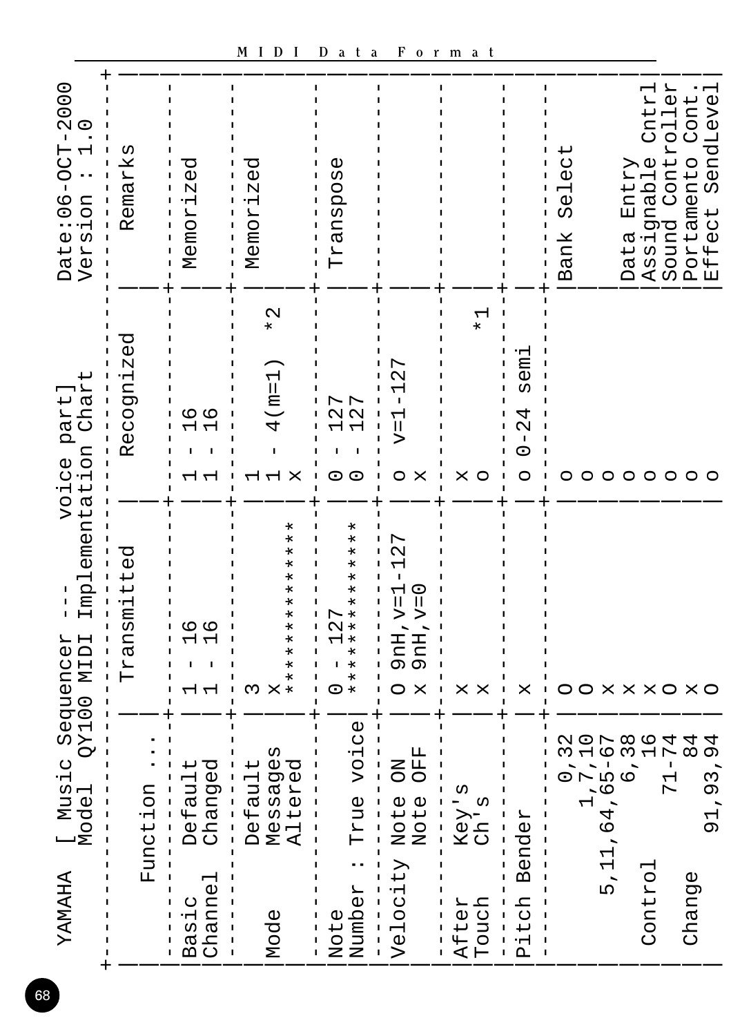## MIDI Data Format

YAMAHA [ Music Sequencer --- voice part] Date:06-OCT-2000
Model QY100 MIDI Implementation Chart Version : 1.0

| Function ... | | Transmitted | Recognized | Remarks |
|---|---|---|---|---|
| Basic Channel | Default | 1 - 16 | 1 - 16 | Memorized |
| | Changed | 1 - 16 | 1 - 16 | |
| Mode | Default | 3 | 1 | Memorized |
| | Messages | x | 1 - 4(m=1) *2 | |
| | Altered | ************** | x | |
| Note Number : | True voice | 0 - 127 | 0 - 127 | Transpose |
| | | ************** | 0 - 127 | |
| Velocity | Note ON | o 9nH,v=1-127 | o v=1-127 | |
| | Note OFF | x 9nH,v=0 | x | |
| After Touch | Key's | x | x | |
| | Ch's | x | o *1 | |
| Pitch Bender | | x | o 0-24 semi | |
| Control Change | 0,32 | o | o | Bank Select |
| | 1,7,10 | o | o | |
| | 5,11,64,65-67 | x | o | |
| | 6,38 | x | o | Data Entry |
| | 16 | x | o | Assignable Cntrl |
| | 71-74 | o | o | Sound Controller |
| | 84 | x | o | Portamento Cont. |
| | 91,93,94 | o | o | Effect SendLevel |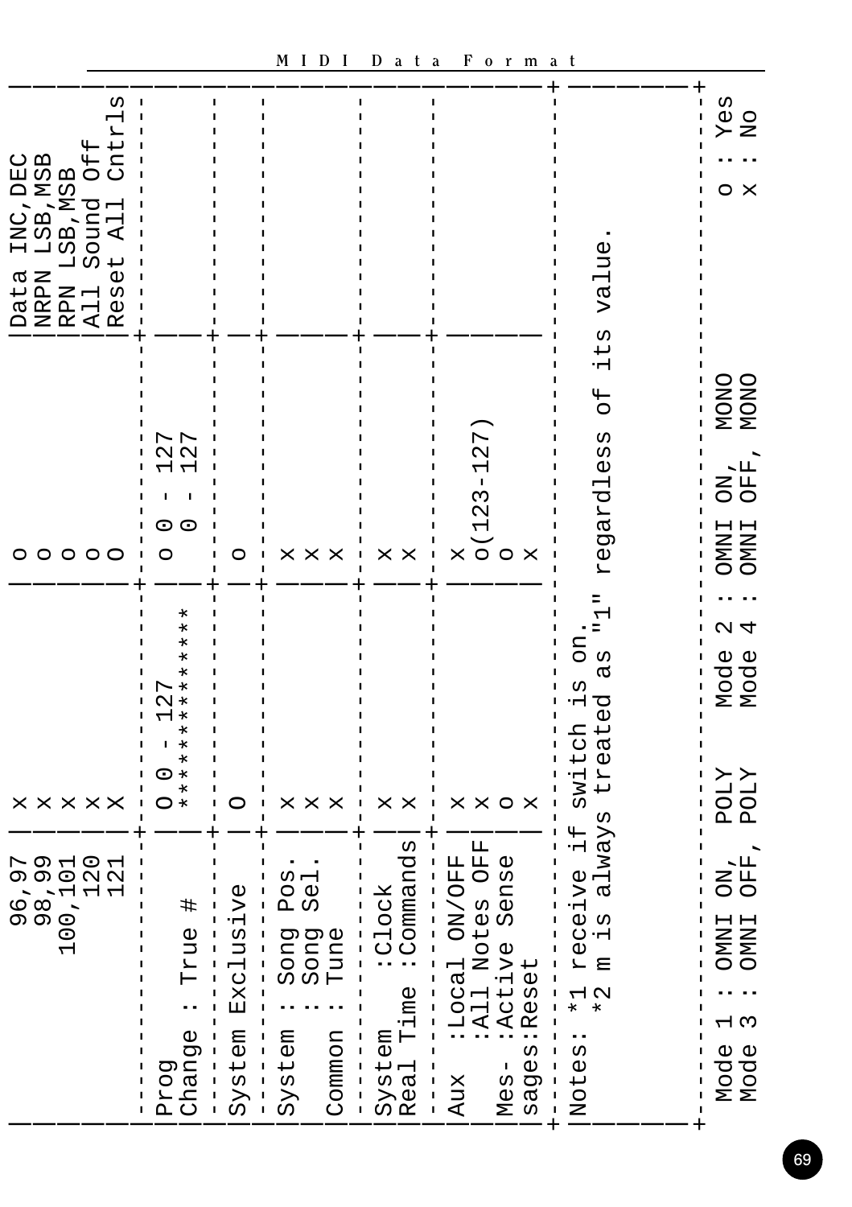# MIDI Data Format

| Function | | Transmitted | Recognized | Remarks |
|---|---|---|---|---|
| | 96,97 | x | o | Data INC,DEC |
| | 98,99 | x | o | NRPN LSB,MSB |
| | 100,101 | x | o | RPN LSB,MSB |
| | 120 | x | o | All Sound Off |
| | 121 | x | o | Reset All Cntrls |
| Prog Change | | o 0 - 127 | o 0 - 127 | |
| | : True # | ************** | 0 - 127 | |
| System Exclusive | | o | o | |
| System Common | : Song Pos. | x | x | |
| | : Song Sel. | x | x | |
| | : Tune | x | x | |
| System Real Time | :Clock | x | x | |
| | :Commands | x | x | |
| Aux Mes- sages | :Local ON/OFF | x | x | |
| | :All Notes OFF | x | o(123-127) | |
| | :Active Sense | o | o | |
| | :Reset | x | x | |

Notes: *1 receive if switch is on.
*2 m is always treated as "1" regardless of its value.

Mode 1 : OMNI ON, POLY   Mode 2 : OMNI ON, MONO   o : Yes
Mode 3 : OMNI OFF, POLY   Mode 4 : OMNI OFF, MONO   x : No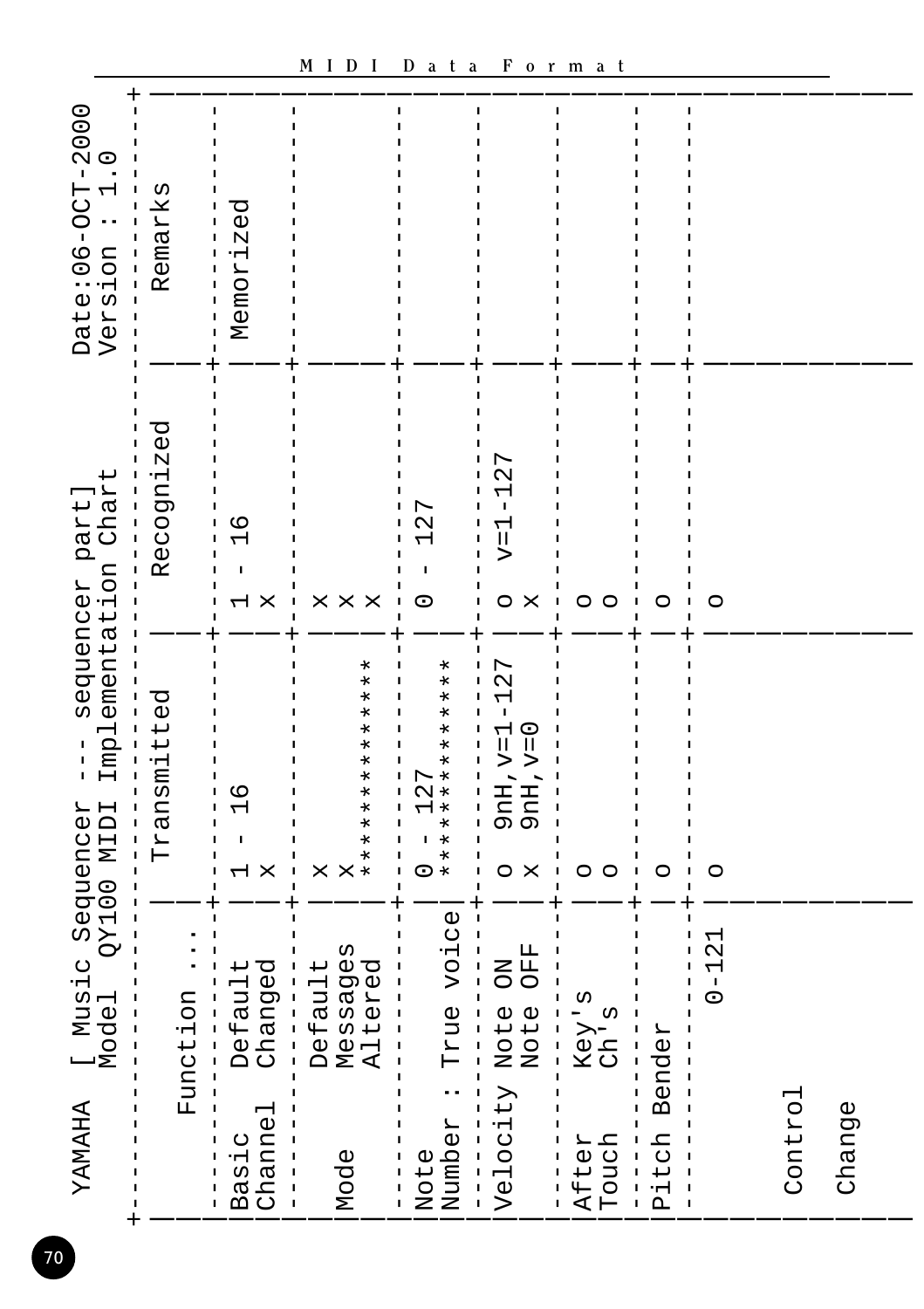YAMAHA [ Music Sequencer --- sequencer part] Model QY100 MIDI Implementation Chart

Date:06-OCT-2000
Version : 1.0

| Function ... | | Transmitted | Recognized | Remarks |
|---|---|---|---|---|
| Basic Channel | Default | 1 - 16 | 1 - 16 | Memorized |
| | Changed | x | x | |
| Mode | Default | x | x | |
| | Messages | x | x | |
| | Altered | ************** | x | |
| Note Number : True voice | | 0 - 127 | 0 - 127 | |
| | | ************** | | |
| Velocity | Note ON | o 9nH,v=1-127 | o v=1-127 | |
| | Note OFF | x 9nH,v=0 | x | |
| After Touch | Key's | o | o | |
| | Ch's | o | o | |
| Pitch Bender | | o | o | |
| Control Change | 0-121 | o | o | |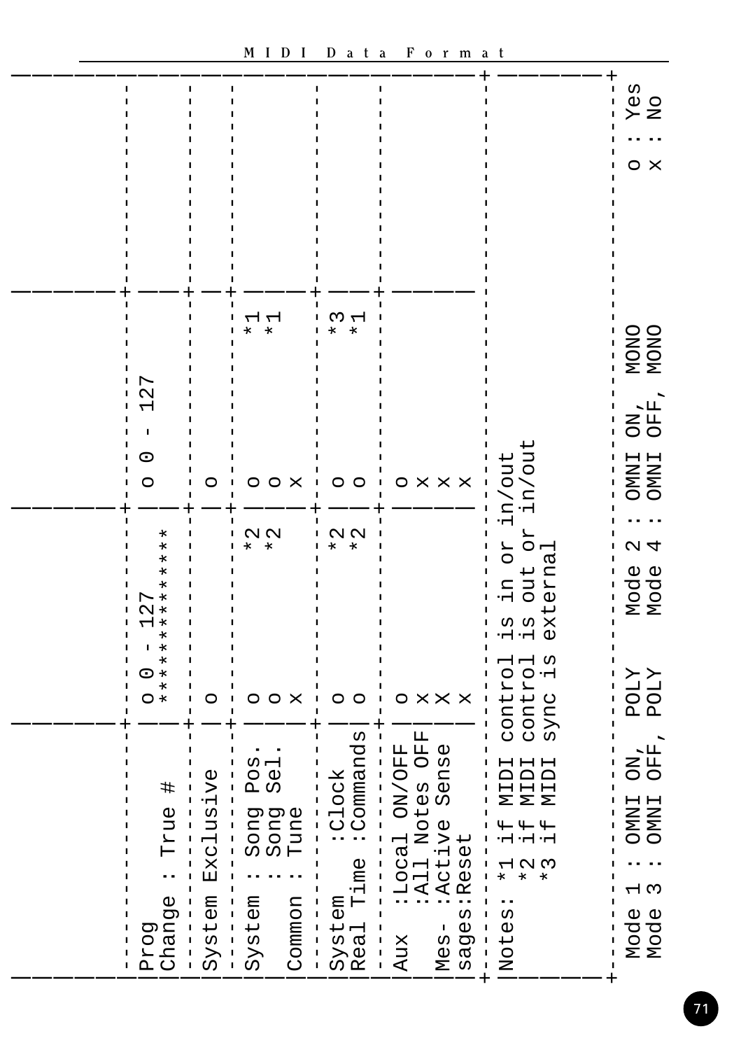| Function | | Transmitted | Recognized | Remarks |
|---|---|---|---|---|
| Prog Change | : True # | o 0 - 127 ************* | o 0 - 127 | |
| System Exclusive | | o | o | |
| System Common | : Song Pos. | o *2 | o *1 | |
| | : Song Sel. | o *2 | o *1 | |
| | : Tune | x | x | |
| System Real Time | :Clock | o *2 | o *3 | |
| | :Commands | o *2 | o *1 | |
| Aux Messages | :Local ON/OFF | o | o | |
| | :All Notes OFF | x | x | |
| | :Active Sense | x | x | |
| | :Reset | x | x | |

Notes: *1 if MIDI control is in or in/out
*2 if MIDI control is out or in/out
*3 if MIDI sync is external

Mode 1 : OMNI ON, POLY    Mode 2 : OMNI ON, MONO    o : Yes
Mode 3 : OMNI OFF, POLY    Mode 4 : OMNI OFF, MONO    x : No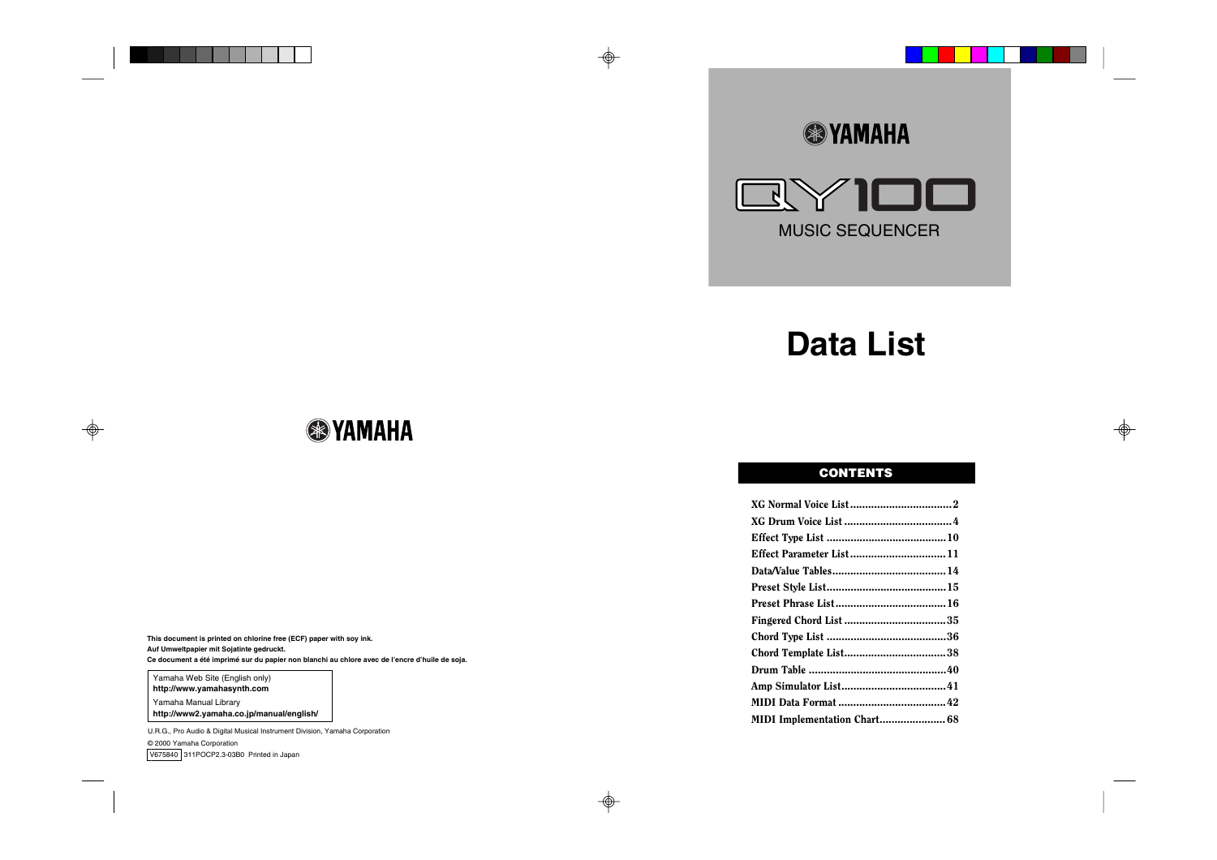YAMAHA

QY100

MUSIC SEQUENCER

# Data List

## CONTENTS

| | |
|---|---|
| XG Normal Voice List | 2 |
| XG Drum Voice List | 4 |
| Effect Type List | 10 |
| Effect Parameter List | 11 |
| Data/Value Tables | 14 |
| Preset Style List | 15 |
| Preset Phrase List | 16 |
| Fingered Chord List | 35 |
| Chord Type List | 36 |
| Chord Template List | 38 |
| Drum Table | 40 |
| Amp Simulator List | 41 |
| MIDI Data Format | 42 |
| MIDI Implementation Chart | 68 |

YAMAHA

**This document is printed on chlorine free (ECF) paper with soy ink.**
**Auf Umweltpapier mit Sojatinte gedruckt.**
**Ce document a été imprimé sur du papier non blanchi au chlore avec de l'encre d'huile de soja.**

Yamaha Web Site (English only)
**http://www.yamahasynth.com**
Yamaha Manual Library
**http://www2.yamaha.co.jp/manual/english/**

U.R.G., Pro Audio & Digital Musical Instrument Division, Yamaha Corporation
© 2000 Yamaha Corporation
V675840 311POCP2.3-03B0 Printed in Japan